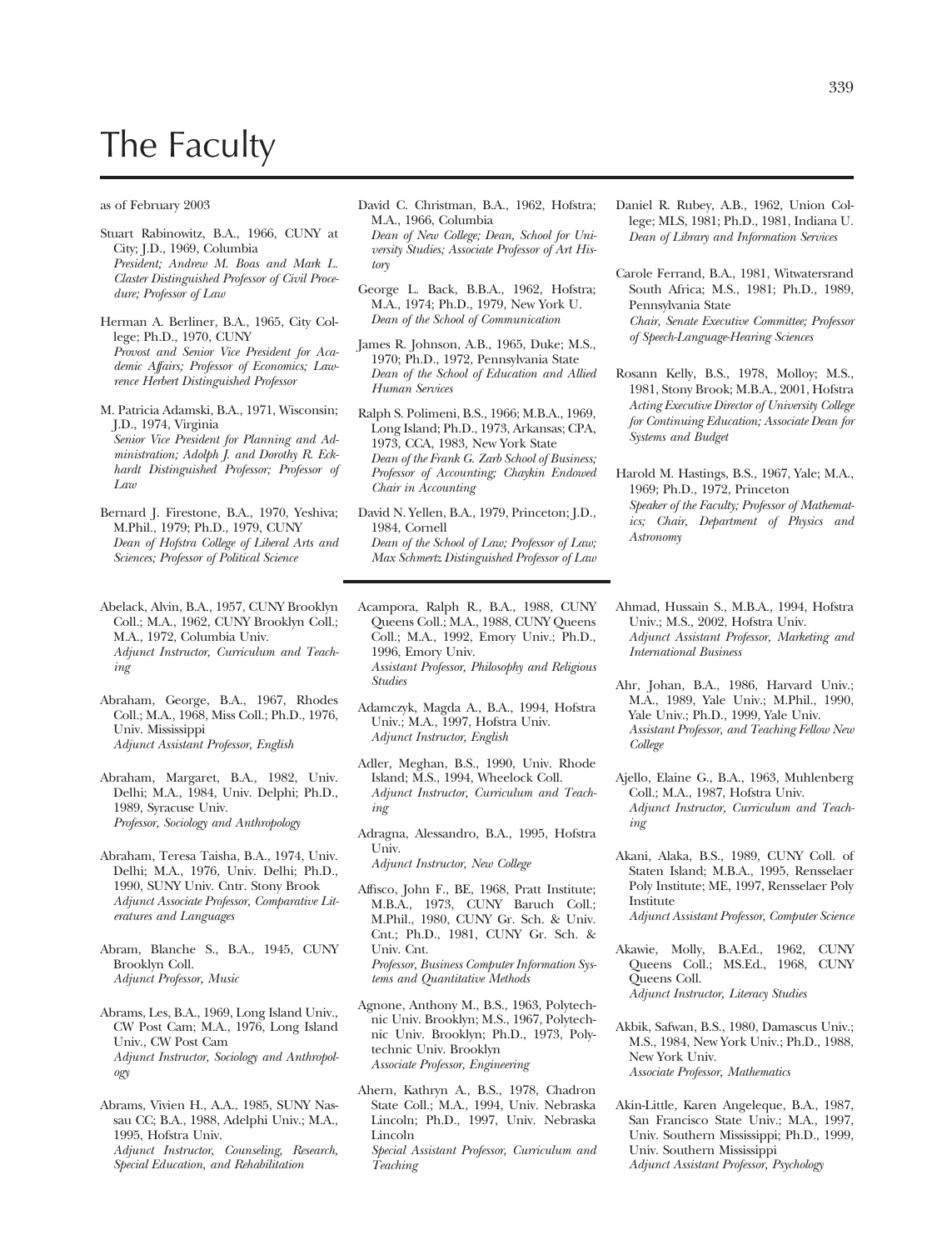# The Faculty

as of February 2003

Stuart Rabinowitz, B.A., 1966, CUNY at City; J.D., 1969, Columbia
*President; Andrew M. Boas and Mark L. Claster Distinguished Professor of Civil Procedure; Professor of Law*

Herman A. Berliner, B.A., 1965, City College; Ph.D., 1970, CUNY
*Provost and Senior Vice President for Academic Affairs; Professor of Economics; Lawrence Herbert Distinguished Professor*

M. Patricia Adamski, B.A., 1971, Wisconsin; J.D., 1974, Virginia
*Senior Vice President for Planning and Administration; Adolph J. and Dorothy R. Eckhardt Distinguished Professor; Professor of Law*

Bernard J. Firestone, B.A., 1970, Yeshiva; M.Phil., 1979; Ph.D., 1979, CUNY
*Dean of Hofstra College of Liberal Arts and Sciences; Professor of Political Science*

David C. Christman, B.A., 1962, Hofstra; M.A., 1966, Columbia
*Dean of New College; Dean, School for University Studies; Associate Professor of Art History*

George L. Back, B.B.A., 1962, Hofstra; M.A., 1974; Ph.D., 1979, New York U.
*Dean of the School of Communication*

James R. Johnson, A.B., 1965, Duke; M.S., 1970; Ph.D., 1972, Pennsylvania State
*Dean of the School of Education and Allied Human Services*

Ralph S. Polimeni, B.S., 1966; M.B.A., 1969, Long Island; Ph.D., 1973, Arkansas; CPA, 1973, CCA, 1983, New York State
*Dean of the Frank G. Zarb School of Business; Professor of Accounting; Chaykin Endowed Chair in Accounting*

David N. Yellen, B.A., 1979, Princeton; J.D., 1984, Cornell
*Dean of the School of Law; Professor of Law; Max Schmertz Distinguished Professor of Law*

Daniel R. Rubey, A.B., 1962, Union College; MLS, 1981; Ph.D., 1981, Indiana U.
*Dean of Library and Information Services*

Carole Ferrand, B.A., 1981, Witwatersrand South Africa; M.S., 1981; Ph.D., 1989, Pennsylvania State
*Chair, Senate Executive Committee; Professor of Speech-Language-Hearing Sciences*

Rosann Kelly, B.S., 1978, Molloy; M.S., 1981, Stony Brook; M.B.A., 2001, Hofstra
*Acting Executive Director of University College for Continuing Education; Associate Dean for Systems and Budget*

Harold M. Hastings, B.S., 1967, Yale; M.A., 1969; Ph.D., 1972, Princeton
*Speaker of the Faculty; Professor of Mathematics; Chair, Department of Physics and Astronomy*

---

Abelack, Alvin, B.A., 1957, CUNY Brooklyn Coll.; M.A., 1962, CUNY Brooklyn Coll.; M.A., 1972, Columbia Univ.
*Adjunct Instructor, Curriculum and Teaching*

Abraham, George, B.A., 1967, Rhodes Coll.; M.A., 1968, Miss Coll.; Ph.D., 1976, Univ. Mississippi
*Adjunct Assistant Professor, English*

Abraham, Margaret, B.A., 1982, Univ. Delhi; M.A., 1984, Univ. Delphi; Ph.D., 1989, Syracuse Univ.
*Professor, Sociology and Anthropology*

Abraham, Teresa Taisha, B.A., 1974, Univ. Delhi; M.A., 1976, Univ. Delhi; Ph.D., 1990, SUNY Univ. Cntr. Stony Brook
*Adjunct Associate Professor, Comparative Literatures and Languages*

Abram, Blanche S., B.A., 1945, CUNY Brooklyn Coll.
*Adjunct Professor, Music*

Abrams, Les, B.A., 1969, Long Island Univ., CW Post Cam; M.A., 1976, Long Island Univ., CW Post Cam
*Adjunct Instructor, Sociology and Anthropology*

Abrams, Vivien H., A.A., 1985, SUNY Nassau CC; B.A., 1988, Adelphi Univ.; M.A., 1995, Hofstra Univ.
*Adjunct Instructor, Counseling, Research, Special Education, and Rehabilitation*

Acampora, Ralph R., B.A., 1988, CUNY Queens Coll.; M.A., 1988, CUNY Queens Coll.; M.A., 1992, Emory Univ.; Ph.D., 1996, Emory Univ.
*Assistant Professor, Philosophy and Religious Studies*

Adamczyk, Magda A., B.A., 1994, Hofstra Univ.; M.A., 1997, Hofstra Univ.
*Adjunct Instructor, English*

Adler, Meghan, B.S., 1990, Univ. Rhode Island; M.S., 1994, Wheelock Coll.
*Adjunct Instructor, Curriculum and Teaching*

Adragna, Alessandro, B.A., 1995, Hofstra Univ.
*Adjunct Instructor, New College*

Affisco, John F., BE, 1968, Pratt Institute; M.B.A., 1973, CUNY Baruch Coll.; M.Phil., 1980, CUNY Gr. Sch. & Univ. Cnt.; Ph.D., 1981, CUNY Gr. Sch. & Univ. Cnt.
*Professor, Business Computer Information Systems and Quantitative Methods*

Agnone, Anthony M., B.S., 1963, Polytechnic Univ. Brooklyn; M.S., 1967, Polytechnic Univ. Brooklyn; Ph.D., 1973, Polytechnic Univ. Brooklyn
*Associate Professor, Engineering*

Ahern, Kathryn A., B.S., 1978, Chadron State Coll.; M.A., 1994, Univ. Nebraska Lincoln; Ph.D., 1997, Univ. Nebraska Lincoln
*Special Assistant Professor, Curriculum and Teaching*

Ahmad, Hussain S., M.B.A., 1994, Hofstra Univ.; M.S., 2002, Hofstra Univ.
*Adjunct Assistant Professor, Marketing and International Business*

Ahr, Johan, B.A., 1986, Harvard Univ.; M.A., 1989, Yale Univ.; M.Phil., 1990, Yale Univ.; Ph.D., 1999, Yale Univ.
*Assistant Professor, and Teaching Fellow New College*

Ajello, Elaine G., B.A., 1963, Muhlenberg Coll.; M.A., 1987, Hofstra Univ.
*Adjunct Instructor, Curriculum and Teaching*

Akani, Alaka, B.S., 1989, CUNY Coll. of Staten Island; M.B.A., 1995, Rensselaer Poly Institute; ME, 1997, Rensselaer Poly Institute
*Adjunct Assistant Professor, Computer Science*

Akawie, Molly, B.A.Ed., 1962, CUNY Queens Coll.; MS.Ed., 1968, CUNY Queens Coll.
*Adjunct Instructor, Literacy Studies*

Akbik, Safwan, B.S., 1980, Damascus Univ.; M.S., 1984, New York Univ.; Ph.D., 1988, New York Univ.
*Associate Professor, Mathematics*

Akin-Little, Karen Angeleque, B.A., 1987, San Francisco State Univ.; M.A., 1997, Univ. Southern Mississippi; Ph.D., 1999, Univ. Southern Mississippi
*Adjunct Assistant Professor, Psychology*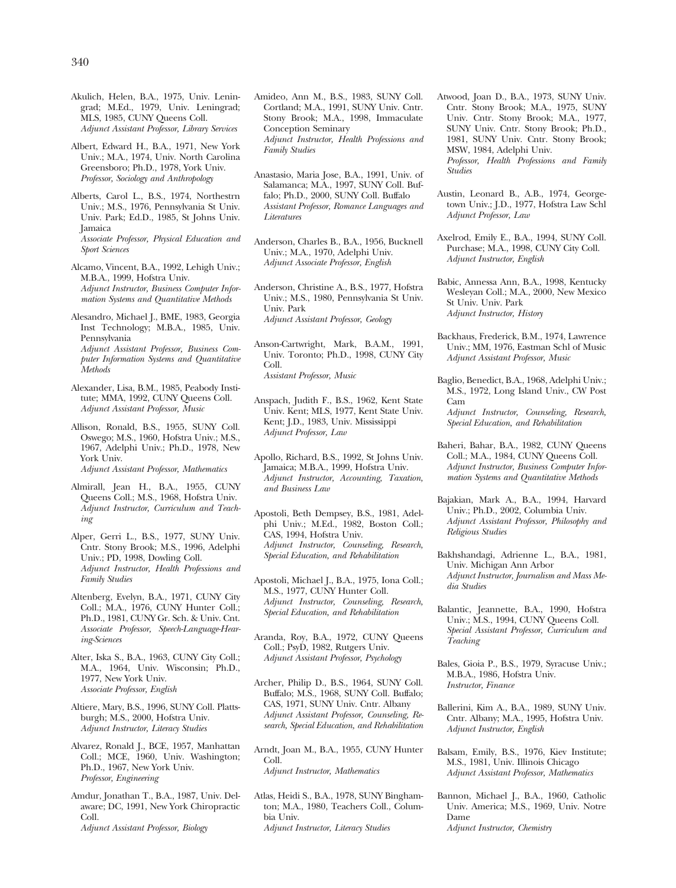Akulich, Helen, B.A., 1975, Univ. Leningrad; M.Ed., 1979, Univ. Leningrad; MLS, 1985, CUNY Queens Coll.
*Adjunct Assistant Professor, Library Services*

Albert, Edward H., B.A., 1971, New York Univ.; M.A., 1974, Univ. North Carolina Greensboro; Ph.D., 1978, York Univ.
*Professor, Sociology and Anthropology*

Alberts, Carol L., B.S., 1974, Northestrn Univ.; M.S., 1976, Pennsylvania St Univ. Univ. Park; Ed.D., 1985, St Johns Univ. Jamaica
*Associate Professor, Physical Education and Sport Sciences*

Alcamo, Vincent, B.A., 1992, Lehigh Univ.; M.B.A., 1999, Hofstra Univ.
*Adjunct Instructor, Business Computer Information Systems and Quantitative Methods*

Alesandro, Michael J., BME, 1983, Georgia Inst Technology; M.B.A., 1985, Univ. Pennsylvania
*Adjunct Assistant Professor, Business Computer Information Systems and Quantitative Methods*

Alexander, Lisa, B.M., 1985, Peabody Institute; MMA, 1992, CUNY Queens Coll.
*Adjunct Assistant Professor, Music*

Allison, Ronald, B.S., 1955, SUNY Coll. Oswego; M.S., 1960, Hofstra Univ.; M.S., 1967, Adelphi Univ.; Ph.D., 1978, New York Univ.
*Adjunct Assistant Professor, Mathematics*

Almirall, Jean H., B.A., 1955, CUNY Queens Coll.; M.S., 1968, Hofstra Univ.
*Adjunct Instructor, Curriculum and Teaching*

Alper, Gerri L., B.S., 1977, SUNY Univ. Cntr. Stony Brook; M.S., 1996, Adelphi Univ.; PD, 1998, Dowling Coll.
*Adjunct Instructor, Health Professions and Family Studies*

Altenberg, Evelyn, B.A., 1971, CUNY City Coll.; M.A., 1976, CUNY Hunter Coll.; Ph.D., 1981, CUNY Gr. Sch. & Univ. Cnt.
*Associate Professor, Speech-Language-Hearing-Sciences*

Alter, Iska S., B.A., 1963, CUNY City Coll.; M.A., 1964, Univ. Wisconsin; Ph.D., 1977, New York Univ.
*Associate Professor, English*

Altiere, Mary, B.S., 1996, SUNY Coll. Plattsburgh; M.S., 2000, Hofstra Univ.
*Adjunct Instructor, Literacy Studies*

Alvarez, Ronald J., BCE, 1957, Manhattan Coll.; MCE, 1960, Univ. Washington; Ph.D., 1967, New York Univ.
*Professor, Engineering*

Amdur, Jonathan T., B.A., 1987, Univ. Delaware; DC, 1991, New York Chiropractic Coll.
*Adjunct Assistant Professor, Biology*

Amideo, Ann M., B.S., 1983, SUNY Coll. Cortland; M.A., 1991, SUNY Univ. Cntr. Stony Brook; M.A., 1998, Immaculate Conception Seminary
*Adjunct Instructor, Health Professions and Family Studies*

Anastasio, Maria Jose, B.A., 1991, Univ. of Salamanca; M.A., 1997, SUNY Coll. Buffalo; Ph.D., 2000, SUNY Coll. Buffalo
*Assistant Professor, Romance Languages and Literatures*

Anderson, Charles B., B.A., 1956, Bucknell Univ.; M.A., 1970, Adelphi Univ.
*Adjunct Associate Professor, English*

Anderson, Christine A., B.S., 1977, Hofstra Univ.; M.S., 1980, Pennsylvania St Univ. Univ. Park
*Adjunct Assistant Professor, Geology*

Anson-Cartwright, Mark, B.A.M., 1991, Univ. Toronto; Ph.D., 1998, CUNY City Coll.
*Assistant Professor, Music*

Anspach, Judith F., B.S., 1962, Kent State Univ. Kent; MLS, 1977, Kent State Univ. Kent; J.D., 1983, Univ. Mississippi
*Adjunct Professor, Law*

Apollo, Richard, B.S., 1992, St Johns Univ. Jamaica; M.B.A., 1999, Hofstra Univ.
*Adjunct Instructor, Accounting, Taxation, and Business Law*

Apostoli, Beth Dempsey, B.S., 1981, Adelphi Univ.; M.Ed., 1982, Boston Coll.; CAS, 1994, Hofstra Univ.
*Adjunct Instructor, Counseling, Research, Special Education, and Rehabilitation*

Apostoli, Michael J., B.A., 1975, Iona Coll.; M.S., 1977, CUNY Hunter Coll.
*Adjunct Instructor, Counseling, Research, Special Education, and Rehabilitation*

Aranda, Roy, B.A., 1972, CUNY Queens Coll.; PsyD, 1982, Rutgers Univ.
*Adjunct Assistant Professor, Psychology*

Archer, Philip D., B.S., 1964, SUNY Coll. Buffalo; M.S., 1968, SUNY Coll. Buffalo; CAS, 1971, SUNY Univ. Cntr. Albany
*Adjunct Assistant Professor, Counseling, Research, Special Education, and Rehabilitation*

Arndt, Joan M., B.A., 1955, CUNY Hunter Coll.
*Adjunct Instructor, Mathematics*

Atlas, Heidi S., B.A., 1978, SUNY Binghamton; M.A., 1980, Teachers Coll., Columbia Univ.
*Adjunct Instructor, Literacy Studies*

Atwood, Joan D., B.A., 1973, SUNY Univ. Cntr. Stony Brook; M.A., 1975, SUNY Univ. Cntr. Stony Brook; M.A., 1977, SUNY Univ. Cntr. Stony Brook; Ph.D., 1981, SUNY Univ. Cntr. Stony Brook; MSW, 1984, Adelphi Univ.
*Professor, Health Professions and Family Studies*

Austin, Leonard B., A.B., 1974, Georgetown Univ.; J.D., 1977, Hofstra Law Schl
*Adjunct Professor, Law*

Axelrod, Emily E., B.A., 1994, SUNY Coll. Purchase; M.A., 1998, CUNY City Coll.
*Adjunct Instructor, English*

Babic, Annessa Ann, B.A., 1998, Kentucky Wesleyan Coll.; M.A., 2000, New Mexico St Univ. Univ. Park
*Adjunct Instructor, History*

Backhaus, Frederick, B.M., 1974, Lawrence Univ.; MM, 1976, Eastman Schl of Music
*Adjunct Assistant Professor, Music*

Baglio, Benedict, B.A., 1968, Adelphi Univ.; M.S., 1972, Long Island Univ., CW Post Cam
*Adjunct Instructor, Counseling, Research, Special Education, and Rehabilitation*

Baheri, Bahar, B.A., 1982, CUNY Queens Coll.; M.A., 1984, CUNY Queens Coll.
*Adjunct Instructor, Business Computer Information Systems and Quantitative Methods*

Bajakian, Mark A., B.A., 1994, Harvard Univ.; Ph.D., 2002, Columbia Univ.
*Adjunct Assistant Professor, Philosophy and Religious Studies*

Bakhshandagi, Adrienne L., B.A., 1981, Univ. Michigan Ann Arbor
*Adjunct Instructor, Journalism and Mass Media Studies*

Balantic, Jeannette, B.A., 1990, Hofstra Univ.; M.S., 1994, CUNY Queens Coll.
*Special Assistant Professor, Curriculum and Teaching*

Bales, Gioia P., B.S., 1979, Syracuse Univ.; M.B.A., 1986, Hofstra Univ.
*Instructor, Finance*

Ballerini, Kim A., B.A., 1989, SUNY Univ. Cntr. Albany; M.A., 1995, Hofstra Univ.
*Adjunct Instructor, English*

Balsam, Emily, B.S., 1976, Kiev Institute; M.S., 1981, Univ. Illinois Chicago
*Adjunct Assistant Professor, Mathematics*

Bannon, Michael J., B.A., 1960, Catholic Univ. America; M.S., 1969, Univ. Notre Dame
*Adjunct Instructor, Chemistry*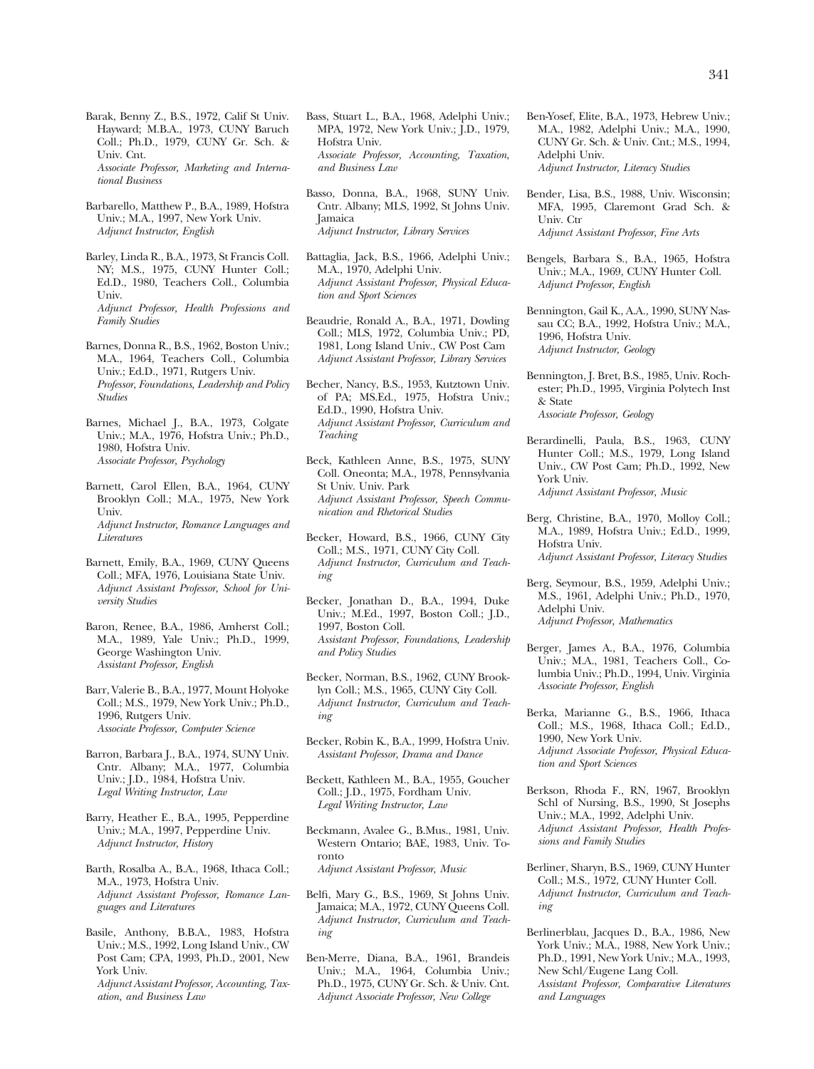Barak, Benny Z., B.S., 1972, Calif St Univ. Hayward; M.B.A., 1973, CUNY Baruch Coll.; Ph.D., 1979, CUNY Gr. Sch. & Univ. Cnt.
*Associate Professor, Marketing and International Business*

Barbarello, Matthew P., B.A., 1989, Hofstra Univ.; M.A., 1997, New York Univ.
*Adjunct Instructor, English*

Barley, Linda R., B.A., 1973, St Francis Coll. NY; M.S., 1975, CUNY Hunter Coll.; Ed.D., 1980, Teachers Coll., Columbia Univ.
*Adjunct Professor, Health Professions and Family Studies*

Barnes, Donna R., B.S., 1962, Boston Univ.; M.A., 1964, Teachers Coll., Columbia Univ.; Ed.D., 1971, Rutgers Univ.
*Professor, Foundations, Leadership and Policy Studies*

Barnes, Michael J., B.A., 1973, Colgate Univ.; M.A., 1976, Hofstra Univ.; Ph.D., 1980, Hofstra Univ.
*Associate Professor, Psychology*

Barnett, Carol Ellen, B.A., 1964, CUNY Brooklyn Coll.; M.A., 1975, New York Univ.
*Adjunct Instructor, Romance Languages and Literatures*

Barnett, Emily, B.A., 1969, CUNY Queens Coll.; MFA, 1976, Louisiana State Univ.
*Adjunct Assistant Professor, School for University Studies*

Baron, Renee, B.A., 1986, Amherst Coll.; M.A., 1989, Yale Univ.; Ph.D., 1999, George Washington Univ.
*Assistant Professor, English*

Barr, Valerie B., B.A., 1977, Mount Holyoke Coll.; M.S., 1979, New York Univ.; Ph.D., 1996, Rutgers Univ.
*Associate Professor, Computer Science*

Barron, Barbara J., B.A., 1974, SUNY Univ. Cntr. Albany; M.A., 1977, Columbia Univ.; J.D., 1984, Hofstra Univ.
*Legal Writing Instructor, Law*

Barry, Heather E., B.A., 1995, Pepperdine Univ.; M.A., 1997, Pepperdine Univ.
*Adjunct Instructor, History*

Barth, Rosalba A., B.A., 1968, Ithaca Coll.; M.A., 1973, Hofstra Univ.
*Adjunct Assistant Professor, Romance Languages and Literatures*

Basile, Anthony, B.B.A., 1983, Hofstra Univ.; M.S., 1992, Long Island Univ., CW Post Cam; CPA, 1993, Ph.D., 2001, New York Univ.
*Adjunct Assistant Professor, Accounting, Taxation, and Business Law*

Bass, Stuart L., B.A., 1968, Adelphi Univ.; MPA, 1972, New York Univ.; J.D., 1979, Hofstra Univ.
*Associate Professor, Accounting, Taxation, and Business Law*

Basso, Donna, B.A., 1968, SUNY Univ. Cntr. Albany; MLS, 1992, St Johns Univ. Jamaica
*Adjunct Instructor, Library Services*

Battaglia, Jack, B.S., 1966, Adelphi Univ.; M.A., 1970, Adelphi Univ.
*Adjunct Assistant Professor, Physical Education and Sport Sciences*

Beaudrie, Ronald A., B.A., 1971, Dowling Coll.; MLS, 1972, Columbia Univ.; PD, 1981, Long Island Univ., CW Post Cam
*Adjunct Assistant Professor, Library Services*

Becher, Nancy, B.S., 1953, Kutztown Univ. of PA; MS.Ed., 1975, Hofstra Univ.; Ed.D., 1990, Hofstra Univ.
*Adjunct Assistant Professor, Curriculum and Teaching*

Beck, Kathleen Anne, B.S., 1975, SUNY Coll. Oneonta; M.A., 1978, Pennsylvania St Univ. Univ. Park
*Adjunct Assistant Professor, Speech Communication and Rhetorical Studies*

Becker, Howard, B.S., 1966, CUNY City Coll.; M.S., 1971, CUNY City Coll.
*Adjunct Instructor, Curriculum and Teaching*

Becker, Jonathan D., B.A., 1994, Duke Univ.; M.Ed., 1997, Boston Coll.; J.D., 1997, Boston Coll.
*Assistant Professor, Foundations, Leadership and Policy Studies*

Becker, Norman, B.S., 1962, CUNY Brooklyn Coll.; M.S., 1965, CUNY City Coll.
*Adjunct Instructor, Curriculum and Teaching*

Becker, Robin K., B.A., 1999, Hofstra Univ.
*Assistant Professor, Drama and Dance*

Beckett, Kathleen M., B.A., 1955, Goucher Coll.; J.D., 1975, Fordham Univ.
*Legal Writing Instructor, Law*

Beckmann, Avalee G., B.Mus., 1981, Univ. Western Ontario; BAE, 1983, Univ. Toronto
*Adjunct Assistant Professor, Music*

Belfi, Mary G., B.S., 1969, St Johns Univ. Jamaica; M.A., 1972, CUNY Queens Coll.
*Adjunct Instructor, Curriculum and Teaching*

Ben-Merre, Diana, B.A., 1961, Brandeis Univ.; M.A., 1964, Columbia Univ.; Ph.D., 1975, CUNY Gr. Sch. & Univ. Cnt.
*Adjunct Associate Professor, New College*

Ben-Yosef, Elite, B.A., 1973, Hebrew Univ.; M.A., 1982, Adelphi Univ.; M.A., 1990, CUNY Gr. Sch. & Univ. Cnt.; M.S., 1994, Adelphi Univ.
*Adjunct Instructor, Literacy Studies*

Bender, Lisa, B.S., 1988, Univ. Wisconsin; MFA, 1995, Claremont Grad Sch. & Univ. Ctr
*Adjunct Assistant Professor, Fine Arts*

Bengels, Barbara S., B.A., 1965, Hofstra Univ.; M.A., 1969, CUNY Hunter Coll.
*Adjunct Professor, English*

Bennington, Gail K., A.A., 1990, SUNY Nassau CC; B.A., 1992, Hofstra Univ.; M.A., 1996, Hofstra Univ.
*Adjunct Instructor, Geology*

Bennington, J. Bret, B.S., 1985, Univ. Rochester; Ph.D., 1995, Virginia Polytech Inst & State
*Associate Professor, Geology*

Berardinelli, Paula, B.S., 1963, CUNY Hunter Coll.; M.S., 1979, Long Island Univ., CW Post Cam; Ph.D., 1992, New York Univ.
*Adjunct Assistant Professor, Music*

Berg, Christine, B.A., 1970, Molloy Coll.; M.A., 1989, Hofstra Univ.; Ed.D., 1999, Hofstra Univ.
*Adjunct Assistant Professor, Literacy Studies*

Berg, Seymour, B.S., 1959, Adelphi Univ.; M.S., 1961, Adelphi Univ.; Ph.D., 1970, Adelphi Univ.
*Adjunct Professor, Mathematics*

Berger, James A., B.A., 1976, Columbia Univ.; M.A., 1981, Teachers Coll., Columbia Univ.; Ph.D., 1994, Univ. Virginia
*Associate Professor, English*

Berka, Marianne G., B.S., 1966, Ithaca Coll.; M.S., 1968, Ithaca Coll.; Ed.D., 1990, New York Univ.
*Adjunct Associate Professor, Physical Education and Sport Sciences*

Berkson, Rhoda F., RN, 1967, Brooklyn Schl of Nursing, B.S., 1990, St Josephs Univ.; M.A., 1992, Adelphi Univ.
*Adjunct Assistant Professor, Health Professions and Family Studies*

Berliner, Sharyn, B.S., 1969, CUNY Hunter Coll.; M.S., 1972, CUNY Hunter Coll.
*Adjunct Instructor, Curriculum and Teaching*

Berlinerblau, Jacques D., B.A., 1986, New York Univ.; M.A., 1988, New York Univ.; Ph.D., 1991, New York Univ.; M.A., 1993, New Schl/Eugene Lang Coll.
*Assistant Professor, Comparative Literatures and Languages*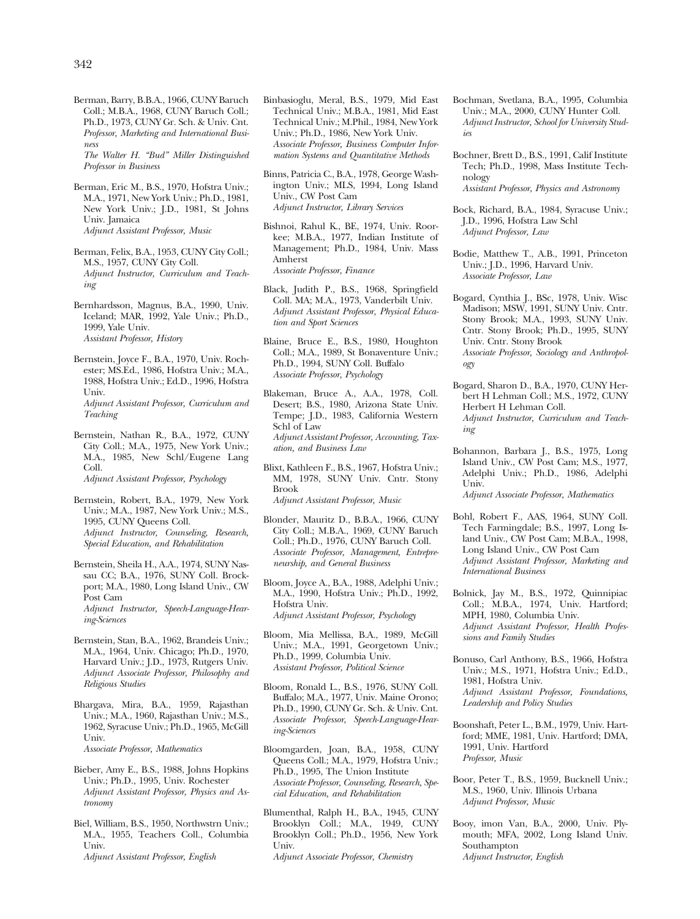Berman, Barry, B.B.A., 1966, CUNY Baruch Coll.; M.B.A., 1968, CUNY Baruch Coll.; Ph.D., 1973, CUNY Gr. Sch. & Univ. Cnt.
*Professor, Marketing and International Business*
*The Walter H. "Bud" Miller Distinguished Professor in Business*

Berman, Eric M., B.S., 1970, Hofstra Univ.; M.A., 1971, New York Univ.; Ph.D., 1981, New York Univ.; J.D., 1981, St Johns Univ. Jamaica
*Adjunct Assistant Professor, Music*

Berman, Felix, B.A., 1953, CUNY City Coll.; M.S., 1957, CUNY City Coll.
*Adjunct Instructor, Curriculum and Teaching*

Bernhardsson, Magnus, B.A., 1990, Univ. Iceland; MAR, 1992, Yale Univ.; Ph.D., 1999, Yale Univ.
*Assistant Professor, History*

Bernstein, Joyce F., B.A., 1970, Univ. Rochester; MS.Ed., 1986, Hofstra Univ.; M.A., 1988, Hofstra Univ.; Ed.D., 1996, Hofstra Univ.
*Adjunct Assistant Professor, Curriculum and Teaching*

Bernstein, Nathan R., B.A., 1972, CUNY City Coll.; M.A., 1975, New York Univ.; M.A., 1985, New Schl/Eugene Lang Coll.
*Adjunct Assistant Professor, Psychology*

Bernstein, Robert, B.A., 1979, New York Univ.; M.A., 1987, New York Univ.; M.S., 1995, CUNY Queens Coll.
*Adjunct Instructor, Counseling, Research, Special Education, and Rehabilitation*

Bernstein, Sheila H., A.A., 1974, SUNY Nassau CC; B.A., 1976, SUNY Coll. Brockport; M.A., 1980, Long Island Univ., CW Post Cam
*Adjunct Instructor, Speech-Language-Hearing-Sciences*

Bernstein, Stan, B.A., 1962, Brandeis Univ.; M.A., 1964, Univ. Chicago; Ph.D., 1970, Harvard Univ.; J.D., 1973, Rutgers Univ.
*Adjunct Associate Professor, Philosophy and Religious Studies*

Bhargava, Mira, B.A., 1959, Rajasthan Univ.; M.A., 1960, Rajasthan Univ.; M.S., 1962, Syracuse Univ.; Ph.D., 1965, McGill Univ.
*Associate Professor, Mathematics*

Bieber, Amy E., B.S., 1988, Johns Hopkins Univ.; Ph.D., 1995, Univ. Rochester
*Adjunct Assistant Professor, Physics and Astronomy*

Biel, William, B.S., 1950, Northwstrn Univ.; M.A., 1955, Teachers Coll., Columbia Univ.
*Adjunct Assistant Professor, English*

Binbasioglu, Meral, B.S., 1979, Mid East Technical Univ.; M.B.A., 1981, Mid East Technical Univ.; M.Phil., 1984, New York Univ.; Ph.D., 1986, New York Univ.
*Associate Professor, Business Computer Information Systems and Quantitative Methods*

Binns, Patricia C., B.A., 1978, George Washington Univ.; MLS, 1994, Long Island Univ., CW Post Cam
*Adjunct Instructor, Library Services*

Bishnoi, Rahul K., BE, 1974, Univ. Roorkee; M.B.A., 1977, Indian Institute of Management; Ph.D., 1984, Univ. Mass Amherst
*Associate Professor, Finance*

Black, Judith P., B.S., 1968, Springfield Coll. MA; M.A., 1973, Vanderbilt Univ.
*Adjunct Assistant Professor, Physical Education and Sport Sciences*

Blaine, Bruce E., B.S., 1980, Houghton Coll.; M.A., 1989, St Bonaventure Univ.; Ph.D., 1994, SUNY Coll. Buffalo
*Associate Professor, Psychology*

Blakeman, Bruce A., A.A., 1978, Coll. Desert; B.S., 1980, Arizona State Univ. Tempe; J.D., 1983, California Western Schl of Law
*Adjunct Assistant Professor, Accounting, Taxation, and Business Law*

Blixt, Kathleen F., B.S., 1967, Hofstra Univ.; MM, 1978, SUNY Univ. Cntr. Stony Brook
*Adjunct Assistant Professor, Music*

Blonder, Mauritz D., B.B.A., 1966, CUNY City Coll.; M.B.A., 1969, CUNY Baruch Coll.; Ph.D., 1976, CUNY Baruch Coll.
*Associate Professor, Management, Entrepreneurship, and General Business*

Bloom, Joyce A., B.A., 1988, Adelphi Univ.; M.A., 1990, Hofstra Univ.; Ph.D., 1992, Hofstra Univ.
*Adjunct Assistant Professor, Psychology*

Bloom, Mia Mellissa, B.A., 1989, McGill Univ.; M.A., 1991, Georgetown Univ.; Ph.D., 1999, Columbia Univ.
*Assistant Professor, Political Science*

Bloom, Ronald L., B.S., 1976, SUNY Coll. Buffalo; M.A., 1977, Univ. Maine Orono; Ph.D., 1990, CUNY Gr. Sch. & Univ. Cnt.
*Associate Professor, Speech-Language-Hearing-Sciences*

Bloomgarden, Joan, B.A., 1958, CUNY Queens Coll.; M.A., 1979, Hofstra Univ.; Ph.D., 1995, The Union Institute
*Associate Professor, Counseling, Research, Special Education, and Rehabilitation*

Blumenthal, Ralph H., B.A., 1945, CUNY Brooklyn Coll.; M.A., 1949, CUNY Brooklyn Coll.; Ph.D., 1956, New York Univ.
*Adjunct Associate Professor, Chemistry*

Bochman, Svetlana, B.A., 1995, Columbia Univ.; M.A., 2000, CUNY Hunter Coll.
*Adjunct Instructor, School for University Studies*

Bochner, Brett D., B.S., 1991, Calif Institute Tech; Ph.D., 1998, Mass Institute Technology
*Assistant Professor, Physics and Astronomy*

Bock, Richard, B.A., 1984, Syracuse Univ.; J.D., 1996, Hofstra Law Schl
*Adjunct Professor, Law*

Bodie, Matthew T., A.B., 1991, Princeton Univ.; J.D., 1996, Harvard Univ.
*Associate Professor, Law*

Bogard, Cynthia J., BSc, 1978, Univ. Wisc Madison; MSW, 1991, SUNY Univ. Cntr. Stony Brook; M.A., 1993, SUNY Univ. Cntr. Stony Brook; Ph.D., 1995, SUNY Univ. Cntr. Stony Brook
*Associate Professor, Sociology and Anthropology*

Bogard, Sharon D., B.A., 1970, CUNY Herbert H Lehman Coll.; M.S., 1972, CUNY Herbert H Lehman Coll.
*Adjunct Instructor, Curriculum and Teaching*

Bohannon, Barbara J., B.S., 1975, Long Island Univ., CW Post Cam; M.S., 1977, Adelphi Univ.; Ph.D., 1986, Adelphi Univ.
*Adjunct Associate Professor, Mathematics*

Bohl, Robert F., AAS, 1964, SUNY Coll. Tech Farmingdale; B.S., 1997, Long Island Univ., CW Post Cam; M.B.A., 1998, Long Island Univ., CW Post Cam
*Adjunct Assistant Professor, Marketing and International Business*

Bolnick, Jay M., B.S., 1972, Quinnipiac Coll.; M.B.A., 1974, Univ. Hartford; MPH, 1980, Columbia Univ.
*Adjunct Assistant Professor, Health Professions and Family Studies*

Bonuso, Carl Anthony, B.S., 1966, Hofstra Univ.; M.S., 1971, Hofstra Univ.; Ed.D., 1981, Hofstra Univ.
*Adjunct Assistant Professor, Foundations, Leadership and Policy Studies*

Boonshaft, Peter L., B.M., 1979, Univ. Hartford; MME, 1981, Univ. Hartford; DMA, 1991, Univ. Hartford
*Professor, Music*

Boor, Peter T., B.S., 1959, Bucknell Univ.; M.S., 1960, Univ. Illinois Urbana
*Adjunct Professor, Music*

Booy, imon Van, B.A., 2000, Univ. Plymouth; MFA, 2002, Long Island Univ. Southampton
*Adjunct Instructor, English*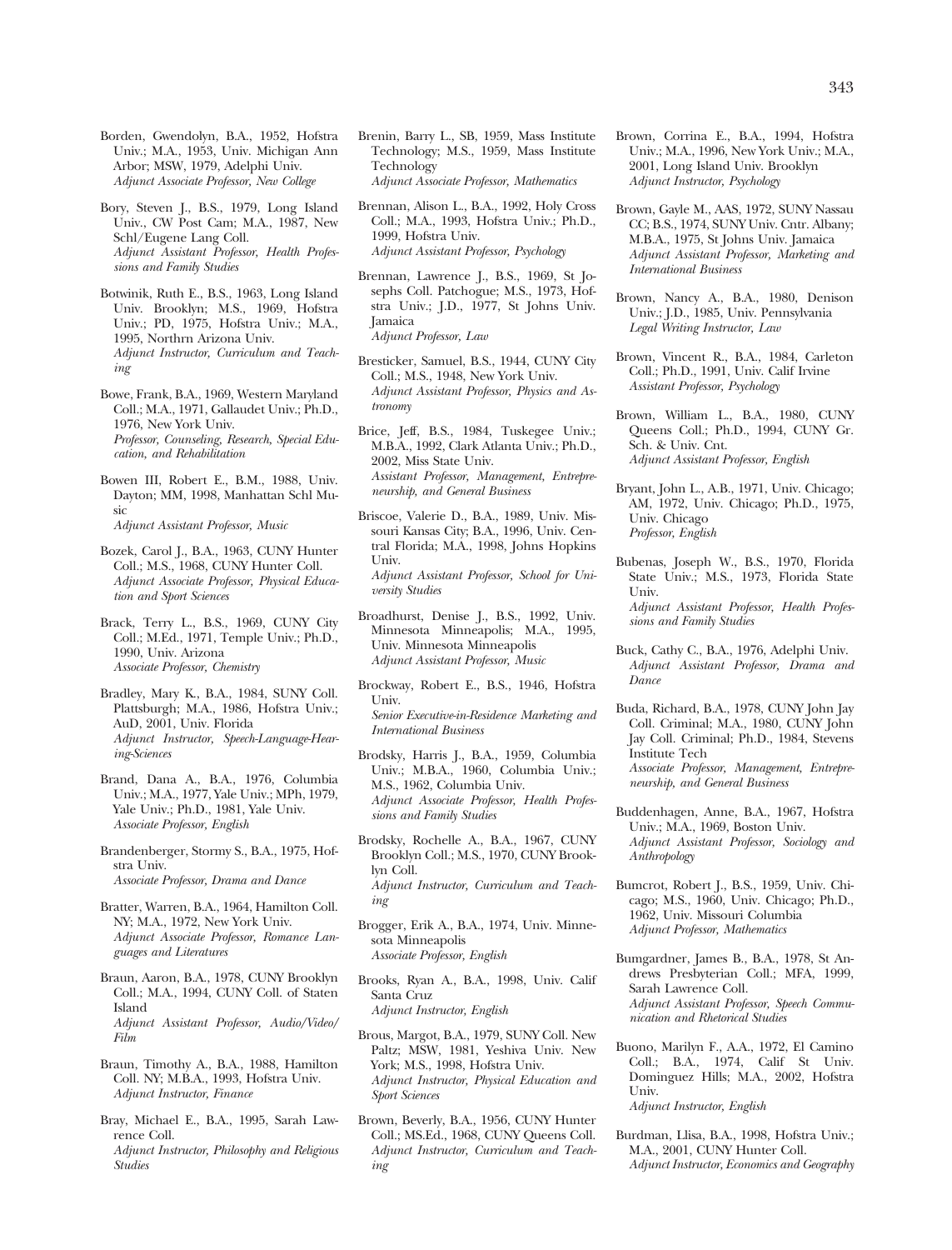Borden, Gwendolyn, B.A., 1952, Hofstra Univ.; M.A., 1953, Univ. Michigan Ann Arbor; MSW, 1979, Adelphi Univ.
*Adjunct Associate Professor, New College*

Bory, Steven J., B.S., 1979, Long Island Univ., CW Post Cam; M.A., 1987, New Schl/Eugene Lang Coll.
*Adjunct Assistant Professor, Health Professions and Family Studies*

Botwinik, Ruth E., B.S., 1963, Long Island Univ. Brooklyn; M.S., 1969, Hofstra Univ.; PD, 1975, Hofstra Univ.; M.A., 1995, Northrn Arizona Univ.
*Adjunct Instructor, Curriculum and Teaching*

Bowe, Frank, B.A., 1969, Western Maryland Coll.; M.A., 1971, Gallaudet Univ.; Ph.D., 1976, New York Univ.
*Professor, Counseling, Research, Special Education, and Rehabilitation*

Bowen III, Robert E., B.M., 1988, Univ. Dayton; MM, 1998, Manhattan Schl Music
*Adjunct Assistant Professor, Music*

Bozek, Carol J., B.A., 1963, CUNY Hunter Coll.; M.S., 1968, CUNY Hunter Coll.
*Adjunct Associate Professor, Physical Education and Sport Sciences*

Brack, Terry L., B.S., 1969, CUNY City Coll.; M.Ed., 1971, Temple Univ.; Ph.D., 1990, Univ. Arizona
*Associate Professor, Chemistry*

Bradley, Mary K., B.A., 1984, SUNY Coll. Plattsburgh; M.A., 1986, Hofstra Univ.; AuD, 2001, Univ. Florida
*Adjunct Instructor, Speech-Language-Hearing-Sciences*

Brand, Dana A., B.A., 1976, Columbia Univ.; M.A., 1977, Yale Univ.; MPh, 1979, Yale Univ.; Ph.D., 1981, Yale Univ.
*Associate Professor, English*

Brandenberger, Stormy S., B.A., 1975, Hofstra Univ.
*Associate Professor, Drama and Dance*

Bratter, Warren, B.A., 1964, Hamilton Coll. NY; M.A., 1972, New York Univ.
*Adjunct Associate Professor, Romance Languages and Literatures*

Braun, Aaron, B.A., 1978, CUNY Brooklyn Coll.; M.A., 1994, CUNY Coll. of Staten Island
*Adjunct Assistant Professor, Audio/Video/Film*

Braun, Timothy A., B.A., 1988, Hamilton Coll. NY; M.B.A., 1993, Hofstra Univ.
*Adjunct Instructor, Finance*

Bray, Michael E., B.A., 1995, Sarah Lawrence Coll.
*Adjunct Instructor, Philosophy and Religious Studies*

Brenin, Barry L., SB, 1959, Mass Institute Technology; M.S., 1959, Mass Institute Technology
*Adjunct Associate Professor, Mathematics*

Brennan, Alison L., B.A., 1992, Holy Cross Coll.; M.A., 1993, Hofstra Univ.; Ph.D., 1999, Hofstra Univ.
*Adjunct Assistant Professor, Psychology*

Brennan, Lawrence J., B.S., 1969, St Josephs Coll. Patchogue; M.S., 1973, Hofstra Univ.; J.D., 1977, St Johns Univ. Jamaica
*Adjunct Professor, Law*

Bresticker, Samuel, B.S., 1944, CUNY City Coll.; M.S., 1948, New York Univ.
*Adjunct Assistant Professor, Physics and Astronomy*

Brice, Jeff, B.S., 1984, Tuskegee Univ.; M.B.A., 1992, Clark Atlanta Univ.; Ph.D., 2002, Miss State Univ.
*Assistant Professor, Management, Entrepreneurship, and General Business*

Briscoe, Valerie D., B.A., 1989, Univ. Missouri Kansas City; B.A., 1996, Univ. Central Florida; M.A., 1998, Johns Hopkins Univ.
*Adjunct Assistant Professor, School for University Studies*

Broadhurst, Denise J., B.S., 1992, Univ. Minnesota Minneapolis; M.A., 1995, Univ. Minnesota Minneapolis
*Adjunct Assistant Professor, Music*

Brockway, Robert E., B.S., 1946, Hofstra Univ.
*Senior Executive-in-Residence Marketing and International Business*

Brodsky, Harris J., B.A., 1959, Columbia Univ.; M.B.A., 1960, Columbia Univ.; M.S., 1962, Columbia Univ.
*Adjunct Associate Professor, Health Professions and Family Studies*

Brodsky, Rochelle A., B.A., 1967, CUNY Brooklyn Coll.; M.S., 1970, CUNY Brooklyn Coll.
*Adjunct Instructor, Curriculum and Teaching*

Brogger, Erik A., B.A., 1974, Univ. Minnesota Minneapolis
*Associate Professor, English*

Brooks, Ryan A., B.A., 1998, Univ. Calif Santa Cruz
*Adjunct Instructor, English*

Brous, Margot, B.A., 1979, SUNY Coll. New Paltz; MSW, 1981, Yeshiva Univ. New York; M.S., 1998, Hofstra Univ.
*Adjunct Instructor, Physical Education and Sport Sciences*

Brown, Beverly, B.A., 1956, CUNY Hunter Coll.; MS.Ed., 1968, CUNY Queens Coll.
*Adjunct Instructor, Curriculum and Teaching*

Brown, Corrina E., B.A., 1994, Hofstra Univ.; M.A., 1996, New York Univ.; M.A., 2001, Long Island Univ. Brooklyn
*Adjunct Instructor, Psychology*

Brown, Gayle M., AAS, 1972, SUNY Nassau CC; B.S., 1974, SUNY Univ. Cntr. Albany; M.B.A., 1975, St Johns Univ. Jamaica
*Adjunct Assistant Professor, Marketing and International Business*

Brown, Nancy A., B.A., 1980, Denison Univ.; J.D., 1985, Univ. Pennsylvania
*Legal Writing Instructor, Law*

Brown, Vincent R., B.A., 1984, Carleton Coll.; Ph.D., 1991, Univ. Calif Irvine
*Assistant Professor, Psychology*

Brown, William L., B.A., 1980, CUNY Queens Coll.; Ph.D., 1994, CUNY Gr. Sch. & Univ. Cnt.
*Adjunct Assistant Professor, English*

Bryant, John L., A.B., 1971, Univ. Chicago; AM, 1972, Univ. Chicago; Ph.D., 1975, Univ. Chicago
*Professor, English*

Bubenas, Joseph W., B.S., 1970, Florida State Univ.; M.S., 1973, Florida State Univ.
*Adjunct Assistant Professor, Health Professions and Family Studies*

Buck, Cathy C., B.A., 1976, Adelphi Univ.
*Adjunct Assistant Professor, Drama and Dance*

Buda, Richard, B.A., 1978, CUNY John Jay Coll. Criminal; M.A., 1980, CUNY John Jay Coll. Criminal; Ph.D., 1984, Stevens Institute Tech
*Associate Professor, Management, Entrepreneurship, and General Business*

Buddenhagen, Anne, B.A., 1967, Hofstra Univ.; M.A., 1969, Boston Univ.
*Adjunct Assistant Professor, Sociology and Anthropology*

Bumcrot, Robert J., B.S., 1959, Univ. Chicago; M.S., 1960, Univ. Chicago; Ph.D., 1962, Univ. Missouri Columbia
*Adjunct Professor, Mathematics*

Bumgardner, James B., B.A., 1978, St Andrews Presbyterian Coll.; MFA, 1999, Sarah Lawrence Coll.
*Adjunct Assistant Professor, Speech Communication and Rhetorical Studies*

Buono, Marilyn F., A.A., 1972, El Camino Coll.; B.A., 1974, Calif St Univ. Dominguez Hills; M.A., 2002, Hofstra Univ.
*Adjunct Instructor, English*

Burdman, Llisa, B.A., 1998, Hofstra Univ.; M.A., 2001, CUNY Hunter Coll.
*Adjunct Instructor, Economics and Geography*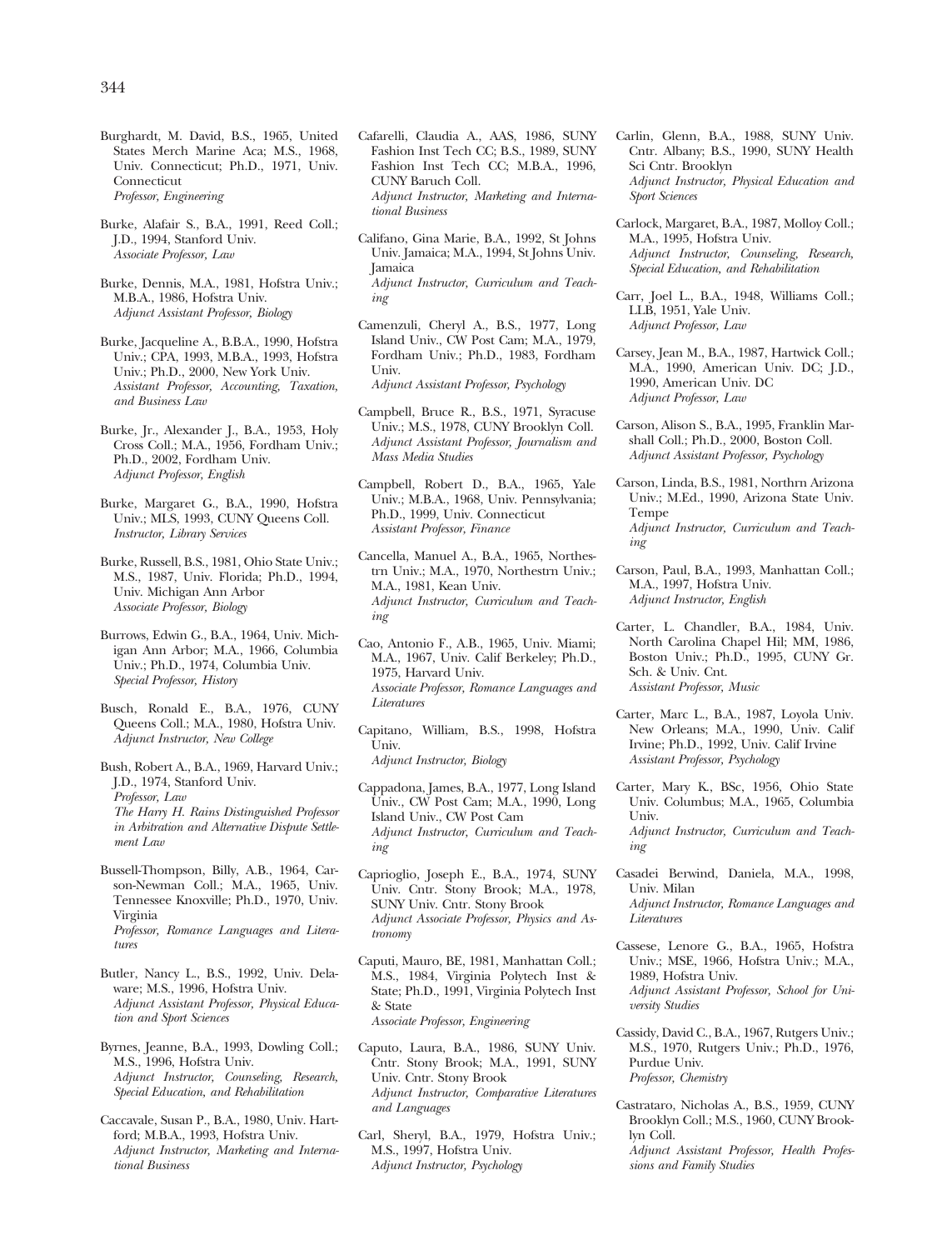Burghardt, M. David, B.S., 1965, United States Merch Marine Aca; M.S., 1968, Univ. Connecticut; Ph.D., 1971, Univ. Connecticut
*Professor, Engineering*

Burke, Alafair S., B.A., 1991, Reed Coll.; J.D., 1994, Stanford Univ.
*Associate Professor, Law*

Burke, Dennis, M.A., 1981, Hofstra Univ.; M.B.A., 1986, Hofstra Univ.
*Adjunct Assistant Professor, Biology*

Burke, Jacqueline A., B.B.A., 1990, Hofstra Univ.; CPA, 1993, M.B.A., 1993, Hofstra Univ.; Ph.D., 2000, New York Univ.
*Assistant Professor, Accounting, Taxation, and Business Law*

Burke, Jr., Alexander J., B.A., 1953, Holy Cross Coll.; M.A., 1956, Fordham Univ.; Ph.D., 2002, Fordham Univ.
*Adjunct Professor, English*

Burke, Margaret G., B.A., 1990, Hofstra Univ.; MLS, 1993, CUNY Queens Coll.
*Instructor, Library Services*

Burke, Russell, B.S., 1981, Ohio State Univ.; M.S., 1987, Univ. Florida; Ph.D., 1994, Univ. Michigan Ann Arbor
*Associate Professor, Biology*

Burrows, Edwin G., B.A., 1964, Univ. Michigan Ann Arbor; M.A., 1966, Columbia Univ.; Ph.D., 1974, Columbia Univ.
*Special Professor, History*

Busch, Ronald E., B.A., 1976, CUNY Queens Coll.; M.A., 1980, Hofstra Univ.
*Adjunct Instructor, New College*

Bush, Robert A., B.A., 1969, Harvard Univ.; J.D., 1974, Stanford Univ.
*Professor, Law*
*The Harry H. Rains Distinguished Professor in Arbitration and Alternative Dispute Settlement Law*

Bussell-Thompson, Billy, A.B., 1964, Carson-Newman Coll.; M.A., 1965, Univ. Tennessee Knoxville; Ph.D., 1970, Univ. Virginia
*Professor, Romance Languages and Literatures*

Butler, Nancy L., B.S., 1992, Univ. Delaware; M.S., 1996, Hofstra Univ.
*Adjunct Assistant Professor, Physical Education and Sport Sciences*

Byrnes, Jeanne, B.A., 1993, Dowling Coll.; M.S., 1996, Hofstra Univ.
*Adjunct Instructor, Counseling, Research, Special Education, and Rehabilitation*

Caccavale, Susan P., B.A., 1980, Univ. Hartford; M.B.A., 1993, Hofstra Univ.
*Adjunct Instructor, Marketing and International Business*

Cafarelli, Claudia A., AAS, 1986, SUNY Fashion Inst Tech CC; B.S., 1989, SUNY Fashion Inst Tech CC; M.B.A., 1996, CUNY Baruch Coll.
*Adjunct Instructor, Marketing and International Business*

Califano, Gina Marie, B.A., 1992, St Johns Univ. Jamaica; M.A., 1994, St Johns Univ. Jamaica
*Adjunct Instructor, Curriculum and Teaching*

Camenzuli, Cheryl A., B.S., 1977, Long Island Univ., CW Post Cam; M.A., 1979, Fordham Univ.; Ph.D., 1983, Fordham Univ.
*Adjunct Assistant Professor, Psychology*

Campbell, Bruce R., B.S., 1971, Syracuse Univ.; M.S., 1978, CUNY Brooklyn Coll.
*Adjunct Assistant Professor, Journalism and Mass Media Studies*

Campbell, Robert D., B.A., 1965, Yale Univ.; M.B.A., 1968, Univ. Pennsylvania; Ph.D., 1999, Univ. Connecticut
*Assistant Professor, Finance*

Cancella, Manuel A., B.A., 1965, Northestrn Univ.; M.A., 1970, Northestrn Univ.; M.A., 1981, Kean Univ.
*Adjunct Instructor, Curriculum and Teaching*

Cao, Antonio F., A.B., 1965, Univ. Miami; M.A., 1967, Univ. Calif Berkeley; Ph.D., 1975, Harvard Univ.
*Associate Professor, Romance Languages and Literatures*

Capitano, William, B.S., 1998, Hofstra Univ.
*Adjunct Instructor, Biology*

Cappadona, James, B.A., 1977, Long Island Univ., CW Post Cam; M.A., 1990, Long Island Univ., CW Post Cam
*Adjunct Instructor, Curriculum and Teaching*

Caprioglio, Joseph E., B.A., 1974, SUNY Univ. Cntr. Stony Brook; M.A., 1978, SUNY Univ. Cntr. Stony Brook
*Adjunct Associate Professor, Physics and Astronomy*

Caputi, Mauro, BE, 1981, Manhattan Coll.; M.S., 1984, Virginia Polytech Inst & State; Ph.D., 1991, Virginia Polytech Inst & State
*Associate Professor, Engineering*

Caputo, Laura, B.A., 1986, SUNY Univ. Cntr. Stony Brook; M.A., 1991, SUNY Univ. Cntr. Stony Brook
*Adjunct Instructor, Comparative Literatures and Languages*

Carl, Sheryl, B.A., 1979, Hofstra Univ.; M.S., 1997, Hofstra Univ.
*Adjunct Instructor, Psychology*

Carlin, Glenn, B.A., 1988, SUNY Univ. Cntr. Albany; B.S., 1990, SUNY Health Sci Cntr. Brooklyn
*Adjunct Instructor, Physical Education and Sport Sciences*

Carlock, Margaret, B.A., 1987, Molloy Coll.; M.A., 1995, Hofstra Univ.
*Adjunct Instructor, Counseling, Research, Special Education, and Rehabilitation*

Carr, Joel L., B.A., 1948, Williams Coll.; LLB, 1951, Yale Univ.
*Adjunct Professor, Law*

Carsey, Jean M., B.A., 1987, Hartwick Coll.; M.A., 1990, American Univ. DC; J.D., 1990, American Univ. DC
*Adjunct Professor, Law*

Carson, Alison S., B.A., 1995, Franklin Marshall Coll.; Ph.D., 2000, Boston Coll.
*Adjunct Assistant Professor, Psychology*

Carson, Linda, B.S., 1981, Northrn Arizona Univ.; M.Ed., 1990, Arizona State Univ. Tempe
*Adjunct Instructor, Curriculum and Teaching*

Carson, Paul, B.A., 1993, Manhattan Coll.; M.A., 1997, Hofstra Univ.
*Adjunct Instructor, English*

Carter, L. Chandler, B.A., 1984, Univ. North Carolina Chapel Hil; MM, 1986, Boston Univ.; Ph.D., 1995, CUNY Gr. Sch. & Univ. Cnt.
*Assistant Professor, Music*

Carter, Marc L., B.A., 1987, Loyola Univ. New Orleans; M.A., 1990, Univ. Calif Irvine; Ph.D., 1992, Univ. Calif Irvine
*Assistant Professor, Psychology*

Carter, Mary K., BSc, 1956, Ohio State Univ. Columbus; M.A., 1965, Columbia Univ.
*Adjunct Instructor, Curriculum and Teaching*

Casadei Berwind, Daniela, M.A., 1998, Univ. Milan
*Adjunct Instructor, Romance Languages and Literatures*

Cassese, Lenore G., B.A., 1965, Hofstra Univ.; MSE, 1966, Hofstra Univ.; M.A., 1989, Hofstra Univ.
*Adjunct Assistant Professor, School for University Studies*

Cassidy, David C., B.A., 1967, Rutgers Univ.; M.S., 1970, Rutgers Univ.; Ph.D., 1976, Purdue Univ.
*Professor, Chemistry*

Castrataro, Nicholas A., B.S., 1959, CUNY Brooklyn Coll.; M.S., 1960, CUNY Brooklyn Coll.
*Adjunct Assistant Professor, Health Professions and Family Studies*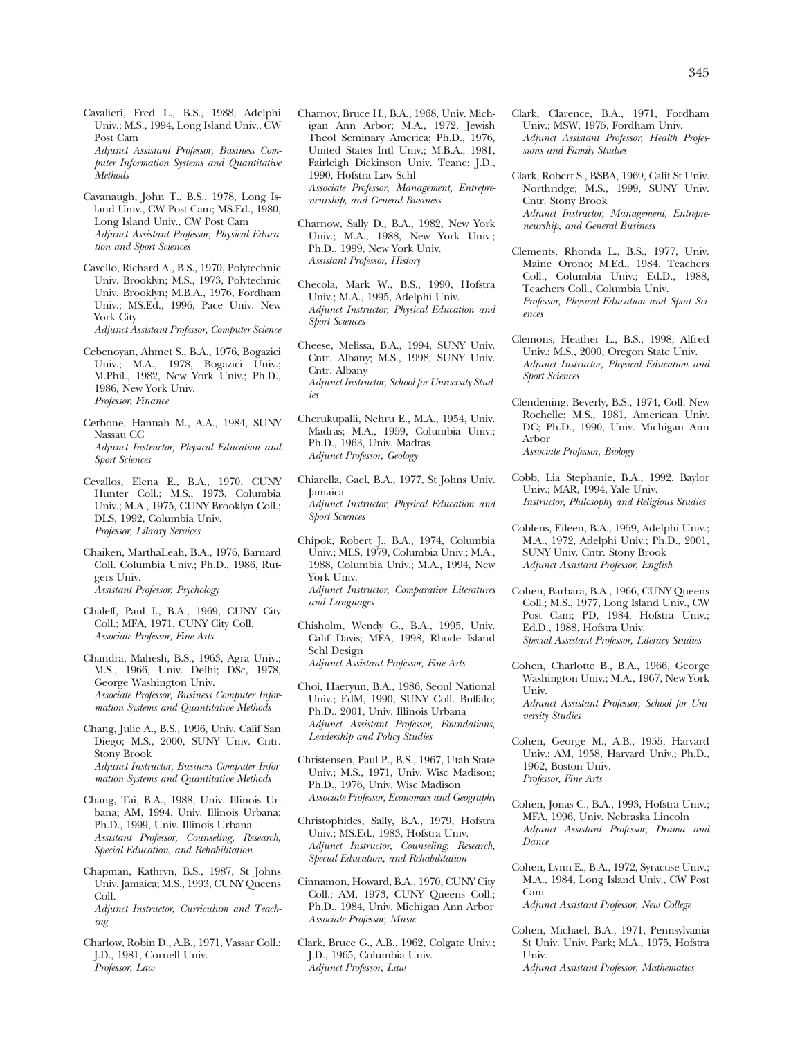Cavalieri, Fred L., B.S., 1988, Adelphi Univ.; M.S., 1994, Long Island Univ., CW Post Cam
*Adjunct Assistant Professor, Business Computer Information Systems and Quantitative Methods*

Cavanaugh, John T., B.S., 1978, Long Island Univ., CW Post Cam; MS.Ed., 1980, Long Island Univ., CW Post Cam
*Adjunct Assistant Professor, Physical Education and Sport Sciences*

Cavello, Richard A., B.S., 1970, Polytechnic Univ. Brooklyn; M.S., 1973, Polytechnic Univ. Brooklyn; M.B.A., 1976, Fordham Univ.; MS.Ed., 1996, Pace Univ. New York City
*Adjunct Assistant Professor, Computer Science*

Cebenoyan, Ahmet S., B.A., 1976, Bogazici Univ.; M.A., 1978, Bogazici Univ.; M.Phil., 1982, New York Univ.; Ph.D., 1986, New York Univ.
*Professor, Finance*

Cerbone, Hannah M., A.A., 1984, SUNY Nassau CC
*Adjunct Instructor, Physical Education and Sport Sciences*

Cevallos, Elena E., B.A., 1970, CUNY Hunter Coll.; M.S., 1973, Columbia Univ.; M.A., 1975, CUNY Brooklyn Coll.; DLS, 1992, Columbia Univ.
*Professor, Library Services*

Chaiken, MarthaLeah, B.A., 1976, Barnard Coll. Columbia Univ.; Ph.D., 1986, Rutgers Univ.
*Assistant Professor, Psychology*

Chaleff, Paul I., B.A., 1969, CUNY City Coll.; MFA, 1971, CUNY City Coll.
*Associate Professor, Fine Arts*

Chandra, Mahesh, B.S., 1963, Agra Univ.; M.S., 1966, Univ. Delhi; DSc, 1978, George Washington Univ.
*Associate Professor, Business Computer Information Systems and Quantitative Methods*

Chang, Julie A., B.S., 1996, Univ. Calif San Diego; M.S., 2000, SUNY Univ. Cntr. Stony Brook
*Adjunct Instructor, Business Computer Information Systems and Quantitative Methods*

Chang, Tai, B.A., 1988, Univ. Illinois Urbana; AM, 1994, Univ. Illinois Urbana; Ph.D., 1999, Univ. Illinois Urbana
*Assistant Professor, Counseling, Research, Special Education, and Rehabilitation*

Chapman, Kathryn, B.S., 1987, St Johns Univ. Jamaica; M.S., 1993, CUNY Queens Coll.
*Adjunct Instructor, Curriculum and Teaching*

Charlow, Robin D., A.B., 1971, Vassar Coll.; J.D., 1981, Cornell Univ.
*Professor, Law*

Charnov, Bruce H., B.A., 1968, Univ. Michigan Ann Arbor; M.A., 1972, Jewish Theol Seminary America; Ph.D., 1976, United States Intl Univ.; M.B.A., 1981, Fairleigh Dickinson Univ. Teane; J.D., 1990, Hofstra Law Schl
*Associate Professor, Management, Entrepreneurship, and General Business*

Charnow, Sally D., B.A., 1982, New York Univ.; M.A., 1988, New York Univ.; Ph.D., 1999, New York Univ.
*Assistant Professor, History*

Checola, Mark W., B.S., 1990, Hofstra Univ.; M.A., 1995, Adelphi Univ.
*Adjunct Instructor, Physical Education and Sport Sciences*

Cheese, Melissa, B.A., 1994, SUNY Univ. Cntr. Albany; M.S., 1998, SUNY Univ. Cntr. Albany
*Adjunct Instructor, School for University Studies*

Cherukupalli, Nehru E., M.A., 1954, Univ. Madras; M.A., 1959, Columbia Univ.; Ph.D., 1963, Univ. Madras
*Adjunct Professor, Geology*

Chiarella, Gael, B.A., 1977, St Johns Univ. Jamaica
*Adjunct Instructor, Physical Education and Sport Sciences*

Chipok, Robert J., B.A., 1974, Columbia Univ.; MLS, 1979, Columbia Univ.; M.A., 1988, Columbia Univ.; M.A., 1994, New York Univ.
*Adjunct Instructor, Comparative Literatures and Languages*

Chisholm, Wendy G., B.A., 1995, Univ. Calif Davis; MFA, 1998, Rhode Island Schl Design
*Adjunct Assistant Professor, Fine Arts*

Choi, Haeryun, B.A., 1986, Seoul National Univ.; EdM, 1990, SUNY Coll. Buffalo; Ph.D., 2001, Univ. Illinois Urbana
*Adjunct Assistant Professor, Foundations, Leadership and Policy Studies*

Christensen, Paul P., B.S., 1967, Utah State Univ.; M.S., 1971, Univ. Wisc Madison; Ph.D., 1976, Univ. Wisc Madison
*Associate Professor, Economics and Geography*

Christophides, Sally, B.A., 1979, Hofstra Univ.; MS.Ed., 1983, Hofstra Univ.
*Adjunct Instructor, Counseling, Research, Special Education, and Rehabilitation*

Cinnamon, Howard, B.A., 1970, CUNY City Coll.; AM, 1973, CUNY Queens Coll.; Ph.D., 1984, Univ. Michigan Ann Arbor
*Associate Professor, Music*

Clark, Bruce G., A.B., 1962, Colgate Univ.; J.D., 1965, Columbia Univ.
*Adjunct Professor, Law*

Clark, Clarence, B.A., 1971, Fordham Univ.; MSW, 1975, Fordham Univ.
*Adjunct Assistant Professor, Health Professions and Family Studies*

Clark, Robert S., BSBA, 1969, Calif St Univ. Northridge; M.S., 1999, SUNY Univ. Cntr. Stony Brook
*Adjunct Instructor, Management, Entrepreneurship, and General Business*

Clements, Rhonda L., B.S., 1977, Univ. Maine Orono; M.Ed., 1984, Teachers Coll., Columbia Univ.; Ed.D., 1988, Teachers Coll., Columbia Univ.
*Professor, Physical Education and Sport Sciences*

Clemons, Heather L., B.S., 1998, Alfred Univ.; M.S., 2000, Oregon State Univ.
*Adjunct Instructor, Physical Education and Sport Sciences*

Clendening, Beverly, B.S., 1974, Coll. New Rochelle; M.S., 1981, American Univ. DC; Ph.D., 1990, Univ. Michigan Ann Arbor
*Associate Professor, Biology*

Cobb, Lia Stephanie, B.A., 1992, Baylor Univ.; MAR, 1994, Yale Univ.
*Instructor, Philosophy and Religious Studies*

Coblens, Eileen, B.A., 1959, Adelphi Univ.; M.A., 1972, Adelphi Univ.; Ph.D., 2001, SUNY Univ. Cntr. Stony Brook
*Adjunct Assistant Professor, English*

Cohen, Barbara, B.A., 1966, CUNY Queens Coll.; M.S., 1977, Long Island Univ., CW Post Cam; PD, 1984, Hofstra Univ.; Ed.D., 1988, Hofstra Univ.
*Special Assistant Professor, Literacy Studies*

Cohen, Charlotte B., B.A., 1966, George Washington Univ.; M.A., 1967, New York Univ.
*Adjunct Assistant Professor, School for University Studies*

Cohen, George M., A.B., 1955, Harvard Univ.; AM, 1958, Harvard Univ.; Ph.D., 1962, Boston Univ.
*Professor, Fine Arts*

Cohen, Jonas C., B.A., 1993, Hofstra Univ.; MFA, 1996, Univ. Nebraska Lincoln
*Adjunct Assistant Professor, Drama and Dance*

Cohen, Lynn E., B.A., 1972, Syracuse Univ.; M.A., 1984, Long Island Univ., CW Post Cam
*Adjunct Assistant Professor, New College*

Cohen, Michael, B.A., 1971, Pennsylvania St Univ. Univ. Park; M.A., 1975, Hofstra Univ.
*Adjunct Assistant Professor, Mathematics*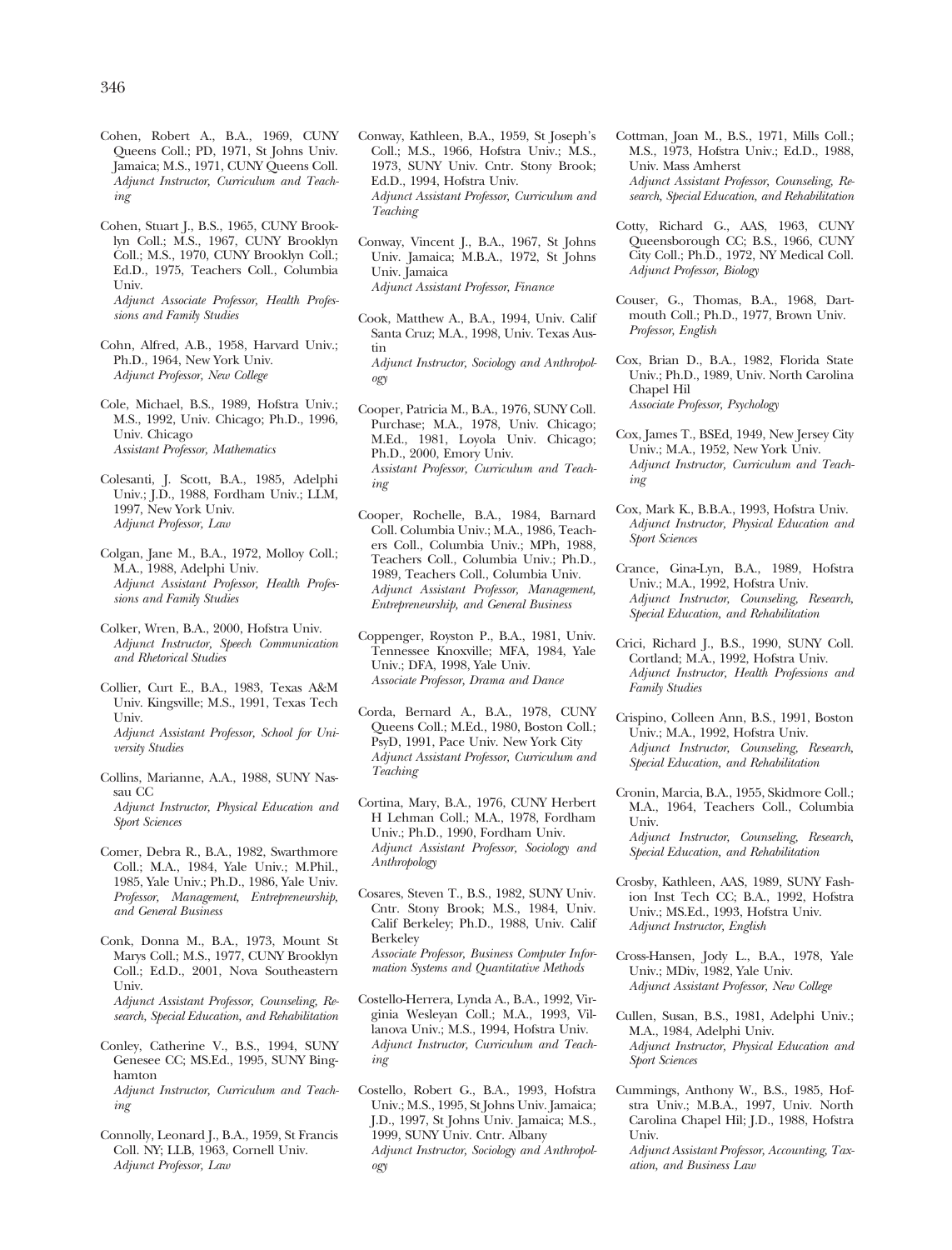Cohen, Robert A., B.A., 1969, CUNY Queens Coll.; PD, 1971, St Johns Univ. Jamaica; M.S., 1971, CUNY Queens Coll.
*Adjunct Instructor, Curriculum and Teaching*

Cohen, Stuart J., B.S., 1965, CUNY Brooklyn Coll.; M.S., 1967, CUNY Brooklyn Coll.; M.S., 1970, CUNY Brooklyn Coll.; Ed.D., 1975, Teachers Coll., Columbia Univ.
*Adjunct Associate Professor, Health Professions and Family Studies*

Cohn, Alfred, A.B., 1958, Harvard Univ.; Ph.D., 1964, New York Univ.
*Adjunct Professor, New College*

Cole, Michael, B.S., 1989, Hofstra Univ.; M.S., 1992, Univ. Chicago; Ph.D., 1996, Univ. Chicago
*Assistant Professor, Mathematics*

Colesanti, J. Scott, B.A., 1985, Adelphi Univ.; J.D., 1988, Fordham Univ.; LLM, 1997, New York Univ.
*Adjunct Professor, Law*

Colgan, Jane M., B.A., 1972, Molloy Coll.; M.A., 1988, Adelphi Univ.
*Adjunct Assistant Professor, Health Professions and Family Studies*

Colker, Wren, B.A., 2000, Hofstra Univ.
*Adjunct Instructor, Speech Communication and Rhetorical Studies*

Collier, Curt E., B.A., 1983, Texas A&M Univ. Kingsville; M.S., 1991, Texas Tech Univ.
*Adjunct Assistant Professor, School for University Studies*

Collins, Marianne, A.A., 1988, SUNY Nassau CC
*Adjunct Instructor, Physical Education and Sport Sciences*

Comer, Debra R., B.A., 1982, Swarthmore Coll.; M.A., 1984, Yale Univ.; M.Phil., 1985, Yale Univ.; Ph.D., 1986, Yale Univ.
*Professor, Management, Entrepreneurship, and General Business*

Conk, Donna M., B.A., 1973, Mount St Marys Coll.; M.S., 1977, CUNY Brooklyn Coll.; Ed.D., 2001, Nova Southeastern Univ.
*Adjunct Assistant Professor, Counseling, Research, Special Education, and Rehabilitation*

Conley, Catherine V., B.S., 1994, SUNY Genesee CC; MS.Ed., 1995, SUNY Binghamton
*Adjunct Instructor, Curriculum and Teaching*

Connolly, Leonard J., B.A., 1959, St Francis Coll. NY; LLB, 1963, Cornell Univ.
*Adjunct Professor, Law*

Conway, Kathleen, B.A., 1959, St Joseph's Coll.; M.S., 1966, Hofstra Univ.; M.S., 1973, SUNY Univ. Cntr. Stony Brook; Ed.D., 1994, Hofstra Univ.
*Adjunct Assistant Professor, Curriculum and Teaching*

Conway, Vincent J., B.A., 1967, St Johns Univ. Jamaica; M.B.A., 1972, St Johns Univ. Jamaica
*Adjunct Assistant Professor, Finance*

Cook, Matthew A., B.A., 1994, Univ. Calif Santa Cruz; M.A., 1998, Univ. Texas Austin
*Adjunct Instructor, Sociology and Anthropology*

Cooper, Patricia M., B.A., 1976, SUNY Coll. Purchase; M.A., 1978, Univ. Chicago; M.Ed., 1981, Loyola Univ. Chicago; Ph.D., 2000, Emory Univ.
*Assistant Professor, Curriculum and Teaching*

Cooper, Rochelle, B.A., 1984, Barnard Coll. Columbia Univ.; M.A., 1986, Teachers Coll., Columbia Univ.; MPh, 1988, Teachers Coll., Columbia Univ.; Ph.D., 1989, Teachers Coll., Columbia Univ.
*Adjunct Assistant Professor, Management, Entrepreneurship, and General Business*

Coppenger, Royston P., B.A., 1981, Univ. Tennessee Knoxville; MFA, 1984, Yale Univ.; DFA, 1998, Yale Univ.
*Associate Professor, Drama and Dance*

Corda, Bernard A., B.A., 1978, CUNY Queens Coll.; M.Ed., 1980, Boston Coll.; PsyD, 1991, Pace Univ. New York City
*Adjunct Assistant Professor, Curriculum and Teaching*

Cortina, Mary, B.A., 1976, CUNY Herbert H Lehman Coll.; M.A., 1978, Fordham Univ.; Ph.D., 1990, Fordham Univ.
*Adjunct Assistant Professor, Sociology and Anthropology*

Cosares, Steven T., B.S., 1982, SUNY Univ. Cntr. Stony Brook; M.S., 1984, Univ. Calif Berkeley; Ph.D., 1988, Univ. Calif Berkeley
*Associate Professor, Business Computer Information Systems and Quantitative Methods*

Costello-Herrera, Lynda A., B.A., 1992, Virginia Wesleyan Coll.; M.A., 1993, Villanova Univ.; M.S., 1994, Hofstra Univ.
*Adjunct Instructor, Curriculum and Teaching*

Costello, Robert G., B.A., 1993, Hofstra Univ.; M.S., 1995, St Johns Univ. Jamaica; J.D., 1997, St Johns Univ. Jamaica; M.S., 1999, SUNY Univ. Cntr. Albany
*Adjunct Instructor, Sociology and Anthropology*

Cottman, Joan M., B.S., 1971, Mills Coll.; M.S., 1973, Hofstra Univ.; Ed.D., 1988, Univ. Mass Amherst
*Adjunct Assistant Professor, Counseling, Research, Special Education, and Rehabilitation*

Cotty, Richard G., AAS, 1963, CUNY Queensborough CC; B.S., 1966, CUNY City Coll.; Ph.D., 1972, NY Medical Coll.
*Adjunct Professor, Biology*

Couser, G., Thomas, B.A., 1968, Dartmouth Coll.; Ph.D., 1977, Brown Univ.
*Professor, English*

Cox, Brian D., B.A., 1982, Florida State Univ.; Ph.D., 1989, Univ. North Carolina Chapel Hil
*Associate Professor, Psychology*

Cox, James T., BSEd, 1949, New Jersey City Univ.; M.A., 1952, New York Univ.
*Adjunct Instructor, Curriculum and Teaching*

Cox, Mark K., B.B.A., 1993, Hofstra Univ.
*Adjunct Instructor, Physical Education and Sport Sciences*

Crance, Gina-Lyn, B.A., 1989, Hofstra Univ.; M.A., 1992, Hofstra Univ.
*Adjunct Instructor, Counseling, Research, Special Education, and Rehabilitation*

Crici, Richard J., B.S., 1990, SUNY Coll. Cortland; M.A., 1992, Hofstra Univ.
*Adjunct Instructor, Health Professions and Family Studies*

Crispino, Colleen Ann, B.S., 1991, Boston Univ.; M.A., 1992, Hofstra Univ.
*Adjunct Instructor, Counseling, Research, Special Education, and Rehabilitation*

Cronin, Marcia, B.A., 1955, Skidmore Coll.; M.A., 1964, Teachers Coll., Columbia Univ.
*Adjunct Instructor, Counseling, Research, Special Education, and Rehabilitation*

Crosby, Kathleen, AAS, 1989, SUNY Fashion Inst Tech CC; B.A., 1992, Hofstra Univ.; MS.Ed., 1993, Hofstra Univ.
*Adjunct Instructor, English*

Cross-Hansen, Jody L., B.A., 1978, Yale Univ.; MDiv, 1982, Yale Univ.
*Adjunct Assistant Professor, New College*

Cullen, Susan, B.S., 1981, Adelphi Univ.; M.A., 1984, Adelphi Univ.
*Adjunct Instructor, Physical Education and Sport Sciences*

Cummings, Anthony W., B.S., 1985, Hofstra Univ.; M.B.A., 1997, Univ. North Carolina Chapel Hil; J.D., 1988, Hofstra Univ.
*Adjunct Assistant Professor, Accounting, Taxation, and Business Law*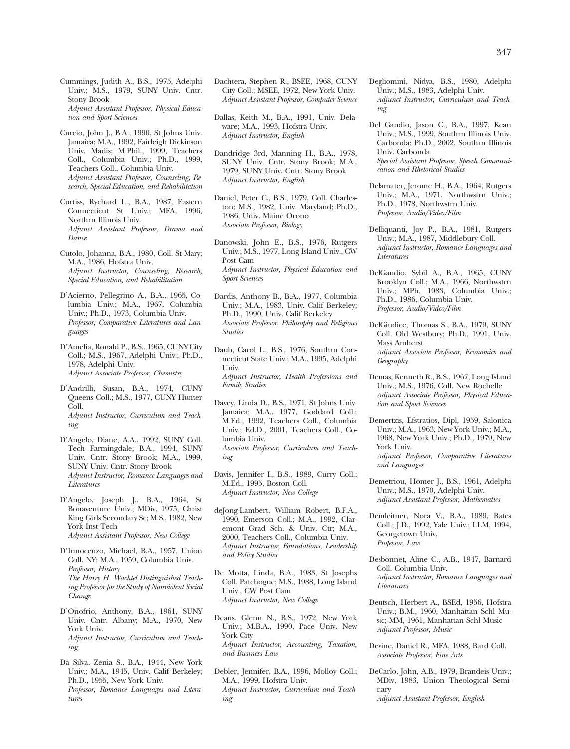Cummings, Judith A., B.S., 1975, Adelphi Univ.; M.S., 1979, SUNY Univ. Cntr. Stony Brook
*Adjunct Assistant Professor, Physical Education and Sport Sciences*

Curcio, John J., B.A., 1990, St Johns Univ. Jamaica; M.A., 1992, Fairleigh Dickinson Univ. Madis; M.Phil., 1999, Teachers Coll., Columbia Univ.; Ph.D., 1999, Teachers Coll., Columbia Univ.
*Adjunct Assistant Professor, Counseling, Research, Special Education, and Rehabilitation*

Curtiss, Rychard L., B.A., 1987, Eastern Connecticut St Univ.; MFA, 1996, Northrn Illinois Univ.
*Adjunct Assistant Professor, Drama and Dance*

Cutolo, Johanna, B.A., 1980, Coll. St Mary; M.A., 1986, Hofstra Univ.
*Adjunct Instructor, Counseling, Research, Special Education, and Rehabilitation*

D'Acierno, Pellegrino A., B.A., 1965, Columbia Univ.; M.A., 1967, Columbia Univ.; Ph.D., 1973, Columbia Univ.
*Professor, Comparative Literatures and Languages*

D'Amelia, Ronald P., B.S., 1965, CUNY City Coll.; M.S., 1967, Adelphi Univ.; Ph.D., 1978, Adelphi Univ.
*Adjunct Associate Professor, Chemistry*

D'Andrilli, Susan, B.A., 1974, CUNY Queens Coll.; M.S., 1977, CUNY Hunter Coll.
*Adjunct Instructor, Curriculum and Teaching*

D'Angelo, Diane, A.A., 1992, SUNY Coll. Tech Farmingdale; B.A., 1994, SUNY Univ. Cntr. Stony Brook; M.A., 1999, SUNY Univ. Cntr. Stony Brook
*Adjunct Instructor, Romance Languages and Literatures*

D'Angelo, Joseph J., B.A., 1964, St Bonaventure Univ.; MDiv, 1975, Christ King Girls Secondary Sc; M.S., 1982, New York Inst Tech
*Adjunct Assistant Professor, New College*

D'Innocenzo, Michael, B.A., 1957, Union Coll. NY; M.A., 1959, Columbia Univ.
*Professor, History*
*The Harry H. Wachtel Distinguished Teaching Professor for the Study of Nonviolent Social Change*

D'Onofrio, Anthony, B.A., 1961, SUNY Univ. Cntr. Albany; M.A., 1970, New York Univ.
*Adjunct Instructor, Curriculum and Teaching*

Da Silva, Zenia S., B.A., 1944, New York Univ.; M.A., 1945, Univ. Calif Berkeley; Ph.D., 1955, New York Univ.
*Professor, Romance Languages and Literatures*

Dachtera, Stephen R., BSEE, 1968, CUNY City Coll.; MSEE, 1972, New York Univ.
*Adjunct Assistant Professor, Computer Science*

Dallas, Keith M., B.A., 1991, Univ. Delaware; M.A., 1993, Hofstra Univ.
*Adjunct Instructor, English*

Dandridge 3rd, Manning H., B.A., 1978, SUNY Univ. Cntr. Stony Brook; M.A., 1979, SUNY Univ. Cntr. Stony Brook
*Adjunct Instructor, English*

Daniel, Peter C., B.S., 1979, Coll. Charleston; M.S., 1982, Univ. Maryland; Ph.D., 1986, Univ. Maine Orono
*Associate Professor, Biology*

Danowski, John E., B.S., 1976, Rutgers Univ.; M.S., 1977, Long Island Univ., CW Post Cam
*Adjunct Instructor, Physical Education and Sport Sciences*

Dardis, Anthony B., B.A., 1977, Columbia Univ.; M.A., 1983, Univ. Calif Berkeley; Ph.D., 1990, Univ. Calif Berkeley
*Associate Professor, Philosophy and Religious Studies*

Daub, Carol L., B.S., 1976, Southrn Connecticut State Univ.; M.A., 1995, Adelphi Univ.
*Adjunct Instructor, Health Professions and Family Studies*

Davey, Linda D., B.S., 1971, St Johns Univ. Jamaica; M.A., 1977, Goddard Coll.; M.Ed., 1992, Teachers Coll., Columbia Univ.; Ed.D., 2001, Teachers Coll., Columbia Univ.
*Associate Professor, Curriculum and Teaching*

Davis, Jennifer I., B.S., 1989, Curry Coll.; M.Ed., 1995, Boston Coll.
*Adjunct Instructor, New College*

deJong-Lambert, William Robert, B.F.A., 1990, Emerson Coll.; M.A., 1992, Claremont Grad Sch. & Univ. Ctr; M.A., 2000, Teachers Coll., Columbia Univ.
*Adjunct Instructor, Foundations, Leadership and Policy Studies*

De Motta, Linda, B.A., 1983, St Josephs Coll. Patchogue; M.S., 1988, Long Island Univ., CW Post Cam
*Adjunct Instructor, New College*

Deans, Glenn N., B.S., 1972, New York Univ.; M.B.A., 1990, Pace Univ. New York City
*Adjunct Instructor, Accounting, Taxation, and Business Law*

Debler, Jennifer, B.A., 1996, Molloy Coll.; M.A., 1999, Hofstra Univ.
*Adjunct Instructor, Curriculum and Teaching*

Degliomini, Nidya, B.S., 1980, Adelphi Univ.; M.S., 1983, Adelphi Univ.
*Adjunct Instructor, Curriculum and Teaching*

Del Gandio, Jason C., B.A., 1997, Kean Univ.; M.S., 1999, Southrn Illinois Univ. Carbonda; Ph.D., 2002, Southrn Illinois Univ. Carbonda
*Special Assistant Professor, Speech Communication and Rhetorical Studies*

Delamater, Jerome H., B.A., 1964, Rutgers Univ.; M.A., 1971, Northwstrn Univ.; Ph.D., 1978, Northwstrn Univ.
*Professor, Audio/Video/Film*

Delliquanti, Joy P., B.A., 1981, Rutgers Univ.; M.A., 1987, Middlebury Coll.
*Adjunct Instructor, Romance Languages and Literatures*

DelGaudio, Sybil A., B.A., 1965, CUNY Brooklyn Coll.; M.A., 1966, Northwstrn Univ.; MPh, 1983, Columbia Univ.; Ph.D., 1986, Columbia Univ.
*Professor, Audio/Video/Film*

DelGiudice, Thomas S., B.A., 1979, SUNY Coll. Old Westbury; Ph.D., 1991, Univ. Mass Amherst
*Adjunct Associate Professor, Economics and Geography*

Demas, Kenneth R., B.S., 1967, Long Island Univ.; M.S., 1976, Coll. New Rochelle
*Adjunct Associate Professor, Physical Education and Sport Sciences*

Demertzis, Efstratios, Dipl, 1959, Salonica Univ.; M.A., 1963, New York Univ.; M.A., 1968, New York Univ.; Ph.D., 1979, New York Univ.
*Adjunct Professor, Comparative Literatures and Languages*

Demetriou, Homer J., B.S., 1961, Adelphi Univ.; M.S., 1970, Adelphi Univ.
*Adjunct Assistant Professor, Mathematics*

Demleitner, Nora V., B.A., 1989, Bates Coll.; J.D., 1992, Yale Univ.; LLM, 1994, Georgetown Univ.
*Professor, Law*

Desbonnet, Aline C., A.B., 1947, Barnard Coll. Columbia Univ.
*Adjunct Instructor, Romance Languages and Literatures*

Deutsch, Herbert A., BSEd, 1956, Hofstra Univ.; B.M., 1960, Manhattan Schl Music; MM, 1961, Manhattan Schl Music
*Adjunct Professor, Music*

Devine, Daniel R., MFA, 1988, Bard Coll.
*Associate Professor, Fine Arts*

DeCarlo, John, A.B., 1979, Brandeis Univ.; MDiv, 1983, Union Theological Seminary
*Adjunct Assistant Professor, English*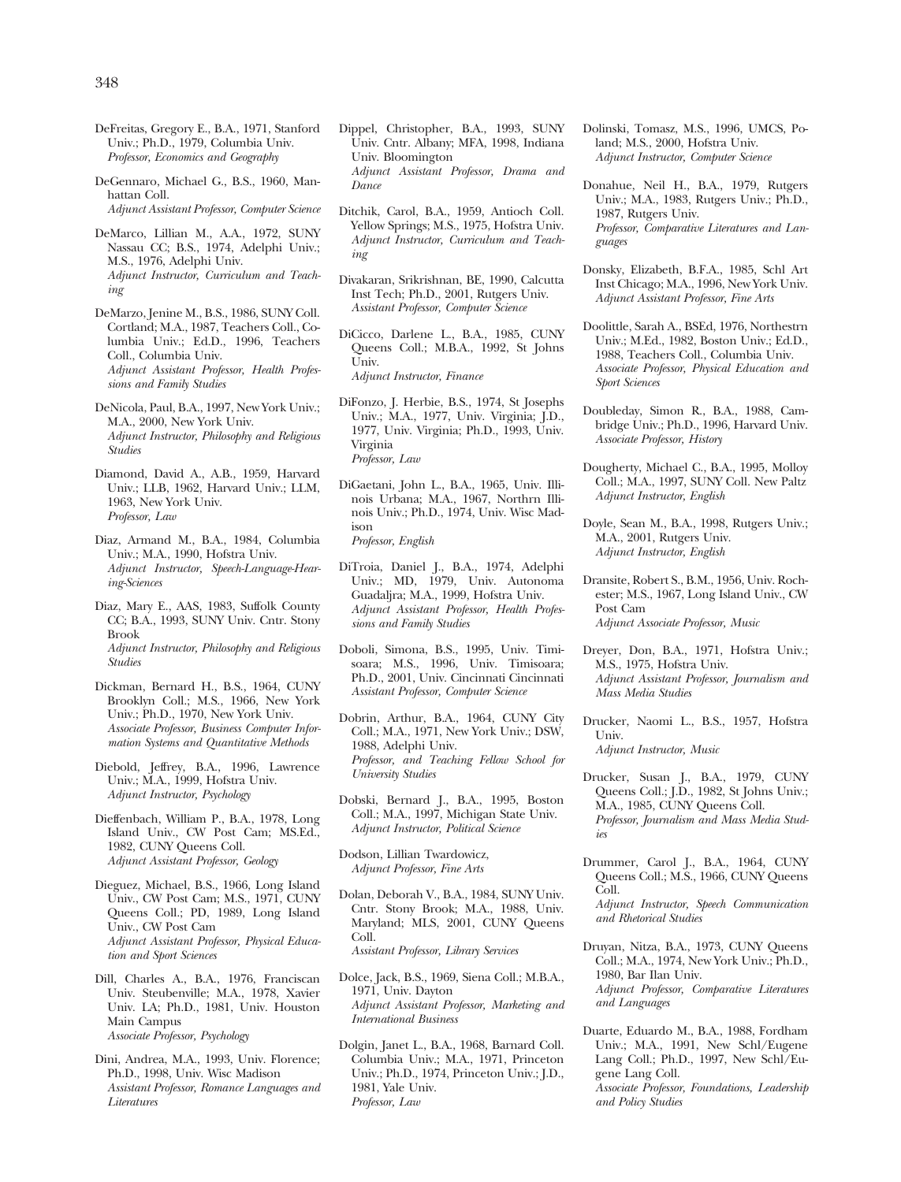DeFreitas, Gregory E., B.A., 1971, Stanford Univ.; Ph.D., 1979, Columbia Univ.
*Professor, Economics and Geography*

DeGennaro, Michael G., B.S., 1960, Manhattan Coll.
*Adjunct Assistant Professor, Computer Science*

DeMarco, Lillian M., A.A., 1972, SUNY Nassau CC; B.S., 1974, Adelphi Univ.; M.S., 1976, Adelphi Univ.
*Adjunct Instructor, Curriculum and Teaching*

DeMarzo, Jenine M., B.S., 1986, SUNY Coll. Cortland; M.A., 1987, Teachers Coll., Columbia Univ.; Ed.D., 1996, Teachers Coll., Columbia Univ.
*Adjunct Assistant Professor, Health Professions and Family Studies*

DeNicola, Paul, B.A., 1997, New York Univ.; M.A., 2000, New York Univ.
*Adjunct Instructor, Philosophy and Religious Studies*

Diamond, David A., A.B., 1959, Harvard Univ.; LLB, 1962, Harvard Univ.; LLM, 1963, New York Univ.
*Professor, Law*

Diaz, Armand M., B.A., 1984, Columbia Univ.; M.A., 1990, Hofstra Univ.
*Adjunct Instructor, Speech-Language-Hearing-Sciences*

Diaz, Mary E., AAS, 1983, Suffolk County CC; B.A., 1993, SUNY Univ. Cntr. Stony Brook
*Adjunct Instructor, Philosophy and Religious Studies*

Dickman, Bernard H., B.S., 1964, CUNY Brooklyn Coll.; M.S., 1966, New York Univ.; Ph.D., 1970, New York Univ.
*Associate Professor, Business Computer Information Systems and Quantitative Methods*

Diebold, Jeffrey, B.A., 1996, Lawrence Univ.; M.A., 1999, Hofstra Univ.
*Adjunct Instructor, Psychology*

Dieffenbach, William P., B.A., 1978, Long Island Univ., CW Post Cam; MS.Ed., 1982, CUNY Queens Coll.
*Adjunct Assistant Professor, Geology*

Dieguez, Michael, B.S., 1966, Long Island Univ., CW Post Cam; M.S., 1971, CUNY Queens Coll.; PD, 1989, Long Island Univ., CW Post Cam
*Adjunct Assistant Professor, Physical Education and Sport Sciences*

Dill, Charles A., B.A., 1976, Franciscan Univ. Steubenville; M.A., 1978, Xavier Univ. LA; Ph.D., 1981, Univ. Houston Main Campus
*Associate Professor, Psychology*

Dini, Andrea, M.A., 1993, Univ. Florence; Ph.D., 1998, Univ. Wisc Madison
*Assistant Professor, Romance Languages and Literatures*

Dippel, Christopher, B.A., 1993, SUNY Univ. Cntr. Albany; MFA, 1998, Indiana Univ. Bloomington
*Adjunct Assistant Professor, Drama and Dance*

Ditchik, Carol, B.A., 1959, Antioch Coll. Yellow Springs; M.S., 1975, Hofstra Univ.
*Adjunct Instructor, Curriculum and Teaching*

Divakaran, Srikrishnan, BE, 1990, Calcutta Inst Tech; Ph.D., 2001, Rutgers Univ.
*Assistant Professor, Computer Science*

DiCicco, Darlene L., B.A., 1985, CUNY Queens Coll.; M.B.A., 1992, St Johns Univ.
*Adjunct Instructor, Finance*

DiFonzo, J. Herbie, B.S., 1974, St Josephs Univ.; M.A., 1977, Univ. Virginia; J.D., 1977, Univ. Virginia; Ph.D., 1993, Univ. Virginia
*Professor, Law*

DiGaetani, John L., B.A., 1965, Univ. Illinois Urbana; M.A., 1967, Northrn Illinois Univ.; Ph.D., 1974, Univ. Wisc Madison
*Professor, English*

DiTroia, Daniel J., B.A., 1974, Adelphi Univ.; MD, 1979, Univ. Autonoma Guadaljra; M.A., 1999, Hofstra Univ.
*Adjunct Assistant Professor, Health Professions and Family Studies*

Doboli, Simona, B.S., 1995, Univ. Timisoara; M.S., 1996, Univ. Timisoara; Ph.D., 2001, Univ. Cincinnati Cincinnati
*Assistant Professor, Computer Science*

Dobrin, Arthur, B.A., 1964, CUNY City Coll.; M.A., 1971, New York Univ.; DSW, 1988, Adelphi Univ.
*Professor, and Teaching Fellow School for University Studies*

Dobski, Bernard J., B.A., 1995, Boston Coll.; M.A., 1997, Michigan State Univ.
*Adjunct Instructor, Political Science*

Dodson, Lillian Twardowicz,
*Adjunct Professor, Fine Arts*

Dolan, Deborah V., B.A., 1984, SUNY Univ. Cntr. Stony Brook; M.A., 1988, Univ. Maryland; MLS, 2001, CUNY Queens Coll.
*Assistant Professor, Library Services*

Dolce, Jack, B.S., 1969, Siena Coll.; M.B.A., 1971, Univ. Dayton
*Adjunct Assistant Professor, Marketing and International Business*

Dolgin, Janet L., B.A., 1968, Barnard Coll. Columbia Univ.; M.A., 1971, Princeton Univ.; Ph.D., 1974, Princeton Univ.; J.D., 1981, Yale Univ.
*Professor, Law*

Dolinski, Tomasz, M.S., 1996, UMCS, Poland; M.S., 2000, Hofstra Univ.
*Adjunct Instructor, Computer Science*

Donahue, Neil H., B.A., 1979, Rutgers Univ.; M.A., 1983, Rutgers Univ.; Ph.D., 1987, Rutgers Univ.
*Professor, Comparative Literatures and Languages*

Donsky, Elizabeth, B.F.A., 1985, Schl Art Inst Chicago; M.A., 1996, New York Univ.
*Adjunct Assistant Professor, Fine Arts*

Doolittle, Sarah A., BSEd, 1976, Northestrn Univ.; M.Ed., 1982, Boston Univ.; Ed.D., 1988, Teachers Coll., Columbia Univ.
*Associate Professor, Physical Education and Sport Sciences*

Doubleday, Simon R., B.A., 1988, Cambridge Univ.; Ph.D., 1996, Harvard Univ.
*Associate Professor, History*

Dougherty, Michael C., B.A., 1995, Molloy Coll.; M.A., 1997, SUNY Coll. New Paltz
*Adjunct Instructor, English*

Doyle, Sean M., B.A., 1998, Rutgers Univ.; M.A., 2001, Rutgers Univ.
*Adjunct Instructor, English*

Dransite, Robert S., B.M., 1956, Univ. Rochester; M.S., 1967, Long Island Univ., CW Post Cam
*Adjunct Associate Professor, Music*

Dreyer, Don, B.A., 1971, Hofstra Univ.; M.S., 1975, Hofstra Univ.
*Adjunct Assistant Professor, Journalism and Mass Media Studies*

Drucker, Naomi L., B.S., 1957, Hofstra Univ.
*Adjunct Instructor, Music*

Drucker, Susan J., B.A., 1979, CUNY Queens Coll.; J.D., 1982, St Johns Univ.; M.A., 1985, CUNY Queens Coll.
*Professor, Journalism and Mass Media Studies*

Drummer, Carol J., B.A., 1964, CUNY Queens Coll.; M.S., 1966, CUNY Queens Coll.
*Adjunct Instructor, Speech Communication and Rhetorical Studies*

Druyan, Nitza, B.A., 1973, CUNY Queens Coll.; M.A., 1974, New York Univ.; Ph.D., 1980, Bar Ilan Univ.
*Adjunct Professor, Comparative Literatures and Languages*

Duarte, Eduardo M., B.A., 1988, Fordham Univ.; M.A., 1991, New Schl/Eugene Lang Coll.; Ph.D., 1997, New Schl/Eugene Lang Coll.
*Associate Professor, Foundations, Leadership and Policy Studies*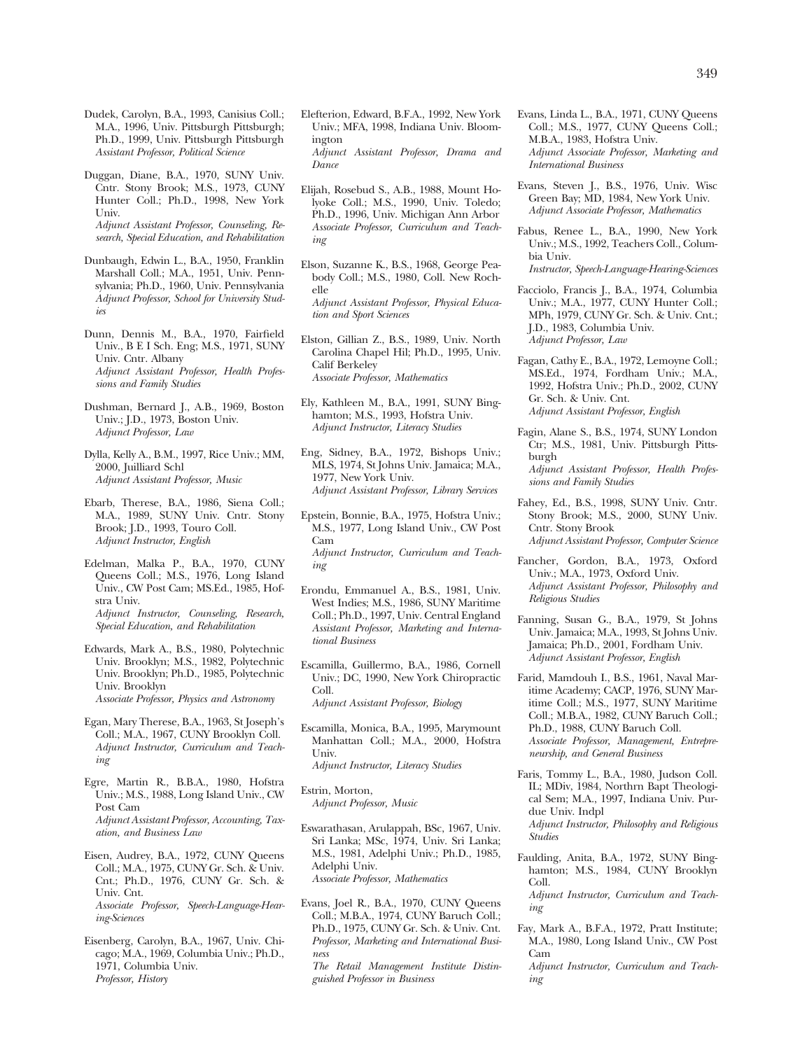Dudek, Carolyn, B.A., 1993, Canisius Coll.; M.A., 1996, Univ. Pittsburgh Pittsburgh; Ph.D., 1999, Univ. Pittsburgh Pittsburgh
*Assistant Professor, Political Science*

Duggan, Diane, B.A., 1970, SUNY Univ. Cntr. Stony Brook; M.S., 1973, CUNY Hunter Coll.; Ph.D., 1998, New York Univ.
*Adjunct Assistant Professor, Counseling, Research, Special Education, and Rehabilitation*

Dunbaugh, Edwin L., B.A., 1950, Franklin Marshall Coll.; M.A., 1951, Univ. Pennsylvania; Ph.D., 1960, Univ. Pennsylvania
*Adjunct Professor, School for University Studies*

Dunn, Dennis M., B.A., 1970, Fairfield Univ., B E I Sch. Eng; M.S., 1971, SUNY Univ. Cntr. Albany
*Adjunct Assistant Professor, Health Professions and Family Studies*

Dushman, Bernard J., A.B., 1969, Boston Univ.; J.D., 1973, Boston Univ.
*Adjunct Professor, Law*

Dylla, Kelly A., B.M., 1997, Rice Univ.; MM, 2000, Juilliard Schl
*Adjunct Assistant Professor, Music*

Ebarb, Therese, B.A., 1986, Siena Coll.; M.A., 1989, SUNY Univ. Cntr. Stony Brook; J.D., 1993, Touro Coll.
*Adjunct Instructor, English*

Edelman, Malka P., B.A., 1970, CUNY Queens Coll.; M.S., 1976, Long Island Univ., CW Post Cam; MS.Ed., 1985, Hofstra Univ.
*Adjunct Instructor, Counseling, Research, Special Education, and Rehabilitation*

Edwards, Mark A., B.S., 1980, Polytechnic Univ. Brooklyn; M.S., 1982, Polytechnic Univ. Brooklyn; Ph.D., 1985, Polytechnic Univ. Brooklyn
*Associate Professor, Physics and Astronomy*

Egan, Mary Therese, B.A., 1963, St Joseph's Coll.; M.A., 1967, CUNY Brooklyn Coll.
*Adjunct Instructor, Curriculum and Teaching*

Egre, Martin R., B.B.A., 1980, Hofstra Univ.; M.S., 1988, Long Island Univ., CW Post Cam
*Adjunct Assistant Professor, Accounting, Taxation, and Business Law*

Eisen, Audrey, B.A., 1972, CUNY Queens Coll.; M.A., 1975, CUNY Gr. Sch. & Univ. Cnt.; Ph.D., 1976, CUNY Gr. Sch. & Univ. Cnt.
*Associate Professor, Speech-Language-Hearing-Sciences*

Eisenberg, Carolyn, B.A., 1967, Univ. Chicago; M.A., 1969, Columbia Univ.; Ph.D., 1971, Columbia Univ.
*Professor, History*

Elefterion, Edward, B.F.A., 1992, New York Univ.; MFA, 1998, Indiana Univ. Bloomington
*Adjunct Assistant Professor, Drama and Dance*

Elijah, Rosebud S., A.B., 1988, Mount Holyoke Coll.; M.S., 1990, Univ. Toledo; Ph.D., 1996, Univ. Michigan Ann Arbor
*Associate Professor, Curriculum and Teaching*

Elson, Suzanne K., B.S., 1968, George Peabody Coll.; M.S., 1980, Coll. New Rochelle
*Adjunct Assistant Professor, Physical Education and Sport Sciences*

Elston, Gillian Z., B.S., 1989, Univ. North Carolina Chapel Hil; Ph.D., 1995, Univ. Calif Berkeley
*Associate Professor, Mathematics*

Ely, Kathleen M., B.A., 1991, SUNY Binghamton; M.S., 1993, Hofstra Univ.
*Adjunct Instructor, Literacy Studies*

Eng, Sidney, B.A., 1972, Bishops Univ.; MLS, 1974, St Johns Univ. Jamaica; M.A., 1977, New York Univ.
*Adjunct Assistant Professor, Library Services*

Epstein, Bonnie, B.A., 1975, Hofstra Univ.; M.S., 1977, Long Island Univ., CW Post Cam
*Adjunct Instructor, Curriculum and Teaching*

Erondu, Emmanuel A., B.S., 1981, Univ. West Indies; M.S., 1986, SUNY Maritime Coll.; Ph.D., 1997, Univ. Central England
*Assistant Professor, Marketing and International Business*

Escamilla, Guillermo, B.A., 1986, Cornell Univ.; DC, 1990, New York Chiropractic Coll.
*Adjunct Assistant Professor, Biology*

Escamilla, Monica, B.A., 1995, Marymount Manhattan Coll.; M.A., 2000, Hofstra Univ.
*Adjunct Instructor, Literacy Studies*

Estrin, Morton,
*Adjunct Professor, Music*

Eswarathasan, Arulappah, BSc, 1967, Univ. Sri Lanka; MSc, 1974, Univ. Sri Lanka; M.S., 1981, Adelphi Univ.; Ph.D., 1985, Adelphi Univ.
*Associate Professor, Mathematics*

Evans, Joel R., B.A., 1970, CUNY Queens Coll.; M.B.A., 1974, CUNY Baruch Coll.; Ph.D., 1975, CUNY Gr. Sch. & Univ. Cnt.
*Professor, Marketing and International Business*
*The Retail Management Institute Distinguished Professor in Business*

Evans, Linda L., B.A., 1971, CUNY Queens Coll.; M.S., 1977, CUNY Queens Coll.; M.B.A., 1983, Hofstra Univ.
*Adjunct Associate Professor, Marketing and International Business*

Evans, Steven J., B.S., 1976, Univ. Wisc Green Bay; MD, 1984, New York Univ.
*Adjunct Associate Professor, Mathematics*

Fabus, Renee L., B.A., 1990, New York Univ.; M.S., 1992, Teachers Coll., Columbia Univ.
*Instructor, Speech-Language-Hearing-Sciences*

Facciolo, Francis J., B.A., 1974, Columbia Univ.; M.A., 1977, CUNY Hunter Coll.; MPh, 1979, CUNY Gr. Sch. & Univ. Cnt.; J.D., 1983, Columbia Univ.
*Adjunct Professor, Law*

Fagan, Cathy E., B.A., 1972, Lemoyne Coll.; MS.Ed., 1974, Fordham Univ.; M.A., 1992, Hofstra Univ.; Ph.D., 2002, CUNY Gr. Sch. & Univ. Cnt.
*Adjunct Assistant Professor, English*

Fagin, Alane S., B.S., 1974, SUNY London Ctr; M.S., 1981, Univ. Pittsburgh Pittsburgh
*Adjunct Assistant Professor, Health Professions and Family Studies*

Fahey, Ed., B.S., 1998, SUNY Univ. Cntr. Stony Brook; M.S., 2000, SUNY Univ. Cntr. Stony Brook
*Adjunct Assistant Professor, Computer Science*

Fancher, Gordon, B.A., 1973, Oxford Univ.; M.A., 1973, Oxford Univ.
*Adjunct Assistant Professor, Philosophy and Religious Studies*

Fanning, Susan G., B.A., 1979, St Johns Univ. Jamaica; M.A., 1993, St Johns Univ. Jamaica; Ph.D., 2001, Fordham Univ.
*Adjunct Assistant Professor, English*

Farid, Mamdouh I., B.S., 1961, Naval Maritime Academy; CACP, 1976, SUNY Maritime Coll.; M.S., 1977, SUNY Maritime Coll.; M.B.A., 1982, CUNY Baruch Coll.; Ph.D., 1988, CUNY Baruch Coll.
*Associate Professor, Management, Entrepreneurship, and General Business*

Faris, Tommy L., B.A., 1980, Judson Coll. IL; MDiv, 1984, Northrn Bapt Theological Sem; M.A., 1997, Indiana Univ. Purdue Univ. Indpl
*Adjunct Instructor, Philosophy and Religious Studies*

Faulding, Anita, B.A., 1972, SUNY Binghamton; M.S., 1984, CUNY Brooklyn Coll.
*Adjunct Instructor, Curriculum and Teaching*

Fay, Mark A., B.F.A., 1972, Pratt Institute; M.A., 1980, Long Island Univ., CW Post Cam
*Adjunct Instructor, Curriculum and Teaching*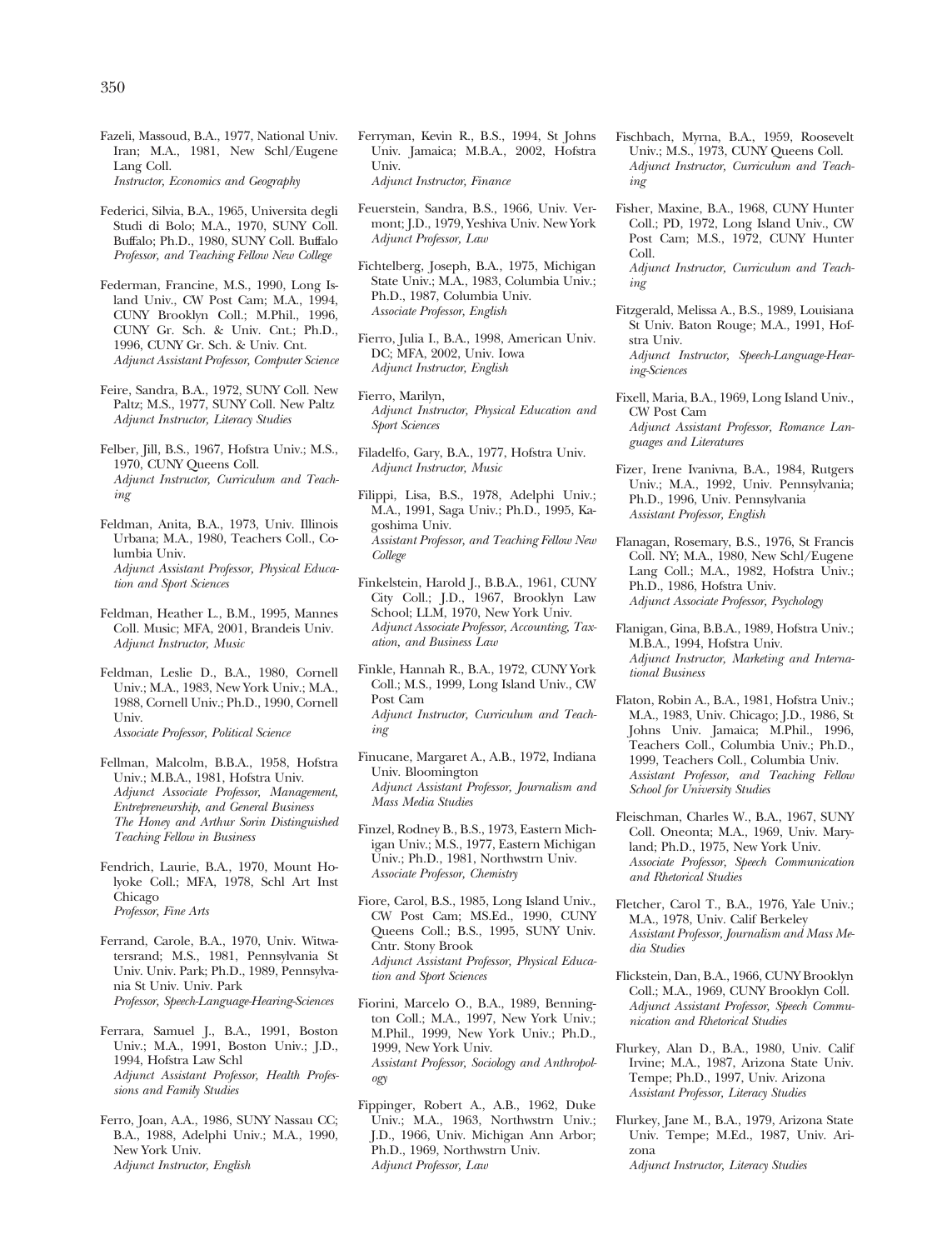Fazeli, Massoud, B.A., 1977, National Univ. Iran; M.A., 1981, New Schl/Eugene Lang Coll.
*Instructor, Economics and Geography*

Federici, Silvia, B.A., 1965, Universita degli Studi di Bolo; M.A., 1970, SUNY Coll. Buffalo; Ph.D., 1980, SUNY Coll. Buffalo
*Professor, and Teaching Fellow New College*

Federman, Francine, M.S., 1990, Long Island Univ., CW Post Cam; M.A., 1994, CUNY Brooklyn Coll.; M.Phil., 1996, CUNY Gr. Sch. & Univ. Cnt.; Ph.D., 1996, CUNY Gr. Sch. & Univ. Cnt.
*Adjunct Assistant Professor, Computer Science*

Feire, Sandra, B.A., 1972, SUNY Coll. New Paltz; M.S., 1977, SUNY Coll. New Paltz
*Adjunct Instructor, Literacy Studies*

Felber, Jill, B.S., 1967, Hofstra Univ.; M.S., 1970, CUNY Queens Coll.
*Adjunct Instructor, Curriculum and Teaching*

Feldman, Anita, B.A., 1973, Univ. Illinois Urbana; M.A., 1980, Teachers Coll., Columbia Univ.
*Adjunct Assistant Professor, Physical Education and Sport Sciences*

Feldman, Heather L., B.M., 1995, Mannes Coll. Music; MFA, 2001, Brandeis Univ.
*Adjunct Instructor, Music*

Feldman, Leslie D., B.A., 1980, Cornell Univ.; M.A., 1983, New York Univ.; M.A., 1988, Cornell Univ.; Ph.D., 1990, Cornell Univ.
*Associate Professor, Political Science*

Fellman, Malcolm, B.B.A., 1958, Hofstra Univ.; M.B.A., 1981, Hofstra Univ.
*Adjunct Associate Professor, Management, Entrepreneurship, and General Business*
*The Honey and Arthur Sorin Distinguished Teaching Fellow in Business*

Fendrich, Laurie, B.A., 1970, Mount Holyoke Coll.; MFA, 1978, Schl Art Inst Chicago
*Professor, Fine Arts*

Ferrand, Carole, B.A., 1970, Univ. Witwatersrand; M.S., 1981, Pennsylvania St Univ. Univ. Park; Ph.D., 1989, Pennsylvania St Univ. Univ. Park
*Professor, Speech-Language-Hearing-Sciences*

Ferrara, Samuel J., B.A., 1991, Boston Univ.; M.A., 1991, Boston Univ.; J.D., 1994, Hofstra Law Schl
*Adjunct Assistant Professor, Health Professions and Family Studies*

Ferro, Joan, A.A., 1986, SUNY Nassau CC; B.A., 1988, Adelphi Univ.; M.A., 1990, New York Univ.
*Adjunct Instructor, English*

Ferryman, Kevin R., B.S., 1994, St Johns Univ. Jamaica; M.B.A., 2002, Hofstra Univ.
*Adjunct Instructor, Finance*

Feuerstein, Sandra, B.S., 1966, Univ. Vermont; J.D., 1979, Yeshiva Univ. New York
*Adjunct Professor, Law*

Fichtelberg, Joseph, B.A., 1975, Michigan State Univ.; M.A., 1983, Columbia Univ.; Ph.D., 1987, Columbia Univ.
*Associate Professor, English*

Fierro, Julia I., B.A., 1998, American Univ. DC; MFA, 2002, Univ. Iowa
*Adjunct Instructor, English*

Fierro, Marilyn,
*Adjunct Instructor, Physical Education and Sport Sciences*

Filadelfo, Gary, B.A., 1977, Hofstra Univ.
*Adjunct Instructor, Music*

Filippi, Lisa, B.S., 1978, Adelphi Univ.; M.A., 1991, Saga Univ.; Ph.D., 1995, Kagoshima Univ.
*Assistant Professor, and Teaching Fellow New College*

Finkelstein, Harold J., B.B.A., 1961, CUNY City Coll.; J.D., 1967, Brooklyn Law School; LLM, 1970, New York Univ.
*Adjunct Associate Professor, Accounting, Taxation, and Business Law*

Finkle, Hannah R., B.A., 1972, CUNY York Coll.; M.S., 1999, Long Island Univ., CW Post Cam
*Adjunct Instructor, Curriculum and Teaching*

Finucane, Margaret A., A.B., 1972, Indiana Univ. Bloomington
*Adjunct Assistant Professor, Journalism and Mass Media Studies*

Finzel, Rodney B., B.S., 1973, Eastern Michigan Univ.; M.S., 1977, Eastern Michigan Univ.; Ph.D., 1981, Northwstrn Univ.
*Associate Professor, Chemistry*

Fiore, Carol, B.S., 1985, Long Island Univ., CW Post Cam; MS.Ed., 1990, CUNY Queens Coll.; B.S., 1995, SUNY Univ. Cntr. Stony Brook
*Adjunct Assistant Professor, Physical Education and Sport Sciences*

Fiorini, Marcelo O., B.A., 1989, Bennington Coll.; M.A., 1997, New York Univ.; M.Phil., 1999, New York Univ.; Ph.D., 1999, New York Univ.
*Assistant Professor, Sociology and Anthropology*

Fippinger, Robert A., A.B., 1962, Duke Univ.; M.A., 1963, Northwstrn Univ.; J.D., 1966, Univ. Michigan Ann Arbor; Ph.D., 1969, Northwstrn Univ.
*Adjunct Professor, Law*

Fischbach, Myrna, B.A., 1959, Roosevelt Univ.; M.S., 1973, CUNY Queens Coll.
*Adjunct Instructor, Curriculum and Teaching*

Fisher, Maxine, B.A., 1968, CUNY Hunter Coll.; PD, 1972, Long Island Univ., CW Post Cam; M.S., 1972, CUNY Hunter Coll.
*Adjunct Instructor, Curriculum and Teaching*

Fitzgerald, Melissa A., B.S., 1989, Louisiana St Univ. Baton Rouge; M.A., 1991, Hofstra Univ.
*Adjunct Instructor, Speech-Language-Hearing-Sciences*

Fixell, Maria, B.A., 1969, Long Island Univ., CW Post Cam
*Adjunct Assistant Professor, Romance Languages and Literatures*

Fizer, Irene Ivanivna, B.A., 1984, Rutgers Univ.; M.A., 1992, Univ. Pennsylvania; Ph.D., 1996, Univ. Pennsylvania
*Assistant Professor, English*

Flanagan, Rosemary, B.S., 1976, St Francis Coll. NY; M.A., 1980, New Schl/Eugene Lang Coll.; M.A., 1982, Hofstra Univ.; Ph.D., 1986, Hofstra Univ.
*Adjunct Associate Professor, Psychology*

Flanigan, Gina, B.B.A., 1989, Hofstra Univ.; M.B.A., 1994, Hofstra Univ.
*Adjunct Instructor, Marketing and International Business*

Flaton, Robin A., B.A., 1981, Hofstra Univ.; M.A., 1983, Univ. Chicago; J.D., 1986, St Johns Univ. Jamaica; M.Phil., 1996, Teachers Coll., Columbia Univ.; Ph.D., 1999, Teachers Coll., Columbia Univ.
*Assistant Professor, and Teaching Fellow School for University Studies*

Fleischman, Charles W., B.A., 1967, SUNY Coll. Oneonta; M.A., 1969, Univ. Maryland; Ph.D., 1975, New York Univ.
*Associate Professor, Speech Communication and Rhetorical Studies*

Fletcher, Carol T., B.A., 1976, Yale Univ.; M.A., 1978, Univ. Calif Berkeley
*Assistant Professor, Journalism and Mass Media Studies*

Flickstein, Dan, B.A., 1966, CUNY Brooklyn Coll.; M.A., 1969, CUNY Brooklyn Coll.
*Adjunct Assistant Professor, Speech Communication and Rhetorical Studies*

Flurkey, Alan D., B.A., 1980, Univ. Calif Irvine; M.A., 1987, Arizona State Univ. Tempe; Ph.D., 1997, Univ. Arizona
*Assistant Professor, Literacy Studies*

Flurkey, Jane M., B.A., 1979, Arizona State Univ. Tempe; M.Ed., 1987, Univ. Arizona
*Adjunct Instructor, Literacy Studies*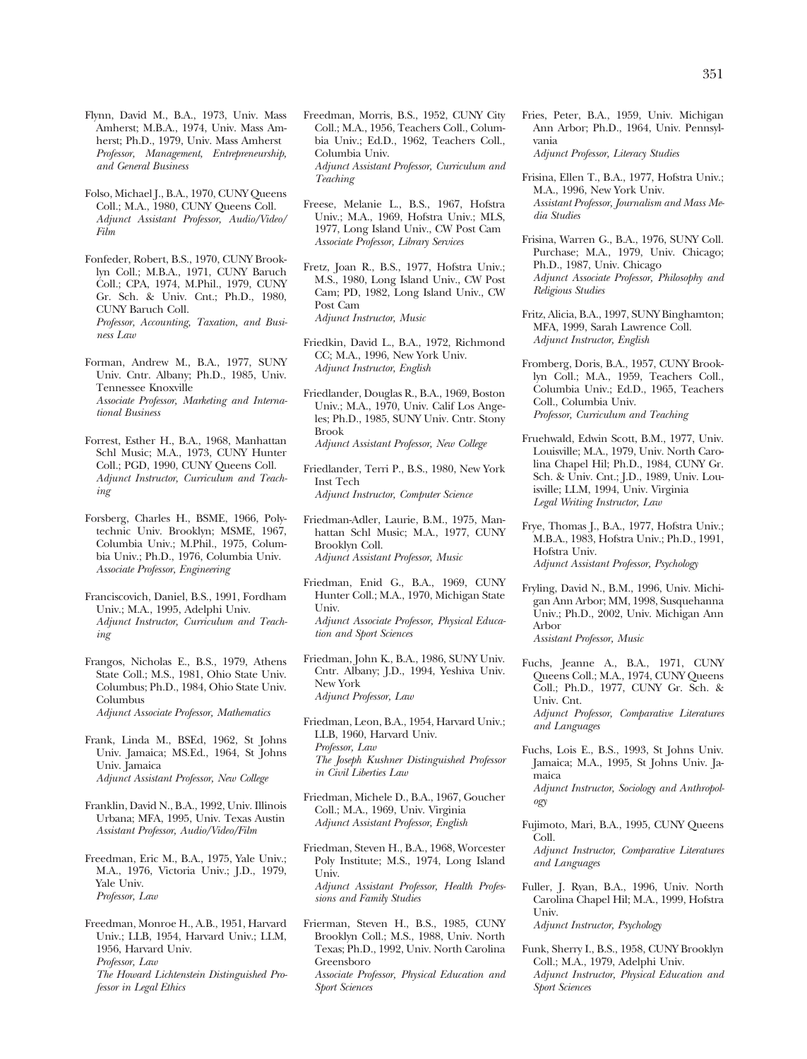Flynn, David M., B.A., 1973, Univ. Mass Amherst; M.B.A., 1974, Univ. Mass Amherst; Ph.D., 1979, Univ. Mass Amherst
*Professor, Management, Entrepreneurship, and General Business*

Folso, Michael J., B.A., 1970, CUNY Queens Coll.; M.A., 1980, CUNY Queens Coll.
*Adjunct Assistant Professor, Audio/Video/Film*

Fonfeder, Robert, B.S., 1970, CUNY Brooklyn Coll.; M.B.A., 1971, CUNY Baruch Coll.; CPA, 1974, M.Phil., 1979, CUNY Gr. Sch. & Univ. Cnt.; Ph.D., 1980, CUNY Baruch Coll.
*Professor, Accounting, Taxation, and Business Law*

Forman, Andrew M., B.A., 1977, SUNY Univ. Cntr. Albany; Ph.D., 1985, Univ. Tennessee Knoxville
*Associate Professor, Marketing and International Business*

Forrest, Esther H., B.A., 1968, Manhattan Schl Music; M.A., 1973, CUNY Hunter Coll.; PGD, 1990, CUNY Queens Coll.
*Adjunct Instructor, Curriculum and Teaching*

Forsberg, Charles H., BSME, 1966, Polytechnic Univ. Brooklyn; MSME, 1967, Columbia Univ.; M.Phil., 1975, Columbia Univ.; Ph.D., 1976, Columbia Univ.
*Associate Professor, Engineering*

Franciscovich, Daniel, B.S., 1991, Fordham Univ.; M.A., 1995, Adelphi Univ.
*Adjunct Instructor, Curriculum and Teaching*

Frangos, Nicholas E., B.S., 1979, Athens State Coll.; M.S., 1981, Ohio State Univ. Columbus; Ph.D., 1984, Ohio State Univ. Columbus
*Adjunct Associate Professor, Mathematics*

Frank, Linda M., BSEd, 1962, St Johns Univ. Jamaica; MS.Ed., 1964, St Johns Univ. Jamaica
*Adjunct Assistant Professor, New College*

Franklin, David N., B.A., 1992, Univ. Illinois Urbana; MFA, 1995, Univ. Texas Austin
*Assistant Professor, Audio/Video/Film*

Freedman, Eric M., B.A., 1975, Yale Univ.; M.A., 1976, Victoria Univ.; J.D., 1979, Yale Univ.
*Professor, Law*

Freedman, Monroe H., A.B., 1951, Harvard Univ.; LLB, 1954, Harvard Univ.; LLM, 1956, Harvard Univ.
*Professor, Law*
*The Howard Lichtenstein Distinguished Professor in Legal Ethics*

Freedman, Morris, B.S., 1952, CUNY City Coll.; M.A., 1956, Teachers Coll., Columbia Univ.; Ed.D., 1962, Teachers Coll., Columbia Univ.
*Adjunct Assistant Professor, Curriculum and Teaching*

Freese, Melanie L., B.S., 1967, Hofstra Univ.; M.A., 1969, Hofstra Univ.; MLS, 1977, Long Island Univ., CW Post Cam
*Associate Professor, Library Services*

Fretz, Joan R., B.S., 1977, Hofstra Univ.; M.S., 1980, Long Island Univ., CW Post Cam; PD, 1982, Long Island Univ., CW Post Cam
*Adjunct Instructor, Music*

Friedkin, David L., B.A., 1972, Richmond CC; M.A., 1996, New York Univ.
*Adjunct Instructor, English*

Friedlander, Douglas R., B.A., 1969, Boston Univ.; M.A., 1970, Univ. Calif Los Angeles; Ph.D., 1985, SUNY Univ. Cntr. Stony Brook
*Adjunct Assistant Professor, New College*

Friedlander, Terri P., B.S., 1980, New York Inst Tech
*Adjunct Instructor, Computer Science*

Friedman-Adler, Laurie, B.M., 1975, Manhattan Schl Music; M.A., 1977, CUNY Brooklyn Coll.
*Adjunct Assistant Professor, Music*

Friedman, Enid G., B.A., 1969, CUNY Hunter Coll.; M.A., 1970, Michigan State Univ.
*Adjunct Associate Professor, Physical Education and Sport Sciences*

Friedman, John K., B.A., 1986, SUNY Univ. Cntr. Albany; J.D., 1994, Yeshiva Univ. New York
*Adjunct Professor, Law*

Friedman, Leon, B.A., 1954, Harvard Univ.; LLB, 1960, Harvard Univ.
*Professor, Law*
*The Joseph Kushner Distinguished Professor in Civil Liberties Law*

Friedman, Michele D., B.A., 1967, Goucher Coll.; M.A., 1969, Univ. Virginia
*Adjunct Assistant Professor, English*

Friedman, Steven H., B.A., 1968, Worcester Poly Institute; M.S., 1974, Long Island Univ.
*Adjunct Assistant Professor, Health Professions and Family Studies*

Frierman, Steven H., B.S., 1985, CUNY Brooklyn Coll.; M.S., 1988, Univ. North Texas; Ph.D., 1992, Univ. North Carolina Greensboro
*Associate Professor, Physical Education and Sport Sciences*

Fries, Peter, B.A., 1959, Univ. Michigan Ann Arbor; Ph.D., 1964, Univ. Pennsylvania
*Adjunct Professor, Literacy Studies*

Frisina, Ellen T., B.A., 1977, Hofstra Univ.; M.A., 1996, New York Univ.
*Assistant Professor, Journalism and Mass Media Studies*

Frisina, Warren G., B.A., 1976, SUNY Coll. Purchase; M.A., 1979, Univ. Chicago; Ph.D., 1987, Univ. Chicago
*Adjunct Associate Professor, Philosophy and Religious Studies*

Fritz, Alicia, B.A., 1997, SUNY Binghamton; MFA, 1999, Sarah Lawrence Coll.
*Adjunct Instructor, English*

Fromberg, Doris, B.A., 1957, CUNY Brooklyn Coll.; M.A., 1959, Teachers Coll., Columbia Univ.; Ed.D., 1965, Teachers Coll., Columbia Univ.
*Professor, Curriculum and Teaching*

Fruehwald, Edwin Scott, B.M., 1977, Univ. Louisville; M.A., 1979, Univ. North Carolina Chapel Hil; Ph.D., 1984, CUNY Gr. Sch. & Univ. Cnt.; J.D., 1989, Univ. Louisville; LLM, 1994, Univ. Virginia
*Legal Writing Instructor, Law*

Frye, Thomas J., B.A., 1977, Hofstra Univ.; M.B.A., 1983, Hofstra Univ.; Ph.D., 1991, Hofstra Univ.
*Adjunct Assistant Professor, Psychology*

Fryling, David N., B.M., 1996, Univ. Michigan Ann Arbor; MM, 1998, Susquehanna Univ.; Ph.D., 2002, Univ. Michigan Ann Arbor
*Assistant Professor, Music*

Fuchs, Jeanne A., B.A., 1971, CUNY Queens Coll.; M.A., 1974, CUNY Queens Coll.; Ph.D., 1977, CUNY Gr. Sch. & Univ. Cnt.
*Adjunct Professor, Comparative Literatures and Languages*

Fuchs, Lois E., B.S., 1993, St Johns Univ. Jamaica; M.A., 1995, St Johns Univ. Jamaica
*Adjunct Instructor, Sociology and Anthropology*

Fujimoto, Mari, B.A., 1995, CUNY Queens Coll.
*Adjunct Instructor, Comparative Literatures and Languages*

Fuller, J. Ryan, B.A., 1996, Univ. North Carolina Chapel Hil; M.A., 1999, Hofstra Univ.
*Adjunct Instructor, Psychology*

Funk, Sherry I., B.S., 1958, CUNY Brooklyn Coll.; M.A., 1979, Adelphi Univ.
*Adjunct Instructor, Physical Education and Sport Sciences*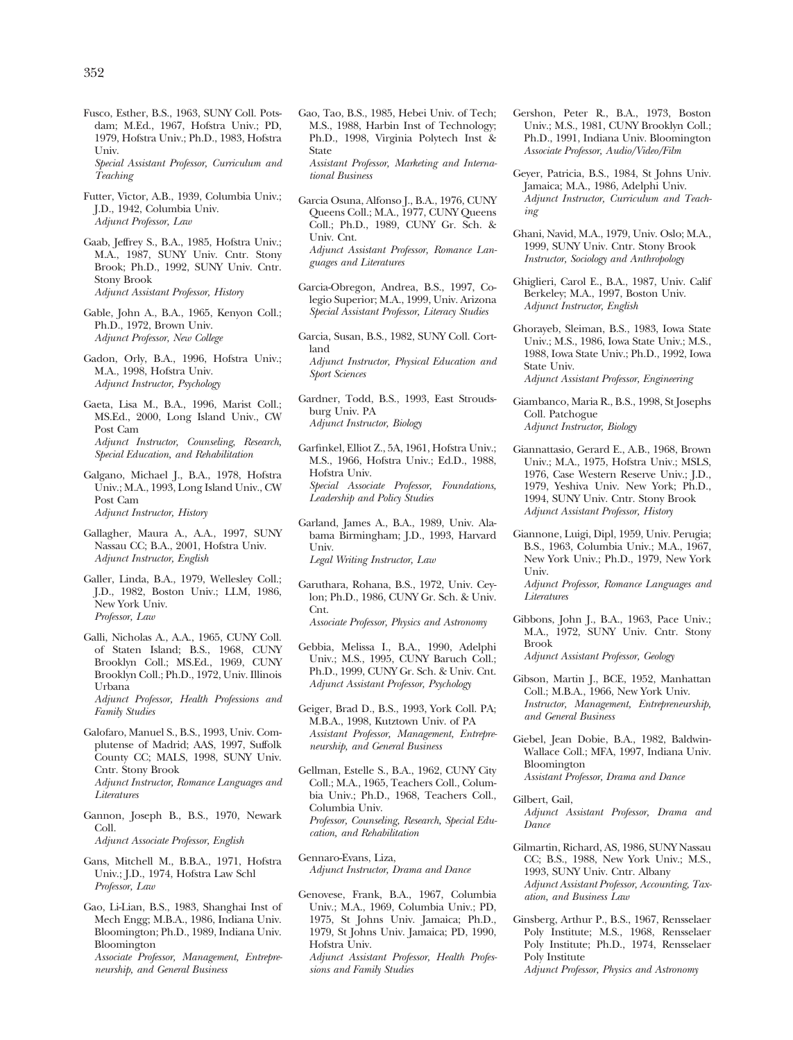Fusco, Esther, B.S., 1963, SUNY Coll. Potsdam; M.Ed., 1967, Hofstra Univ.; PD, 1979, Hofstra Univ.; Ph.D., 1983, Hofstra Univ.
*Special Assistant Professor, Curriculum and Teaching*

Futter, Victor, A.B., 1939, Columbia Univ.; J.D., 1942, Columbia Univ.
*Adjunct Professor, Law*

Gaab, Jeffrey S., B.A., 1985, Hofstra Univ.; M.A., 1987, SUNY Univ. Cntr. Stony Brook; Ph.D., 1992, SUNY Univ. Cntr. Stony Brook
*Adjunct Assistant Professor, History*

Gable, John A., B.A., 1965, Kenyon Coll.; Ph.D., 1972, Brown Univ.
*Adjunct Professor, New College*

Gadon, Orly, B.A., 1996, Hofstra Univ.; M.A., 1998, Hofstra Univ.
*Adjunct Instructor, Psychology*

Gaeta, Lisa M., B.A., 1996, Marist Coll.; MS.Ed., 2000, Long Island Univ., CW Post Cam
*Adjunct Instructor, Counseling, Research, Special Education, and Rehabilitation*

Galgano, Michael J., B.A., 1978, Hofstra Univ.; M.A., 1993, Long Island Univ., CW Post Cam
*Adjunct Instructor, History*

Gallagher, Maura A., A.A., 1997, SUNY Nassau CC; B.A., 2001, Hofstra Univ.
*Adjunct Instructor, English*

Galler, Linda, B.A., 1979, Wellesley Coll.; J.D., 1982, Boston Univ.; LLM, 1986, New York Univ.
*Professor, Law*

Galli, Nicholas A., A.A., 1965, CUNY Coll. of Staten Island; B.S., 1968, CUNY Brooklyn Coll.; MS.Ed., 1969, CUNY Brooklyn Coll.; Ph.D., 1972, Univ. Illinois Urbana
*Adjunct Professor, Health Professions and Family Studies*

Galofaro, Manuel S., B.S., 1993, Univ. Complutense of Madrid; AAS, 1997, Suffolk County CC; MALS, 1998, SUNY Univ. Cntr. Stony Brook
*Adjunct Instructor, Romance Languages and Literatures*

Gannon, Joseph B., B.S., 1970, Newark Coll.
*Adjunct Associate Professor, English*

Gans, Mitchell M., B.B.A., 1971, Hofstra Univ.; J.D., 1974, Hofstra Law Schl
*Professor, Law*

Gao, Li-Lian, B.S., 1983, Shanghai Inst of Mech Engg; M.B.A., 1986, Indiana Univ. Bloomington; Ph.D., 1989, Indiana Univ. Bloomington
*Associate Professor, Management, Entrepreneurship, and General Business*

Gao, Tao, B.S., 1985, Hebei Univ. of Tech; M.S., 1988, Harbin Inst of Technology; Ph.D., 1998, Virginia Polytech Inst & State
*Assistant Professor, Marketing and International Business*

Garcia Osuna, Alfonso J., B.A., 1976, CUNY Queens Coll.; M.A., 1977, CUNY Queens Coll.; Ph.D., 1989, CUNY Gr. Sch. & Univ. Cnt.
*Adjunct Assistant Professor, Romance Languages and Literatures*

Garcia-Obregon, Andrea, B.S., 1997, Colegio Superior; M.A., 1999, Univ. Arizona
*Special Assistant Professor, Literacy Studies*

Garcia, Susan, B.S., 1982, SUNY Coll. Cortland
*Adjunct Instructor, Physical Education and Sport Sciences*

Gardner, Todd, B.S., 1993, East Stroudsburg Univ. PA
*Adjunct Instructor, Biology*

Garfinkel, Elliot Z., 5A, 1961, Hofstra Univ.; M.S., 1966, Hofstra Univ.; Ed.D., 1988, Hofstra Univ.
*Special Associate Professor, Foundations, Leadership and Policy Studies*

Garland, James A., B.A., 1989, Univ. Alabama Birmingham; J.D., 1993, Harvard Univ.
*Legal Writing Instructor, Law*

Garuthara, Rohana, B.S., 1972, Univ. Ceylon; Ph.D., 1986, CUNY Gr. Sch. & Univ. Cnt.
*Associate Professor, Physics and Astronomy*

Gebbia, Melissa I., B.A., 1990, Adelphi Univ.; M.S., 1995, CUNY Baruch Coll.; Ph.D., 1999, CUNY Gr. Sch. & Univ. Cnt.
*Adjunct Assistant Professor, Psychology*

Geiger, Brad D., B.S., 1993, York Coll. PA; M.B.A., 1998, Kutztown Univ. of PA
*Assistant Professor, Management, Entrepreneurship, and General Business*

Gellman, Estelle S., B.A., 1962, CUNY City Coll.; M.A., 1965, Teachers Coll., Columbia Univ.; Ph.D., 1968, Teachers Coll., Columbia Univ.
*Professor, Counseling, Research, Special Education, and Rehabilitation*

Gennaro-Evans, Liza,
*Adjunct Instructor, Drama and Dance*

Genovese, Frank, B.A., 1967, Columbia Univ.; M.A., 1969, Columbia Univ.; PD, 1975, St Johns Univ. Jamaica; Ph.D., 1979, St Johns Univ. Jamaica; PD, 1990, Hofstra Univ.
*Adjunct Assistant Professor, Health Professions and Family Studies*

Gershon, Peter R., B.A., 1973, Boston Univ.; M.S., 1981, CUNY Brooklyn Coll.; Ph.D., 1991, Indiana Univ. Bloomington
*Associate Professor, Audio/Video/Film*

Geyer, Patricia, B.S., 1984, St Johns Univ. Jamaica; M.A., 1986, Adelphi Univ.
*Adjunct Instructor, Curriculum and Teaching*

Ghani, Navid, M.A., 1979, Univ. Oslo; M.A., 1999, SUNY Univ. Cntr. Stony Brook
*Instructor, Sociology and Anthropology*

Ghiglieri, Carol E., B.A., 1987, Univ. Calif Berkeley; M.A., 1997, Boston Univ.
*Adjunct Instructor, English*

Ghorayeb, Sleiman, B.S., 1983, Iowa State Univ.; M.S., 1986, Iowa State Univ.; M.S., 1988, Iowa State Univ.; Ph.D., 1992, Iowa State Univ.
*Adjunct Assistant Professor, Engineering*

Giambanco, Maria R., B.S., 1998, St Josephs Coll. Patchogue
*Adjunct Instructor, Biology*

Giannattasio, Gerard E., A.B., 1968, Brown Univ.; M.A., 1975, Hofstra Univ.; MSLS, 1976, Case Western Reserve Univ.; J.D., 1979, Yeshiva Univ. New York; Ph.D., 1994, SUNY Univ. Cntr. Stony Brook
*Adjunct Assistant Professor, History*

Giannone, Luigi, Dipl, 1959, Univ. Perugia; B.S., 1963, Columbia Univ.; M.A., 1967, New York Univ.; Ph.D., 1979, New York Univ.
*Adjunct Professor, Romance Languages and Literatures*

Gibbons, John J., B.A., 1963, Pace Univ.; M.A., 1972, SUNY Univ. Cntr. Stony Brook
*Adjunct Assistant Professor, Geology*

Gibson, Martin J., BCE, 1952, Manhattan Coll.; M.B.A., 1966, New York Univ.
*Instructor, Management, Entrepreneurship, and General Business*

Giebel, Jean Dobie, B.A., 1982, Baldwin-Wallace Coll.; MFA, 1997, Indiana Univ. Bloomington
*Assistant Professor, Drama and Dance*

Gilbert, Gail,
*Adjunct Assistant Professor, Drama and Dance*

Gilmartin, Richard, AS, 1986, SUNY Nassau CC; B.S., 1988, New York Univ.; M.S., 1993, SUNY Univ. Cntr. Albany
*Adjunct Assistant Professor, Accounting, Taxation, and Business Law*

Ginsberg, Arthur P., B.S., 1967, Rensselaer Poly Institute; M.S., 1968, Rensselaer Poly Institute; Ph.D., 1974, Rensselaer Poly Institute
*Adjunct Professor, Physics and Astronomy*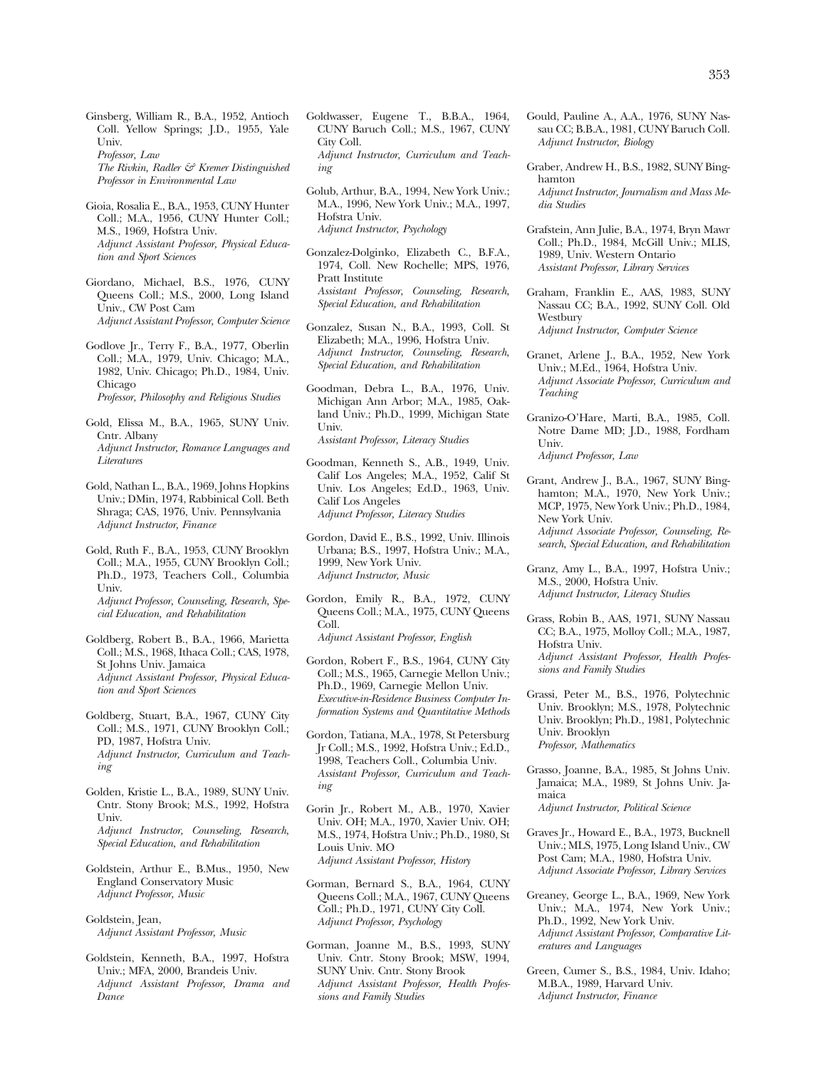Ginsberg, William R., B.A., 1952, Antioch Coll. Yellow Springs; J.D., 1955, Yale Univ.
*Professor, Law*
*The Rivkin, Radler & Kremer Distinguished Professor in Environmental Law*

Gioia, Rosalia E., B.A., 1953, CUNY Hunter Coll.; M.A., 1956, CUNY Hunter Coll.; M.S., 1969, Hofstra Univ.
*Adjunct Assistant Professor, Physical Education and Sport Sciences*

Giordano, Michael, B.S., 1976, CUNY Queens Coll.; M.S., 2000, Long Island Univ., CW Post Cam
*Adjunct Assistant Professor, Computer Science*

Godlove Jr., Terry F., B.A., 1977, Oberlin Coll.; M.A., 1979, Univ. Chicago; M.A., 1982, Univ. Chicago; Ph.D., 1984, Univ. Chicago
*Professor, Philosophy and Religious Studies*

Gold, Elissa M., B.A., 1965, SUNY Univ. Cntr. Albany
*Adjunct Instructor, Romance Languages and Literatures*

Gold, Nathan L., B.A., 1969, Johns Hopkins Univ.; DMin, 1974, Rabbinical Coll. Beth Shraga; CAS, 1976, Univ. Pennsylvania
*Adjunct Instructor, Finance*

Gold, Ruth F., B.A., 1953, CUNY Brooklyn Coll.; M.A., 1955, CUNY Brooklyn Coll.; Ph.D., 1973, Teachers Coll., Columbia Univ.
*Adjunct Professor, Counseling, Research, Special Education, and Rehabilitation*

Goldberg, Robert B., B.A., 1966, Marietta Coll.; M.S., 1968, Ithaca Coll.; CAS, 1978, St Johns Univ. Jamaica
*Adjunct Assistant Professor, Physical Education and Sport Sciences*

Goldberg, Stuart, B.A., 1967, CUNY City Coll.; M.S., 1971, CUNY Brooklyn Coll.; PD, 1987, Hofstra Univ.
*Adjunct Instructor, Curriculum and Teaching*

Golden, Kristie L., B.A., 1989, SUNY Univ. Cntr. Stony Brook; M.S., 1992, Hofstra Univ.
*Adjunct Instructor, Counseling, Research, Special Education, and Rehabilitation*

Goldstein, Arthur E., B.Mus., 1950, New England Conservatory Music
*Adjunct Professor, Music*

Goldstein, Jean,
*Adjunct Assistant Professor, Music*

Goldstein, Kenneth, B.A., 1997, Hofstra Univ.; MFA, 2000, Brandeis Univ.
*Adjunct Assistant Professor, Drama and Dance*

Goldwasser, Eugene T., B.B.A., 1964, CUNY Baruch Coll.; M.S., 1967, CUNY City Coll.
*Adjunct Instructor, Curriculum and Teaching*

Golub, Arthur, B.A., 1994, New York Univ.; M.A., 1996, New York Univ.; M.A., 1997, Hofstra Univ.
*Adjunct Instructor, Psychology*

Gonzalez-Dolginko, Elizabeth C., B.F.A., 1974, Coll. New Rochelle; MPS, 1976, Pratt Institute
*Assistant Professor, Counseling, Research, Special Education, and Rehabilitation*

Gonzalez, Susan N., B.A., 1993, Coll. St Elizabeth; M.A., 1996, Hofstra Univ.
*Adjunct Instructor, Counseling, Research, Special Education, and Rehabilitation*

Goodman, Debra L., B.A., 1976, Univ. Michigan Ann Arbor; M.A., 1985, Oakland Univ.; Ph.D., 1999, Michigan State Univ.
*Assistant Professor, Literacy Studies*

Goodman, Kenneth S., A.B., 1949, Univ. Calif Los Angeles; M.A., 1952, Calif St Univ. Los Angeles; Ed.D., 1963, Univ. Calif Los Angeles
*Adjunct Professor, Literacy Studies*

Gordon, David E., B.S., 1992, Univ. Illinois Urbana; B.S., 1997, Hofstra Univ.; M.A., 1999, New York Univ.
*Adjunct Instructor, Music*

Gordon, Emily R., B.A., 1972, CUNY Queens Coll.; M.A., 1975, CUNY Queens Coll.
*Adjunct Assistant Professor, English*

Gordon, Robert F., B.S., 1964, CUNY City Coll.; M.S., 1965, Carnegie Mellon Univ.; Ph.D., 1969, Carnegie Mellon Univ.
*Executive-in-Residence Business Computer Information Systems and Quantitative Methods*

Gordon, Tatiana, M.A., 1978, St Petersburg Jr Coll.; M.S., 1992, Hofstra Univ.; Ed.D., 1998, Teachers Coll., Columbia Univ.
*Assistant Professor, Curriculum and Teaching*

Gorin Jr., Robert M., A.B., 1970, Xavier Univ. OH; M.A., 1970, Xavier Univ. OH; M.S., 1974, Hofstra Univ.; Ph.D., 1980, St Louis Univ. MO
*Adjunct Assistant Professor, History*

Gorman, Bernard S., B.A., 1964, CUNY Queens Coll.; M.A., 1967, CUNY Queens Coll.; Ph.D., 1971, CUNY City Coll.
*Adjunct Professor, Psychology*

Gorman, Joanne M., B.S., 1993, SUNY Univ. Cntr. Stony Brook; MSW, 1994, SUNY Univ. Cntr. Stony Brook
*Adjunct Assistant Professor, Health Professions and Family Studies*

Gould, Pauline A., A.A., 1976, SUNY Nassau CC; B.B.A., 1981, CUNY Baruch Coll.
*Adjunct Instructor, Biology*

Graber, Andrew H., B.S., 1982, SUNY Binghamton
*Adjunct Instructor, Journalism and Mass Media Studies*

Grafstein, Ann Julie, B.A., 1974, Bryn Mawr Coll.; Ph.D., 1984, McGill Univ.; MLIS, 1989, Univ. Western Ontario
*Assistant Professor, Library Services*

Graham, Franklin E., AAS, 1983, SUNY Nassau CC; B.A., 1992, SUNY Coll. Old Westbury
*Adjunct Instructor, Computer Science*

Granet, Arlene J., B.A., 1952, New York Univ.; M.Ed., 1964, Hofstra Univ.
*Adjunct Associate Professor, Curriculum and Teaching*

Granizo-O'Hare, Marti, B.A., 1985, Coll. Notre Dame MD; J.D., 1988, Fordham Univ.
*Adjunct Professor, Law*

Grant, Andrew J., B.A., 1967, SUNY Binghamton; M.A., 1970, New York Univ.; MCP, 1975, New York Univ.; Ph.D., 1984, New York Univ.
*Adjunct Associate Professor, Counseling, Research, Special Education, and Rehabilitation*

Granz, Amy L., B.A., 1997, Hofstra Univ.; M.S., 2000, Hofstra Univ.
*Adjunct Instructor, Literacy Studies*

Grass, Robin B., AAS, 1971, SUNY Nassau CC; B.A., 1975, Molloy Coll.; M.A., 1987, Hofstra Univ.
*Adjunct Assistant Professor, Health Professions and Family Studies*

Grassi, Peter M., B.S., 1976, Polytechnic Univ. Brooklyn; M.S., 1978, Polytechnic Univ. Brooklyn; Ph.D., 1981, Polytechnic Univ. Brooklyn
*Professor, Mathematics*

Grasso, Joanne, B.A., 1985, St Johns Univ. Jamaica; M.A., 1989, St Johns Univ. Jamaica
*Adjunct Instructor, Political Science*

Graves Jr., Howard E., B.A., 1973, Bucknell Univ.; MLS, 1975, Long Island Univ., CW Post Cam; M.A., 1980, Hofstra Univ.
*Adjunct Associate Professor, Library Services*

Greaney, George L., B.A., 1969, New York Univ.; M.A., 1974, New York Univ.; Ph.D., 1992, New York Univ.
*Adjunct Assistant Professor, Comparative Literatures and Languages*

Green, Cumer S., B.S., 1984, Univ. Idaho; M.B.A., 1989, Harvard Univ.
*Adjunct Instructor, Finance*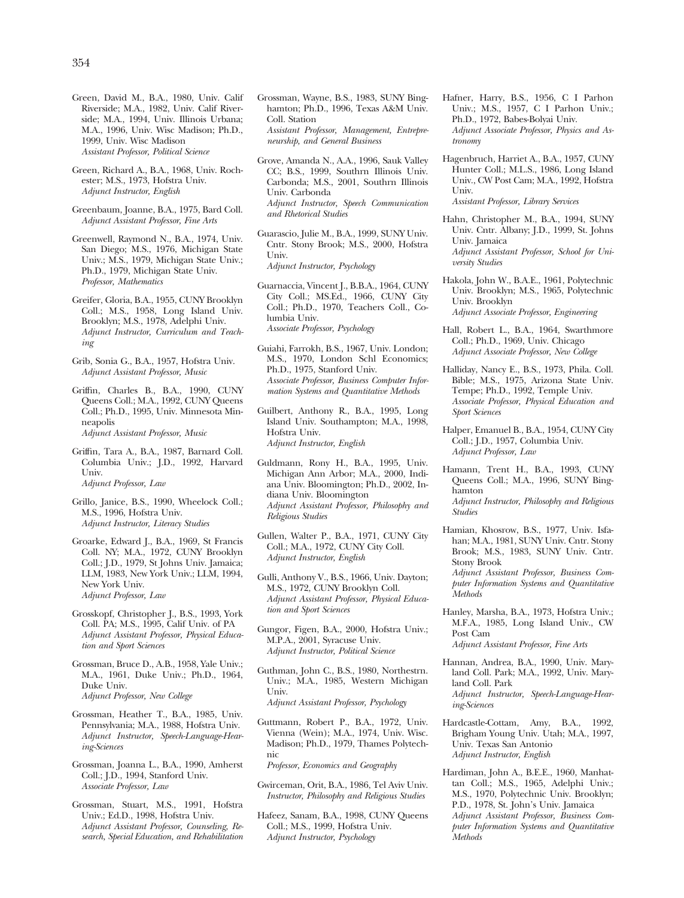Green, David M., B.A., 1980, Univ. Calif Riverside; M.A., 1982, Univ. Calif Riverside; M.A., 1994, Univ. Illinois Urbana; M.A., 1996, Univ. Wisc Madison; Ph.D., 1999, Univ. Wisc Madison
*Assistant Professor, Political Science*

Green, Richard A., B.A., 1968, Univ. Rochester; M.S., 1973, Hofstra Univ.
*Adjunct Instructor, English*

Greenbaum, Joanne, B.A., 1975, Bard Coll.
*Adjunct Assistant Professor, Fine Arts*

Greenwell, Raymond N., B.A., 1974, Univ. San Diego; M.S., 1976, Michigan State Univ.; M.S., 1979, Michigan State Univ.; Ph.D., 1979, Michigan State Univ.
*Professor, Mathematics*

Greifer, Gloria, B.A., 1955, CUNY Brooklyn Coll.; M.S., 1958, Long Island Univ. Brooklyn; M.S., 1978, Adelphi Univ.
*Adjunct Instructor, Curriculum and Teaching*

Grib, Sonia G., B.A., 1957, Hofstra Univ.
*Adjunct Assistant Professor, Music*

Griffin, Charles B., B.A., 1990, CUNY Queens Coll.; M.A., 1992, CUNY Queens Coll.; Ph.D., 1995, Univ. Minnesota Minneapolis
*Adjunct Assistant Professor, Music*

Griffin, Tara A., B.A., 1987, Barnard Coll. Columbia Univ.; J.D., 1992, Harvard Univ.
*Adjunct Professor, Law*

Grillo, Janice, B.S., 1990, Wheelock Coll.; M.S., 1996, Hofstra Univ.
*Adjunct Instructor, Literacy Studies*

Groarke, Edward J., B.A., 1969, St Francis Coll. NY; M.A., 1972, CUNY Brooklyn Coll.; J.D., 1979, St Johns Univ. Jamaica; LLM, 1983, New York Univ.; LLM, 1994, New York Univ.
*Adjunct Professor, Law*

Grosskopf, Christopher J., B.S., 1993, York Coll. PA; M.S., 1995, Calif Univ. of PA
*Adjunct Assistant Professor, Physical Education and Sport Sciences*

Grossman, Bruce D., A.B., 1958, Yale Univ.; M.A., 1961, Duke Univ.; Ph.D., 1964, Duke Univ.
*Adjunct Professor, New College*

Grossman, Heather T., B.A., 1985, Univ. Pennsylvania; M.A., 1988, Hofstra Univ.
*Adjunct Instructor, Speech-Language-Hearing-Sciences*

Grossman, Joanna L., B.A., 1990, Amherst Coll.; J.D., 1994, Stanford Univ.
*Associate Professor, Law*

Grossman, Stuart, M.S., 1991, Hofstra Univ.; Ed.D., 1998, Hofstra Univ.
*Adjunct Assistant Professor, Counseling, Research, Special Education, and Rehabilitation*

Grossman, Wayne, B.S., 1983, SUNY Binghamton; Ph.D., 1996, Texas A&M Univ. Coll. Station
*Assistant Professor, Management, Entrepreneurship, and General Business*

Grove, Amanda N., A.A., 1996, Sauk Valley CC; B.S., 1999, Southrn Illinois Univ. Carbonda; M.S., 2001, Southrn Illinois Univ. Carbonda
*Adjunct Instructor, Speech Communication and Rhetorical Studies*

Guarascio, Julie M., B.A., 1999, SUNY Univ. Cntr. Stony Brook; M.S., 2000, Hofstra Univ.
*Adjunct Instructor, Psychology*

Guarnaccia, Vincent J., B.B.A., 1964, CUNY City Coll.; MS.Ed., 1966, CUNY City Coll.; Ph.D., 1970, Teachers Coll., Columbia Univ.
*Associate Professor, Psychology*

Guiahi, Farrokh, B.S., 1967, Univ. London; M.S., 1970, London Schl Economics; Ph.D., 1975, Stanford Univ.
*Associate Professor, Business Computer Information Systems and Quantitative Methods*

Guilbert, Anthony R., B.A., 1995, Long Island Univ. Southampton; M.A., 1998, Hofstra Univ.
*Adjunct Instructor, English*

Guldmann, Rony H., B.A., 1995, Univ. Michigan Ann Arbor; M.A., 2000, Indiana Univ. Bloomington; Ph.D., 2002, Indiana Univ. Bloomington
*Adjunct Assistant Professor, Philosophy and Religious Studies*

Gullen, Walter P., B.A., 1971, CUNY City Coll.; M.A., 1972, CUNY City Coll.
*Adjunct Instructor, English*

Gulli, Anthony V., B.S., 1966, Univ. Dayton; M.S., 1972, CUNY Brooklyn Coll.
*Adjunct Assistant Professor, Physical Education and Sport Sciences*

Gungor, Figen, B.A., 2000, Hofstra Univ.; M.P.A., 2001, Syracuse Univ.
*Adjunct Instructor, Political Science*

Guthman, John C., B.S., 1980, Northestrn. Univ.; M.A., 1985, Western Michigan Univ.
*Adjunct Assistant Professor, Psychology*

Guttmann, Robert P., B.A., 1972, Univ. Vienna (Wein); M.A., 1974, Univ. Wisc. Madison; Ph.D., 1979, Thames Polytechnic
*Professor, Economics and Geography*

Gwirceman, Orit, B.A., 1986, Tel Aviv Univ.
*Instructor, Philosophy and Religious Studies*

Hafeez, Sanam, B.A., 1998, CUNY Queens Coll.; M.S., 1999, Hofstra Univ.
*Adjunct Instructor, Psychology*

Hafner, Harry, B.S., 1956, C I Parhon Univ.; M.S., 1957, C I Parhon Univ.; Ph.D., 1972, Babes-Bolyai Univ.
*Adjunct Associate Professor, Physics and Astronomy*

Hagenbruch, Harriet A., B.A., 1957, CUNY Hunter Coll.; M.L.S., 1986, Long Island Univ., CW Post Cam; M.A., 1992, Hofstra Univ.
*Assistant Professor, Library Services*

Hahn, Christopher M., B.A., 1994, SUNY Univ. Cntr. Albany; J.D., 1999, St. Johns Univ. Jamaica
*Adjunct Assistant Professor, School for University Studies*

Hakola, John W., B.A.E., 1961, Polytechnic Univ. Brooklyn; M.S., 1965, Polytechnic Univ. Brooklyn
*Adjunct Associate Professor, Engineering*

Hall, Robert L., B.A., 1964, Swarthmore Coll.; Ph.D., 1969, Univ. Chicago
*Adjunct Associate Professor, New College*

Halliday, Nancy E., B.S., 1973, Phila. Coll. Bible; M.S., 1975, Arizona State Univ. Tempe; Ph.D., 1992, Temple Univ.
*Associate Professor, Physical Education and Sport Sciences*

Halper, Emanuel B., B.A., 1954, CUNY City Coll.; J.D., 1957, Columbia Univ.
*Adjunct Professor, Law*

Hamann, Trent H., B.A., 1993, CUNY Queens Coll.; M.A., 1996, SUNY Binghamton
*Adjunct Instructor, Philosophy and Religious Studies*

Hamian, Khosrow, B.S., 1977, Univ. Isfahan; M.A., 1981, SUNY Univ. Cntr. Stony Brook; M.S., 1983, SUNY Univ. Cntr. Stony Brook
*Adjunct Assistant Professor, Business Computer Information Systems and Quantitative Methods*

Hanley, Marsha, B.A., 1973, Hofstra Univ.; M.F.A., 1985, Long Island Univ., CW Post Cam
*Adjunct Assistant Professor, Fine Arts*

Hannan, Andrea, B.A., 1990, Univ. Maryland Coll. Park; M.A., 1992, Univ. Maryland Coll. Park
*Adjunct Instructor, Speech-Language-Hearing-Sciences*

Hardcastle-Cottam, Amy, B.A., 1992, Brigham Young Univ. Utah; M.A., 1997, Univ. Texas San Antonio
*Adjunct Instructor, English*

Hardiman, John A., B.E.E., 1960, Manhattan Coll.; M.S., 1965, Adelphi Univ.; M.S., 1970, Polytechnic Univ. Brooklyn; P.D., 1978, St. John's Univ. Jamaica
*Adjunct Assistant Professor, Business Computer Information Systems and Quantitative Methods*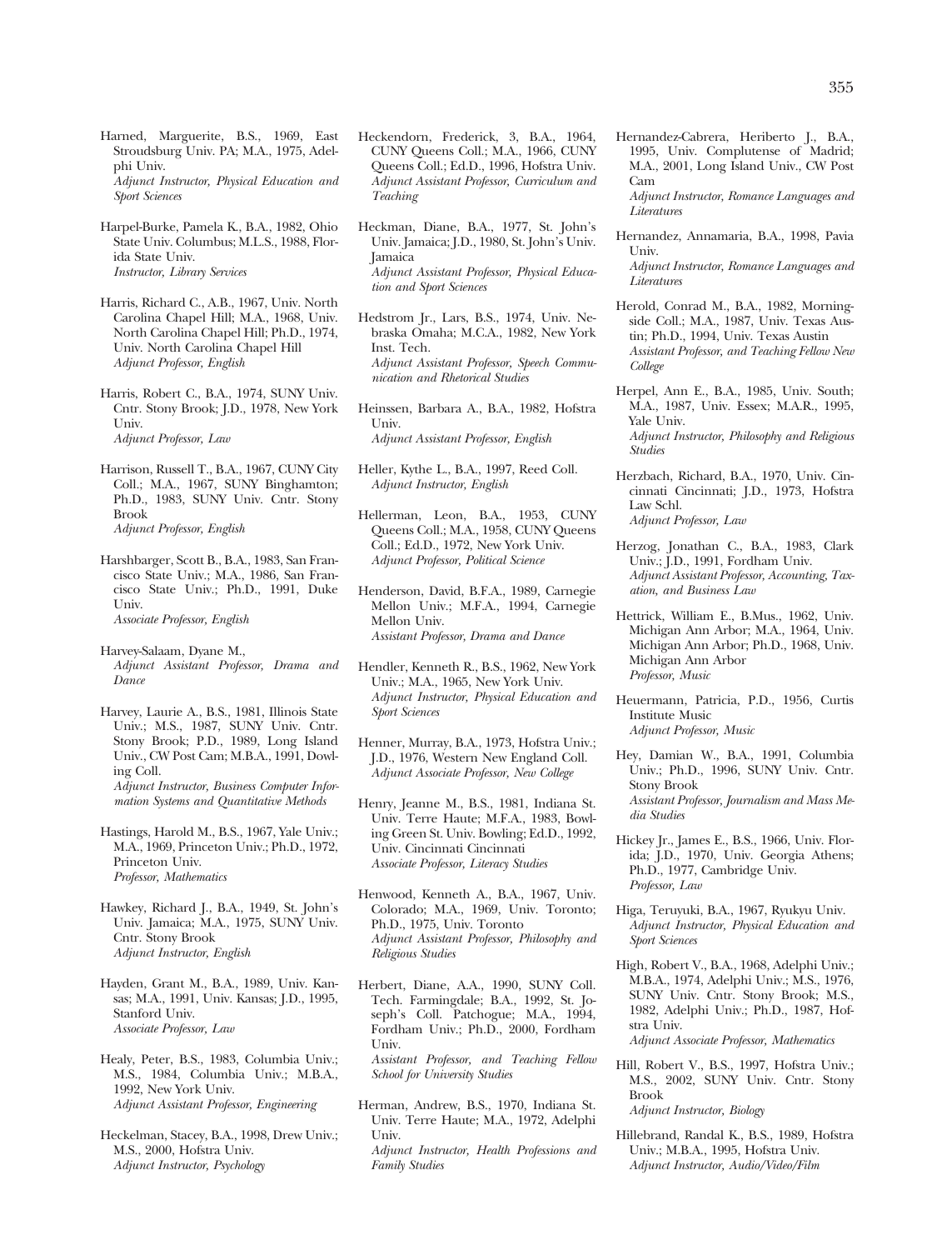Harned, Marguerite, B.S., 1969, East Stroudsburg Univ. PA; M.A., 1975, Adelphi Univ.
*Adjunct Instructor, Physical Education and Sport Sciences*

Harpel-Burke, Pamela K., B.A., 1982, Ohio State Univ. Columbus; M.L.S., 1988, Florida State Univ.
*Instructor, Library Services*

Harris, Richard C., A.B., 1967, Univ. North Carolina Chapel Hill; M.A., 1968, Univ. North Carolina Chapel Hill; Ph.D., 1974, Univ. North Carolina Chapel Hill
*Adjunct Professor, English*

Harris, Robert C., B.A., 1974, SUNY Univ. Cntr. Stony Brook; J.D., 1978, New York Univ.
*Adjunct Professor, Law*

Harrison, Russell T., B.A., 1967, CUNY City Coll.; M.A., 1967, SUNY Binghamton; Ph.D., 1983, SUNY Univ. Cntr. Stony Brook
*Adjunct Professor, English*

Harshbarger, Scott B., B.A., 1983, San Francisco State Univ.; M.A., 1986, San Francisco State Univ.; Ph.D., 1991, Duke Univ.
*Associate Professor, English*

Harvey-Salaam, Dyane M.,
*Adjunct Assistant Professor, Drama and Dance*

Harvey, Laurie A., B.S., 1981, Illinois State Univ.; M.S., 1987, SUNY Univ. Cntr. Stony Brook; P.D., 1989, Long Island Univ., CW Post Cam; M.B.A., 1991, Dowling Coll.
*Adjunct Instructor, Business Computer Information Systems and Quantitative Methods*

Hastings, Harold M., B.S., 1967, Yale Univ.; M.A., 1969, Princeton Univ.; Ph.D., 1972, Princeton Univ.
*Professor, Mathematics*

Hawkey, Richard J., B.A., 1949, St. John's Univ. Jamaica; M.A., 1975, SUNY Univ. Cntr. Stony Brook
*Adjunct Instructor, English*

Hayden, Grant M., B.A., 1989, Univ. Kansas; M.A., 1991, Univ. Kansas; J.D., 1995, Stanford Univ.
*Associate Professor, Law*

Healy, Peter, B.S., 1983, Columbia Univ.; M.S., 1984, Columbia Univ.; M.B.A., 1992, New York Univ.
*Adjunct Assistant Professor, Engineering*

Heckelman, Stacey, B.A., 1998, Drew Univ.; M.S., 2000, Hofstra Univ.
*Adjunct Instructor, Psychology*

Heckendorn, Frederick, 3, B.A., 1964, CUNY Queens Coll.; M.A., 1966, CUNY Queens Coll.; Ed.D., 1996, Hofstra Univ.
*Adjunct Assistant Professor, Curriculum and Teaching*

Heckman, Diane, B.A., 1977, St. John's Univ. Jamaica; J.D., 1980, St. John's Univ. Jamaica
*Adjunct Assistant Professor, Physical Education and Sport Sciences*

Hedstrom Jr., Lars, B.S., 1974, Univ. Nebraska Omaha; M.C.A., 1982, New York Inst. Tech.
*Adjunct Assistant Professor, Speech Communication and Rhetorical Studies*

Heinssen, Barbara A., B.A., 1982, Hofstra Univ.
*Adjunct Assistant Professor, English*

Heller, Kythe L., B.A., 1997, Reed Coll.
*Adjunct Instructor, English*

Hellerman, Leon, B.A., 1953, CUNY Queens Coll.; M.A., 1958, CUNY Queens Coll.; Ed.D., 1972, New York Univ.
*Adjunct Professor, Political Science*

Henderson, David, B.F.A., 1989, Carnegie Mellon Univ.; M.F.A., 1994, Carnegie Mellon Univ.
*Assistant Professor, Drama and Dance*

Hendler, Kenneth R., B.S., 1962, New York Univ.; M.A., 1965, New York Univ.
*Adjunct Instructor, Physical Education and Sport Sciences*

Henner, Murray, B.A., 1973, Hofstra Univ.; J.D., 1976, Western New England Coll.
*Adjunct Associate Professor, New College*

Henry, Jeanne M., B.S., 1981, Indiana St. Univ. Terre Haute; M.F.A., 1983, Bowling Green St. Univ. Bowling; Ed.D., 1992, Univ. Cincinnati Cincinnati
*Associate Professor, Literacy Studies*

Henwood, Kenneth A., B.A., 1967, Univ. Colorado; M.A., 1969, Univ. Toronto; Ph.D., 1975, Univ. Toronto
*Adjunct Assistant Professor, Philosophy and Religious Studies*

Herbert, Diane, A.A., 1990, SUNY Coll. Tech. Farmingdale; B.A., 1992, St. Joseph's Coll. Patchogue; M.A., 1994, Fordham Univ.; Ph.D., 2000, Fordham Univ.
*Assistant Professor, and Teaching Fellow School for University Studies*

Herman, Andrew, B.S., 1970, Indiana St. Univ. Terre Haute; M.A., 1972, Adelphi Univ.
*Adjunct Instructor, Health Professions and Family Studies*

Hernandez-Cabrera, Heriberto J., B.A., 1995, Univ. Complutense of Madrid; M.A., 2001, Long Island Univ., CW Post Cam
*Adjunct Instructor, Romance Languages and Literatures*

Hernandez, Annamaria, B.A., 1998, Pavia Univ.
*Adjunct Instructor, Romance Languages and Literatures*

Herold, Conrad M., B.A., 1982, Morningside Coll.; M.A., 1987, Univ. Texas Austin; Ph.D., 1994, Univ. Texas Austin
*Assistant Professor, and Teaching Fellow New College*

Herpel, Ann E., B.A., 1985, Univ. South; M.A., 1987, Univ. Essex; M.A.R., 1995, Yale Univ.
*Adjunct Instructor, Philosophy and Religious Studies*

Herzbach, Richard, B.A., 1970, Univ. Cincinnati Cincinnati; J.D., 1973, Hofstra Law Schl.
*Adjunct Professor, Law*

Herzog, Jonathan C., B.A., 1983, Clark Univ.; J.D., 1991, Fordham Univ.
*Adjunct Assistant Professor, Accounting, Taxation, and Business Law*

Hettrick, William E., B.Mus., 1962, Univ. Michigan Ann Arbor; M.A., 1964, Univ. Michigan Ann Arbor; Ph.D., 1968, Univ. Michigan Ann Arbor
*Professor, Music*

Heuermann, Patricia, P.D., 1956, Curtis Institute Music
*Adjunct Professor, Music*

Hey, Damian W., B.A., 1991, Columbia Univ.; Ph.D., 1996, SUNY Univ. Cntr. Stony Brook
*Assistant Professor, Journalism and Mass Media Studies*

Hickey Jr., James E., B.S., 1966, Univ. Florida; J.D., 1970, Univ. Georgia Athens; Ph.D., 1977, Cambridge Univ.
*Professor, Law*

Higa, Teruyuki, B.A., 1967, Ryukyu Univ.
*Adjunct Instructor, Physical Education and Sport Sciences*

High, Robert V., B.A., 1968, Adelphi Univ.; M.B.A., 1974, Adelphi Univ.; M.S., 1976, SUNY Univ. Cntr. Stony Brook; M.S., 1982, Adelphi Univ.; Ph.D., 1987, Hofstra Univ.
*Adjunct Associate Professor, Mathematics*

Hill, Robert V., B.S., 1997, Hofstra Univ.; M.S., 2002, SUNY Univ. Cntr. Stony Brook
*Adjunct Instructor, Biology*

Hillebrand, Randal K., B.S., 1989, Hofstra Univ.; M.B.A., 1995, Hofstra Univ.
*Adjunct Instructor, Audio/Video/Film*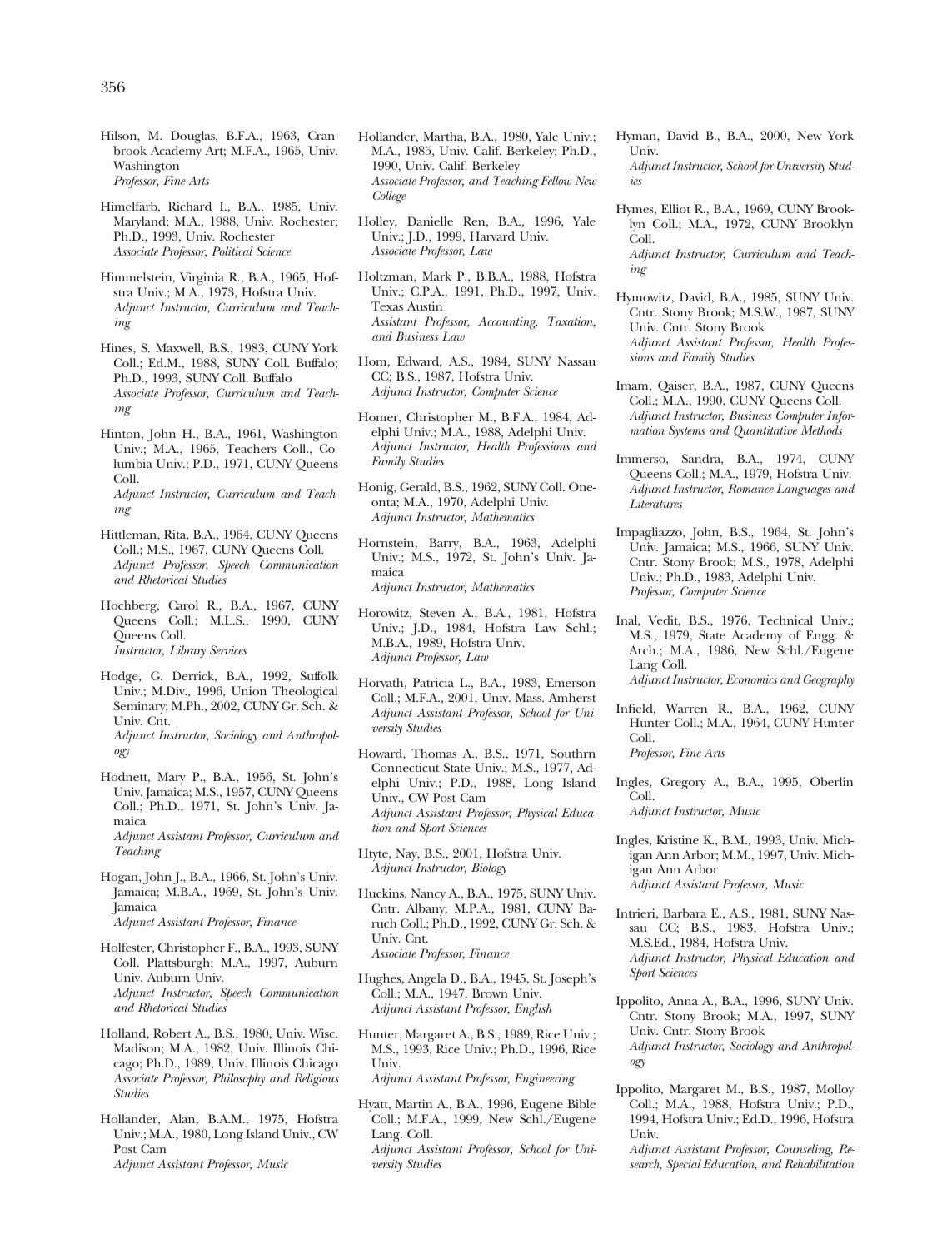Hilson, M. Douglas, B.F.A., 1963, Cranbrook Academy Art; M.F.A., 1965, Univ. Washington
*Professor, Fine Arts*

Himelfarb, Richard I., B.A., 1985, Univ. Maryland; M.A., 1988, Univ. Rochester; Ph.D., 1993, Univ. Rochester
*Associate Professor, Political Science*

Himmelstein, Virginia R., B.A., 1965, Hofstra Univ.; M.A., 1973, Hofstra Univ.
*Adjunct Instructor, Curriculum and Teaching*

Hines, S. Maxwell, B.S., 1983, CUNY York Coll.; Ed.M., 1988, SUNY Coll. Buffalo; Ph.D., 1993, SUNY Coll. Buffalo
*Associate Professor, Curriculum and Teaching*

Hinton, John H., B.A., 1961, Washington Univ.; M.A., 1965, Teachers Coll., Columbia Univ.; P.D., 1971, CUNY Queens Coll.
*Adjunct Instructor, Curriculum and Teaching*

Hittleman, Rita, B.A., 1964, CUNY Queens Coll.; M.S., 1967, CUNY Queens Coll.
*Adjunct Professor, Speech Communication and Rhetorical Studies*

Hochberg, Carol R., B.A., 1967, CUNY Queens Coll.; M.L.S., 1990, CUNY Queens Coll.
*Instructor, Library Services*

Hodge, G. Derrick, B.A., 1992, Suffolk Univ.; M.Div., 1996, Union Theological Seminary; M.Ph., 2002, CUNY Gr. Sch. & Univ. Cnt.
*Adjunct Instructor, Sociology and Anthropology*

Hodnett, Mary P., B.A., 1956, St. John's Univ. Jamaica; M.S., 1957, CUNY Queens Coll.; Ph.D., 1971, St. John's Univ. Jamaica
*Adjunct Assistant Professor, Curriculum and Teaching*

Hogan, John J., B.A., 1966, St. John's Univ. Jamaica; M.B.A., 1969, St. John's Univ. Jamaica
*Adjunct Assistant Professor, Finance*

Holfester, Christopher F., B.A., 1993, SUNY Coll. Plattsburgh; M.A., 1997, Auburn Univ. Auburn Univ.
*Adjunct Instructor, Speech Communication and Rhetorical Studies*

Holland, Robert A., B.S., 1980, Univ. Wisc. Madison; M.A., 1982, Univ. Illinois Chicago; Ph.D., 1989, Univ. Illinois Chicago
*Associate Professor, Philosophy and Religious Studies*

Hollander, Alan, B.A.M., 1975, Hofstra Univ.; M.A., 1980, Long Island Univ., CW Post Cam
*Adjunct Assistant Professor, Music*

Hollander, Martha, B.A., 1980, Yale Univ.; M.A., 1985, Univ. Calif. Berkeley; Ph.D., 1990, Univ. Calif. Berkeley
*Associate Professor, and Teaching Fellow New College*

Holley, Danielle Ren, B.A., 1996, Yale Univ.; J.D., 1999, Harvard Univ.
*Associate Professor, Law*

Holtzman, Mark P., B.B.A., 1988, Hofstra Univ.; C.P.A., 1991, Ph.D., 1997, Univ. Texas Austin
*Assistant Professor, Accounting, Taxation, and Business Law*

Hom, Edward, A.S., 1984, SUNY Nassau CC; B.S., 1987, Hofstra Univ.
*Adjunct Instructor, Computer Science*

Homer, Christopher M., B.F.A., 1984, Adelphi Univ.; M.A., 1988, Adelphi Univ.
*Adjunct Instructor, Health Professions and Family Studies*

Honig, Gerald, B.S., 1962, SUNY Coll. Oneonta; M.A., 1970, Adelphi Univ.
*Adjunct Instructor, Mathematics*

Hornstein, Barry, B.A., 1963, Adelphi Univ.; M.S., 1972, St. John's Univ. Jamaica
*Adjunct Instructor, Mathematics*

Horowitz, Steven A., B.A., 1981, Hofstra Univ.; J.D., 1984, Hofstra Law Schl.; M.B.A., 1989, Hofstra Univ.
*Adjunct Professor, Law*

Horvath, Patricia L., B.A., 1983, Emerson Coll.; M.F.A., 2001, Univ. Mass. Amherst
*Adjunct Assistant Professor, School for University Studies*

Howard, Thomas A., B.S., 1971, Southrn Connecticut State Univ.; M.S., 1977, Adelphi Univ.; P.D., 1988, Long Island Univ., CW Post Cam
*Adjunct Assistant Professor, Physical Education and Sport Sciences*

Htyte, Nay, B.S., 2001, Hofstra Univ.
*Adjunct Instructor, Biology*

Huckins, Nancy A., B.A., 1975, SUNY Univ. Cntr. Albany; M.P.A., 1981, CUNY Baruch Coll.; Ph.D., 1992, CUNY Gr. Sch. & Univ. Cnt.
*Associate Professor, Finance*

Hughes, Angela D., B.A., 1945, St. Joseph's Coll.; M.A., 1947, Brown Univ.
*Adjunct Assistant Professor, English*

Hunter, Margaret A., B.S., 1989, Rice Univ.; M.S., 1993, Rice Univ.; Ph.D., 1996, Rice Univ.
*Adjunct Assistant Professor, Engineering*

Hyatt, Martin A., B.A., 1996, Eugene Bible Coll.; M.F.A., 1999, New Schl./Eugene Lang. Coll.
*Adjunct Assistant Professor, School for University Studies*

Hyman, David B., B.A., 2000, New York Univ.
*Adjunct Instructor, School for University Studies*

Hymes, Elliot R., B.A., 1969, CUNY Brooklyn Coll.; M.A., 1972, CUNY Brooklyn Coll.
*Adjunct Instructor, Curriculum and Teaching*

Hymowitz, David, B.A., 1985, SUNY Univ. Cntr. Stony Brook; M.S.W., 1987, SUNY Univ. Cntr. Stony Brook
*Adjunct Assistant Professor, Health Professions and Family Studies*

Imam, Qaiser, B.A., 1987, CUNY Queens Coll.; M.A., 1990, CUNY Queens Coll.
*Adjunct Instructor, Business Computer Information Systems and Quantitative Methods*

Immerso, Sandra, B.A., 1974, CUNY Queens Coll.; M.A., 1979, Hofstra Univ.
*Adjunct Instructor, Romance Languages and Literatures*

Impagliazzo, John, B.S., 1964, St. John's Univ. Jamaica; M.S., 1966, SUNY Univ. Cntr. Stony Brook; M.S., 1978, Adelphi Univ.; Ph.D., 1983, Adelphi Univ.
*Professor, Computer Science*

Inal, Vedit, B.S., 1976, Technical Univ.; M.S., 1979, State Academy of Engg. & Arch.; M.A., 1986, New Schl./Eugene Lang Coll.
*Adjunct Instructor, Economics and Geography*

Infield, Warren R., B.A., 1962, CUNY Hunter Coll.; M.A., 1964, CUNY Hunter Coll.
*Professor, Fine Arts*

Ingles, Gregory A., B.A., 1995, Oberlin Coll.
*Adjunct Instructor, Music*

Ingles, Kristine K., B.M., 1993, Univ. Michigan Ann Arbor; M.M., 1997, Univ. Michigan Ann Arbor
*Adjunct Assistant Professor, Music*

Intrieri, Barbara E., A.S., 1981, SUNY Nassau CC; B.S., 1983, Hofstra Univ.; M.S.Ed., 1984, Hofstra Univ.
*Adjunct Instructor, Physical Education and Sport Sciences*

Ippolito, Anna A., B.A., 1996, SUNY Univ. Cntr. Stony Brook; M.A., 1997, SUNY Univ. Cntr. Stony Brook
*Adjunct Instructor, Sociology and Anthropology*

Ippolito, Margaret M., B.S., 1987, Molloy Coll.; M.A., 1988, Hofstra Univ.; P.D., 1994, Hofstra Univ.; Ed.D., 1996, Hofstra Univ.
*Adjunct Assistant Professor, Counseling, Research, Special Education, and Rehabilitation*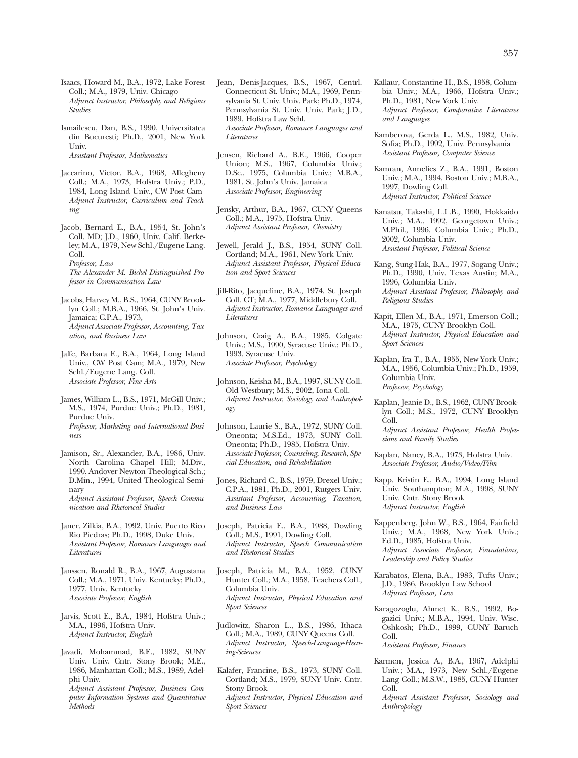Isaacs, Howard M., B.A., 1972, Lake Forest Coll.; M.A., 1979, Univ. Chicago
*Adjunct Instructor, Philosophy and Religious Studies*

Ismailescu, Dan, B.S., 1990, Universitatea din Bucuresti; Ph.D., 2001, New York Univ.
*Assistant Professor, Mathematics*

Jaccarino, Victor, B.A., 1968, Allegheny Coll.; M.A., 1973, Hofstra Univ.; P.D., 1984, Long Island Univ., CW Post Cam
*Adjunct Instructor, Curriculum and Teaching*

Jacob, Bernard E., B.A., 1954, St. John's Coll. MD; J.D., 1960, Univ. Calif. Berkeley; M.A., 1979, New Schl./Eugene Lang. Coll.
*Professor, Law*
*The Alexander M. Bickel Distinguished Professor in Communication Law*

Jacobs, Harvey M., B.S., 1964, CUNY Brooklyn Coll.; M.B.A., 1966, St. John's Univ. Jamaica; C.P.A., 1973,
*Adjunct Associate Professor, Accounting, Taxation, and Business Law*

Jaffe, Barbara E., B.A., 1964, Long Island Univ., CW Post Cam; M.A., 1979, New Schl./Eugene Lang. Coll.
*Associate Professor, Fine Arts*

James, William L., B.S., 1971, McGill Univ.; M.S., 1974, Purdue Univ.; Ph.D., 1981, Purdue Univ.
*Professor, Marketing and International Business*

Jamison, Sr., Alexander, B.A., 1986, Univ. North Carolina Chapel Hill; M.Div., 1990, Andover Newton Theological Sch.; D.Min., 1994, United Theological Seminary
*Adjunct Assistant Professor, Speech Communication and Rhetorical Studies*

Janer, Zilkia, B.A., 1992, Univ. Puerto Rico Rio Piedras; Ph.D., 1998, Duke Univ.
*Assistant Professor, Romance Languages and Literatures*

Janssen, Ronald R., B.A., 1967, Augustana Coll.; M.A., 1971, Univ. Kentucky; Ph.D., 1977, Univ. Kentucky
*Associate Professor, English*

Jarvis, Scott E., B.A., 1984, Hofstra Univ.; M.A., 1996, Hofstra Univ.
*Adjunct Instructor, English*

Javadi, Mohammad, B.E., 1982, SUNY Univ. Univ. Cntr. Stony Brook; M.E., 1986, Manhattan Coll.; M.S., 1989, Adelphi Univ.
*Adjunct Assistant Professor, Business Computer Information Systems and Quantitative Methods*

Jean, Denis-Jacques, B.S., 1967, Centrl. Connecticut St. Univ.; M.A., 1969, Pennsylvania St. Univ. Univ. Park; Ph.D., 1974, Pennsylvania St. Univ. Univ. Park; J.D., 1989, Hofstra Law Schl.
*Associate Professor, Romance Languages and Literatures*

Jensen, Richard A., B.E., 1966, Cooper Union; M.S., 1967, Columbia Univ.; D.Sc., 1975, Columbia Univ.; M.B.A., 1981, St. John's Univ. Jamaica
*Associate Professor, Engineering*

Jensky, Arthur, B.A., 1967, CUNY Queens Coll.; M.A., 1975, Hofstra Univ.
*Adjunct Assistant Professor, Chemistry*

Jewell, Jerald J., B.S., 1954, SUNY Coll. Cortland; M.A., 1961, New York Univ.
*Adjunct Assistant Professor, Physical Education and Sport Sciences*

Jill-Rito, Jacqueline, B.A., 1974, St. Joseph Coll. CT; M.A., 1977, Middlebury Coll.
*Adjunct Instructor, Romance Languages and Literatures*

Johnson, Craig A., B.A., 1985, Colgate Univ.; M.S., 1990, Syracuse Univ.; Ph.D., 1993, Syracuse Univ.
*Associate Professor, Psychology*

Johnson, Keisha M., B.A., 1997, SUNY Coll. Old Westbury; M.S., 2002, Iona Coll.
*Adjunct Instructor, Sociology and Anthropology*

Johnson, Laurie S., B.A., 1972, SUNY Coll. Oneonta; M.S.Ed., 1973, SUNY Coll. Oneonta; Ph.D., 1985, Hofstra Univ.
*Associate Professor, Counseling, Research, Special Education, and Rehabilitation*

Jones, Richard C., B.S., 1979, Drexel Univ.; C.P.A., 1981, Ph.D., 2001, Rutgers Univ.
*Assistant Professor, Accounting, Taxation, and Business Law*

Joseph, Patricia E., B.A., 1988, Dowling Coll.; M.S., 1991, Dowling Coll.
*Adjunct Instructor, Speech Communication and Rhetorical Studies*

Joseph, Patricia M., B.A., 1952, CUNY Hunter Coll.; M.A., 1958, Teachers Coll., Columbia Univ.
*Adjunct Instructor, Physical Education and Sport Sciences*

Judlowitz, Sharon L., B.S., 1986, Ithaca Coll.; M.A., 1989, CUNY Queens Coll.
*Adjunct Instructor, Speech-Language-Hearing-Sciences*

Kalafer, Francine, B.S., 1973, SUNY Coll. Cortland; M.S., 1979, SUNY Univ. Cntr. Stony Brook
*Adjunct Instructor, Physical Education and Sport Sciences*

Kallaur, Constantine H., B.S., 1958, Columbia Univ.; M.A., 1966, Hofstra Univ.; Ph.D., 1981, New York Univ.
*Adjunct Professor, Comparative Literatures and Languages*

Kamberova, Gerda L., M.S., 1982, Univ. Sofia; Ph.D., 1992, Univ. Pennsylvania
*Assistant Professor, Computer Science*

Kamran, Annelies Z., B.A., 1991, Boston Univ.; M.A., 1994, Boston Univ.; M.B.A., 1997, Dowling Coll.
*Adjunct Instructor, Political Science*

Kanatsu, Takashi, L.L.B., 1990, Hokkaido Univ.; M.A., 1992, Georgetown Univ.; M.Phil., 1996, Columbia Univ.; Ph.D., 2002, Columbia Univ.
*Assistant Professor, Political Science*

Kang, Sung-Hak, B.A., 1977, Sogang Univ.; Ph.D., 1990, Univ. Texas Austin; M.A., 1996, Columbia Univ.
*Adjunct Assistant Professor, Philosophy and Religious Studies*

Kapit, Ellen M., B.A., 1971, Emerson Coll.; M.A., 1975, CUNY Brooklyn Coll.
*Adjunct Instructor, Physical Education and Sport Sciences*

Kaplan, Ira T., B.A., 1955, New York Univ.; M.A., 1956, Columbia Univ.; Ph.D., 1959, Columbia Univ.
*Professor, Psychology*

Kaplan, Jeanie D., B.S., 1962, CUNY Brooklyn Coll.; M.S., 1972, CUNY Brooklyn Coll.
*Adjunct Assistant Professor, Health Professions and Family Studies*

Kaplan, Nancy, B.A., 1973, Hofstra Univ.
*Associate Professor, Audio/Video/Film*

Kapp, Kristin E., B.A., 1994, Long Island Univ. Southampton; M.A., 1998, SUNY Univ. Cntr. Stony Brook
*Adjunct Instructor, English*

Kappenberg, John W., B.S., 1964, Fairfield Univ.; M.A., 1968, New York Univ.; Ed.D., 1985, Hofstra Univ.
*Adjunct Associate Professor, Foundations, Leadership and Policy Studies*

Karabatos, Elena, B.A., 1983, Tufts Univ.; J.D., 1986, Brooklyn Law School
*Adjunct Professor, Law*

Karagozoglu, Ahmet K., B.S., 1992, Bogazici Univ.; M.B.A., 1994, Univ. Wisc. Oshkosh; Ph.D., 1999, CUNY Baruch Coll.
*Assistant Professor, Finance*

Karmen, Jessica A., B.A., 1967, Adelphi Univ.; M.A., 1973, New Schl./Eugene Lang Coll.; M.S.W., 1985, CUNY Hunter Coll.
*Adjunct Assistant Professor, Sociology and Anthropology*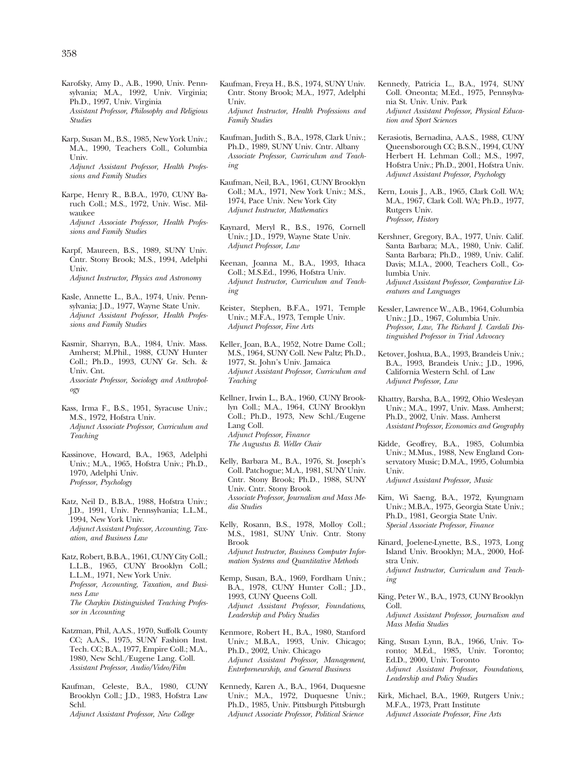Karofsky, Amy D., A.B., 1990, Univ. Pennsylvania; M.A., 1992, Univ. Virginia; Ph.D., 1997, Univ. Virginia
*Assistant Professor, Philosophy and Religious Studies*

Karp, Susan M., B.S., 1985, New York Univ.; M.A., 1990, Teachers Coll., Columbia Univ.
*Adjunct Assistant Professor, Health Professions and Family Studies*

Karpe, Henry R., B.B.A., 1970, CUNY Baruch Coll.; M.S., 1972, Univ. Wisc. Milwaukee
*Adjunct Associate Professor, Health Professions and Family Studies*

Karpf, Maureen, B.S., 1989, SUNY Univ. Cntr. Stony Brook; M.S., 1994, Adelphi Univ.
*Adjunct Instructor, Physics and Astronomy*

Kasle, Annette L., B.A., 1974, Univ. Pennsylvania; J.D., 1977, Wayne State Univ.
*Adjunct Assistant Professor, Health Professions and Family Studies*

Kasmir, Sharryn, B.A., 1984, Univ. Mass. Amherst; M.Phil., 1988, CUNY Hunter Coll.; Ph.D., 1993, CUNY Gr. Sch. & Univ. Cnt.
*Associate Professor, Sociology and Anthropology*

Kass, Irma F., B.S., 1951, Syracuse Univ.; M.S., 1972, Hofstra Univ.
*Adjunct Associate Professor, Curriculum and Teaching*

Kassinove, Howard, B.A., 1963, Adelphi Univ.; M.A., 1965, Hofstra Univ.; Ph.D., 1970, Adelphi Univ.
*Professor, Psychology*

Katz, Neil D., B.B.A., 1988, Hofstra Univ.; J.D., 1991, Univ. Pennsylvania; L.L.M., 1994, New York Univ.
*Adjunct Assistant Professor, Accounting, Taxation, and Business Law*

Katz, Robert, B.B.A., 1961, CUNY City Coll.; L.L.B., 1965, CUNY Brooklyn Coll.; L.L.M., 1971, New York Univ.
*Professor, Accounting, Taxation, and Business Law*
*The Chaykin Distinguished Teaching Professor in Accounting*

Katzman, Phil, A.A.S., 1970, Suffolk County CC; A.A.S., 1975, SUNY Fashion Inst. Tech. CC; B.A., 1977, Empire Coll.; M.A., 1980, New Schl./Eugene Lang. Coll.
*Assistant Professor, Audio/Video/Film*

Kaufman, Celeste, B.A., 1980, CUNY Brooklyn Coll.; J.D., 1983, Hofstra Law Schl.
*Adjunct Assistant Professor, New College*

Kaufman, Freya H., B.S., 1974, SUNY Univ. Cntr. Stony Brook; M.A., 1977, Adelphi Univ.
*Adjunct Instructor, Health Professions and Family Studies*

Kaufman, Judith S., B.A., 1978, Clark Univ.; Ph.D., 1989, SUNY Univ. Cntr. Albany
*Associate Professor, Curriculum and Teaching*

Kaufman, Neil, B.A., 1961, CUNY Brooklyn Coll.; M.A., 1971, New York Univ.; M.S., 1974, Pace Univ. New York City
*Adjunct Instructor, Mathematics*

Kaynard, Meryl R., B.S., 1976, Cornell Univ.; J.D., 1979, Wayne State Univ.
*Adjunct Professor, Law*

Keenan, Joanna M., B.A., 1993, Ithaca Coll.; M.S.Ed., 1996, Hofstra Univ.
*Adjunct Instructor, Curriculum and Teaching*

Keister, Stephen, B.F.A., 1971, Temple Univ.; M.F.A., 1973, Temple Univ.
*Adjunct Professor, Fine Arts*

Keller, Joan, B.A., 1952, Notre Dame Coll.; M.S., 1964, SUNY Coll. New Paltz; Ph.D., 1977, St. John's Univ. Jamaica
*Adjunct Assistant Professor, Curriculum and Teaching*

Kellner, Irwin L., B.A., 1960, CUNY Brooklyn Coll.; M.A., 1964, CUNY Brooklyn Coll.; Ph.D., 1973, New Schl./Eugene Lang Coll.
*Adjunct Professor, Finance*
*The Augustus B. Weller Chair*

Kelly, Barbara M., B.A., 1976, St. Joseph's Coll. Patchogue; M.A., 1981, SUNY Univ. Cntr. Stony Brook; Ph.D., 1988, SUNY Univ. Cntr. Stony Brook
*Associate Professor, Journalism and Mass Media Studies*

Kelly, Rosann, B.S., 1978, Molloy Coll.; M.S., 1981, SUNY Univ. Cntr. Stony Brook
*Adjunct Instructor, Business Computer Information Systems and Quantitative Methods*

Kemp, Susan, B.A., 1969, Fordham Univ.; B.A., 1978, CUNY Hunter Coll.; J.D., 1993, CUNY Queens Coll.
*Adjunct Assistant Professor, Foundations, Leadership and Policy Studies*

Kenmore, Robert H., B.A., 1980, Stanford Univ.; M.B.A., 1993, Univ. Chicago; Ph.D., 2002, Univ. Chicago
*Adjunct Assistant Professor, Management, Entrepreneurship, and General Business*

Kennedy, Karen A., B.A., 1964, Duquesne Univ.; M.A., 1972, Duquesne Univ.; Ph.D., 1985, Univ. Pittsburgh Pittsburgh
*Adjunct Associate Professor, Political Science*

Kennedy, Patricia L., B.A., 1974, SUNY Coll. Oneonta; M.Ed., 1975, Pennsylvania St. Univ. Univ. Park
*Adjunct Assistant Professor, Physical Education and Sport Sciences*

Kerasiotis, Bernadina, A.A.S., 1988, CUNY Queensborough CC; B.S.N., 1994, CUNY Herbert H. Lehman Coll.; M.S., 1997, Hofstra Univ.; Ph.D., 2001, Hofstra Univ.
*Adjunct Assistant Professor, Psychology*

Kern, Louis J., A.B., 1965, Clark Coll. WA; M.A., 1967, Clark Coll. WA; Ph.D., 1977, Rutgers Univ.
*Professor, History*

Kershner, Gregory, B.A., 1977, Univ. Calif. Santa Barbara; M.A., 1980, Univ. Calif. Santa Barbara; Ph.D., 1989, Univ. Calif. Davis; M.I.A., 2000, Teachers Coll., Columbia Univ.
*Adjunct Assistant Professor, Comparative Literatures and Languages*

Kessler, Lawrence W., A.B., 1964, Columbia Univ.; J.D., 1967, Columbia Univ.
*Professor, Law, The Richard J. Cardali Distinguished Professor in Trial Advocacy*

Ketover, Joshua, B.A., 1993, Brandeis Univ.; B.A., 1993, Brandeis Univ.; J.D., 1996, California Western Schl. of Law
*Adjunct Professor, Law*

Khattry, Barsha, B.A., 1992, Ohio Wesleyan Univ.; M.A., 1997, Univ. Mass. Amherst; Ph.D., 2002, Univ. Mass. Amherst
*Assistant Professor, Economics and Geography*

Kidde, Geoffrey, B.A., 1985, Columbia Univ.; M.Mus., 1988, New England Conservatory Music; D.M.A., 1995, Columbia Univ.
*Adjunct Assistant Professor, Music*

Kim, Wi Saeng, B.A., 1972, Kyungnam Univ.; M.B.A., 1975, Georgia State Univ.; Ph.D., 1981, Georgia State Univ.
*Special Associate Professor, Finance*

Kinard, Joelene-Lynette, B.S., 1973, Long Island Univ. Brooklyn; M.A., 2000, Hofstra Univ.
*Adjunct Instructor, Curriculum and Teaching*

King, Peter W., B.A., 1973, CUNY Brooklyn Coll.
*Adjunct Assistant Professor, Journalism and Mass Media Studies*

King, Susan Lynn, B.A., 1966, Univ. Toronto; M.Ed., 1985, Univ. Toronto; Ed.D., 2000, Univ. Toronto
*Adjunct Assistant Professor, Foundations, Leadership and Policy Studies*

Kirk, Michael, B.A., 1969, Rutgers Univ.; M.F.A., 1973, Pratt Institute
*Adjunct Associate Professor, Fine Arts*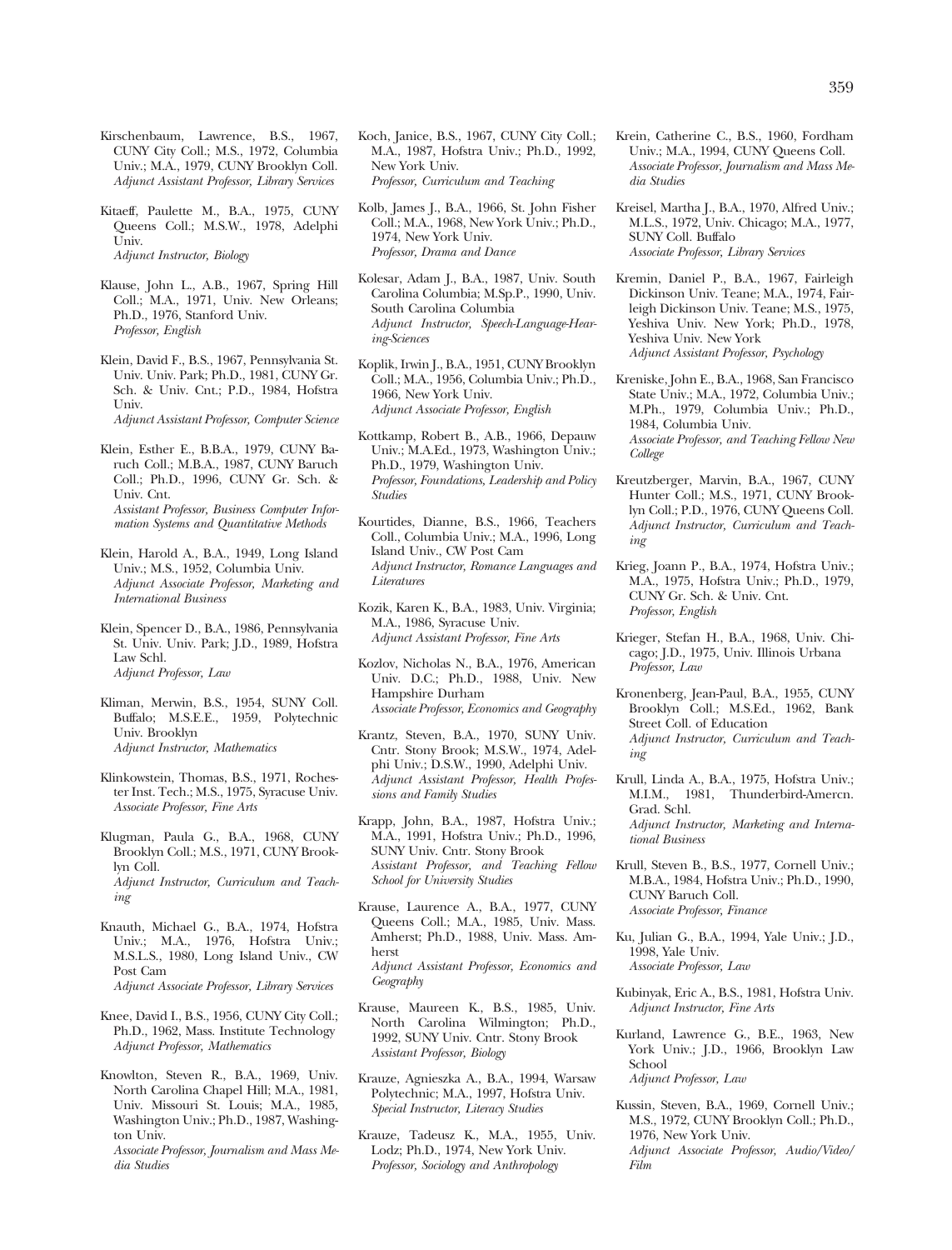Kirschenbaum, Lawrence, B.S., 1967, CUNY City Coll.; M.S., 1972, Columbia Univ.; M.A., 1979, CUNY Brooklyn Coll.
*Adjunct Assistant Professor, Library Services*

Kitaeff, Paulette M., B.A., 1975, CUNY Queens Coll.; M.S.W., 1978, Adelphi Univ.
*Adjunct Instructor, Biology*

Klause, John L., A.B., 1967, Spring Hill Coll.; M.A., 1971, Univ. New Orleans; Ph.D., 1976, Stanford Univ.
*Professor, English*

Klein, David F., B.S., 1967, Pennsylvania St. Univ. Univ. Park; Ph.D., 1981, CUNY Gr. Sch. & Univ. Cnt.; P.D., 1984, Hofstra Univ.
*Adjunct Assistant Professor, Computer Science*

Klein, Esther E., B.B.A., 1979, CUNY Baruch Coll.; M.B.A., 1987, CUNY Baruch Coll.; Ph.D., 1996, CUNY Gr. Sch. & Univ. Cnt.
*Assistant Professor, Business Computer Information Systems and Quantitative Methods*

Klein, Harold A., B.A., 1949, Long Island Univ.; M.S., 1952, Columbia Univ.
*Adjunct Associate Professor, Marketing and International Business*

Klein, Spencer D., B.A., 1986, Pennsylvania St. Univ. Univ. Park; J.D., 1989, Hofstra Law Schl.
*Adjunct Professor, Law*

Kliman, Merwin, B.S., 1954, SUNY Coll. Buffalo; M.S.E.E., 1959, Polytechnic Univ. Brooklyn
*Adjunct Instructor, Mathematics*

Klinkowstein, Thomas, B.S., 1971, Rochester Inst. Tech.; M.S., 1975, Syracuse Univ.
*Associate Professor, Fine Arts*

Klugman, Paula G., B.A., 1968, CUNY Brooklyn Coll.; M.S., 1971, CUNY Brooklyn Coll.
*Adjunct Instructor, Curriculum and Teaching*

Knauth, Michael G., B.A., 1974, Hofstra Univ.; M.A., 1976, Hofstra Univ.; M.S.L.S., 1980, Long Island Univ., CW Post Cam
*Adjunct Associate Professor, Library Services*

Knee, David I., B.S., 1956, CUNY City Coll.; Ph.D., 1962, Mass. Institute Technology
*Adjunct Professor, Mathematics*

Knowlton, Steven R., B.A., 1969, Univ. North Carolina Chapel Hill; M.A., 1981, Univ. Missouri St. Louis; M.A., 1985, Washington Univ.; Ph.D., 1987, Washington Univ.
*Associate Professor, Journalism and Mass Media Studies*

Koch, Janice, B.S., 1967, CUNY City Coll.; M.A., 1987, Hofstra Univ.; Ph.D., 1992, New York Univ.
*Professor, Curriculum and Teaching*

Kolb, James J., B.A., 1966, St. John Fisher Coll.; M.A., 1968, New York Univ.; Ph.D., 1974, New York Univ.
*Professor, Drama and Dance*

Kolesar, Adam J., B.A., 1987, Univ. South Carolina Columbia; M.Sp.P., 1990, Univ. South Carolina Columbia
*Adjunct Instructor, Speech-Language-Hearing-Sciences*

Koplik, Irwin J., B.A., 1951, CUNY Brooklyn Coll.; M.A., 1956, Columbia Univ.; Ph.D., 1966, New York Univ.
*Adjunct Associate Professor, English*

Kottkamp, Robert B., A.B., 1966, Depauw Univ.; M.A.Ed., 1973, Washington Univ.; Ph.D., 1979, Washington Univ.
*Professor, Foundations, Leadership and Policy Studies*

Kourtides, Dianne, B.S., 1966, Teachers Coll., Columbia Univ.; M.A., 1996, Long Island Univ., CW Post Cam
*Adjunct Instructor, Romance Languages and Literatures*

Kozik, Karen K., B.A., 1983, Univ. Virginia; M.A., 1986, Syracuse Univ.
*Adjunct Assistant Professor, Fine Arts*

Kozlov, Nicholas N., B.A., 1976, American Univ. D.C.; Ph.D., 1988, Univ. New Hampshire Durham
*Associate Professor, Economics and Geography*

Krantz, Steven, B.A., 1970, SUNY Univ. Cntr. Stony Brook; M.S.W., 1974, Adelphi Univ.; D.S.W., 1990, Adelphi Univ.
*Adjunct Assistant Professor, Health Professions and Family Studies*

Krapp, John, B.A., 1987, Hofstra Univ.; M.A., 1991, Hofstra Univ.; Ph.D., 1996, SUNY Univ. Cntr. Stony Brook
*Assistant Professor, and Teaching Fellow School for University Studies*

Krause, Laurence A., B.A., 1977, CUNY Queens Coll.; M.A., 1985, Univ. Mass. Amherst; Ph.D., 1988, Univ. Mass. Amherst
*Adjunct Assistant Professor, Economics and Geography*

Krause, Maureen K., B.S., 1985, Univ. North Carolina Wilmington; Ph.D., 1992, SUNY Univ. Cntr. Stony Brook
*Assistant Professor, Biology*

Krauze, Agnieszka A., B.A., 1994, Warsaw Polytechnic; M.A., 1997, Hofstra Univ.
*Special Instructor, Literacy Studies*

Krauze, Tadeusz K., M.A., 1955, Univ. Lodz; Ph.D., 1974, New York Univ.
*Professor, Sociology and Anthropology*

Krein, Catherine C., B.S., 1960, Fordham Univ.; M.A., 1994, CUNY Queens Coll.
*Associate Professor, Journalism and Mass Media Studies*

Kreisel, Martha J., B.A., 1970, Alfred Univ.; M.L.S., 1972, Univ. Chicago; M.A., 1977, SUNY Coll. Buffalo
*Associate Professor, Library Services*

Kremin, Daniel P., B.A., 1967, Fairleigh Dickinson Univ. Teane; M.A., 1974, Fairleigh Dickinson Univ. Teane; M.S., 1975, Yeshiva Univ. New York; Ph.D., 1978, Yeshiva Univ. New York
*Adjunct Assistant Professor, Psychology*

Kreniske, John E., B.A., 1968, San Francisco State Univ.; M.A., 1972, Columbia Univ.; M.Ph., 1979, Columbia Univ.; Ph.D., 1984, Columbia Univ.
*Associate Professor, and Teaching Fellow New College*

Kreutzberger, Marvin, B.A., 1967, CUNY Hunter Coll.; M.S., 1971, CUNY Brooklyn Coll.; P.D., 1976, CUNY Queens Coll.
*Adjunct Instructor, Curriculum and Teaching*

Krieg, Joann P., B.A., 1974, Hofstra Univ.; M.A., 1975, Hofstra Univ.; Ph.D., 1979, CUNY Gr. Sch. & Univ. Cnt.
*Professor, English*

Krieger, Stefan H., B.A., 1968, Univ. Chicago; J.D., 1975, Univ. Illinois Urbana
*Professor, Law*

Kronenberg, Jean-Paul, B.A., 1955, CUNY Brooklyn Coll.; M.S.Ed., 1962, Bank Street Coll. of Education
*Adjunct Instructor, Curriculum and Teaching*

Krull, Linda A., B.A., 1975, Hofstra Univ.; M.I.M., 1981, Thunderbird-Amercn. Grad. Schl.
*Adjunct Instructor, Marketing and International Business*

Krull, Steven B., B.S., 1977, Cornell Univ.; M.B.A., 1984, Hofstra Univ.; Ph.D., 1990, CUNY Baruch Coll.
*Associate Professor, Finance*

Ku, Julian G., B.A., 1994, Yale Univ.; J.D., 1998, Yale Univ.
*Associate Professor, Law*

Kubinyak, Eric A., B.S., 1981, Hofstra Univ.
*Adjunct Instructor, Fine Arts*

Kurland, Lawrence G., B.E., 1963, New York Univ.; J.D., 1966, Brooklyn Law School
*Adjunct Professor, Law*

Kussin, Steven, B.A., 1969, Cornell Univ.; M.S., 1972, CUNY Brooklyn Coll.; Ph.D., 1976, New York Univ.
*Adjunct Associate Professor, Audio/Video/Film*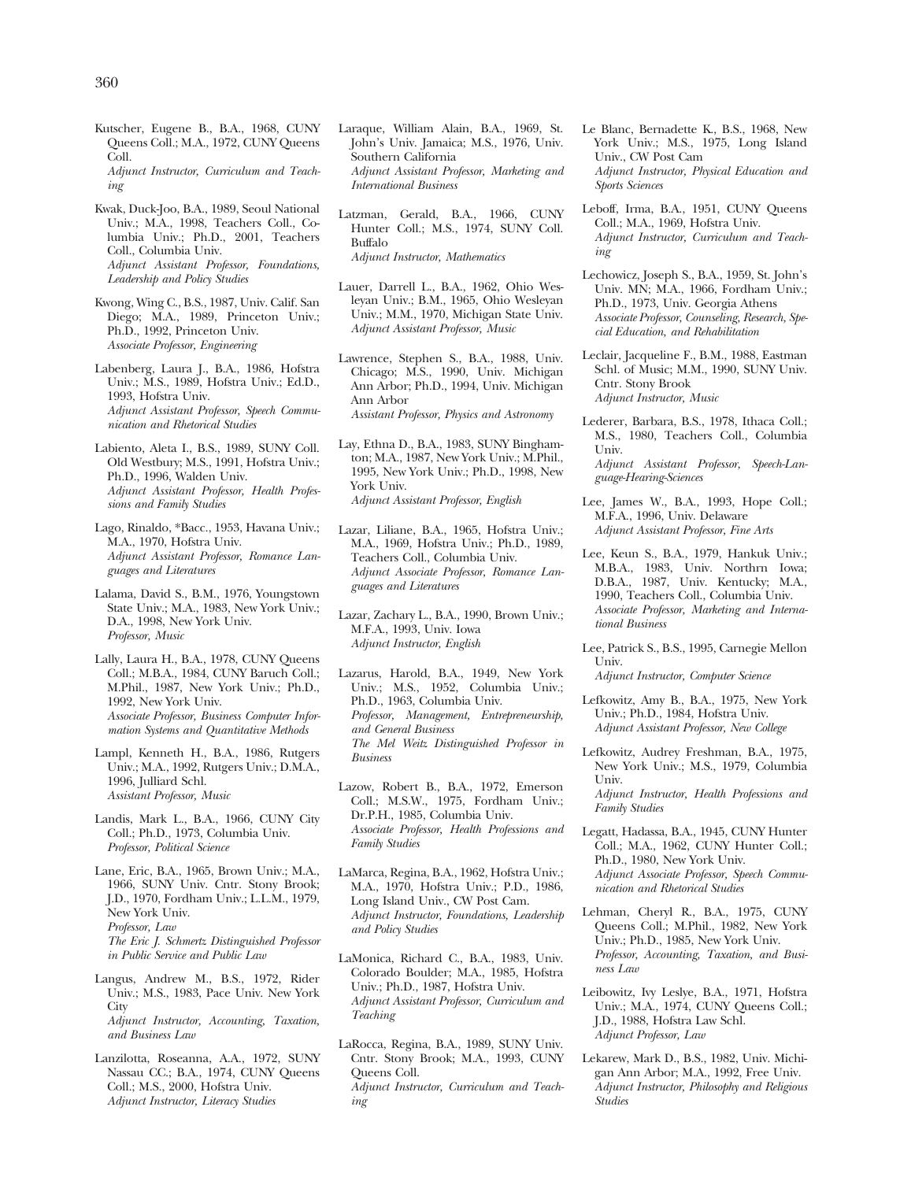Kutscher, Eugene B., B.A., 1968, CUNY Queens Coll.; M.A., 1972, CUNY Queens Coll.
*Adjunct Instructor, Curriculum and Teaching*

Kwak, Duck-Joo, B.A., 1989, Seoul National Univ.; M.A., 1998, Teachers Coll., Columbia Univ.; Ph.D., 2001, Teachers Coll., Columbia Univ.
*Adjunct Assistant Professor, Foundations, Leadership and Policy Studies*

Kwong, Wing C., B.S., 1987, Univ. Calif. San Diego; M.A., 1989, Princeton Univ.; Ph.D., 1992, Princeton Univ.
*Associate Professor, Engineering*

Labenberg, Laura J., B.A., 1986, Hofstra Univ.; M.S., 1989, Hofstra Univ.; Ed.D., 1993, Hofstra Univ.
*Adjunct Assistant Professor, Speech Communication and Rhetorical Studies*

Labiento, Aleta I., B.S., 1989, SUNY Coll. Old Westbury; M.S., 1991, Hofstra Univ.; Ph.D., 1996, Walden Univ.
*Adjunct Assistant Professor, Health Professions and Family Studies*

Lago, Rinaldo, *Bacc., 1953, Havana Univ.; M.A., 1970, Hofstra Univ.
*Adjunct Assistant Professor, Romance Languages and Literatures*

Lalama, David S., B.M., 1976, Youngstown State Univ.; M.A., 1983, New York Univ.; D.A., 1998, New York Univ.
*Professor, Music*

Lally, Laura H., B.A., 1978, CUNY Queens Coll.; M.B.A., 1984, CUNY Baruch Coll.; M.Phil., 1987, New York Univ.; Ph.D., 1992, New York Univ.
*Associate Professor, Business Computer Information Systems and Quantitative Methods*

Lampl, Kenneth H., B.A., 1986, Rutgers Univ.; M.A., 1992, Rutgers Univ.; D.M.A., 1996, Julliard Schl.
*Assistant Professor, Music*

Landis, Mark L., B.A., 1966, CUNY City Coll.; Ph.D., 1973, Columbia Univ.
*Professor, Political Science*

Lane, Eric, B.A., 1965, Brown Univ.; M.A., 1966, SUNY Univ. Cntr. Stony Brook; J.D., 1970, Fordham Univ.; L.L.M., 1979, New York Univ.
*Professor, Law*
*The Eric J. Schmertz Distinguished Professor in Public Service and Public Law*

Langus, Andrew M., B.S., 1972, Rider Univ.; M.S., 1983, Pace Univ. New York City
*Adjunct Instructor, Accounting, Taxation, and Business Law*

Lanzilotta, Roseanna, A.A., 1972, SUNY Nassau CC.; B.A., 1974, CUNY Queens Coll.; M.S., 2000, Hofstra Univ.
*Adjunct Instructor, Literacy Studies*

Laraque, William Alain, B.A., 1969, St. John's Univ. Jamaica; M.S., 1976, Univ. Southern California
*Adjunct Assistant Professor, Marketing and International Business*

Latzman, Gerald, B.A., 1966, CUNY Hunter Coll.; M.S., 1974, SUNY Coll. Buffalo
*Adjunct Instructor, Mathematics*

Lauer, Darrell L., B.A., 1962, Ohio Wesleyan Univ.; B.M., 1965, Ohio Wesleyan Univ.; M.M., 1970, Michigan State Univ.
*Adjunct Assistant Professor, Music*

Lawrence, Stephen S., B.A., 1988, Univ. Chicago; M.S., 1990, Univ. Michigan Ann Arbor; Ph.D., 1994, Univ. Michigan Ann Arbor
*Assistant Professor, Physics and Astronomy*

Lay, Ethna D., B.A., 1983, SUNY Binghamton; M.A., 1987, New York Univ.; M.Phil., 1995, New York Univ.; Ph.D., 1998, New York Univ.
*Adjunct Assistant Professor, English*

Lazar, Liliane, B.A., 1965, Hofstra Univ.; M.A., 1969, Hofstra Univ.; Ph.D., 1989, Teachers Coll., Columbia Univ.
*Adjunct Associate Professor, Romance Languages and Literatures*

Lazar, Zachary L., B.A., 1990, Brown Univ.; M.F.A., 1993, Univ. Iowa
*Adjunct Instructor, English*

Lazarus, Harold, B.A., 1949, New York Univ.; M.S., 1952, Columbia Univ.; Ph.D., 1963, Columbia Univ.
*Professor, Management, Entrepreneurship, and General Business*
*The Mel Weitz Distinguished Professor in Business*

Lazow, Robert B., B.A., 1972, Emerson Coll.; M.S.W., 1975, Fordham Univ.; Dr.P.H., 1985, Columbia Univ.
*Associate Professor, Health Professions and Family Studies*

LaMarca, Regina, B.A., 1962, Hofstra Univ.; M.A., 1970, Hofstra Univ.; P.D., 1986, Long Island Univ., CW Post Cam.
*Adjunct Instructor, Foundations, Leadership and Policy Studies*

LaMonica, Richard C., B.A., 1983, Univ. Colorado Boulder; M.A., 1985, Hofstra Univ.; Ph.D., 1987, Hofstra Univ.
*Adjunct Assistant Professor, Curriculum and Teaching*

LaRocca, Regina, B.A., 1989, SUNY Univ. Cntr. Stony Brook; M.A., 1993, CUNY Queens Coll.
*Adjunct Instructor, Curriculum and Teaching*

Le Blanc, Bernadette K., B.S., 1968, New York Univ.; M.S., 1975, Long Island Univ., CW Post Cam
*Adjunct Instructor, Physical Education and Sports Sciences*

Leboff, Irma, B.A., 1951, CUNY Queens Coll.; M.A., 1969, Hofstra Univ.
*Adjunct Instructor, Curriculum and Teaching*

Lechowicz, Joseph S., B.A., 1959, St. John's Univ. MN; M.A., 1966, Fordham Univ.; Ph.D., 1973, Univ. Georgia Athens
*Associate Professor, Counseling, Research, Special Education, and Rehabilitation*

Leclair, Jacqueline F., B.M., 1988, Eastman Schl. of Music; M.M., 1990, SUNY Univ. Cntr. Stony Brook
*Adjunct Instructor, Music*

Lederer, Barbara, B.S., 1978, Ithaca Coll.; M.S., 1980, Teachers Coll., Columbia Univ.
*Adjunct Assistant Professor, Speech-Language-Hearing-Sciences*

Lee, James W., B.A., 1993, Hope Coll.; M.F.A., 1996, Univ. Delaware
*Adjunct Assistant Professor, Fine Arts*

Lee, Keun S., B.A., 1979, Hankuk Univ.; M.B.A., 1983, Univ. Northrn Iowa; D.B.A., 1987, Univ. Kentucky; M.A., 1990, Teachers Coll., Columbia Univ.
*Associate Professor, Marketing and International Business*

Lee, Patrick S., B.S., 1995, Carnegie Mellon Univ.
*Adjunct Instructor, Computer Science*

Lefkowitz, Amy B., B.A., 1975, New York Univ.; Ph.D., 1984, Hofstra Univ.
*Adjunct Assistant Professor, New College*

Lefkowitz, Audrey Freshman, B.A., 1975, New York Univ.; M.S., 1979, Columbia Univ.
*Adjunct Instructor, Health Professions and Family Studies*

Legatt, Hadassa, B.A., 1945, CUNY Hunter Coll.; M.A., 1962, CUNY Hunter Coll.; Ph.D., 1980, New York Univ.
*Adjunct Associate Professor, Speech Communication and Rhetorical Studies*

Lehman, Cheryl R., B.A., 1975, CUNY Queens Coll.; M.Phil., 1982, New York Univ.; Ph.D., 1985, New York Univ.
*Professor, Accounting, Taxation, and Business Law*

Leibowitz, Ivy Leslye, B.A., 1971, Hofstra Univ.; M.A., 1974, CUNY Queens Coll.; J.D., 1988, Hofstra Law Schl.
*Adjunct Professor, Law*

Lekarew, Mark D., B.S., 1982, Univ. Michigan Ann Arbor; M.A., 1992, Free Univ.
*Adjunct Instructor, Philosophy and Religious Studies*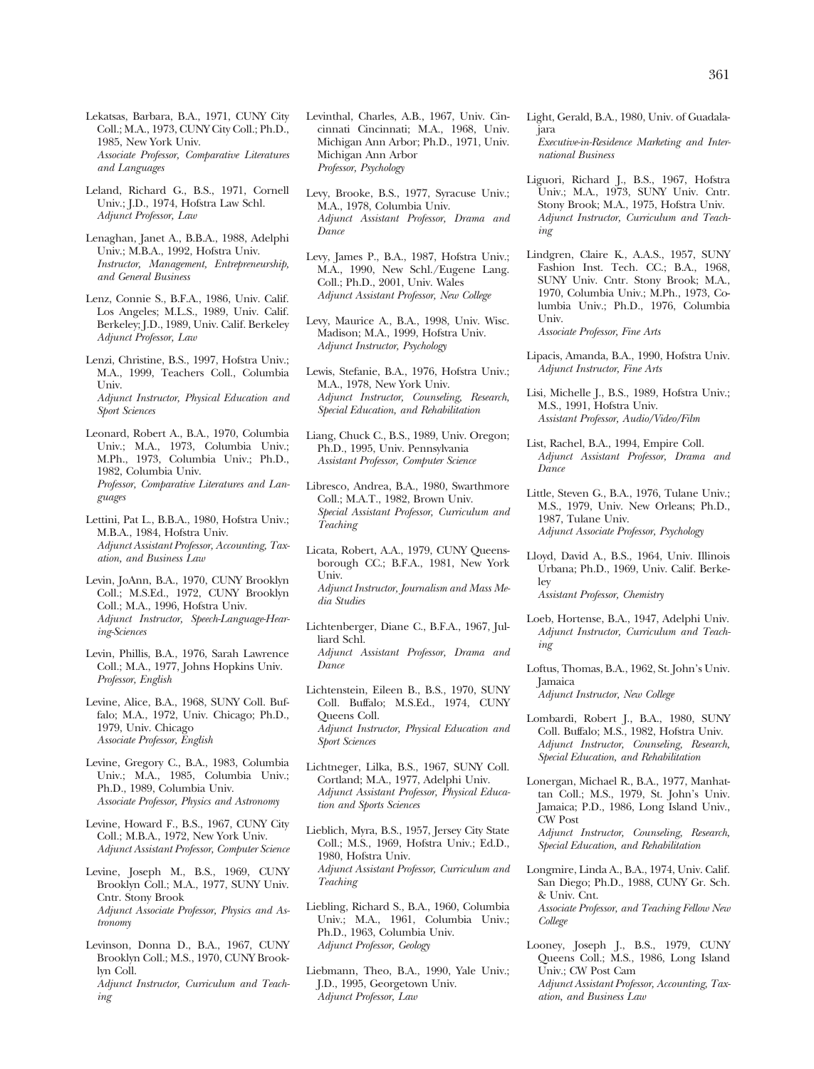Lekatsas, Barbara, B.A., 1971, CUNY City Coll.; M.A., 1973, CUNY City Coll.; Ph.D., 1985, New York Univ.
*Associate Professor, Comparative Literatures and Languages*

Leland, Richard G., B.S., 1971, Cornell Univ.; J.D., 1974, Hofstra Law Schl.
*Adjunct Professor, Law*

Lenaghan, Janet A., B.B.A., 1988, Adelphi Univ.; M.B.A., 1992, Hofstra Univ.
*Instructor, Management, Entrepreneurship, and General Business*

Lenz, Connie S., B.F.A., 1986, Univ. Calif. Los Angeles; M.L.S., 1989, Univ. Calif. Berkeley; J.D., 1989, Univ. Calif. Berkeley
*Adjunct Professor, Law*

Lenzi, Christine, B.S., 1997, Hofstra Univ.; M.A., 1999, Teachers Coll., Columbia Univ.
*Adjunct Instructor, Physical Education and Sport Sciences*

Leonard, Robert A., B.A., 1970, Columbia Univ.; M.A., 1973, Columbia Univ.; M.Ph., 1973, Columbia Univ.; Ph.D., 1982, Columbia Univ.
*Professor, Comparative Literatures and Languages*

Lettini, Pat L., B.B.A., 1980, Hofstra Univ.; M.B.A., 1984, Hofstra Univ.
*Adjunct Assistant Professor, Accounting, Taxation, and Business Law*

Levin, JoAnn, B.A., 1970, CUNY Brooklyn Coll.; M.S.Ed., 1972, CUNY Brooklyn Coll.; M.A., 1996, Hofstra Univ.
*Adjunct Instructor, Speech-Language-Hearing-Sciences*

Levin, Phillis, B.A., 1976, Sarah Lawrence Coll.; M.A., 1977, Johns Hopkins Univ.
*Professor, English*

Levine, Alice, B.A., 1968, SUNY Coll. Buffalo; M.A., 1972, Univ. Chicago; Ph.D., 1979, Univ. Chicago
*Associate Professor, English*

Levine, Gregory C., B.A., 1983, Columbia Univ.; M.A., 1985, Columbia Univ.; Ph.D., 1989, Columbia Univ.
*Associate Professor, Physics and Astronomy*

Levine, Howard F., B.S., 1967, CUNY City Coll.; M.B.A., 1972, New York Univ.
*Adjunct Assistant Professor, Computer Science*

Levine, Joseph M., B.S., 1969, CUNY Brooklyn Coll.; M.A., 1977, SUNY Univ. Cntr. Stony Brook
*Adjunct Associate Professor, Physics and Astronomy*

Levinson, Donna D., B.A., 1967, CUNY Brooklyn Coll.; M.S., 1970, CUNY Brooklyn Coll.
*Adjunct Instructor, Curriculum and Teaching*

Levinthal, Charles, A.B., 1967, Univ. Cincinnati Cincinnati; M.A., 1968, Univ. Michigan Ann Arbor; Ph.D., 1971, Univ. Michigan Ann Arbor
*Professor, Psychology*

Levy, Brooke, B.S., 1977, Syracuse Univ.; M.A., 1978, Columbia Univ.
*Adjunct Assistant Professor, Drama and Dance*

Levy, James P., B.A., 1987, Hofstra Univ.; M.A., 1990, New Schl./Eugene Lang. Coll.; Ph.D., 2001, Univ. Wales
*Adjunct Assistant Professor, New College*

Levy, Maurice A., B.A., 1998, Univ. Wisc. Madison; M.A., 1999, Hofstra Univ.
*Adjunct Instructor, Psychology*

Lewis, Stefanie, B.A., 1976, Hofstra Univ.; M.A., 1978, New York Univ.
*Adjunct Instructor, Counseling, Research, Special Education, and Rehabilitation*

Liang, Chuck C., B.S., 1989, Univ. Oregon; Ph.D., 1995, Univ. Pennsylvania
*Assistant Professor, Computer Science*

Libresco, Andrea, B.A., 1980, Swarthmore Coll.; M.A.T., 1982, Brown Univ.
*Special Assistant Professor, Curriculum and Teaching*

Licata, Robert, A.A., 1979, CUNY Queensborough CC.; B.F.A., 1981, New York Univ.
*Adjunct Instructor, Journalism and Mass Media Studies*

Lichtenberger, Diane C., B.F.A., 1967, Julliard Schl.
*Adjunct Assistant Professor, Drama and Dance*

Lichtenstein, Eileen B., B.S., 1970, SUNY Coll. Buffalo; M.S.Ed., 1974, CUNY Queens Coll.
*Adjunct Instructor, Physical Education and Sport Sciences*

Lichtneger, Lilka, B.S., 1967, SUNY Coll. Cortland; M.A., 1977, Adelphi Univ.
*Adjunct Assistant Professor, Physical Education and Sports Sciences*

Lieblich, Myra, B.S., 1957, Jersey City State Coll.; M.S., 1969, Hofstra Univ.; Ed.D., 1980, Hofstra Univ.
*Adjunct Assistant Professor, Curriculum and Teaching*

Liebling, Richard S., B.A., 1960, Columbia Univ.; M.A., 1961, Columbia Univ.; Ph.D., 1963, Columbia Univ.
*Adjunct Professor, Geology*

Liebmann, Theo, B.A., 1990, Yale Univ.; J.D., 1995, Georgetown Univ.
*Adjunct Professor, Law*

Light, Gerald, B.A., 1980, Univ. of Guadalajara
*Executive-in-Residence Marketing and International Business*

Liguori, Richard J., B.S., 1967, Hofstra Univ.; M.A., 1973, SUNY Univ. Cntr. Stony Brook; M.A., 1975, Hofstra Univ.
*Adjunct Instructor, Curriculum and Teaching*

Lindgren, Claire K., A.A.S., 1957, SUNY Fashion Inst. Tech. CC.; B.A., 1968, SUNY Univ. Cntr. Stony Brook; M.A., 1970, Columbia Univ.; M.Ph., 1973, Columbia Univ.; Ph.D., 1976, Columbia Univ.
*Associate Professor, Fine Arts*

Lipacis, Amanda, B.A., 1990, Hofstra Univ.
*Adjunct Instructor, Fine Arts*

Lisi, Michelle J., B.S., 1989, Hofstra Univ.; M.S., 1991, Hofstra Univ.
*Assistant Professor, Audio/Video/Film*

List, Rachel, B.A., 1994, Empire Coll.
*Adjunct Assistant Professor, Drama and Dance*

Little, Steven G., B.A., 1976, Tulane Univ.; M.S., 1979, Univ. New Orleans; Ph.D., 1987, Tulane Univ.
*Adjunct Associate Professor, Psychology*

Lloyd, David A., B.S., 1964, Univ. Illinois Urbana; Ph.D., 1969, Univ. Calif. Berkeley
*Assistant Professor, Chemistry*

Loeb, Hortense, B.A., 1947, Adelphi Univ.
*Adjunct Instructor, Curriculum and Teaching*

Loftus, Thomas, B.A., 1962, St. John's Univ. Jamaica
*Adjunct Instructor, New College*

Lombardi, Robert J., B.A., 1980, SUNY Coll. Buffalo; M.S., 1982, Hofstra Univ.
*Adjunct Instructor, Counseling, Research, Special Education, and Rehabilitation*

Lonergan, Michael R., B.A., 1977, Manhattan Coll.; M.S., 1979, St. John's Univ. Jamaica; P.D., 1986, Long Island Univ., CW Post
*Adjunct Instructor, Counseling, Research, Special Education, and Rehabilitation*

Longmire, Linda A., B.A., 1974, Univ. Calif. San Diego; Ph.D., 1988, CUNY Gr. Sch. & Univ. Cnt.
*Associate Professor, and Teaching Fellow New College*

Looney, Joseph J., B.S., 1979, CUNY Queens Coll.; M.S., 1986, Long Island Univ.; CW Post Cam
*Adjunct Assistant Professor, Accounting, Taxation, and Business Law*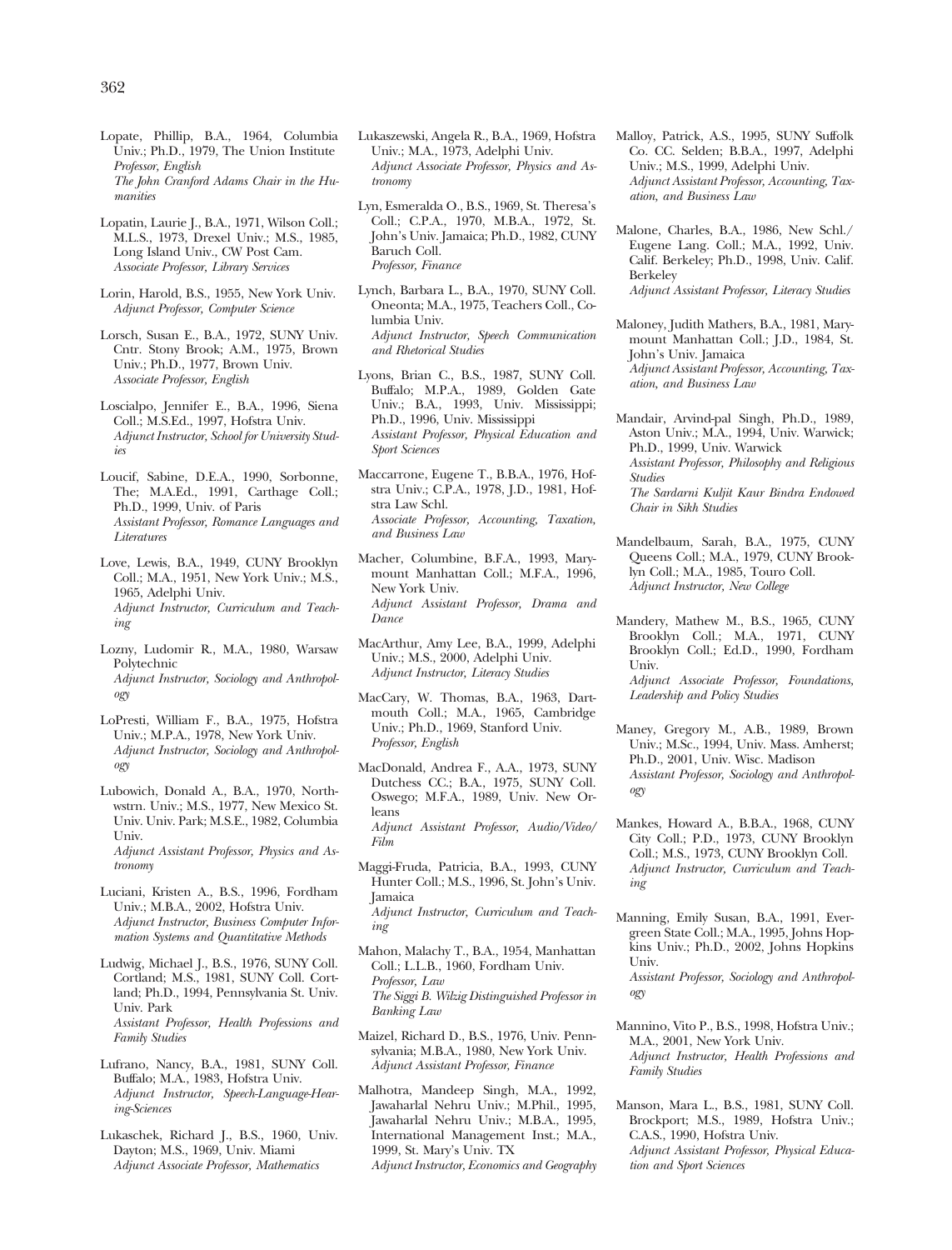Lopate, Phillip, B.A., 1964, Columbia Univ.; Ph.D., 1979, The Union Institute
*Professor, English*
*The John Cranford Adams Chair in the Humanities*

Lopatin, Laurie J., B.A., 1971, Wilson Coll.; M.L.S., 1973, Drexel Univ.; M.S., 1985, Long Island Univ., CW Post Cam.
*Associate Professor, Library Services*

Lorin, Harold, B.S., 1955, New York Univ.
*Adjunct Professor, Computer Science*

Lorsch, Susan E., B.A., 1972, SUNY Univ. Cntr. Stony Brook; A.M., 1975, Brown Univ.; Ph.D., 1977, Brown Univ.
*Associate Professor, English*

Loscialpo, Jennifer E., B.A., 1996, Siena Coll.; M.S.Ed., 1997, Hofstra Univ.
*Adjunct Instructor, School for University Studies*

Loucif, Sabine, D.E.A., 1990, Sorbonne, The; M.A.Ed., 1991, Carthage Coll.; Ph.D., 1999, Univ. of Paris
*Assistant Professor, Romance Languages and Literatures*

Love, Lewis, B.A., 1949, CUNY Brooklyn Coll.; M.A., 1951, New York Univ.; M.S., 1965, Adelphi Univ.
*Adjunct Instructor, Curriculum and Teaching*

Lozny, Ludomir R., M.A., 1980, Warsaw Polytechnic
*Adjunct Instructor, Sociology and Anthropology*

LoPresti, William F., B.A., 1975, Hofstra Univ.; M.P.A., 1978, New York Univ.
*Adjunct Instructor, Sociology and Anthropology*

Lubowich, Donald A., B.A., 1970, Northwstrn. Univ.; M.S., 1977, New Mexico St. Univ. Univ. Park; M.S.E., 1982, Columbia Univ.
*Adjunct Assistant Professor, Physics and Astronomy*

Luciani, Kristen A., B.S., 1996, Fordham Univ.; M.B.A., 2002, Hofstra Univ.
*Adjunct Instructor, Business Computer Information Systems and Quantitative Methods*

Ludwig, Michael J., B.S., 1976, SUNY Coll. Cortland; M.S., 1981, SUNY Coll. Cortland; Ph.D., 1994, Pennsylvania St. Univ. Univ. Park
*Assistant Professor, Health Professions and Family Studies*

Lufrano, Nancy, B.A., 1981, SUNY Coll. Buffalo; M.A., 1983, Hofstra Univ.
*Adjunct Instructor, Speech-Language-Hearing-Sciences*

Lukaschek, Richard J., B.S., 1960, Univ. Dayton; M.S., 1969, Univ. Miami
*Adjunct Associate Professor, Mathematics*

Lukaszewski, Angela R., B.A., 1969, Hofstra Univ.; M.A., 1973, Adelphi Univ.
*Adjunct Associate Professor, Physics and Astronomy*

Lyn, Esmeralda O., B.S., 1969, St. Theresa's Coll.; C.P.A., 1970, M.B.A., 1972, St. John's Univ. Jamaica; Ph.D., 1982, CUNY Baruch Coll.
*Professor, Finance*

Lynch, Barbara L., B.A., 1970, SUNY Coll. Oneonta; M.A., 1975, Teachers Coll., Columbia Univ.
*Adjunct Instructor, Speech Communication and Rhetorical Studies*

Lyons, Brian C., B.S., 1987, SUNY Coll. Buffalo; M.P.A., 1989, Golden Gate Univ.; B.A., 1993, Univ. Mississippi; Ph.D., 1996, Univ. Mississippi
*Assistant Professor, Physical Education and Sport Sciences*

Maccarrone, Eugene T., B.B.A., 1976, Hofstra Univ.; C.P.A., 1978, J.D., 1981, Hofstra Law Schl.
*Associate Professor, Accounting, Taxation, and Business Law*

Macher, Columbine, B.F.A., 1993, Marymount Manhattan Coll.; M.F.A., 1996, New York Univ.
*Adjunct Assistant Professor, Drama and Dance*

MacArthur, Amy Lee, B.A., 1999, Adelphi Univ.; M.S., 2000, Adelphi Univ.
*Adjunct Instructor, Literacy Studies*

MacCary, W. Thomas, B.A., 1963, Dartmouth Coll.; M.A., 1965, Cambridge Univ.; Ph.D., 1969, Stanford Univ.
*Professor, English*

MacDonald, Andrea F., A.A., 1973, SUNY Dutchess CC.; B.A., 1975, SUNY Coll. Oswego; M.F.A., 1989, Univ. New Orleans
*Adjunct Assistant Professor, Audio/Video/Film*

Maggi-Fruda, Patricia, B.A., 1993, CUNY Hunter Coll.; M.S., 1996, St. John's Univ. Jamaica
*Adjunct Instructor, Curriculum and Teaching*

Mahon, Malachy T., B.A., 1954, Manhattan Coll.; L.L.B., 1960, Fordham Univ.
*Professor, Law*
*The Siggi B. Wilzig Distinguished Professor in Banking Law*

Maizel, Richard D., B.S., 1976, Univ. Pennsylvania; M.B.A., 1980, New York Univ.
*Adjunct Assistant Professor, Finance*

Malhotra, Mandeep Singh, M.A., 1992, Jawaharlal Nehru Univ.; M.Phil., 1995, Jawaharlal Nehru Univ.; M.B.A., 1995, International Management Inst.; M.A., 1999, St. Mary's Univ. TX
*Adjunct Instructor, Economics and Geography*

Malloy, Patrick, A.S., 1995, SUNY Suffolk Co. CC. Selden; B.B.A., 1997, Adelphi Univ.; M.S., 1999, Adelphi Univ.
*Adjunct Assistant Professor, Accounting, Taxation, and Business Law*

Malone, Charles, B.A., 1986, New Schl./Eugene Lang. Coll.; M.A., 1992, Univ. Calif. Berkeley; Ph.D., 1998, Univ. Calif. Berkeley
*Adjunct Assistant Professor, Literacy Studies*

Maloney, Judith Mathers, B.A., 1981, Marymount Manhattan Coll.; J.D., 1984, St. John's Univ. Jamaica
*Adjunct Assistant Professor, Accounting, Taxation, and Business Law*

Mandair, Arvind-pal Singh, Ph.D., 1989, Aston Univ.; M.A., 1994, Univ. Warwick; Ph.D., 1999, Univ. Warwick
*Assistant Professor, Philosophy and Religious Studies*
*The Sardarni Kuljit Kaur Bindra Endowed Chair in Sikh Studies*

Mandelbaum, Sarah, B.A., 1975, CUNY Queens Coll.; M.A., 1979, CUNY Brooklyn Coll.; M.A., 1985, Touro Coll.
*Adjunct Instructor, New College*

Mandery, Mathew M., B.S., 1965, CUNY Brooklyn Coll.; M.A., 1971, CUNY Brooklyn Coll.; Ed.D., 1990, Fordham Univ.
*Adjunct Associate Professor, Foundations, Leadership and Policy Studies*

Maney, Gregory M., A.B., 1989, Brown Univ.; M.Sc., 1994, Univ. Mass. Amherst; Ph.D., 2001, Univ. Wisc. Madison
*Assistant Professor, Sociology and Anthropology*

Mankes, Howard A., B.B.A., 1968, CUNY City Coll.; P.D., 1973, CUNY Brooklyn Coll.; M.S., 1973, CUNY Brooklyn Coll.
*Adjunct Instructor, Curriculum and Teaching*

Manning, Emily Susan, B.A., 1991, Evergreen State Coll.; M.A., 1995, Johns Hopkins Univ.; Ph.D., 2002, Johns Hopkins Univ.
*Assistant Professor, Sociology and Anthropology*

Mannino, Vito P., B.S., 1998, Hofstra Univ.; M.A., 2001, New York Univ.
*Adjunct Instructor, Health Professions and Family Studies*

Manson, Mara L., B.S., 1981, SUNY Coll. Brockport; M.S., 1989, Hofstra Univ.; C.A.S., 1990, Hofstra Univ.
*Adjunct Assistant Professor, Physical Education and Sport Sciences*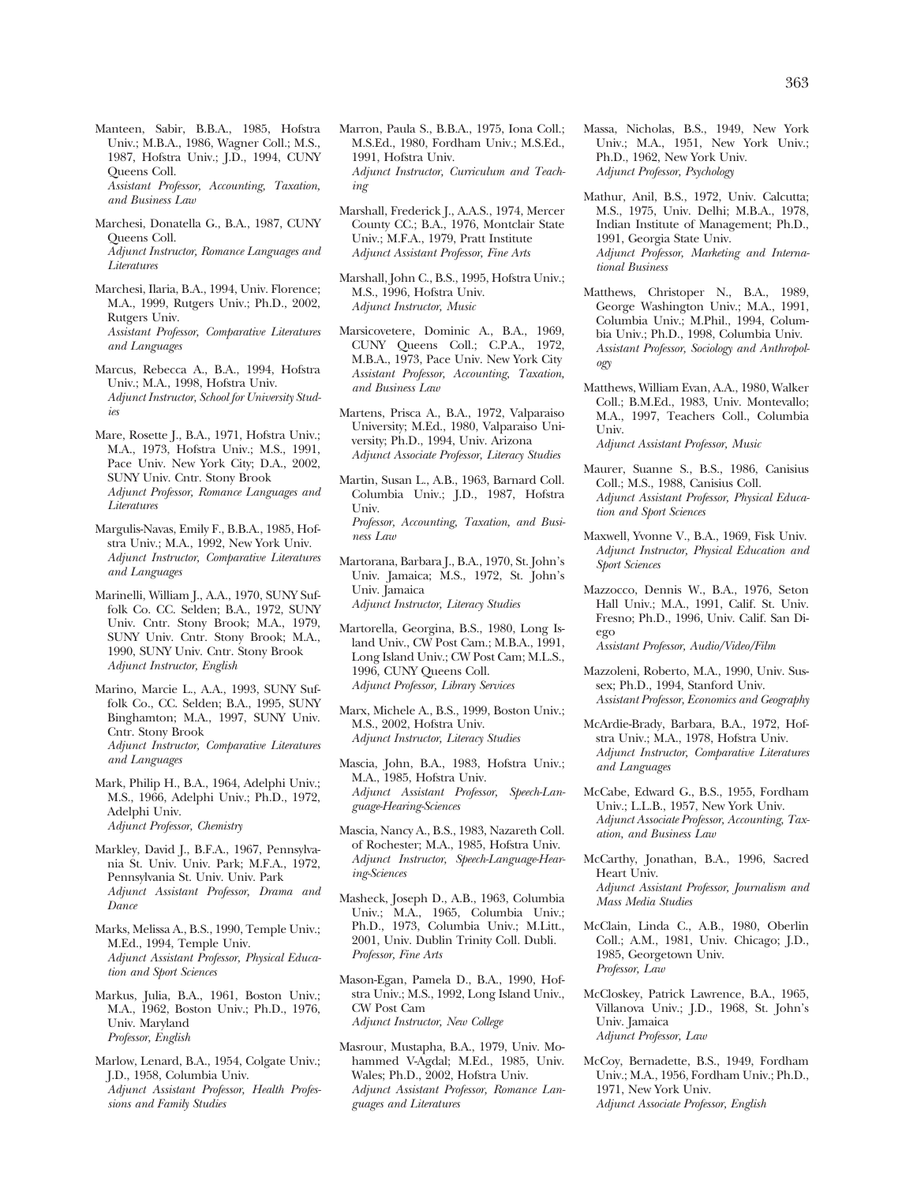Manteen, Sabir, B.B.A., 1985, Hofstra Univ.; M.B.A., 1986, Wagner Coll.; M.S., 1987, Hofstra Univ.; J.D., 1994, CUNY Queens Coll.
*Assistant Professor, Accounting, Taxation, and Business Law*

Marchesi, Donatella G., B.A., 1987, CUNY Queens Coll.
*Adjunct Instructor, Romance Languages and Literatures*

Marchesi, Ilaria, B.A., 1994, Univ. Florence; M.A., 1999, Rutgers Univ.; Ph.D., 2002, Rutgers Univ.
*Assistant Professor, Comparative Literatures and Languages*

Marcus, Rebecca A., B.A., 1994, Hofstra Univ.; M.A., 1998, Hofstra Univ.
*Adjunct Instructor, School for University Studies*

Mare, Rosette J., B.A., 1971, Hofstra Univ.; M.A., 1973, Hofstra Univ.; M.S., 1991, Pace Univ. New York City; D.A., 2002, SUNY Univ. Cntr. Stony Brook
*Adjunct Professor, Romance Languages and Literatures*

Margulis-Navas, Emily F., B.B.A., 1985, Hofstra Univ.; M.A., 1992, New York Univ.
*Adjunct Instructor, Comparative Literatures and Languages*

Marinelli, William J., A.A., 1970, SUNY Suffolk Co. CC. Selden; B.A., 1972, SUNY Univ. Cntr. Stony Brook; M.A., 1979, SUNY Univ. Cntr. Stony Brook; M.A., 1990, SUNY Univ. Cntr. Stony Brook
*Adjunct Instructor, English*

Marino, Marcie L., A.A., 1993, SUNY Suffolk Co., CC. Selden; B.A., 1995, SUNY Binghamton; M.A., 1997, SUNY Univ. Cntr. Stony Brook
*Adjunct Instructor, Comparative Literatures and Languages*

Mark, Philip H., B.A., 1964, Adelphi Univ.; M.S., 1966, Adelphi Univ.; Ph.D., 1972, Adelphi Univ.
*Adjunct Professor, Chemistry*

Markley, David J., B.F.A., 1967, Pennsylvania St. Univ. Univ. Park; M.F.A., 1972, Pennsylvania St. Univ. Univ. Park
*Adjunct Assistant Professor, Drama and Dance*

Marks, Melissa A., B.S., 1990, Temple Univ.; M.Ed., 1994, Temple Univ.
*Adjunct Assistant Professor, Physical Education and Sport Sciences*

Markus, Julia, B.A., 1961, Boston Univ.; M.A., 1962, Boston Univ.; Ph.D., 1976, Univ. Maryland
*Professor, English*

Marlow, Lenard, B.A., 1954, Colgate Univ.; J.D., 1958, Columbia Univ.
*Adjunct Assistant Professor, Health Professions and Family Studies*

Marron, Paula S., B.B.A., 1975, Iona Coll.; M.S.Ed., 1980, Fordham Univ.; M.S.Ed., 1991, Hofstra Univ.
*Adjunct Instructor, Curriculum and Teaching*

Marshall, Frederick J., A.A.S., 1974, Mercer County CC.; B.A., 1976, Montclair State Univ.; M.F.A., 1979, Pratt Institute
*Adjunct Assistant Professor, Fine Arts*

Marshall, John C., B.S., 1995, Hofstra Univ.; M.S., 1996, Hofstra Univ.
*Adjunct Instructor, Music*

Marsicovetere, Dominic A., B.A., 1969, CUNY Queens Coll.; C.P.A., 1972, M.B.A., 1973, Pace Univ. New York City
*Assistant Professor, Accounting, Taxation, and Business Law*

Martens, Prisca A., B.A., 1972, Valparaiso University; M.Ed., 1980, Valparaiso University; Ph.D., 1994, Univ. Arizona
*Adjunct Associate Professor, Literacy Studies*

Martin, Susan L., A.B., 1963, Barnard Coll. Columbia Univ.; J.D., 1987, Hofstra Univ.
*Professor, Accounting, Taxation, and Business Law*

Martorana, Barbara J., B.A., 1970, St. John's Univ. Jamaica; M.S., 1972, St. John's Univ. Jamaica
*Adjunct Instructor, Literacy Studies*

Martorella, Georgina, B.S., 1980, Long Island Univ., CW Post Cam.; M.B.A., 1991, Long Island Univ.; CW Post Cam; M.L.S., 1996, CUNY Queens Coll.
*Adjunct Professor, Library Services*

Marx, Michele A., B.S., 1999, Boston Univ.; M.S., 2002, Hofstra Univ.
*Adjunct Instructor, Literacy Studies*

Mascia, John, B.A., 1983, Hofstra Univ.; M.A., 1985, Hofstra Univ.
*Adjunct Assistant Professor, Speech-Language-Hearing-Sciences*

Mascia, Nancy A., B.S., 1983, Nazareth Coll. of Rochester; M.A., 1985, Hofstra Univ.
*Adjunct Instructor, Speech-Language-Hearing-Sciences*

Masheck, Joseph D., A.B., 1963, Columbia Univ.; M.A., 1965, Columbia Univ.; Ph.D., 1973, Columbia Univ.; M.Litt., 2001, Univ. Dublin Trinity Coll. Dubli.
*Professor, Fine Arts*

Mason-Egan, Pamela D., B.A., 1990, Hofstra Univ.; M.S., 1992, Long Island Univ., CW Post Cam
*Adjunct Instructor, New College*

Masrour, Mustapha, B.A., 1979, Univ. Mohammed V-Agdal; M.Ed., 1985, Univ. Wales; Ph.D., 2002, Hofstra Univ.
*Adjunct Assistant Professor, Romance Languages and Literatures*

Massa, Nicholas, B.S., 1949, New York Univ.; M.A., 1951, New York Univ.; Ph.D., 1962, New York Univ.
*Adjunct Professor, Psychology*

Mathur, Anil, B.S., 1972, Univ. Calcutta; M.S., 1975, Univ. Delhi; M.B.A., 1978, Indian Institute of Management; Ph.D., 1991, Georgia State Univ.
*Adjunct Professor, Marketing and International Business*

Matthews, Christoper N., B.A., 1989, George Washington Univ.; M.A., 1991, Columbia Univ.; M.Phil., 1994, Columbia Univ.; Ph.D., 1998, Columbia Univ.
*Assistant Professor, Sociology and Anthropology*

Matthews, William Evan, A.A., 1980, Walker Coll.; B.M.Ed., 1983, Univ. Montevallo; M.A., 1997, Teachers Coll., Columbia Univ.
*Adjunct Assistant Professor, Music*

Maurer, Suanne S., B.S., 1986, Canisius Coll.; M.S., 1988, Canisius Coll.
*Adjunct Assistant Professor, Physical Education and Sport Sciences*

Maxwell, Yvonne V., B.A., 1969, Fisk Univ.
*Adjunct Instructor, Physical Education and Sport Sciences*

Mazzocco, Dennis W., B.A., 1976, Seton Hall Univ.; M.A., 1991, Calif. St. Univ. Fresno; Ph.D., 1996, Univ. Calif. San Diego
*Assistant Professor, Audio/Video/Film*

Mazzoleni, Roberto, M.A., 1990, Univ. Sussex; Ph.D., 1994, Stanford Univ.
*Assistant Professor, Economics and Geography*

McArdie-Brady, Barbara, B.A., 1972, Hofstra Univ.; M.A., 1978, Hofstra Univ.
*Adjunct Instructor, Comparative Literatures and Languages*

McCabe, Edward G., B.S., 1955, Fordham Univ.; L.L.B., 1957, New York Univ.
*Adjunct Associate Professor, Accounting, Taxation, and Business Law*

McCarthy, Jonathan, B.A., 1996, Sacred Heart Univ.
*Adjunct Assistant Professor, Journalism and Mass Media Studies*

McClain, Linda C., A.B., 1980, Oberlin Coll.; A.M., 1981, Univ. Chicago; J.D., 1985, Georgetown Univ.
*Professor, Law*

McCloskey, Patrick Lawrence, B.A., 1965, Villanova Univ.; J.D., 1968, St. John's Univ. Jamaica
*Adjunct Professor, Law*

McCoy, Bernadette, B.S., 1949, Fordham Univ.; M.A., 1956, Fordham Univ.; Ph.D., 1971, New York Univ.
*Adjunct Associate Professor, English*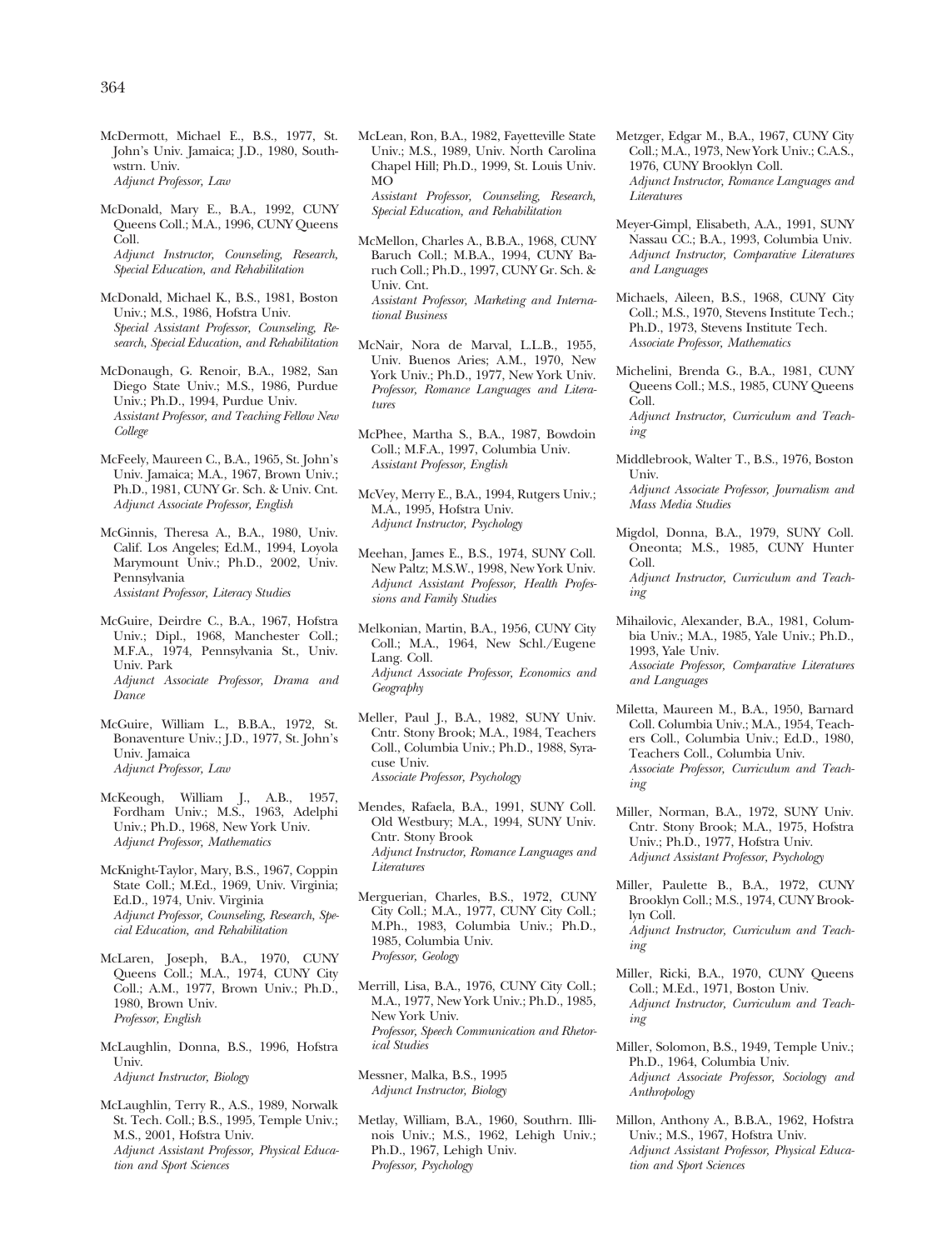McDermott, Michael E., B.S., 1977, St. John's Univ. Jamaica; J.D., 1980, Southwstrn. Univ.
*Adjunct Professor, Law*

McDonald, Mary E., B.A., 1992, CUNY Queens Coll.; M.A., 1996, CUNY Queens Coll.
*Adjunct Instructor, Counseling, Research, Special Education, and Rehabilitation*

McDonald, Michael K., B.S., 1981, Boston Univ.; M.S., 1986, Hofstra Univ.
*Special Assistant Professor, Counseling, Research, Special Education, and Rehabilitation*

McDonaugh, G. Renoir, B.A., 1982, San Diego State Univ.; M.S., 1986, Purdue Univ.; Ph.D., 1994, Purdue Univ.
*Assistant Professor, and Teaching Fellow New College*

McFeely, Maureen C., B.A., 1965, St. John's Univ. Jamaica; M.A., 1967, Brown Univ.; Ph.D., 1981, CUNY Gr. Sch. & Univ. Cnt.
*Adjunct Associate Professor, English*

McGinnis, Theresa A., B.A., 1980, Univ. Calif. Los Angeles; Ed.M., 1994, Loyola Marymount Univ.; Ph.D., 2002, Univ. Pennsylvania
*Assistant Professor, Literacy Studies*

McGuire, Deirdre C., B.A., 1967, Hofstra Univ.; Dipl., 1968, Manchester Coll.; M.F.A., 1974, Pennsylvania St., Univ. Univ. Park
*Adjunct Associate Professor, Drama and Dance*

McGuire, William L., B.B.A., 1972, St. Bonaventure Univ.; J.D., 1977, St. John's Univ. Jamaica
*Adjunct Professor, Law*

McKeough, William J., A.B., 1957, Fordham Univ.; M.S., 1963, Adelphi Univ.; Ph.D., 1968, New York Univ.
*Adjunct Professor, Mathematics*

McKnight-Taylor, Mary, B.S., 1967, Coppin State Coll.; M.Ed., 1969, Univ. Virginia; Ed.D., 1974, Univ. Virginia
*Adjunct Professor, Counseling, Research, Special Education, and Rehabilitation*

McLaren, Joseph, B.A., 1970, CUNY Queens Coll.; M.A., 1974, CUNY City Coll.; A.M., 1977, Brown Univ.; Ph.D., 1980, Brown Univ.
*Professor, English*

McLaughlin, Donna, B.S., 1996, Hofstra Univ.
*Adjunct Instructor, Biology*

McLaughlin, Terry R., A.S., 1989, Norwalk St. Tech. Coll.; B.S., 1995, Temple Univ.; M.S., 2001, Hofstra Univ.
*Adjunct Assistant Professor, Physical Education and Sport Sciences*

McLean, Ron, B.A., 1982, Fayetteville State Univ.; M.S., 1989, Univ. North Carolina Chapel Hill; Ph.D., 1999, St. Louis Univ. MO
*Assistant Professor, Counseling, Research, Special Education, and Rehabilitation*

McMellon, Charles A., B.B.A., 1968, CUNY Baruch Coll.; M.B.A., 1994, CUNY Baruch Coll.; Ph.D., 1997, CUNY Gr. Sch. & Univ. Cnt.
*Assistant Professor, Marketing and International Business*

McNair, Nora de Marval, L.L.B., 1955, Univ. Buenos Aries; A.M., 1970, New York Univ.; Ph.D., 1977, New York Univ.
*Professor, Romance Languages and Literatures*

McPhee, Martha S., B.A., 1987, Bowdoin Coll.; M.F.A., 1997, Columbia Univ.
*Assistant Professor, English*

McVey, Merry E., B.A., 1994, Rutgers Univ.; M.A., 1995, Hofstra Univ.
*Adjunct Instructor, Psychology*

Meehan, James E., B.S., 1974, SUNY Coll. New Paltz; M.S.W., 1998, New York Univ.
*Adjunct Assistant Professor, Health Professions and Family Studies*

Melkonian, Martin, B.A., 1956, CUNY City Coll.; M.A., 1964, New Schl./Eugene Lang. Coll.
*Adjunct Associate Professor, Economics and Geography*

Meller, Paul J., B.A., 1982, SUNY Univ. Cntr. Stony Brook; M.A., 1984, Teachers Coll., Columbia Univ.; Ph.D., 1988, Syracuse Univ.
*Associate Professor, Psychology*

Mendes, Rafaela, B.A., 1991, SUNY Coll. Old Westbury; M.A., 1994, SUNY Univ. Cntr. Stony Brook
*Adjunct Instructor, Romance Languages and Literatures*

Merguerian, Charles, B.S., 1972, CUNY City Coll.; M.A., 1977, CUNY City Coll.; M.Ph., 1983, Columbia Univ.; Ph.D., 1985, Columbia Univ.
*Professor, Geology*

Merrill, Lisa, B.A., 1976, CUNY City Coll.; M.A., 1977, New York Univ.; Ph.D., 1985, New York Univ.
*Professor, Speech Communication and Rhetorical Studies*

Messner, Malka, B.S., 1995
*Adjunct Instructor, Biology*

Metlay, William, B.A., 1960, Southrn. Illinois Univ.; M.S., 1962, Lehigh Univ.; Ph.D., 1967, Lehigh Univ.
*Professor, Psychology*

Metzger, Edgar M., B.A., 1967, CUNY City Coll.; M.A., 1973, New York Univ.; C.A.S., 1976, CUNY Brooklyn Coll.
*Adjunct Instructor, Romance Languages and Literatures*

Meyer-Gimpl, Elisabeth, A.A., 1991, SUNY Nassau CC.; B.A., 1993, Columbia Univ.
*Adjunct Instructor, Comparative Literatures and Languages*

Michaels, Aileen, B.S., 1968, CUNY City Coll.; M.S., 1970, Stevens Institute Tech.; Ph.D., 1973, Stevens Institute Tech.
*Associate Professor, Mathematics*

Michelini, Brenda G., B.A., 1981, CUNY Queens Coll.; M.S., 1985, CUNY Queens Coll.
*Adjunct Instructor, Curriculum and Teaching*

Middlebrook, Walter T., B.S., 1976, Boston Univ.
*Adjunct Associate Professor, Journalism and Mass Media Studies*

Migdol, Donna, B.A., 1979, SUNY Coll. Oneonta; M.S., 1985, CUNY Hunter Coll.
*Adjunct Instructor, Curriculum and Teaching*

Mihailovic, Alexander, B.A., 1981, Columbia Univ.; M.A., 1985, Yale Univ.; Ph.D., 1993, Yale Univ.
*Associate Professor, Comparative Literatures and Languages*

Miletta, Maureen M., B.A., 1950, Barnard Coll. Columbia Univ.; M.A., 1954, Teachers Coll., Columbia Univ.; Ed.D., 1980, Teachers Coll., Columbia Univ.
*Associate Professor, Curriculum and Teaching*

Miller, Norman, B.A., 1972, SUNY Univ. Cntr. Stony Brook; M.A., 1975, Hofstra Univ.; Ph.D., 1977, Hofstra Univ.
*Adjunct Assistant Professor, Psychology*

Miller, Paulette B., B.A., 1972, CUNY Brooklyn Coll.; M.S., 1974, CUNY Brooklyn Coll.
*Adjunct Instructor, Curriculum and Teaching*

Miller, Ricki, B.A., 1970, CUNY Queens Coll.; M.Ed., 1971, Boston Univ.
*Adjunct Instructor, Curriculum and Teaching*

Miller, Solomon, B.S., 1949, Temple Univ.; Ph.D., 1964, Columbia Univ.
*Adjunct Associate Professor, Sociology and Anthropology*

Millon, Anthony A., B.B.A., 1962, Hofstra Univ.; M.S., 1967, Hofstra Univ.
*Adjunct Assistant Professor, Physical Education and Sport Sciences*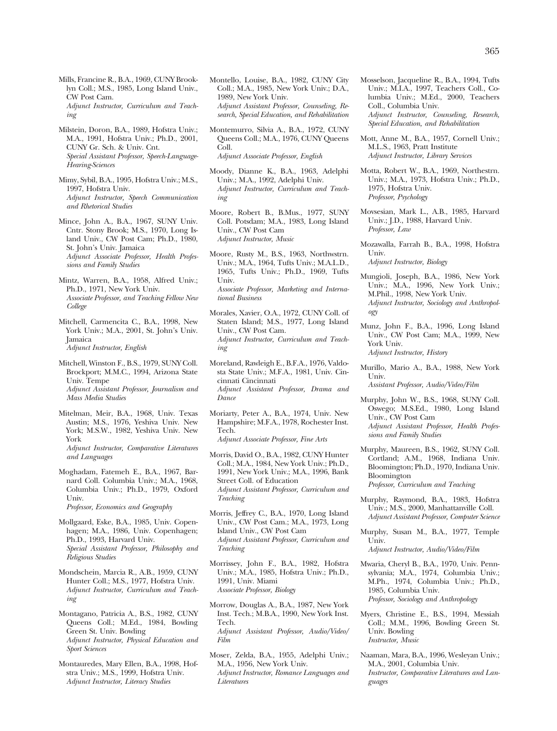Mills, Francine R., B.A., 1969, CUNY Brooklyn Coll.; M.S., 1985, Long Island Univ., CW Post Cam.
*Adjunct Instructor, Curriculum and Teaching*

Milstein, Doron, B.A., 1989, Hofstra Univ.; M.A., 1991, Hofstra Univ.; Ph.D., 2001, CUNY Gr. Sch. & Univ. Cnt.
*Special Assistant Professor, Speech-Language-Hearing-Sciences*

Mimy, Sybil, B.A., 1995, Hofstra Univ.; M.S., 1997, Hofstra Univ.
*Adjunct Instructor, Speech Communication and Rhetorical Studies*

Mince, John A., B.A., 1967, SUNY Univ. Cntr. Stony Brook; M.S., 1970, Long Island Univ., CW Post Cam; Ph.D., 1980, St. John's Univ. Jamaica
*Adjunct Associate Professor, Health Professions and Family Studies*

Mintz, Warren, B.A., 1958, Alfred Univ.; Ph.D., 1971, New York Univ.
*Associate Professor, and Teaching Fellow New College*

Mitchell, Carmencita C., B.A., 1998, New York Univ.; M.A., 2001, St. John's Univ. Jamaica
*Adjunct Instructor, English*

Mitchell, Winston F., B.S., 1979, SUNY Coll. Brockport; M.M.C., 1994, Arizona State Univ. Tempe
*Adjunct Assistant Professor, Journalism and Mass Media Studies*

Mitelman, Meir, B.A., 1968, Univ. Texas Austin; M.S., 1976, Yeshiva Univ. New York; M.S.W., 1982, Yeshiva Univ. New York
*Adjunct Instructor, Comparative Literatures and Languages*

Moghadam, Fatemeh E., B.A., 1967, Barnard Coll. Columbia Univ.; M.A., 1968, Columbia Univ.; Ph.D., 1979, Oxford Univ.
*Professor, Economics and Geography*

Mollgaard, Eske, B.A., 1985, Univ. Copenhagen; M.A., 1986, Univ. Copenhagen; Ph.D., 1993, Harvard Univ.
*Special Assistant Professor, Philosophy and Religious Studies*

Mondschein, Marcia R., A.B., 1959, CUNY Hunter Coll.; M.S., 1977, Hofstra Univ.
*Adjunct Instructor, Curriculum and Teaching*

Montagano, Patricia A., B.S., 1982, CUNY Queens Coll.; M.Ed., 1984, Bowling Green St. Univ. Bowling
*Adjunct Instructor, Physical Education and Sport Sciences*

Montauredes, Mary Ellen, B.A., 1998, Hofstra Univ.; M.S., 1999, Hofstra Univ.
*Adjunct Instructor, Literacy Studies*

Montello, Louise, B.A., 1982, CUNY City Coll.; M.A., 1985, New York Univ.; D.A., 1989, New York Univ.
*Adjunct Assistant Professor, Counseling, Research, Special Education, and Rehabilitation*

Montemurro, Silvia A., B.A., 1972, CUNY Queens Coll.; M.A., 1976, CUNY Queens Coll.
*Adjunct Associate Professor, English*

Moody, Dianne K., B.A., 1963, Adelphi Univ.; M.A., 1992, Adelphi Univ.
*Adjunct Instructor, Curriculum and Teaching*

Moore, Robert B., B.Mus., 1977, SUNY Coll. Potsdam; M.A., 1983, Long Island Univ., CW Post Cam
*Adjunct Instructor, Music*

Moore, Rusty M., B.S., 1963, Northwstrn. Univ.; M.A., 1964, Tufts Univ.; M.A.L.D., 1965, Tufts Univ.; Ph.D., 1969, Tufts Univ.
*Associate Professor, Marketing and International Business*

Morales, Xavier, O.A., 1972, CUNY Coll. of Staten Island; M.S., 1977, Long Island Univ., CW Post Cam.
*Adjunct Instructor, Curriculum and Teaching*

Moreland, Rawleigh E., B.F.A., 1976, Valdosta State Univ.; M.F.A., 1981, Univ. Cincinnati Cincinnati
*Adjunct Assistant Professor, Drama and Dance*

Moriarty, Peter A., B.A., 1974, Univ. New Hampshire; M.F.A., 1978, Rochester Inst. Tech.
*Adjunct Associate Professor, Fine Arts*

Morris, David O., B.A., 1982, CUNY Hunter Coll.; M.A., 1984, New York Univ.; Ph.D., 1991, New York Univ.; M.A., 1996, Bank Street Coll. of Education
*Adjunct Assistant Professor, Curriculum and Teaching*

Morris, Jeffrey C., B.A., 1970, Long Island Univ., CW Post Cam.; M.A., 1973, Long Island Univ., CW Post Cam
*Adjunct Assistant Professor, Curriculum and Teaching*

Morrissey, John F., B.A., 1982, Hofstra Univ.; M.A., 1985, Hofstra Univ.; Ph.D., 1991, Univ. Miami
*Associate Professor, Biology*

Morrow, Douglas A., B.A., 1987, New York Inst. Tech.; M.B.A., 1990, New York Inst. Tech.
*Adjunct Assistant Professor, Audio/Video/Film*

Moser, Zelda, B.A., 1955, Adelphi Univ.; M.A., 1956, New York Univ.
*Adjunct Instructor, Romance Languages and Literatures*

Mosselson, Jacqueline R., B.A., 1994, Tufts Univ.; M.I.A., 1997, Teachers Coll., Columbia Univ.; M.Ed., 2000, Teachers Coll., Columbia Univ.
*Adjunct Instructor, Counseling, Research, Special Education, and Rehabilitation*

Mott, Anne M., B.A., 1957, Cornell Univ.; M.L.S., 1963, Pratt Institute
*Adjunct Instructor, Library Services*

Motta, Robert W., B.A., 1969, Northestrn. Univ.; M.A., 1973, Hofstra Univ.; Ph.D., 1975, Hofstra Univ.
*Professor, Psychology*

Movsesian, Mark L., A.B., 1985, Harvard Univ.; J.D., 1988, Harvard Univ.
*Professor, Law*

Mozawalla, Farrah B., B.A., 1998, Hofstra Univ.
*Adjunct Instructor, Biology*

Mungioli, Joseph, B.A., 1986, New York Univ.; M.A., 1996, New York Univ.; M.Phil., 1998, New York Univ.
*Adjunct Instructor, Sociology and Anthropology*

Munz, John F., B.A., 1996, Long Island Univ., CW Post Cam; M.A., 1999, New York Univ.
*Adjunct Instructor, History*

Murillo, Mario A., B.A., 1988, New York Univ.
*Assistant Professor, Audio/Video/Film*

Murphy, John W., B.S., 1968, SUNY Coll. Oswego; M.S.Ed., 1980, Long Island Univ., CW Post Cam
*Adjunct Assistant Professor, Health Professions and Family Studies*

Murphy, Maureen, B.S., 1962, SUNY Coll. Cortland; A.M., 1968, Indiana Univ. Bloomington; Ph.D., 1970, Indiana Univ. Bloomington
*Professor, Curriculum and Teaching*

Murphy, Raymond, B.A., 1983, Hofstra Univ.; M.S., 2000, Manhattanville Coll.
*Adjunct Assistant Professor, Computer Science*

Murphy, Susan M., B.A., 1977, Temple Univ.
*Adjunct Instructor, Audio/Video/Film*

Mwaria, Cheryl B., B.A., 1970, Univ. Pennsylvania; M.A., 1974, Columbia Univ.; M.Ph., 1974, Columbia Univ.; Ph.D., 1985, Columbia Univ.
*Professor, Sociology and Anthropology*

Myers, Christine E., B.S., 1994, Messiah Coll.; M.M., 1996, Bowling Green St. Univ. Bowling
*Instructor, Music*

Naaman, Mara, B.A., 1996, Wesleyan Univ.; M.A., 2001, Columbia Univ.
*Instructor, Comparative Literatures and Languages*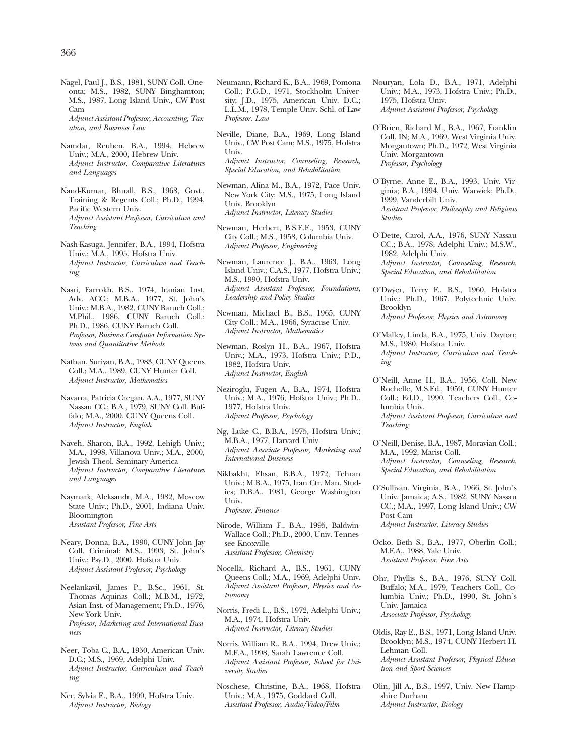Nagel, Paul J., B.S., 1981, SUNY Coll. Oneonta; M.S., 1982, SUNY Binghamton; M.S., 1987, Long Island Univ., CW Post Cam
*Adjunct Assistant Professor, Accounting, Taxation, and Business Law*

Namdar, Reuben, B.A., 1994, Hebrew Univ.; M.A., 2000, Hebrew Univ.
*Adjunct Instructor, Comparative Literatures and Languages*

Nand-Kumar, Bhuall, B.S., 1968, Govt., Training & Regents Coll.; Ph.D., 1994, Pacific Western Univ.
*Adjunct Assistant Professor, Curriculum and Teaching*

Nash-Kasuga, Jennifer, B.A., 1994, Hofstra Univ.; M.A., 1995, Hofstra Univ.
*Adjunct Instructor, Curriculum and Teaching*

Nasri, Farrokh, B.S., 1974, Iranian Inst. Adv. ACC.; M.B.A., 1977, St. John's Univ.; M.B.A., 1982, CUNY Baruch Coll.; M.Phil., 1986, CUNY Baruch Coll.; Ph.D., 1986, CUNY Baruch Coll.
*Professor, Business Computer Information Systems and Quantitative Methods*

Nathan, Suriyan, B.A., 1983, CUNY Queens Coll.; M.A., 1989, CUNY Hunter Coll.
*Adjunct Instructor, Mathematics*

Navarra, Patricia Cregan, A.A., 1977, SUNY Nassau CC.; B.A., 1979, SUNY Coll. Buffalo; M.A., 2000, CUNY Queens Coll.
*Adjunct Instructor, English*

Naveh, Sharon, B.A., 1992, Lehigh Univ.; M.A., 1998, Villanova Univ.; M.A., 2000, Jewish Theol. Seminary America
*Adjunct Instructor, Comparative Literatures and Languages*

Naymark, Aleksandr, M.A., 1982, Moscow State Univ.; Ph.D., 2001, Indiana Univ. Bloomington
*Assistant Professor, Fine Arts*

Neary, Donna, B.A., 1990, CUNY John Jay Coll. Criminal; M.S., 1993, St. John's Univ.; Psy.D., 2000, Hofstra Univ.
*Adjunct Assistant Professor, Psychology*

Neelankavil, James P., B.Sc., 1961, St. Thomas Aquinas Coll.; M.B.M., 1972, Asian Inst. of Management; Ph.D., 1976, New York Univ.
*Professor, Marketing and International Business*

Neer, Toba C., B.A., 1950, American Univ. D.C.; M.S., 1969, Adelphi Univ.
*Adjunct Instructor, Curriculum and Teaching*

Ner, Sylvia E., B.A., 1999, Hofstra Univ.
*Adjunct Instructor, Biology*

Neumann, Richard K., B.A., 1969, Pomona Coll.; P.G.D., 1971, Stockholm University; J.D., 1975, American Univ. D.C.; L.L.M., 1978, Temple Univ. Schl. of Law
*Professor, Law*

Neville, Diane, B.A., 1969, Long Island Univ., CW Post Cam; M.S., 1975, Hofstra Univ.
*Adjunct Instructor, Counseling, Research, Special Education, and Rehabilitation*

Newman, Alina M., B.A., 1972, Pace Univ. New York City; M.S., 1975, Long Island Univ. Brooklyn
*Adjunct Instructor, Literacy Studies*

Newman, Herbert, B.S.E.E., 1953, CUNY City Coll.; M.S., 1958, Columbia Univ.
*Adjunct Professor, Engineering*

Newman, Laurence J., B.A., 1963, Long Island Univ.; C.A.S., 1977, Hofstra Univ.; M.S., 1990, Hofstra Univ.
*Adjunct Assistant Professor, Foundations, Leadership and Policy Studies*

Newman, Michael B., B.S., 1965, CUNY City Coll.; M.A., 1966, Syracuse Univ.
*Adjunct Instructor, Mathematics*

Newman, Roslyn H., B.A., 1967, Hofstra Univ.; M.A., 1973, Hofstra Univ.; P.D., 1982, Hofstra Univ.
*Adjunct Instructor, English*

Neziroglu, Fugen A., B.A., 1974, Hofstra Univ.; M.A., 1976, Hofstra Univ.; Ph.D., 1977, Hofstra Univ.
*Adjunct Professor, Psychology*

Ng, Luke C., B.B.A., 1975, Hofstra Univ.; M.B.A., 1977, Harvard Univ.
*Adjunct Associate Professor, Marketing and International Business*

Nikbakht, Ehsan, B.B.A., 1972, Tehran Univ.; M.B.A., 1975, Iran Ctr. Man. Studies; D.B.A., 1981, George Washington Univ.
*Professor, Finance*

Nirode, William F., B.A., 1995, Baldwin-Wallace Coll.; Ph.D., 2000, Univ. Tennessee Knoxville
*Assistant Professor, Chemistry*

Nocella, Richard A., B.S., 1961, CUNY Queens Coll.; M.A., 1969, Adelphi Univ.
*Adjunct Assistant Professor, Physics and Astronomy*

Norris, Fredi L., B.S., 1972, Adelphi Univ.; M.A., 1974, Hofstra Univ.
*Adjunct Instructor, Literacy Studies*

Norris, William R., B.A., 1994, Drew Univ.; M.F.A., 1998, Sarah Lawrence Coll.
*Adjunct Assistant Professor, School for University Studies*

Noschese, Christine, B.A., 1968, Hofstra Univ.; M.A., 1975, Goddard Coll.
*Assistant Professor, Audio/Video/Film*

Nouryan, Lola D., B.A., 1971, Adelphi Univ.; M.A., 1973, Hofstra Univ.; Ph.D., 1975, Hofstra Univ.
*Adjunct Assistant Professor, Psychology*

O'Brien, Richard M., B.A., 1967, Franklin Coll. IN; M.A., 1969, West Virginia Univ. Morgantown; Ph.D., 1972, West Virginia Univ. Morgantown
*Professor, Psychology*

O'Byrne, Anne E., B.A., 1993, Univ. Virginia; B.A., 1994, Univ. Warwick; Ph.D., 1999, Vanderbilt Univ.
*Assistant Professor, Philosophy and Religious Studies*

O'Dette, Carol, A.A., 1976, SUNY Nassau CC.; B.A., 1978, Adelphi Univ.; M.S.W., 1982, Adelphi Univ.
*Adjunct Instructor, Counseling, Research, Special Education, and Rehabilitation*

O'Dwyer, Terry F., B.S., 1960, Hofstra Univ.; Ph.D., 1967, Polytechnic Univ. Brooklyn
*Adjunct Professor, Physics and Astronomy*

O'Malley, Linda, B.A., 1975, Univ. Dayton; M.S., 1980, Hofstra Univ.
*Adjunct Instructor, Curriculum and Teaching*

O'Neill, Anne H., B.A., 1956, Coll. New Rochelle, M.S.Ed., 1959, CUNY Hunter Coll.; Ed.D., 1990, Teachers Coll., Columbia Univ.
*Adjunct Assistant Professor, Curriculum and Teaching*

O'Neill, Denise, B.A., 1987, Moravian Coll.; M.A., 1992, Marist Coll.
*Adjunct Instructor, Counseling, Research, Special Education, and Rehabilitation*

O'Sullivan, Virginia, B.A., 1966, St. John's Univ. Jamaica; A.S., 1982, SUNY Nassau CC.; M.A., 1997, Long Island Univ.; CW Post Cam
*Adjunct Instructor, Literacy Studies*

Ocko, Beth S., B.A., 1977, Oberlin Coll.; M.F.A., 1988, Yale Univ.
*Assistant Professor, Fine Arts*

Ohr, Phyllis S., B.A., 1976, SUNY Coll. Buffalo; M.A., 1979, Teachers Coll., Columbia Univ.; Ph.D., 1990, St. John's Univ. Jamaica
*Associate Professor, Psychology*

Oldis, Ray E., B.S., 1971, Long Island Univ. Brooklyn; M.S., 1974, CUNY Herbert H. Lehman Coll.
*Adjunct Assistant Professor, Physical Education and Sport Sciences*

Olin, Jill A., B.S., 1997, Univ. New Hampshire Durham
*Adjunct Instructor, Biology*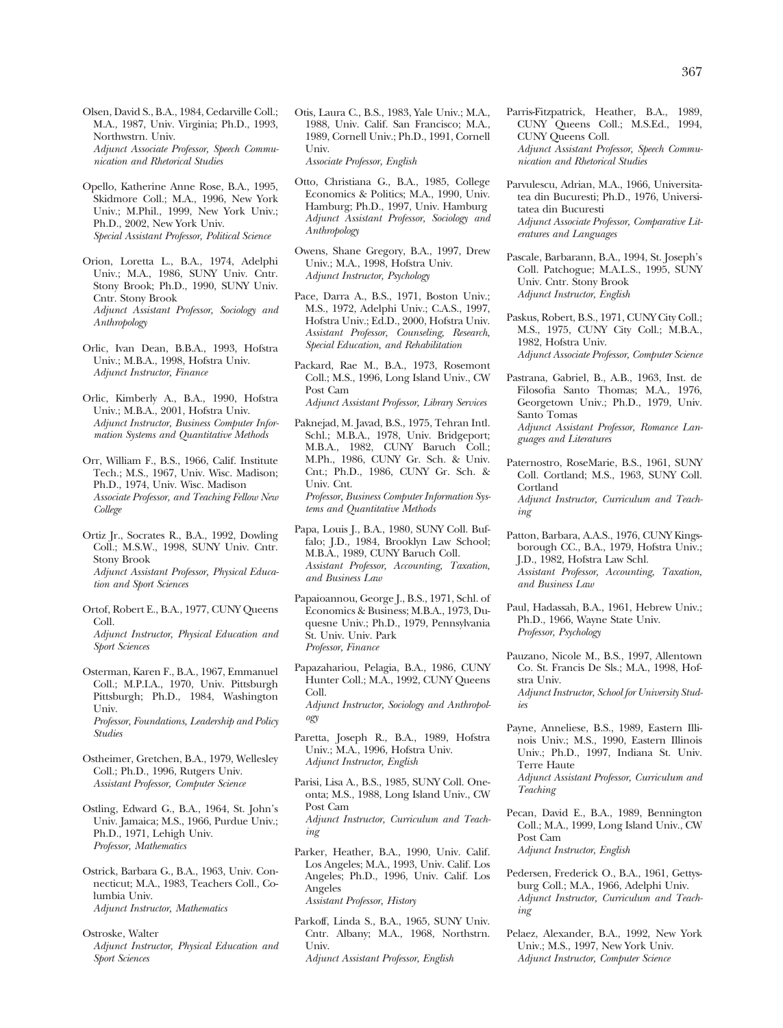Olsen, David S., B.A., 1984, Cedarville Coll.; M.A., 1987, Univ. Virginia; Ph.D., 1993, Northwstrn. Univ.
*Adjunct Associate Professor, Speech Communication and Rhetorical Studies*

Opello, Katherine Anne Rose, B.A., 1995, Skidmore Coll.; M.A., 1996, New York Univ.; M.Phil., 1999, New York Univ.; Ph.D., 2002, New York Univ.
*Special Assistant Professor, Political Science*

Orion, Loretta L., B.A., 1974, Adelphi Univ.; M.A., 1986, SUNY Univ. Cntr. Stony Brook; Ph.D., 1990, SUNY Univ. Cntr. Stony Brook
*Adjunct Assistant Professor, Sociology and Anthropology*

Orlic, Ivan Dean, B.B.A., 1993, Hofstra Univ.; M.B.A., 1998, Hofstra Univ.
*Adjunct Instructor, Finance*

Orlic, Kimberly A., B.A., 1990, Hofstra Univ.; M.B.A., 2001, Hofstra Univ.
*Adjunct Instructor, Business Computer Information Systems and Quantitative Methods*

Orr, William F., B.S., 1966, Calif. Institute Tech.; M.S., 1967, Univ. Wisc. Madison; Ph.D., 1974, Univ. Wisc. Madison
*Associate Professor, and Teaching Fellow New College*

Ortiz Jr., Socrates R., B.A., 1992, Dowling Coll.; M.S.W., 1998, SUNY Univ. Cntr. Stony Brook
*Adjunct Assistant Professor, Physical Education and Sport Sciences*

Ortof, Robert E., B.A., 1977, CUNY Queens Coll.
*Adjunct Instructor, Physical Education and Sport Sciences*

Osterman, Karen F., B.A., 1967, Emmanuel Coll.; M.P.I.A., 1970, Univ. Pittsburgh Pittsburgh; Ph.D., 1984, Washington Univ.
*Professor, Foundations, Leadership and Policy Studies*

Ostheimer, Gretchen, B.A., 1979, Wellesley Coll.; Ph.D., 1996, Rutgers Univ.
*Assistant Professor, Computer Science*

Ostling, Edward G., B.A., 1964, St. John's Univ. Jamaica; M.S., 1966, Purdue Univ.; Ph.D., 1971, Lehigh Univ.
*Professor, Mathematics*

Ostrick, Barbara G., B.A., 1963, Univ. Connecticut; M.A., 1983, Teachers Coll., Columbia Univ.
*Adjunct Instructor, Mathematics*

Ostroske, Walter
*Adjunct Instructor, Physical Education and Sport Sciences*

Otis, Laura C., B.S., 1983, Yale Univ.; M.A., 1988, Univ. Calif. San Francisco; M.A., 1989, Cornell Univ.; Ph.D., 1991, Cornell Univ.
*Associate Professor, English*

Otto, Christiana G., B.A., 1985, College Economics & Politics; M.A., 1990, Univ. Hamburg; Ph.D., 1997, Univ. Hamburg
*Adjunct Assistant Professor, Sociology and Anthropology*

Owens, Shane Gregory, B.A., 1997, Drew Univ.; M.A., 1998, Hofstra Univ.
*Adjunct Instructor, Psychology*

Pace, Darra A., B.S., 1971, Boston Univ.; M.S., 1972, Adelphi Univ.; C.A.S., 1997, Hofstra Univ.; Ed.D., 2000, Hofstra Univ.
*Assistant Professor, Counseling, Research, Special Education, and Rehabilitation*

Packard, Rae M., B.A., 1973, Rosemont Coll.; M.S., 1996, Long Island Univ., CW Post Cam
*Adjunct Assistant Professor, Library Services*

Paknejad, M. Javad, B.S., 1975, Tehran Intl. Schl.; M.B.A., 1978, Univ. Bridgeport; M.B.A., 1982, CUNY Baruch Coll.; M.Ph., 1986, CUNY Gr. Sch. & Univ. Cnt.; Ph.D., 1986, CUNY Gr. Sch. & Univ. Cnt.
*Professor, Business Computer Information Systems and Quantitative Methods*

Papa, Louis J., B.A., 1980, SUNY Coll. Buffalo; J.D., 1984, Brooklyn Law School; M.B.A., 1989, CUNY Baruch Coll.
*Assistant Professor, Accounting, Taxation, and Business Law*

Papaioannou, George J., B.S., 1971, Schl. of Economics & Business; M.B.A., 1973, Duquesne Univ.; Ph.D., 1979, Pennsylvania St. Univ. Univ. Park
*Professor, Finance*

Papazahariou, Pelagia, B.A., 1986, CUNY Hunter Coll.; M.A., 1992, CUNY Queens Coll.
*Adjunct Instructor, Sociology and Anthropology*

Paretta, Joseph R., B.A., 1989, Hofstra Univ.; M.A., 1996, Hofstra Univ.
*Adjunct Instructor, English*

Parisi, Lisa A., B.S., 1985, SUNY Coll. Oneonta; M.S., 1988, Long Island Univ., CW Post Cam
*Adjunct Instructor, Curriculum and Teaching*

Parker, Heather, B.A., 1990, Univ. Calif. Los Angeles; M.A., 1993, Univ. Calif. Los Angeles; Ph.D., 1996, Univ. Calif. Los Angeles
*Assistant Professor, History*

Parkoff, Linda S., B.A., 1965, SUNY Univ. Cntr. Albany; M.A., 1968, Northstrn. Univ.
*Adjunct Assistant Professor, English*

Parris-Fitzpatrick, Heather, B.A., 1989, CUNY Queens Coll.; M.S.Ed., 1994, CUNY Queens Coll.
*Adjunct Assistant Professor, Speech Communication and Rhetorical Studies*

Parvulescu, Adrian, M.A., 1966, Universitatea din Bucuresti; Ph.D., 1976, Universitatea din Bucuresti
*Adjunct Associate Professor, Comparative Literatures and Languages*

Pascale, Barbarann, B.A., 1994, St. Joseph's Coll. Patchogue; M.A.L.S., 1995, SUNY Univ. Cntr. Stony Brook
*Adjunct Instructor, English*

Paskus, Robert, B.S., 1971, CUNY City Coll.; M.S., 1975, CUNY City Coll.; M.B.A., 1982, Hofstra Univ.
*Adjunct Associate Professor, Computer Science*

Pastrana, Gabriel, B., A.B., 1963, Inst. de Filosofia Santo Thomas; M.A., 1976, Georgetown Univ.; Ph.D., 1979, Univ. Santo Tomas
*Adjunct Assistant Professor, Romance Languages and Literatures*

Paternostro, RoseMarie, B.S., 1961, SUNY Coll. Cortland; M.S., 1963, SUNY Coll. Cortland
*Adjunct Instructor, Curriculum and Teaching*

Patton, Barbara, A.A.S., 1976, CUNY Kingsborough CC., B.A., 1979, Hofstra Univ.; J.D., 1982, Hofstra Law Schl.
*Assistant Professor, Accounting, Taxation, and Business Law*

Paul, Hadassah, B.A., 1961, Hebrew Univ.; Ph.D., 1966, Wayne State Univ.
*Professor, Psychology*

Pauzano, Nicole M., B.S., 1997, Allentown Co. St. Francis De Sls.; M.A., 1998, Hofstra Univ.
*Adjunct Instructor, School for University Studies*

Payne, Anneliese, B.S., 1989, Eastern Illinois Univ.; M.S., 1990, Eastern Illinois Univ.; Ph.D., 1997, Indiana St. Univ. Terre Haute
*Adjunct Assistant Professor, Curriculum and Teaching*

Pecan, David E., B.A., 1989, Bennington Coll.; M.A., 1999, Long Island Univ., CW Post Cam
*Adjunct Instructor, English*

Pedersen, Frederick O., B.A., 1961, Gettysburg Coll.; M.A., 1966, Adelphi Univ.
*Adjunct Instructor, Curriculum and Teaching*

Pelaez, Alexander, B.A., 1992, New York Univ.; M.S., 1997, New York Univ.
*Adjunct Instructor, Computer Science*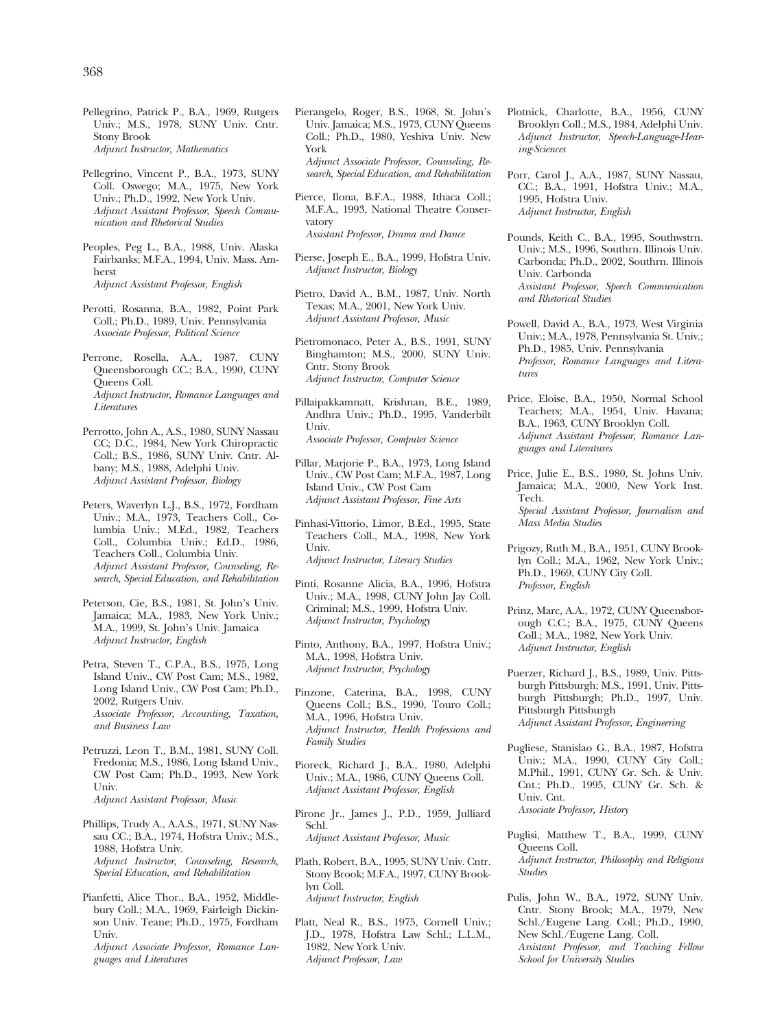Pellegrino, Patrick P., B.A., 1969, Rutgers Univ.; M.S., 1978, SUNY Univ. Cntr. Stony Brook
*Adjunct Instructor, Mathematics*

Pellegrino, Vincent P., B.A., 1973, SUNY Coll. Oswego; M.A., 1975, New York Univ.; Ph.D., 1992, New York Univ.
*Adjunct Assistant Professor, Speech Communication and Rhetorical Studies*

Peoples, Peg L., B.A., 1988, Univ. Alaska Fairbanks; M.F.A., 1994, Univ. Mass. Amherst
*Adjunct Assistant Professor, English*

Perotti, Rosanna, B.A., 1982, Point Park Coll.; Ph.D., 1989, Univ. Pennsylvania
*Associate Professor, Political Science*

Perrone, Rosella, A.A., 1987, CUNY Queensborough CC.; B.A., 1990, CUNY Queens Coll.
*Adjunct Instructor, Romance Languages and Literatures*

Perrotto, John A., A.S., 1980, SUNY Nassau CC; D.C., 1984, New York Chiropractic Coll.; B.S., 1986, SUNY Univ. Cntr. Albany; M.S., 1988, Adelphi Univ.
*Adjunct Assistant Professor, Biology*

Peters, Waverlyn L.J., B.S., 1972, Fordham Univ.; M.A., 1973, Teachers Coll., Columbia Univ.; M.Ed., 1982, Teachers Coll., Columbia Univ.; Ed.D., 1986, Teachers Coll., Columbia Univ.
*Adjunct Assistant Professor, Counseling, Research, Special Education, and Rehabilitation*

Peterson, Cie, B.S., 1981, St. John's Univ. Jamaica; M.A., 1983, New York Univ.; M.A., 1999, St. John's Univ. Jamaica
*Adjunct Instructor, English*

Petra, Steven T., C.P.A., B.S., 1975, Long Island Univ., CW Post Cam; M.S., 1982, Long Island Univ., CW Post Cam; Ph.D., 2002, Rutgers Univ.
*Associate Professor, Accounting, Taxation, and Business Law*

Petruzzi, Leon T., B.M., 1981, SUNY Coll. Fredonia; M.S., 1986, Long Island Univ., CW Post Cam; Ph.D., 1993, New York Univ.
*Adjunct Assistant Professor, Music*

Phillips, Trudy A., A.A.S., 1971, SUNY Nassau CC.; B.A., 1974, Hofstra Univ.; M.S., 1988, Hofstra Univ.
*Adjunct Instructor, Counseling, Research, Special Education, and Rehabilitation*

Pianfetti, Alice Thor., B.A., 1952, Middlebury Coll.; M.A., 1969, Fairleigh Dickinson Univ. Teane; Ph.D., 1975, Fordham Univ.
*Adjunct Associate Professor, Romance Languages and Literatures*

Pierangelo, Roger, B.S., 1968, St. John's Univ. Jamaica; M.S., 1973, CUNY Queens Coll.; Ph.D., 1980, Yeshiva Univ. New York
*Adjunct Associate Professor, Counseling, Research, Special Education, and Rehabilitation*

Pierce, Ilona, B.F.A., 1988, Ithaca Coll.; M.F.A., 1993, National Theatre Conservatory
*Assistant Professor, Drama and Dance*

Pierse, Joseph E., B.A., 1999, Hofstra Univ.
*Adjunct Instructor, Biology*

Pietro, David A., B.M., 1987, Univ. North Texas; M.A., 2001, New York Univ.
*Adjunct Assistant Professor, Music*

Pietromonaco, Peter A., B.S., 1991, SUNY Binghamton; M.S., 2000, SUNY Univ. Cntr. Stony Brook
*Adjunct Instructor, Computer Science*

Pillaipakkamnatt, Krishnan, B.E., 1989, Andhra Univ.; Ph.D., 1995, Vanderbilt Univ.
*Associate Professor, Computer Science*

Pillar, Marjorie P., B.A., 1973, Long Island Univ., CW Post Cam; M.F.A., 1987, Long Island Univ., CW Post Cam
*Adjunct Assistant Professor, Fine Arts*

Pinhasi-Vittorio, Limor, B.Ed., 1995, State Teachers Coll., M.A., 1998, New York Univ.
*Adjunct Instructor, Literacy Studies*

Pinti, Rosanne Alicia, B.A., 1996, Hofstra Univ.; M.A., 1998, CUNY John Jay Coll. Criminal; M.S., 1999, Hofstra Univ.
*Adjunct Instructor, Psychology*

Pinto, Anthony, B.A., 1997, Hofstra Univ.; M.A., 1998, Hofstra Univ.
*Adjunct Instructor, Psychology*

Pinzone, Caterina, B.A., 1998, CUNY Queens Coll.; B.S., 1990, Touro Coll.; M.A., 1996, Hofstra Univ.
*Adjunct Instructor, Health Professions and Family Studies*

Pioreck, Richard J., B.A., 1980, Adelphi Univ.; M.A., 1986, CUNY Queens Coll.
*Adjunct Assistant Professor, English*

Pirone Jr., James J., P.D., 1959, Julliard Schl.
*Adjunct Assistant Professor, Music*

Plath, Robert, B.A., 1995, SUNY Univ. Cntr. Stony Brook; M.F.A., 1997, CUNY Brooklyn Coll.
*Adjunct Instructor, English*

Platt, Neal R., B.S., 1975, Cornell Univ.; J.D., 1978, Hofstra Law Schl.; L.L.M., 1982, New York Univ.
*Adjunct Professor, Law*

Plotnick, Charlotte, B.A., 1956, CUNY Brooklyn Coll.; M.S., 1984, Adelphi Univ.
*Adjunct Instructor, Speech-Language-Hearing-Sciences*

Porr, Carol J., A.A., 1987, SUNY Nassau, CC.; B.A., 1991, Hofstra Univ.; M.A., 1995, Hofstra Univ.
*Adjunct Instructor, English*

Pounds, Keith C., B.A., 1995, Southwstrn. Univ.; M.S., 1996, Southrn. Illinois Univ. Carbonda; Ph.D., 2002, Southrn. Illinois Univ. Carbonda
*Assistant Professor, Speech Communication and Rhetorical Studies*

Powell, David A., B.A., 1973, West Virginia Univ.; M.A., 1978, Pennsylvania St. Univ.; Ph.D., 1985, Univ. Pennsylvania
*Professor, Romance Languages and Literatures*

Price, Eloise, B.A., 1950, Normal School Teachers; M.A., 1954, Univ. Havana; B.A., 1963, CUNY Brooklyn Coll.
*Adjunct Assistant Professor, Romance Languages and Literatures*

Price, Julie E., B.S., 1980, St. Johns Univ. Jamaica; M.A., 2000, New York Inst. Tech.
*Special Assistant Professor, Journalism and Mass Media Studies*

Prigozy, Ruth M., B.A., 1951, CUNY Brooklyn Coll.; M.A., 1962, New York Univ.; Ph.D., 1969, CUNY City Coll.
*Professor, English*

Prinz, Marc, A.A., 1972, CUNY Queensborough C.C.; B.A., 1975, CUNY Queens Coll.; M.A., 1982, New York Univ.
*Adjunct Instructor, English*

Puerzer, Richard J., B.S., 1989, Univ. Pittsburgh Pittsburgh; M.S., 1991, Univ. Pittsburgh Pittsburgh; Ph.D., 1997, Univ. Pittsburgh Pittsburgh
*Adjunct Assistant Professor, Engineering*

Pugliese, Stanislao G., B.A., 1987, Hofstra Univ.; M.A., 1990, CUNY City Coll.; M.Phil., 1991, CUNY Gr. Sch. & Univ. Cnt.; Ph.D., 1995, CUNY Gr. Sch. & Univ. Cnt.
*Associate Professor, History*

Puglisi, Matthew T., B.A., 1999, CUNY Queens Coll.
*Adjunct Instructor, Philosophy and Religious Studies*

Pulis, John W., B.A., 1972, SUNY Univ. Cntr. Stony Brook; M.A., 1979, New Schl./Eugene Lang. Coll.; Ph.D., 1990, New Schl./Eugene Lang. Coll.
*Assistant Professor, and Teaching Fellow School for University Studies*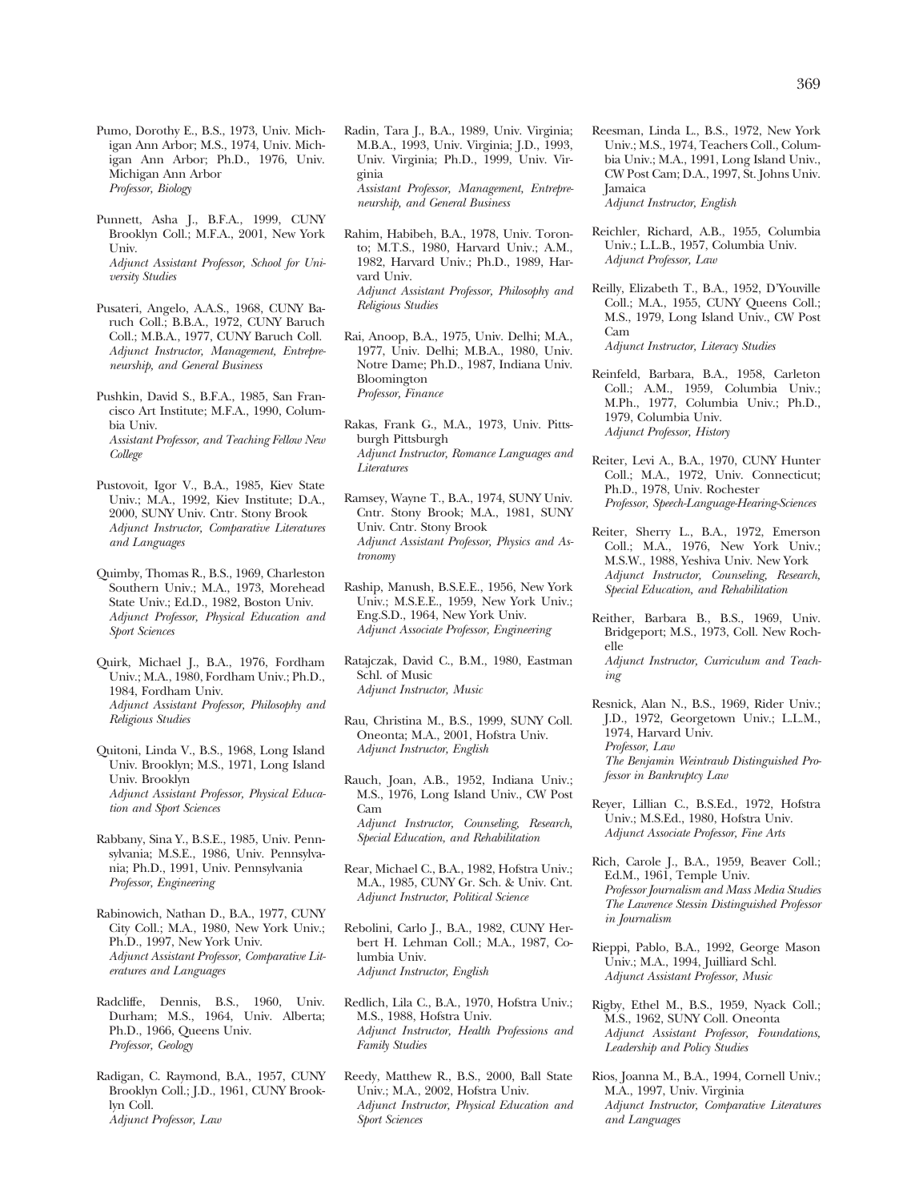Pumo, Dorothy E., B.S., 1973, Univ. Michigan Ann Arbor; M.S., 1974, Univ. Michigan Ann Arbor; Ph.D., 1976, Univ. Michigan Ann Arbor
*Professor, Biology*

Punnett, Asha J., B.F.A., 1999, CUNY Brooklyn Coll.; M.F.A., 2001, New York Univ.
*Adjunct Assistant Professor, School for University Studies*

Pusateri, Angelo, A.A.S., 1968, CUNY Baruch Coll.; B.B.A., 1972, CUNY Baruch Coll.; M.B.A., 1977, CUNY Baruch Coll.
*Adjunct Instructor, Management, Entrepreneurship, and General Business*

Pushkin, David S., B.F.A., 1985, San Francisco Art Institute; M.F.A., 1990, Columbia Univ.
*Assistant Professor, and Teaching Fellow New College*

Pustovoit, Igor V., B.A., 1985, Kiev State Univ.; M.A., 1992, Kiev Institute; D.A., 2000, SUNY Univ. Cntr. Stony Brook
*Adjunct Instructor, Comparative Literatures and Languages*

Quimby, Thomas R., B.S., 1969, Charleston Southern Univ.; M.A., 1973, Morehead State Univ.; Ed.D., 1982, Boston Univ.
*Adjunct Professor, Physical Education and Sport Sciences*

Quirk, Michael J., B.A., 1976, Fordham Univ.; M.A., 1980, Fordham Univ.; Ph.D., 1984, Fordham Univ.
*Adjunct Assistant Professor, Philosophy and Religious Studies*

Quitoni, Linda V., B.S., 1968, Long Island Univ. Brooklyn; M.S., 1971, Long Island Univ. Brooklyn
*Adjunct Assistant Professor, Physical Education and Sport Sciences*

Rabbany, Sina Y., B.S.E., 1985, Univ. Pennsylvania; M.S.E., 1986, Univ. Pennsylvania; Ph.D., 1991, Univ. Pennsylvania
*Professor, Engineering*

Rabinowich, Nathan D., B.A., 1977, CUNY City Coll.; M.A., 1980, New York Univ.; Ph.D., 1997, New York Univ.
*Adjunct Assistant Professor, Comparative Literatures and Languages*

Radcliffe, Dennis, B.S., 1960, Univ. Durham; M.S., 1964, Univ. Alberta; Ph.D., 1966, Queens Univ.
*Professor, Geology*

Radigan, C. Raymond, B.A., 1957, CUNY Brooklyn Coll.; J.D., 1961, CUNY Brooklyn Coll.
*Adjunct Professor, Law*

Radin, Tara J., B.A., 1989, Univ. Virginia; M.B.A., 1993, Univ. Virginia; J.D., 1993, Univ. Virginia; Ph.D., 1999, Univ. Virginia
*Assistant Professor, Management, Entrepreneurship, and General Business*

Rahim, Habibeh, B.A., 1978, Univ. Toronto; M.T.S., 1980, Harvard Univ.; A.M., 1982, Harvard Univ.; Ph.D., 1989, Harvard Univ.
*Adjunct Assistant Professor, Philosophy and Religious Studies*

Rai, Anoop, B.A., 1975, Univ. Delhi; M.A., 1977, Univ. Delhi; M.B.A., 1980, Univ. Notre Dame; Ph.D., 1987, Indiana Univ. Bloomington
*Professor, Finance*

Rakas, Frank G., M.A., 1973, Univ. Pittsburgh Pittsburgh
*Adjunct Instructor, Romance Languages and Literatures*

Ramsey, Wayne T., B.A., 1974, SUNY Univ. Cntr. Stony Brook; M.A., 1981, SUNY Univ. Cntr. Stony Brook
*Adjunct Assistant Professor, Physics and Astronomy*

Raship, Manush, B.S.E.E., 1956, New York Univ.; M.S.E.E., 1959, New York Univ.; Eng.S.D., 1964, New York Univ.
*Adjunct Associate Professor, Engineering*

Ratajczak, David C., B.M., 1980, Eastman Schl. of Music
*Adjunct Instructor, Music*

Rau, Christina M., B.S., 1999, SUNY Coll. Oneonta; M.A., 2001, Hofstra Univ.
*Adjunct Instructor, English*

Rauch, Joan, A.B., 1952, Indiana Univ.; M.S., 1976, Long Island Univ., CW Post Cam
*Adjunct Instructor, Counseling, Research, Special Education, and Rehabilitation*

Rear, Michael C., B.A., 1982, Hofstra Univ.; M.A., 1985, CUNY Gr. Sch. & Univ. Cnt.
*Adjunct Instructor, Political Science*

Rebolini, Carlo J., B.A., 1982, CUNY Herbert H. Lehman Coll.; M.A., 1987, Columbia Univ.
*Adjunct Instructor, English*

Redlich, Lila C., B.A., 1970, Hofstra Univ.; M.S., 1988, Hofstra Univ.
*Adjunct Instructor, Health Professions and Family Studies*

Reedy, Matthew R., B.S., 2000, Ball State Univ.; M.A., 2002, Hofstra Univ.
*Adjunct Instructor, Physical Education and Sport Sciences*

Reesman, Linda L., B.S., 1972, New York Univ.; M.S., 1974, Teachers Coll., Columbia Univ.; M.A., 1991, Long Island Univ., CW Post Cam; D.A., 1997, St. Johns Univ. Jamaica
*Adjunct Instructor, English*

Reichler, Richard, A.B., 1955, Columbia Univ.; L.L.B., 1957, Columbia Univ.
*Adjunct Professor, Law*

Reilly, Elizabeth T., B.A., 1952, D'Youville Coll.; M.A., 1955, CUNY Queens Coll.; M.S., 1979, Long Island Univ., CW Post Cam
*Adjunct Instructor, Literacy Studies*

Reinfeld, Barbara, B.A., 1958, Carleton Coll.; A.M., 1959, Columbia Univ.; M.Ph., 1977, Columbia Univ.; Ph.D., 1979, Columbia Univ.
*Adjunct Professor, History*

Reiter, Levi A., B.A., 1970, CUNY Hunter Coll.; M.A., 1972, Univ. Connecticut; Ph.D., 1978, Univ. Rochester
*Professor, Speech-Language-Hearing-Sciences*

Reiter, Sherry L., B.A., 1972, Emerson Coll.; M.A., 1976, New York Univ.; M.S.W., 1988, Yeshiva Univ. New York
*Adjunct Instructor, Counseling, Research, Special Education, and Rehabilitation*

Reither, Barbara B., B.S., 1969, Univ. Bridgeport; M.S., 1973, Coll. New Rochelle
*Adjunct Instructor, Curriculum and Teaching*

Resnick, Alan N., B.S., 1969, Rider Univ.; J.D., 1972, Georgetown Univ.; L.L.M., 1974, Harvard Univ.
*Professor, Law*
*The Benjamin Weintraub Distinguished Professor in Bankruptcy Law*

Reyer, Lillian C., B.S.Ed., 1972, Hofstra Univ.; M.S.Ed., 1980, Hofstra Univ.
*Adjunct Associate Professor, Fine Arts*

Rich, Carole J., B.A., 1959, Beaver Coll.; Ed.M., 1961, Temple Univ.
*Professor Journalism and Mass Media Studies*
*The Lawrence Stessin Distinguished Professor in Journalism*

Rieppi, Pablo, B.A., 1992, George Mason Univ.; M.A., 1994, Juilliard Schl.
*Adjunct Assistant Professor, Music*

Rigby, Ethel M., B.S., 1959, Nyack Coll.; M.S., 1962, SUNY Coll. Oneonta
*Adjunct Assistant Professor, Foundations, Leadership and Policy Studies*

Rios, Joanna M., B.A., 1994, Cornell Univ.; M.A., 1997, Univ. Virginia
*Adjunct Instructor, Comparative Literatures and Languages*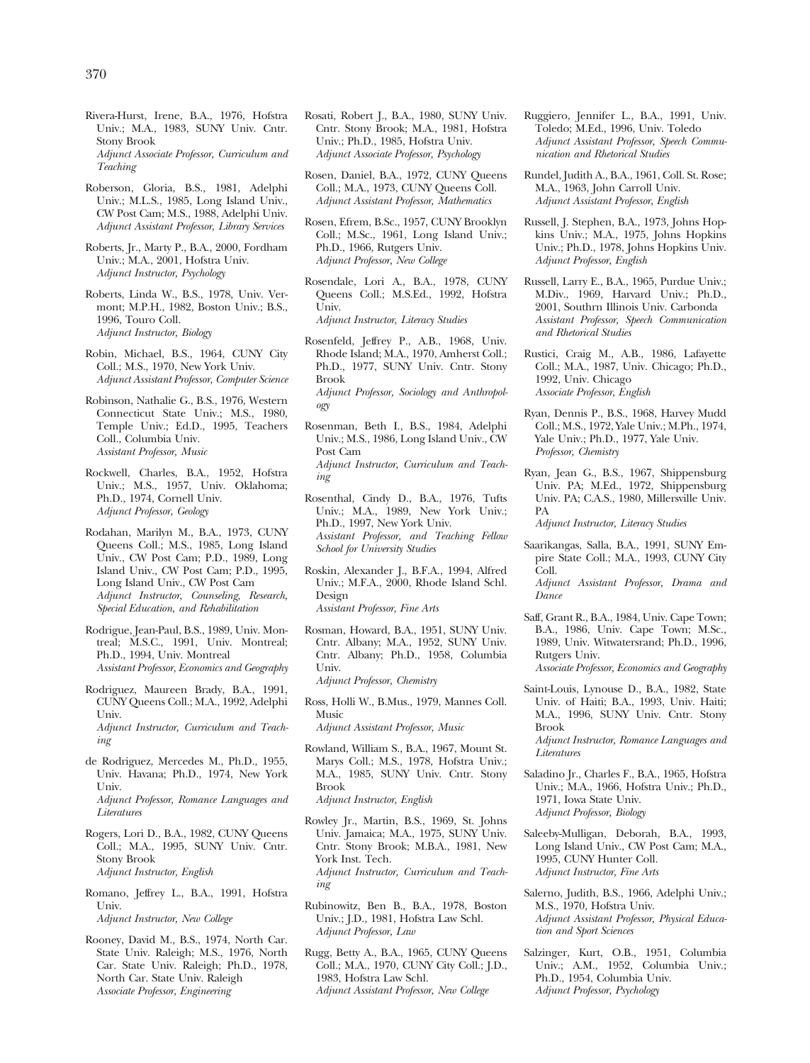Rivera-Hurst, Irene, B.A., 1976, Hofstra Univ.; M.A., 1983, SUNY Univ. Cntr. Stony Brook
*Adjunct Associate Professor, Curriculum and Teaching*

Roberson, Gloria, B.S., 1981, Adelphi Univ.; M.L.S., 1985, Long Island Univ., CW Post Cam; M.S., 1988, Adelphi Univ.
*Adjunct Assistant Professor, Library Services*

Roberts, Jr., Marty P., B.A., 2000, Fordham Univ.; M.A., 2001, Hofstra Univ.
*Adjunct Instructor, Psychology*

Roberts, Linda W., B.S., 1978, Univ. Vermont; M.P.H., 1982, Boston Univ.; B.S., 1996, Touro Coll.
*Adjunct Instructor, Biology*

Robin, Michael, B.S., 1964, CUNY City Coll.; M.S., 1970, New York Univ.
*Adjunct Assistant Professor, Computer Science*

Robinson, Nathalie G., B.S., 1976, Western Connecticut State Univ.; M.S., 1980, Temple Univ.; Ed.D., 1995, Teachers Coll., Columbia Univ.
*Assistant Professor, Music*

Rockwell, Charles, B.A., 1952, Hofstra Univ.; M.S., 1957, Univ. Oklahoma; Ph.D., 1974, Cornell Univ.
*Adjunct Professor, Geology*

Rodahan, Marilyn M., B.A., 1973, CUNY Queens Coll.; M.S., 1985, Long Island Univ., CW Post Cam; P.D., 1989, Long Island Univ., CW Post Cam; P.D., 1995, Long Island Univ., CW Post Cam
*Adjunct Instructor, Counseling, Research, Special Education, and Rehabilitation*

Rodrigue, Jean-Paul, B.S., 1989, Univ. Montreal; M.S.C., 1991, Univ. Montreal; Ph.D., 1994, Univ. Montreal
*Assistant Professor, Economics and Geography*

Rodriguez, Maureen Brady, B.A., 1991, CUNY Queens Coll.; M.A., 1992, Adelphi Univ.
*Adjunct Instructor, Curriculum and Teaching*

de Rodriguez, Mercedes M., Ph.D., 1955, Univ. Havana; Ph.D., 1974, New York Univ.
*Adjunct Professor, Romance Languages and Literatures*

Rogers, Lori D., B.A., 1982, CUNY Queens Coll.; M.A., 1995, SUNY Univ. Cntr. Stony Brook
*Adjunct Instructor, English*

Romano, Jeffrey L., B.A., 1991, Hofstra Univ.
*Adjunct Instructor, New College*

Rooney, David M., B.S., 1974, North Car. State Univ. Raleigh; M.S., 1976, North Car. State Univ. Raleigh; Ph.D., 1978, North Car. State Univ. Raleigh
*Associate Professor, Engineering*

Rosati, Robert J., B.A., 1980, SUNY Univ. Cntr. Stony Brook; M.A., 1981, Hofstra Univ.; Ph.D., 1985, Hofstra Univ.
*Adjunct Associate Professor, Psychology*

Rosen, Daniel, B.A., 1972, CUNY Queens Coll.; M.A., 1973, CUNY Queens Coll.
*Adjunct Assistant Professor, Mathematics*

Rosen, Efrem, B.Sc., 1957, CUNY Brooklyn Coll.; M.Sc., 1961, Long Island Univ.; Ph.D., 1966, Rutgers Univ.
*Adjunct Professor, New College*

Rosendale, Lori A., B.A., 1978, CUNY Queens Coll.; M.S.Ed., 1992, Hofstra Univ.
*Adjunct Instructor, Literacy Studies*

Rosenfeld, Jeffrey P., A.B., 1968, Univ. Rhode Island; M.A., 1970, Amherst Coll.; Ph.D., 1977, SUNY Univ. Cntr. Stony Brook
*Adjunct Professor, Sociology and Anthropology*

Rosenman, Beth I., B.S., 1984, Adelphi Univ.; M.S., 1986, Long Island Univ., CW Post Cam
*Adjunct Instructor, Curriculum and Teaching*

Rosenthal, Cindy D., B.A., 1976, Tufts Univ.; M.A., 1989, New York Univ.; Ph.D., 1997, New York Univ.
*Assistant Professor, and Teaching Fellow School for University Studies*

Roskin, Alexander J., B.F.A., 1994, Alfred Univ.; M.F.A., 2000, Rhode Island Schl. Design
*Assistant Professor, Fine Arts*

Rosman, Howard, B.A., 1951, SUNY Univ. Cntr. Albany; M.A., 1952, SUNY Univ. Cntr. Albany; Ph.D., 1958, Columbia Univ.
*Adjunct Professor, Chemistry*

Ross, Holli W., B.Mus., 1979, Mannes Coll. Music
*Adjunct Assistant Professor, Music*

Rowland, William S., B.A., 1967, Mount St. Marys Coll.; M.S., 1978, Hofstra Univ.; M.A., 1985, SUNY Univ. Cntr. Stony Brook
*Adjunct Instructor, English*

Rowley Jr., Martin, B.S., 1969, St. Johns Univ. Jamaica; M.A., 1975, SUNY Univ. Cntr. Stony Brook; M.B.A., 1981, New York Inst. Tech.
*Adjunct Instructor, Curriculum and Teaching*

Rubinowitz, Ben B., B.A., 1978, Boston Univ.; J.D., 1981, Hofstra Law Schl.
*Adjunct Professor, Law*

Rugg, Betty A., B.A., 1965, CUNY Queens Coll.; M.A., 1970, CUNY City Coll.; J.D., 1983, Hofstra Law Schl.
*Adjunct Assistant Professor, New College*

Ruggiero, Jennifer L., B.A., 1991, Univ. Toledo; M.Ed., 1996, Univ. Toledo
*Adjunct Assistant Professor, Speech Communication and Rhetorical Studies*

Rundel, Judith A., B.A., 1961, Coll. St. Rose; M.A., 1963, John Carroll Univ.
*Adjunct Assistant Professor, English*

Russell, J. Stephen, B.A., 1973, Johns Hopkins Univ.; M.A., 1975, Johns Hopkins Univ.; Ph.D., 1978, Johns Hopkins Univ.
*Adjunct Professor, English*

Russell, Larry E., B.A., 1965, Purdue Univ.; M.Div., 1969, Harvard Univ.; Ph.D., 2001, Southrn Illinois Univ. Carbonda
*Assistant Professor, Speech Communication and Rhetorical Studies*

Rustici, Craig M., A.B., 1986, Lafayette Coll.; M.A., 1987, Univ. Chicago; Ph.D., 1992, Univ. Chicago
*Associate Professor, English*

Ryan, Dennis P., B.S., 1968, Harvey Mudd Coll.; M.S., 1972, Yale Univ.; M.Ph., 1974, Yale Univ.; Ph.D., 1977, Yale Univ.
*Professor, Chemistry*

Ryan, Jean G., B.S., 1967, Shippensburg Univ. PA; M.Ed., 1972, Shippensburg Univ. PA; C.A.S., 1980, Millersville Univ. PA
*Adjunct Instructor, Literacy Studies*

Saarikangas, Salla, B.A., 1991, SUNY Empire State Coll.; M.A., 1993, CUNY City Coll.
*Adjunct Assistant Professor, Drama and Dance*

Saff, Grant R., B.A., 1984, Univ. Cape Town; B.A., 1986, Univ. Cape Town; M.Sc., 1989, Univ. Witwatersrand; Ph.D., 1996, Rutgers Univ.
*Associate Professor, Economics and Geography*

Saint-Louis, Lynouse D., B.A., 1982, State Univ. of Haiti; B.A., 1993, Univ. Haiti; M.A., 1996, SUNY Univ. Cntr. Stony Brook
*Adjunct Instructor, Romance Languages and Literatures*

Saladino Jr., Charles F., B.A., 1965, Hofstra Univ.; M.A., 1966, Hofstra Univ.; Ph.D., 1971, Iowa State Univ.
*Adjunct Professor, Biology*

Saleeby-Mulligan, Deborah, B.A., 1993, Long Island Univ., CW Post Cam; M.A., 1995, CUNY Hunter Coll.
*Adjunct Instructor, Fine Arts*

Salerno, Judith, B.S., 1966, Adelphi Univ.; M.S., 1970, Hofstra Univ.
*Adjunct Assistant Professor, Physical Education and Sport Sciences*

Salzinger, Kurt, O.B., 1951, Columbia Univ.; A.M., 1952, Columbia Univ.; Ph.D., 1954, Columbia Univ.
*Adjunct Professor, Psychology*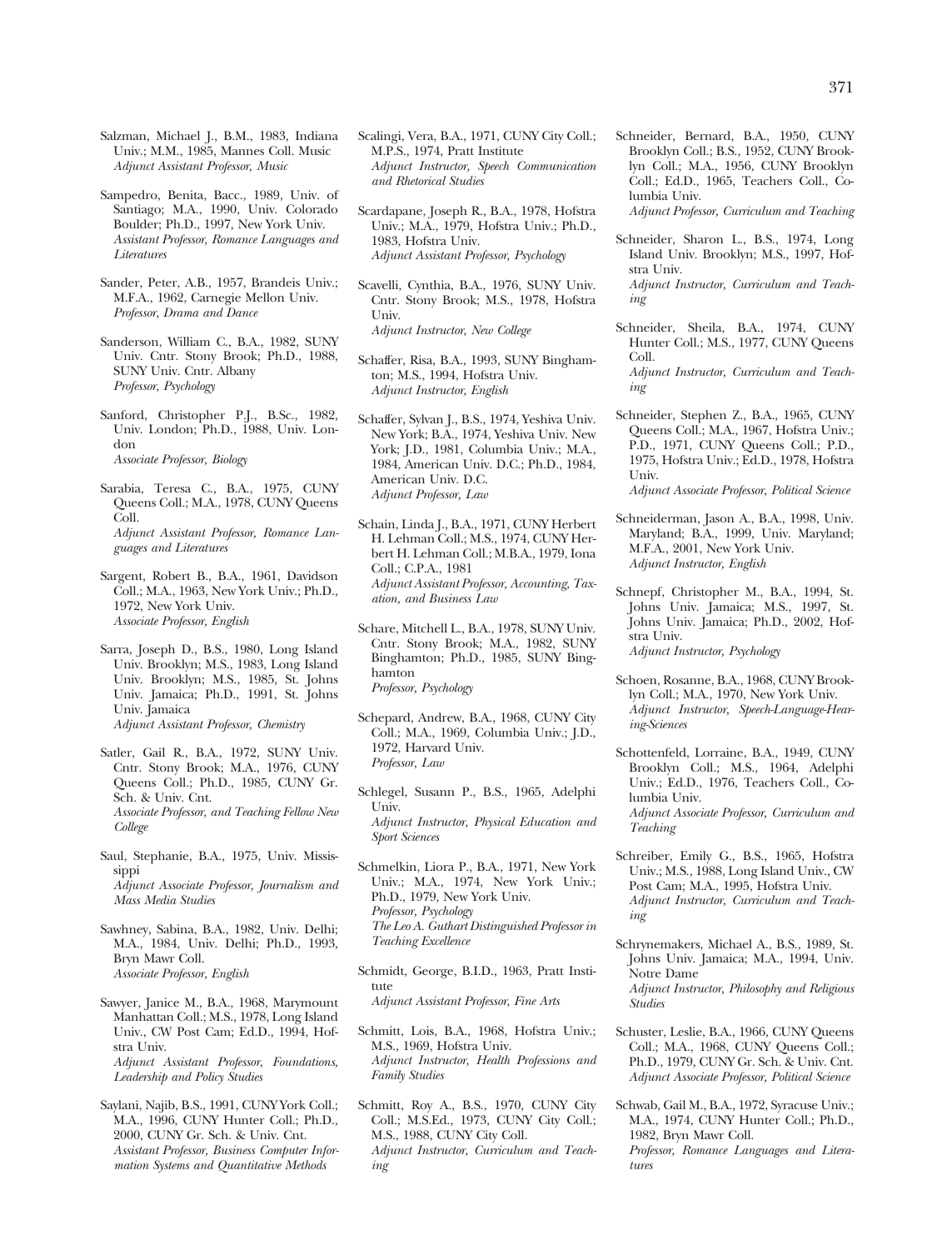Salzman, Michael J., B.M., 1983, Indiana Univ.; M.M., 1985, Mannes Coll. Music
*Adjunct Assistant Professor, Music*

Sampedro, Benita, Bacc., 1989, Univ. of Santiago; M.A., 1990, Univ. Colorado Boulder; Ph.D., 1997, New York Univ.
*Assistant Professor, Romance Languages and Literatures*

Sander, Peter, A.B., 1957, Brandeis Univ.; M.F.A., 1962, Carnegie Mellon Univ.
*Professor, Drama and Dance*

Sanderson, William C., B.A., 1982, SUNY Univ. Cntr. Stony Brook; Ph.D., 1988, SUNY Univ. Cntr. Albany
*Professor, Psychology*

Sanford, Christopher P.J., B.Sc., 1982, Univ. London; Ph.D., 1988, Univ. London
*Associate Professor, Biology*

Sarabia, Teresa C., B.A., 1975, CUNY Queens Coll.; M.A., 1978, CUNY Queens Coll.
*Adjunct Assistant Professor, Romance Languages and Literatures*

Sargent, Robert B., B.A., 1961, Davidson Coll.; M.A., 1963, New York Univ.; Ph.D., 1972, New York Univ.
*Associate Professor, English*

Sarra, Joseph D., B.S., 1980, Long Island Univ. Brooklyn; M.S., 1983, Long Island Univ. Brooklyn; M.S., 1985, St. Johns Univ. Jamaica; Ph.D., 1991, St. Johns Univ. Jamaica
*Adjunct Assistant Professor, Chemistry*

Satler, Gail R., B.A., 1972, SUNY Univ. Cntr. Stony Brook; M.A., 1976, CUNY Queens Coll.; Ph.D., 1985, CUNY Gr. Sch. & Univ. Cnt.
*Associate Professor, and Teaching Fellow New College*

Saul, Stephanie, B.A., 1975, Univ. Mississippi
*Adjunct Associate Professor, Journalism and Mass Media Studies*

Sawhney, Sabina, B.A., 1982, Univ. Delhi; M.A., 1984, Univ. Delhi; Ph.D., 1993, Bryn Mawr Coll.
*Associate Professor, English*

Sawyer, Janice M., B.A., 1968, Marymount Manhattan Coll.; M.S., 1978, Long Island Univ., CW Post Cam; Ed.D., 1994, Hofstra Univ.
*Adjunct Assistant Professor, Foundations, Leadership and Policy Studies*

Saylani, Najib, B.S., 1991, CUNY York Coll.; M.A., 1996, CUNY Hunter Coll.; Ph.D., 2000, CUNY Gr. Sch. & Univ. Cnt.
*Assistant Professor, Business Computer Information Systems and Quantitative Methods*

Scalingi, Vera, B.A., 1971, CUNY City Coll.; M.P.S., 1974, Pratt Institute
*Adjunct Instructor, Speech Communication and Rhetorical Studies*

Scardapane, Joseph R., B.A., 1978, Hofstra Univ.; M.A., 1979, Hofstra Univ.; Ph.D., 1983, Hofstra Univ.
*Adjunct Assistant Professor, Psychology*

Scavelli, Cynthia, B.A., 1976, SUNY Univ. Cntr. Stony Brook; M.S., 1978, Hofstra Univ.
*Adjunct Instructor, New College*

Schaffer, Risa, B.A., 1993, SUNY Binghamton; M.S., 1994, Hofstra Univ.
*Adjunct Instructor, English*

Schaffer, Sylvan J., B.S., 1974, Yeshiva Univ. New York; B.A., 1974, Yeshiva Univ. New York; J.D., 1981, Columbia Univ.; M.A., 1984, American Univ. D.C.; Ph.D., 1984, American Univ. D.C.
*Adjunct Professor, Law*

Schain, Linda J., B.A., 1971, CUNY Herbert H. Lehman Coll.; M.S., 1974, CUNY Herbert H. Lehman Coll.; M.B.A., 1979, Iona Coll.; C.P.A., 1981
*Adjunct Assistant Professor, Accounting, Taxation, and Business Law*

Schare, Mitchell L., B.A., 1978, SUNY Univ. Cntr. Stony Brook; M.A., 1982, SUNY Binghamton; Ph.D., 1985, SUNY Binghamton
*Professor, Psychology*

Schepard, Andrew, B.A., 1968, CUNY City Coll.; M.A., 1969, Columbia Univ.; J.D., 1972, Harvard Univ.
*Professor, Law*

Schlegel, Susann P., B.S., 1965, Adelphi Univ.
*Adjunct Instructor, Physical Education and Sport Sciences*

Schmelkin, Liora P., B.A., 1971, New York Univ.; M.A., 1974, New York Univ.; Ph.D., 1979, New York Univ.
*Professor, Psychology*
*The Leo A. Guthart Distinguished Professor in Teaching Excellence*

Schmidt, George, B.I.D., 1963, Pratt Institute
*Adjunct Assistant Professor, Fine Arts*

Schmitt, Lois, B.A., 1968, Hofstra Univ.; M.S., 1969, Hofstra Univ.
*Adjunct Instructor, Health Professions and Family Studies*

Schmitt, Roy A., B.S., 1970, CUNY City Coll.; M.S.Ed., 1973, CUNY City Coll.; M.S., 1988, CUNY City Coll.
*Adjunct Instructor, Curriculum and Teaching*

Schneider, Bernard, B.A., 1950, CUNY Brooklyn Coll.; B.S., 1952, CUNY Brooklyn Coll.; M.A., 1956, CUNY Brooklyn Coll.; Ed.D., 1965, Teachers Coll., Columbia Univ.
*Adjunct Professor, Curriculum and Teaching*

Schneider, Sharon L., B.S., 1974, Long Island Univ. Brooklyn; M.S., 1997, Hofstra Univ.
*Adjunct Instructor, Curriculum and Teaching*

Schneider, Sheila, B.A., 1974, CUNY Hunter Coll.; M.S., 1977, CUNY Queens Coll.
*Adjunct Instructor, Curriculum and Teaching*

Schneider, Stephen Z., B.A., 1965, CUNY Queens Coll.; M.A., 1967, Hofstra Univ.; P.D., 1971, CUNY Queens Coll.; P.D., 1975, Hofstra Univ.; Ed.D., 1978, Hofstra Univ.
*Adjunct Associate Professor, Political Science*

Schneiderman, Jason A., B.A., 1998, Univ. Maryland; B.A., 1999, Univ. Maryland; M.F.A., 2001, New York Univ.
*Adjunct Instructor, English*

Schnepf, Christopher M., B.A., 1994, St. Johns Univ. Jamaica; M.S., 1997, St. Johns Univ. Jamaica; Ph.D., 2002, Hofstra Univ.
*Adjunct Instructor, Psychology*

Schoen, Rosanne, B.A., 1968, CUNY Brooklyn Coll.; M.A., 1970, New York Univ.
*Adjunct Instructor, Speech-Language-Hearing-Sciences*

Schottenfeld, Lorraine, B.A., 1949, CUNY Brooklyn Coll.; M.S., 1964, Adelphi Univ.; Ed.D., 1976, Teachers Coll., Columbia Univ.
*Adjunct Associate Professor, Curriculum and Teaching*

Schreiber, Emily G., B.S., 1965, Hofstra Univ.; M.S., 1988, Long Island Univ., CW Post Cam; M.A., 1995, Hofstra Univ.
*Adjunct Instructor, Curriculum and Teaching*

Schrynemakers, Michael A., B.S., 1989, St. Johns Univ. Jamaica; M.A., 1994, Univ. Notre Dame
*Adjunct Instructor, Philosophy and Religious Studies*

Schuster, Leslie, B.A., 1966, CUNY Queens Coll.; M.A., 1968, CUNY Queens Coll.; Ph.D., 1979, CUNY Gr. Sch. & Univ. Cnt.
*Adjunct Associate Professor, Political Science*

Schwab, Gail M., B.A., 1972, Syracuse Univ.; M.A., 1974, CUNY Hunter Coll.; Ph.D., 1982, Bryn Mawr Coll.
*Professor, Romance Languages and Literatures*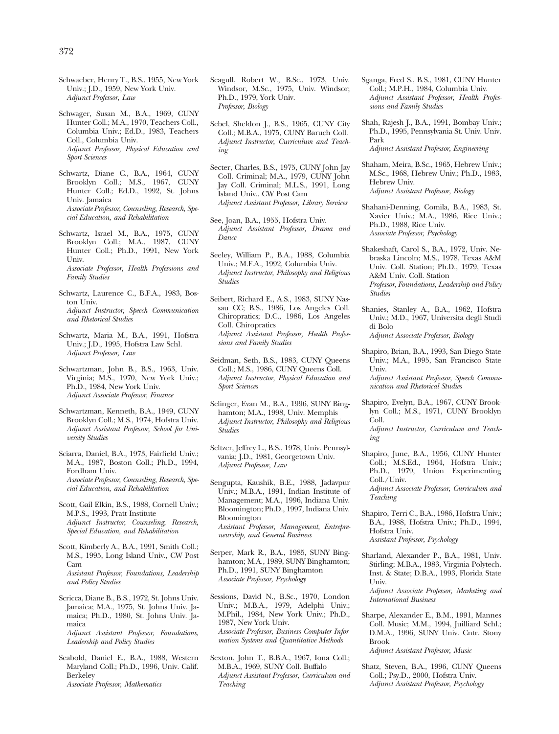Schwaeber, Henry T., B.S., 1955, New York Univ.; J.D., 1959, New York Univ.
*Adjunct Professor, Law*

Schwager, Susan M., B.A., 1969, CUNY Hunter Coll.; M.A., 1970, Teachers Coll., Columbia Univ.; Ed.D., 1983, Teachers Coll., Columbia Univ.
*Adjunct Professor, Physical Education and Sport Sciences*

Schwartz, Diane C., B.A., 1964, CUNY Brooklyn Coll.; M.S., 1967, CUNY Hunter Coll.; Ed.D., 1992, St. Johns Univ. Jamaica
*Associate Professor, Counseling, Research, Special Education, and Rehabilitation*

Schwartz, Israel M., B.A., 1975, CUNY Brooklyn Coll.; M.A., 1987, CUNY Hunter Coll.; Ph.D., 1991, New York Univ.
*Associate Professor, Health Professions and Family Studies*

Schwartz, Laurence C., B.F.A., 1983, Boston Univ.
*Adjunct Instructor, Speech Communication and Rhetorical Studies*

Schwartz, Maria M., B.A., 1991, Hofstra Univ.; J.D., 1995, Hofstra Law Schl.
*Adjunct Professor, Law*

Schwartzman, John B., B.S., 1963, Univ. Virginia; M.S., 1970, New York Univ.; Ph.D., 1984, New York Univ.
*Adjunct Associate Professor, Finance*

Schwartzman, Kenneth, B.A., 1949, CUNY Brooklyn Coll.; M.S., 1974, Hofstra Univ.
*Adjunct Assistant Professor, School for University Studies*

Sciarra, Daniel, B.A., 1973, Fairfield Univ.; M.A., 1987, Boston Coll.; Ph.D., 1994, Fordham Univ.
*Associate Professor, Counseling, Research, Special Education, and Rehabilitation*

Scott, Gail Elkin, B.S., 1988, Cornell Univ.; M.P.S., 1993, Pratt Institute
*Adjunct Instructor, Counseling, Research, Special Education, and Rehabilitation*

Scott, Kimberly A., B.A., 1991, Smith Coll.; M.S., 1995, Long Island Univ., CW Post Cam
*Assistant Professor, Foundations, Leadership and Policy Studies*

Scricca, Diane B., B.S., 1972, St. Johns Univ. Jamaica; M.A., 1975, St. Johns Univ. Jamaica; Ph.D., 1980, St. Johns Univ. Jamaica
*Adjunct Assistant Professor, Foundations, Leadership and Policy Studies*

Seabold, Daniel E., B.A., 1988, Western Maryland Coll.; Ph.D., 1996, Univ. Calif. Berkeley
*Associate Professor, Mathematics*

Seagull, Robert W., B.Sc., 1973, Univ. Windsor, M.Sc., 1975, Univ. Windsor; Ph.D., 1979, York Univ.
*Professor, Biology*

Sebel, Sheldon J., B.S., 1965, CUNY City Coll.; M.B.A., 1975, CUNY Baruch Coll.
*Adjunct Instructor, Curriculum and Teaching*

Secter, Charles, B.S., 1975, CUNY John Jay Coll. Criminal; M.A., 1979, CUNY John Jay Coll. Criminal; M.L.S., 1991, Long Island Univ., CW Post Cam
*Adjunct Assistant Professor, Library Services*

See, Joan, B.A., 1955, Hofstra Univ.
*Adjunct Assistant Professor, Drama and Dance*

Seeley, William P., B.A., 1988, Columbia Univ.; M.F.A., 1992, Columbia Univ.
*Adjunct Instructor, Philosophy and Religious Studies*

Seibert, Richard E., A.S., 1983, SUNY Nassau CC; B.S., 1986, Los Angeles Coll. Chiropratics; D.C., 1986, Los Angeles Coll. Chiropratics
*Adjunct Assistant Professor, Health Professions and Family Studies*

Seidman, Seth, B.S., 1983, CUNY Queens Coll.; M.S., 1986, CUNY Queens Coll.
*Adjunct Instructor, Physical Education and Sport Sciences*

Selinger, Evan M., B.A., 1996, SUNY Binghamton; M.A., 1998, Univ. Memphis
*Adjunct Instructor, Philosophy and Religious Studies*

Seltzer, Jeffrey L., B.S., 1978, Univ. Pennsylvania; J.D., 1981, Georgetown Univ.
*Adjunct Professor, Law*

Sengupta, Kaushik, B.E., 1988, Jadavpur Univ.; M.B.A., 1991, Indian Institute of Management; M.A., 1996, Indiana Univ. Bloomington; Ph.D., 1997, Indiana Univ. Bloomington
*Assistant Professor, Management, Entrepreneurship, and General Business*

Serper, Mark R., B.A., 1985, SUNY Binghamton; M.A., 1989, SUNY Binghamton; Ph.D., 1991, SUNY Binghamton
*Associate Professor, Psychology*

Sessions, David N., B.Sc., 1970, London Univ.; M.B.A., 1979, Adelphi Univ.; M.Phil., 1984, New York Univ.; Ph.D., 1987, New York Univ.
*Associate Professor, Business Computer Information Systems and Quantitative Methods*

Sexton, John T., B.B.A., 1967, Iona Coll.; M.B.A., 1969, SUNY Coll. Buffalo
*Adjunct Assistant Professor, Curriculum and Teaching*

Sganga, Fred S., B.S., 1981, CUNY Hunter Coll.; M.P.H., 1984, Columbia Univ.
*Adjunct Assistant Professor, Health Professions and Family Studies*

Shah, Rajesh J., B.A., 1991, Bombay Univ.; Ph.D., 1995, Pennsylvania St. Univ. Univ. Park
*Adjunct Assistant Professor, Engineering*

Shaham, Meira, B.Sc., 1965, Hebrew Univ.; M.Sc., 1968, Hebrew Univ.; Ph.D., 1983, Hebrew Univ.
*Adjunct Assistant Professor, Biology*

Shahani-Denning, Comila, B.A., 1983, St. Xavier Univ.; M.A., 1986, Rice Univ.; Ph.D., 1988, Rice Univ.
*Associate Professor, Psychology*

Shakeshaft, Carol S., B.A., 1972, Univ. Nebraska Lincoln; M.S., 1978, Texas A&M Univ. Coll. Station; Ph.D., 1979, Texas A&M Univ. Coll. Station
*Professor, Foundations, Leadership and Policy Studies*

Shanies, Stanley A., B.A., 1962, Hofstra Univ.; M.D., 1967, Universita degli Studi di Bolo
*Adjunct Associate Professor, Biology*

Shapiro, Brian, B.A., 1993, San Diego State Univ.; M.A., 1995, San Francisco State Univ.
*Adjunct Assistant Professor, Speech Communication and Rhetorical Studies*

Shapiro, Evelyn, B.A., 1967, CUNY Brooklyn Coll.; M.S., 1971, CUNY Brooklyn Coll.
*Adjunct Instructor, Curriculum and Teaching*

Shapiro, June, B.A., 1956, CUNY Hunter Coll.; M.S.Ed., 1964, Hofstra Univ.; Ph.D., 1979, Union Experimenting Coll./Univ.
*Adjunct Associate Professor, Curriculum and Teaching*

Shapiro, Terri C., B.A., 1986, Hofstra Univ.; B.A., 1988, Hofstra Univ.; Ph.D., 1994, Hofstra Univ.
*Assistant Professor, Psychology*

Sharland, Alexander P., B.A., 1981, Univ. Stirling; M.B.A., 1983, Virginia Polytech. Inst. & State; D.B.A., 1993, Florida State Univ.
*Adjunct Associate Professor, Marketing and International Business*

Sharpe, Alexander E., B.M., 1991, Mannes Coll. Music; M.M., 1994, Juilliard Schl.; D.M.A., 1996, SUNY Univ. Cntr. Stony Brook
*Adjunct Assistant Professor, Music*

Shatz, Steven, B.A., 1996, CUNY Queens Coll.; Psy.D., 2000, Hofstra Univ.
*Adjunct Assistant Professor, Psychology*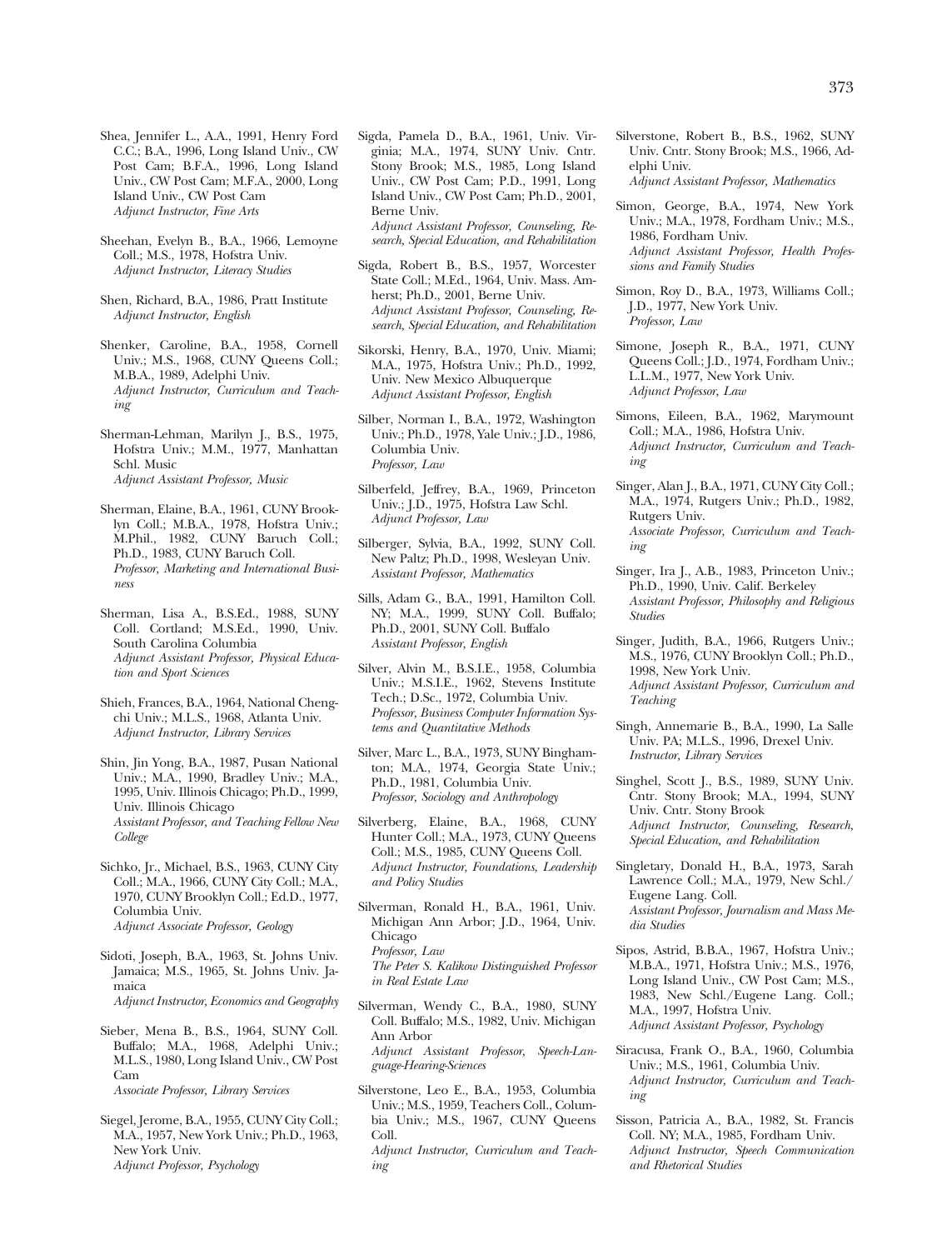Shea, Jennifer L., A.A., 1991, Henry Ford C.C.; B.A., 1996, Long Island Univ., CW Post Cam; B.F.A., 1996, Long Island Univ., CW Post Cam; M.F.A., 2000, Long Island Univ., CW Post Cam
*Adjunct Instructor, Fine Arts*

Sheehan, Evelyn B., B.A., 1966, Lemoyne Coll.; M.S., 1978, Hofstra Univ.
*Adjunct Instructor, Literacy Studies*

Shen, Richard, B.A., 1986, Pratt Institute
*Adjunct Instructor, English*

Shenker, Caroline, B.A., 1958, Cornell Univ.; M.S., 1968, CUNY Queens Coll.; M.B.A., 1989, Adelphi Univ.
*Adjunct Instructor, Curriculum and Teaching*

Sherman-Lehman, Marilyn J., B.S., 1975, Hofstra Univ.; M.M., 1977, Manhattan Schl. Music
*Adjunct Assistant Professor, Music*

Sherman, Elaine, B.A., 1961, CUNY Brooklyn Coll.; M.B.A., 1978, Hofstra Univ.; M.Phil., 1982, CUNY Baruch Coll.; Ph.D., 1983, CUNY Baruch Coll.
*Professor, Marketing and International Business*

Sherman, Lisa A., B.S.Ed., 1988, SUNY Coll. Cortland; M.S.Ed., 1990, Univ. South Carolina Columbia
*Adjunct Assistant Professor, Physical Education and Sport Sciences*

Shieh, Frances, B.A., 1964, National Chengchi Univ.; M.L.S., 1968, Atlanta Univ.
*Adjunct Instructor, Library Services*

Shin, Jin Yong, B.A., 1987, Pusan National Univ.; M.A., 1990, Bradley Univ.; M.A., 1995, Univ. Illinois Chicago; Ph.D., 1999, Univ. Illinois Chicago
*Assistant Professor, and Teaching Fellow New College*

Sichko, Jr., Michael, B.S., 1963, CUNY City Coll.; M.A., 1966, CUNY City Coll.; M.A., 1970, CUNY Brooklyn Coll.; Ed.D., 1977, Columbia Univ.
*Adjunct Associate Professor, Geology*

Sidoti, Joseph, B.A., 1963, St. Johns Univ. Jamaica; M.S., 1965, St. Johns Univ. Jamaica
*Adjunct Instructor, Economics and Geography*

Sieber, Mena B., B.S., 1964, SUNY Coll. Buffalo; M.A., 1968, Adelphi Univ.; M.L.S., 1980, Long Island Univ., CW Post Cam
*Associate Professor, Library Services*

Siegel, Jerome, B.A., 1955, CUNY City Coll.; M.A., 1957, New York Univ.; Ph.D., 1963, New York Univ.
*Adjunct Professor, Psychology*

Sigda, Pamela D., B.A., 1961, Univ. Virginia; M.A., 1974, SUNY Univ. Cntr. Stony Brook; M.S., 1985, Long Island Univ., CW Post Cam; P.D., 1991, Long Island Univ., CW Post Cam; Ph.D., 2001, Berne Univ.
*Adjunct Assistant Professor, Counseling, Research, Special Education, and Rehabilitation*

Sigda, Robert B., B.S., 1957, Worcester State Coll.; M.Ed., 1964, Univ. Mass. Amherst; Ph.D., 2001, Berne Univ.
*Adjunct Assistant Professor, Counseling, Research, Special Education, and Rehabilitation*

Sikorski, Henry, B.A., 1970, Univ. Miami; M.A., 1975, Hofstra Univ.; Ph.D., 1992, Univ. New Mexico Albuquerque
*Adjunct Assistant Professor, English*

Silber, Norman I., B.A., 1972, Washington Univ.; Ph.D., 1978, Yale Univ.; J.D., 1986, Columbia Univ.
*Professor, Law*

Silberfeld, Jeffrey, B.A., 1969, Princeton Univ.; J.D., 1975, Hofstra Law Schl.
*Adjunct Professor, Law*

Silberger, Sylvia, B.A., 1992, SUNY Coll. New Paltz; Ph.D., 1998, Wesleyan Univ.
*Assistant Professor, Mathematics*

Sills, Adam G., B.A., 1991, Hamilton Coll. NY; M.A., 1999, SUNY Coll. Buffalo; Ph.D., 2001, SUNY Coll. Buffalo
*Assistant Professor, English*

Silver, Alvin M., B.S.I.E., 1958, Columbia Univ.; M.S.I.E., 1962, Stevens Institute Tech.; D.Sc., 1972, Columbia Univ.
*Professor, Business Computer Information Systems and Quantitative Methods*

Silver, Marc L., B.A., 1973, SUNY Binghamton; M.A., 1974, Georgia State Univ.; Ph.D., 1981, Columbia Univ.
*Professor, Sociology and Anthropology*

Silverberg, Elaine, B.A., 1968, CUNY Hunter Coll.; M.A., 1973, CUNY Queens Coll.; M.S., 1985, CUNY Queens Coll.
*Adjunct Instructor, Foundations, Leadership and Policy Studies*

Silverman, Ronald H., B.A., 1961, Univ. Michigan Ann Arbor; J.D., 1964, Univ. Chicago
*Professor, Law*
*The Peter S. Kalikow Distinguished Professor in Real Estate Law*

Silverman, Wendy C., B.A., 1980, SUNY Coll. Buffalo; M.S., 1982, Univ. Michigan Ann Arbor
*Adjunct Assistant Professor, Speech-Language-Hearing-Sciences*

Silverstone, Leo E., B.A., 1953, Columbia Univ.; M.S., 1959, Teachers Coll., Columbia Univ.; M.S., 1967, CUNY Queens Coll.
*Adjunct Instructor, Curriculum and Teaching*

Silverstone, Robert B., B.S., 1962, SUNY Univ. Cntr. Stony Brook; M.S., 1966, Adelphi Univ.
*Adjunct Assistant Professor, Mathematics*

Simon, George, B.A., 1974, New York Univ.; M.A., 1978, Fordham Univ.; M.S., 1986, Fordham Univ.
*Adjunct Assistant Professor, Health Professions and Family Studies*

Simon, Roy D., B.A., 1973, Williams Coll.; J.D., 1977, New York Univ.
*Professor, Law*

Simone, Joseph R., B.A., 1971, CUNY Queens Coll.; J.D., 1974, Fordham Univ.; L.L.M., 1977, New York Univ.
*Adjunct Professor, Law*

Simons, Eileen, B.A., 1962, Marymount Coll.; M.A., 1986, Hofstra Univ.
*Adjunct Instructor, Curriculum and Teaching*

Singer, Alan J., B.A., 1971, CUNY City Coll.; M.A., 1974, Rutgers Univ.; Ph.D., 1982, Rutgers Univ.
*Associate Professor, Curriculum and Teaching*

Singer, Ira J., A.B., 1983, Princeton Univ.; Ph.D., 1990, Univ. Calif. Berkeley
*Assistant Professor, Philosophy and Religious Studies*

Singer, Judith, B.A., 1966, Rutgers Univ.; M.S., 1976, CUNY Brooklyn Coll.; Ph.D., 1998, New York Univ.
*Adjunct Assistant Professor, Curriculum and Teaching*

Singh, Annemarie B., B.A., 1990, La Salle Univ. PA; M.L.S., 1996, Drexel Univ.
*Instructor, Library Services*

Singhel, Scott J., B.S., 1989, SUNY Univ. Cntr. Stony Brook; M.A., 1994, SUNY Univ. Cntr. Stony Brook
*Adjunct Instructor, Counseling, Research, Special Education, and Rehabilitation*

Singletary, Donald H., B.A., 1973, Sarah Lawrence Coll.; M.A., 1979, New Schl./ Eugene Lang. Coll.
*Assistant Professor, Journalism and Mass Media Studies*

Sipos, Astrid, B.B.A., 1967, Hofstra Univ.; M.B.A., 1971, Hofstra Univ.; M.S., 1976, Long Island Univ., CW Post Cam; M.S., 1983, New Schl./Eugene Lang. Coll.; M.A., 1997, Hofstra Univ.
*Adjunct Assistant Professor, Psychology*

Siracusa, Frank O., B.A., 1960, Columbia Univ.; M.S., 1961, Columbia Univ.
*Adjunct Instructor, Curriculum and Teaching*

Sisson, Patricia A., B.A., 1982, St. Francis Coll. NY; M.A., 1985, Fordham Univ.
*Adjunct Instructor, Speech Communication and Rhetorical Studies*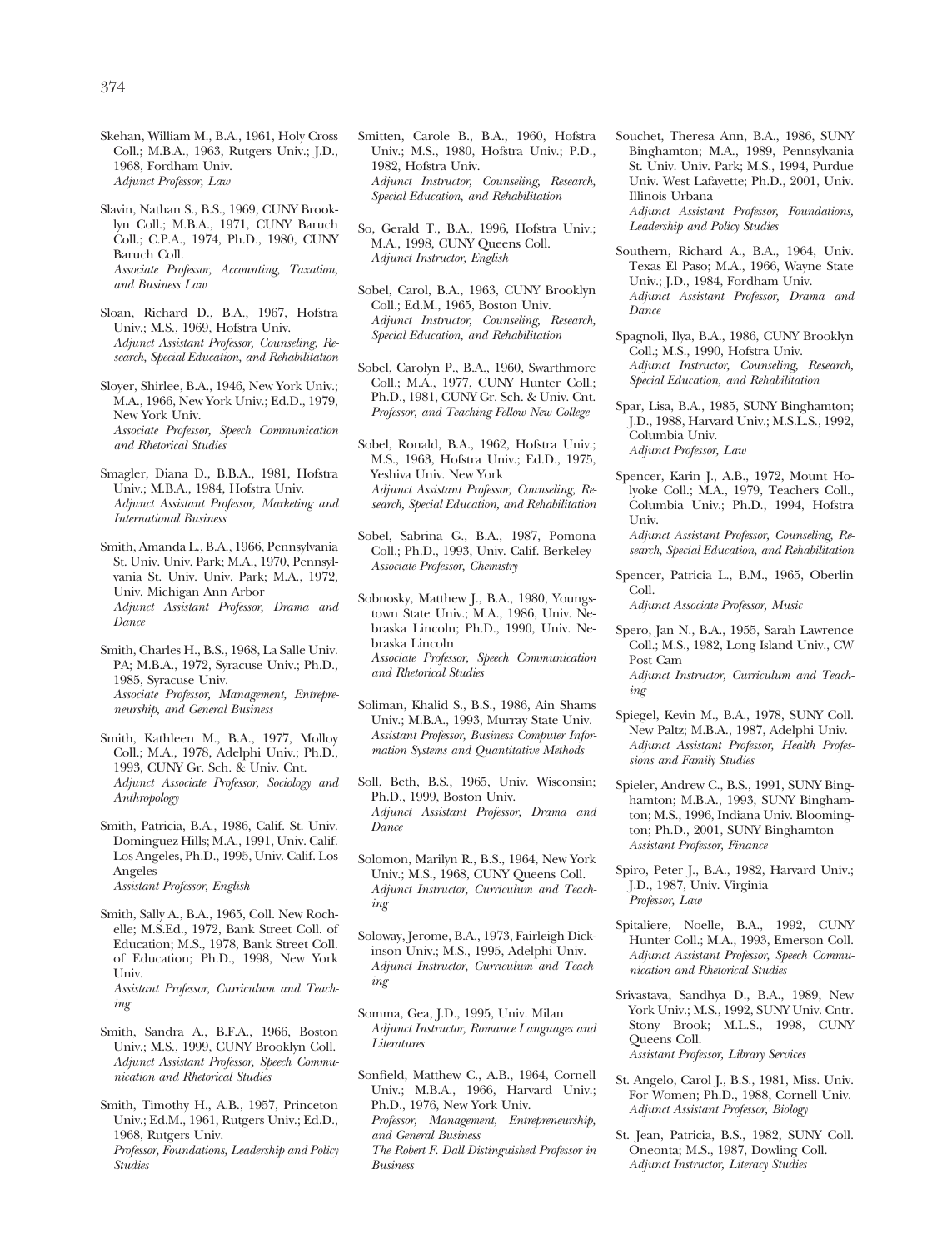Skehan, William M., B.A., 1961, Holy Cross Coll.; M.B.A., 1963, Rutgers Univ.; J.D., 1968, Fordham Univ.
*Adjunct Professor, Law*

Slavin, Nathan S., B.S., 1969, CUNY Brooklyn Coll.; M.B.A., 1971, CUNY Baruch Coll.; C.P.A., 1974, Ph.D., 1980, CUNY Baruch Coll.
*Associate Professor, Accounting, Taxation, and Business Law*

Sloan, Richard D., B.A., 1967, Hofstra Univ.; M.S., 1969, Hofstra Univ.
*Adjunct Assistant Professor, Counseling, Research, Special Education, and Rehabilitation*

Sloyer, Shirlee, B.A., 1946, New York Univ.; M.A., 1966, New York Univ.; Ed.D., 1979, New York Univ.
*Associate Professor, Speech Communication and Rhetorical Studies*

Smagler, Diana D., B.B.A., 1981, Hofstra Univ.; M.B.A., 1984, Hofstra Univ.
*Adjunct Assistant Professor, Marketing and International Business*

Smith, Amanda L., B.A., 1966, Pennsylvania St. Univ. Univ. Park; M.A., 1970, Pennsylvania St. Univ. Univ. Park; M.A., 1972, Univ. Michigan Ann Arbor
*Adjunct Assistant Professor, Drama and Dance*

Smith, Charles H., B.S., 1968, La Salle Univ. PA; M.B.A., 1972, Syracuse Univ.; Ph.D., 1985, Syracuse Univ.
*Associate Professor, Management, Entrepreneurship, and General Business*

Smith, Kathleen M., B.A., 1977, Molloy Coll.; M.A., 1978, Adelphi Univ.; Ph.D., 1993, CUNY Gr. Sch. & Univ. Cnt.
*Adjunct Associate Professor, Sociology and Anthropology*

Smith, Patricia, B.A., 1986, Calif. St. Univ. Dominguez Hills; M.A., 1991, Univ. Calif. Los Angeles, Ph.D., 1995, Univ. Calif. Los Angeles
*Assistant Professor, English*

Smith, Sally A., B.A., 1965, Coll. New Rochelle; M.S.Ed., 1972, Bank Street Coll. of Education; M.S., 1978, Bank Street Coll. of Education; Ph.D., 1998, New York Univ.
*Assistant Professor, Curriculum and Teaching*

Smith, Sandra A., B.F.A., 1966, Boston Univ.; M.S., 1999, CUNY Brooklyn Coll.
*Adjunct Assistant Professor, Speech Communication and Rhetorical Studies*

Smith, Timothy H., A.B., 1957, Princeton Univ.; Ed.M., 1961, Rutgers Univ.; Ed.D., 1968, Rutgers Univ.
*Professor, Foundations, Leadership and Policy Studies*

Smitten, Carole B., B.A., 1960, Hofstra Univ.; M.S., 1980, Hofstra Univ.; P.D., 1982, Hofstra Univ.
*Adjunct Instructor, Counseling, Research, Special Education, and Rehabilitation*

So, Gerald T., B.A., 1996, Hofstra Univ.; M.A., 1998, CUNY Queens Coll.
*Adjunct Instructor, English*

Sobel, Carol, B.A., 1963, CUNY Brooklyn Coll.; Ed.M., 1965, Boston Univ.
*Adjunct Instructor, Counseling, Research, Special Education, and Rehabilitation*

Sobel, Carolyn P., B.A., 1960, Swarthmore Coll.; M.A., 1977, CUNY Hunter Coll.; Ph.D., 1981, CUNY Gr. Sch. & Univ. Cnt.
*Professor, and Teaching Fellow New College*

Sobel, Ronald, B.A., 1962, Hofstra Univ.; M.S., 1963, Hofstra Univ.; Ed.D., 1975, Yeshiva Univ. New York
*Adjunct Assistant Professor, Counseling, Research, Special Education, and Rehabilitation*

Sobel, Sabrina G., B.A., 1987, Pomona Coll.; Ph.D., 1993, Univ. Calif. Berkeley
*Associate Professor, Chemistry*

Sobnosky, Matthew J., B.A., 1980, Youngstown State Univ.; M.A., 1986, Univ. Nebraska Lincoln; Ph.D., 1990, Univ. Nebraska Lincoln
*Associate Professor, Speech Communication and Rhetorical Studies*

Soliman, Khalid S., B.S., 1986, Ain Shams Univ.; M.B.A., 1993, Murray State Univ.
*Assistant Professor, Business Computer Information Systems and Quantitative Methods*

Soll, Beth, B.S., 1965, Univ. Wisconsin; Ph.D., 1999, Boston Univ.
*Adjunct Assistant Professor, Drama and Dance*

Solomon, Marilyn R., B.S., 1964, New York Univ.; M.S., 1968, CUNY Queens Coll.
*Adjunct Instructor, Curriculum and Teaching*

Soloway, Jerome, B.A., 1973, Fairleigh Dickinson Univ.; M.S., 1995, Adelphi Univ.
*Adjunct Instructor, Curriculum and Teaching*

Somma, Gea, J.D., 1995, Univ. Milan
*Adjunct Instructor, Romance Languages and Literatures*

Sonfield, Matthew C., A.B., 1964, Cornell Univ.; M.B.A., 1966, Harvard Univ.; Ph.D., 1976, New York Univ.
*Professor, Management, Entrepreneurship, and General Business*
*The Robert F. Dall Distinguished Professor in Business*

Souchet, Theresa Ann, B.A., 1986, SUNY Binghamton; M.A., 1989, Pennsylvania St. Univ. Univ. Park; M.S., 1994, Purdue Univ. West Lafayette; Ph.D., 2001, Univ. Illinois Urbana
*Adjunct Assistant Professor, Foundations, Leadership and Policy Studies*

Southern, Richard A., B.A., 1964, Univ. Texas El Paso; M.A., 1966, Wayne State Univ.; J.D., 1984, Fordham Univ.
*Adjunct Assistant Professor, Drama and Dance*

Spagnoli, Ilya, B.A., 1986, CUNY Brooklyn Coll.; M.S., 1990, Hofstra Univ.
*Adjunct Instructor, Counseling, Research, Special Education, and Rehabilitation*

Spar, Lisa, B.A., 1985, SUNY Binghamton; J.D., 1988, Harvard Univ.; M.S.L.S., 1992, Columbia Univ.
*Adjunct Professor, Law*

Spencer, Karin J., A.B., 1972, Mount Holyoke Coll.; M.A., 1979, Teachers Coll., Columbia Univ.; Ph.D., 1994, Hofstra Univ.
*Adjunct Assistant Professor, Counseling, Research, Special Education, and Rehabilitation*

Spencer, Patricia L., B.M., 1965, Oberlin Coll.
*Adjunct Associate Professor, Music*

Spero, Jan N., B.A., 1955, Sarah Lawrence Coll.; M.S., 1982, Long Island Univ., CW Post Cam
*Adjunct Instructor, Curriculum and Teaching*

Spiegel, Kevin M., B.A., 1978, SUNY Coll. New Paltz; M.B.A., 1987, Adelphi Univ.
*Adjunct Assistant Professor, Health Professions and Family Studies*

Spieler, Andrew C., B.S., 1991, SUNY Binghamton; M.B.A., 1993, SUNY Binghamton; M.S., 1996, Indiana Univ. Bloomington; Ph.D., 2001, SUNY Binghamton
*Assistant Professor, Finance*

Spiro, Peter J., B.A., 1982, Harvard Univ.; J.D., 1987, Univ. Virginia
*Professor, Law*

Spitaliere, Noelle, B.A., 1992, CUNY Hunter Coll.; M.A., 1993, Emerson Coll.
*Adjunct Assistant Professor, Speech Communication and Rhetorical Studies*

Srivastava, Sandhya D., B.A., 1989, New York Univ.; M.S., 1992, SUNY Univ. Cntr. Stony Brook; M.L.S., 1998, CUNY Queens Coll.
*Assistant Professor, Library Services*

St. Angelo, Carol J., B.S., 1981, Miss. Univ. For Women; Ph.D., 1988, Cornell Univ.
*Adjunct Assistant Professor, Biology*

St. Jean, Patricia, B.S., 1982, SUNY Coll. Oneonta; M.S., 1987, Dowling Coll.
*Adjunct Instructor, Literacy Studies*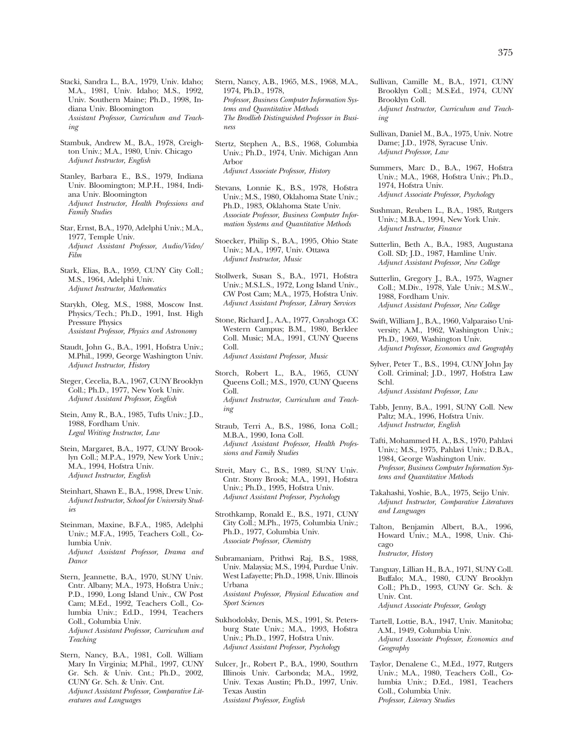Stacki, Sandra L., B.A., 1979, Univ. Idaho; M.A., 1981, Univ. Idaho; M.S., 1992, Univ. Southern Maine; Ph.D., 1998, Indiana Univ. Bloomington
*Assistant Professor, Curriculum and Teaching*

Stambuk, Andrew M., B.A., 1978, Creighton Univ.; M.A., 1980, Univ. Chicago
*Adjunct Instructor, English*

Stanley, Barbara E., B.S., 1979, Indiana Univ. Bloomington; M.P.H., 1984, Indiana Univ. Bloomington
*Adjunct Instructor, Health Professions and Family Studies*

Star, Ernst, B.A., 1970, Adelphi Univ.; M.A., 1977, Temple Univ.
*Adjunct Assistant Professor, Audio/Video/ Film*

Stark, Elias, B.A., 1959, CUNY City Coll.; M.S., 1964, Adelphi Univ.
*Adjunct Instructor, Mathematics*

Starykh, Oleg, M.S., 1988, Moscow Inst. Physics/Tech.; Ph.D., 1991, Inst. High Pressure Physics
*Assistant Professor, Physics and Astronomy*

Staudt, John G., B.A., 1991, Hofstra Univ.; M.Phil., 1999, George Washington Univ.
*Adjunct Instructor, History*

Steger, Cecelia, B.A., 1967, CUNY Brooklyn Coll.; Ph.D., 1977, New York Univ.
*Adjunct Assistant Professor, English*

Stein, Amy R., B.A., 1985, Tufts Univ.; J.D., 1988, Fordham Univ.
*Legal Writing Instructor, Law*

Stein, Margaret, B.A., 1977, CUNY Brooklyn Coll.; M.P.A., 1979, New York Univ.; M.A., 1994, Hofstra Univ.
*Adjunct Instructor, English*

Steinhart, Shawn E., B.A., 1998, Drew Univ.
*Adjunct Instructor, School for University Studies*

Steinman, Maxine, B.F.A., 1985, Adelphi Univ.; M.F.A., 1995, Teachers Coll., Columbia Univ.
*Adjunct Assistant Professor, Drama and Dance*

Stern, Jeannette, B.A., 1970, SUNY Univ. Cntr. Albany; M.A., 1973, Hofstra Univ.; P.D., 1990, Long Island Univ., CW Post Cam; M.Ed., 1992, Teachers Coll., Columbia Univ.; Ed.D., 1994, Teachers Coll., Columbia Univ.
*Adjunct Assistant Professor, Curriculum and Teaching*

Stern, Nancy, B.A., 1981, Coll. William Mary In Virginia; M.Phil., 1997, CUNY Gr. Sch. & Univ. Cnt.; Ph.D., 2002, CUNY Gr. Sch. & Univ. Cnt.
*Adjunct Assistant Professor, Comparative Literatures and Languages*

Stern, Nancy, A.B., 1965, M.S., 1968, M.A., 1974, Ph.D., 1978,
*Professor, Business Computer Information Systems and Quantitative Methods*
*The Brodlieb Distinguished Professor in Business*

Stertz, Stephen A., B.S., 1968, Columbia Univ.; Ph.D., 1974, Univ. Michigan Ann Arbor
*Adjunct Associate Professor, History*

Stevans, Lonnie K., B.S., 1978, Hofstra Univ.; M.S., 1980, Oklahoma State Univ.; Ph.D., 1983, Oklahoma State Univ.
*Associate Professor, Business Computer Information Systems and Quantitative Methods*

Stoecker, Philip S., B.A., 1995, Ohio State Univ.; M.A., 1997, Univ. Ottawa
*Adjunct Instructor, Music*

Stollwerk, Susan S., B.A., 1971, Hofstra Univ.; M.S.L.S., 1972, Long Island Univ., CW Post Cam; M.A., 1975, Hofstra Univ.
*Adjunct Assistant Professor, Library Services*

Stone, Richard J., A.A., 1977, Cuyahoga CC Western Campus; B.M., 1980, Berklee Coll. Music; M.A., 1991, CUNY Queens Coll.
*Adjunct Assistant Professor, Music*

Storch, Robert L., B.A., 1965, CUNY Queens Coll.; M.S., 1970, CUNY Queens Coll.
*Adjunct Instructor, Curriculum and Teaching*

Straub, Terri A., B.S., 1986, Iona Coll.; M.B.A., 1990, Iona Coll.
*Adjunct Assistant Professor, Health Professions and Family Studies*

Streit, Mary C., B.S., 1989, SUNY Univ. Cntr. Stony Brook; M.A., 1991, Hofstra Univ.; Ph.D., 1995, Hofstra Univ.
*Adjunct Assistant Professor, Psychology*

Strothkamp, Ronald E., B.S., 1971, CUNY City Coll.; M.Ph., 1975, Columbia Univ.; Ph.D., 1977, Columbia Univ.
*Associate Professor, Chemistry*

Subramaniam, Prithwi Raj, B.S., 1988, Univ. Malaysia; M.S., 1994, Purdue Univ. West Lafayette; Ph.D., 1998, Univ. Illinois Urbana
*Assistant Professor, Physical Education and Sport Sciences*

Sukhodolsky, Denis, M.S., 1991, St. Petersburg State Univ.; M.A., 1993, Hofstra Univ.; Ph.D., 1997, Hofstra Univ.
*Adjunct Assistant Professor, Psychology*

Sulcer, Jr., Robert P., B.A., 1990, Southrn Illinois Univ. Carbonda; M.A., 1992, Univ. Texas Austin; Ph.D., 1997, Univ. Texas Austin
*Assistant Professor, English*

Sullivan, Camille M., B.A., 1971, CUNY Brooklyn Coll.; M.S.Ed., 1974, CUNY Brooklyn Coll.
*Adjunct Instructor, Curriculum and Teaching*

Sullivan, Daniel M., B.A., 1975, Univ. Notre Dame; J.D., 1978, Syracuse Univ.
*Adjunct Professor, Law*

Summers, Marc D., B.A., 1967, Hofstra Univ.; M.A., 1968, Hofstra Univ.; Ph.D., 1974, Hofstra Univ.
*Adjunct Associate Professor, Psychology*

Sushman, Reuben L., B.A., 1985, Rutgers Univ.; M.B.A., 1994, New York Univ.
*Adjunct Instructor, Finance*

Sutterlin, Beth A., B.A., 1983, Augustana Coll. SD; J.D., 1987, Hamline Univ.
*Adjunct Assistant Professor, New College*

Sutterlin, Gregory J., B.A., 1975, Wagner Coll.; M.Div., 1978, Yale Univ.; M.S.W., 1988, Fordham Univ.
*Adjunct Assistant Professor, New College*

Swift, William J., B.A., 1960, Valparaiso University; A.M., 1962, Washington Univ.; Ph.D., 1969, Washington Univ.
*Adjunct Professor, Economics and Geography*

Sylver, Peter T., B.S., 1994, CUNY John Jay Coll. Criminal; J.D., 1997, Hofstra Law Schl.
*Adjunct Assistant Professor, Law*

Tabb, Jenny, B.A., 1991, SUNY Coll. New Paltz; M.A., 1996, Hofstra Univ.
*Adjunct Instructor, English*

Tafti, Mohammed H. A., B.S., 1970, Pahlavi Univ.; M.S., 1975, Pahlavi Univ.; D.B.A., 1984, George Washington Univ.
*Professor, Business Computer Information Systems and Quantitative Methods*

Takahashi, Yoshie, B.A., 1975, Seijo Univ.
*Adjunct Instructor, Comparative Literatures and Languages*

Talton, Benjamin Albert, B.A., 1996, Howard Univ.; M.A., 1998, Univ. Chicago
*Instructor, History*

Tanguay, Lillian H., B.A., 1971, SUNY Coll. Buffalo; M.A., 1980, CUNY Brooklyn Coll.; Ph.D., 1993, CUNY Gr. Sch. & Univ. Cnt.
*Adjunct Associate Professor, Geology*

Tartell, Lottie, B.A., 1947, Univ. Manitoba; A.M., 1949, Columbia Univ.
*Adjunct Associate Professor, Economics and Geography*

Taylor, Denalene C., M.Ed., 1977, Rutgers Univ.; M.A., 1980, Teachers Coll., Columbia Univ.; D.Ed., 1981, Teachers Coll., Columbia Univ.
*Professor, Literacy Studies*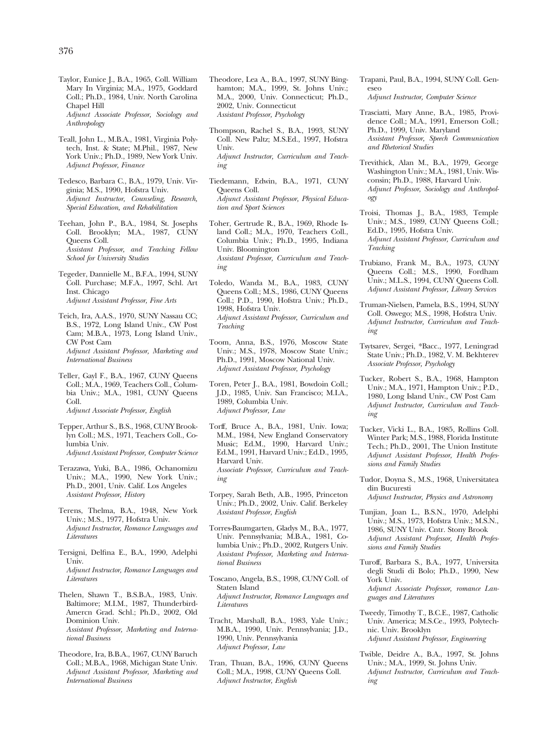Taylor, Eunice J., B.A., 1965, Coll. William Mary In Virginia; M.A., 1975, Goddard Coll.; Ph.D., 1984, Univ. North Carolina Chapel Hill
*Adjunct Associate Professor, Sociology and Anthropology*

Teall, John L., M.B.A., 1981, Virginia Polytech, Inst. & State; M.Phil., 1987, New York Univ.; Ph.D., 1989, New York Univ.
*Adjunct Professor, Finance*

Tedesco, Barbara C., B.A., 1979, Univ. Virginia; M.S., 1990, Hofstra Univ.
*Adjunct Instructor, Counseling, Research, Special Education, and Rehabilitation*

Teehan, John P., B.A., 1984, St. Josephs Coll. Brooklyn; M.A., 1987, CUNY Queens Coll.
*Assistant Professor, and Teaching Fellow School for University Studies*

Tegeder, Dannielle M., B.F.A., 1994, SUNY Coll. Purchase; M.F.A., 1997, Schl. Art Inst. Chicago
*Adjunct Assistant Professor, Fine Arts*

Teich, Ira, A.A.S., 1970, SUNY Nassau CC; B.S., 1972, Long Island Univ., CW Post Cam; M.B.A., 1973, Long Island Univ., CW Post Cam
*Adjunct Assistant Professor, Marketing and International Business*

Teller, Gayl F., B.A., 1967, CUNY Queens Coll.; M.A., 1969, Teachers Coll., Columbia Univ.; M.A., 1981, CUNY Queens Coll.
*Adjunct Associate Professor, English*

Tepper, Arthur S., B.S., 1968, CUNY Brooklyn Coll.; M.S., 1971, Teachers Coll., Columbia Univ.
*Adjunct Assistant Professor, Computer Science*

Terazawa, Yuki, B.A., 1986, Ochanomizu Univ.; M.A., 1990, New York Univ.; Ph.D., 2001, Univ. Calif. Los Angeles
*Assistant Professor, History*

Terens, Thelma, B.A., 1948, New York Univ.; M.S., 1977, Hofstra Univ.
*Adjunct Instructor, Romance Languages and Literatures*

Tersigni, Delfina E., B.A., 1990, Adelphi Univ.
*Adjunct Instructor, Romance Languages and Literatures*

Thelen, Shawn T., B.S.B.A., 1983, Univ. Baltimore; M.I.M., 1987, Thunderbird-Amercn Grad. Schl.; Ph.D., 2002, Old Dominion Univ.
*Assistant Professor, Marketing and International Business*

Theodore, Ira, B.B.A., 1967, CUNY Baruch Coll.; M.B.A., 1968, Michigan State Univ.
*Adjunct Assistant Professor, Marketing and International Business*

Theodore, Lea A., B.A., 1997, SUNY Binghamton; M.A., 1999, St. Johns Univ.; M.A., 2000, Univ. Connecticut; Ph.D., 2002, Univ. Connecticut
*Assistant Professor, Psychology*

Thompson, Rachel S., B.A., 1993, SUNY Coll. New Paltz; M.S.Ed., 1997, Hofstra Univ.
*Adjunct Instructor, Curriculum and Teaching*

Tiedemann, Edwin, B.A., 1971, CUNY Queens Coll.
*Adjunct Assistant Professor, Physical Education and Sport Sciences*

Toher, Gertrude R., B.A., 1969, Rhode Island Coll.; M.A., 1970, Teachers Coll., Columbia Univ.; Ph.D., 1995, Indiana Univ. Bloomington
*Assistant Professor, Curriculum and Teaching*

Toledo, Wanda M., B.A., 1983, CUNY Queens Coll.; M.S., 1986, CUNY Queens Coll.; P.D., 1990, Hofstra Univ.; Ph.D., 1998, Hofstra Univ.
*Adjunct Assistant Professor, Curriculum and Teaching*

Toom, Anna, B.S., 1976, Moscow State Univ.; M.S., 1978, Moscow State Univ.; Ph.D., 1991, Moscow National Univ.
*Adjunct Assistant Professor, Psychology*

Toren, Peter J., B.A., 1981, Bowdoin Coll.; J.D., 1985, Univ. San Francisco; M.I.A., 1989, Columbia Univ.
*Adjunct Professor, Law*

Torff, Bruce A., B.A., 1981, Univ. Iowa; M.M., 1984, New England Conservatory Music; Ed.M., 1990, Harvard Univ.; Ed.M., 1991, Harvard Univ.; Ed.D., 1995, Harvard Univ.
*Associate Professor, Curriculum and Teaching*

Torpey, Sarah Beth, A.B., 1995, Princeton Univ.; Ph.D., 2002, Univ. Calif. Berkeley
*Assistant Professor, English*

Torres-Baumgarten, Gladys M., B.A., 1977, Univ. Pennsylvania; M.B.A., 1981, Columbia Univ.; Ph.D., 2002, Rutgers Univ.
*Assistant Professor, Marketing and International Business*

Toscano, Angela, B.S., 1998, CUNY Coll. of Staten Island
*Adjunct Instructor, Romance Languages and Literatures*

Tracht, Marshall, B.A., 1983, Yale Univ.; M.B.A., 1990, Univ. Pennsylvania; J.D., 1990, Univ. Pennsylvania
*Adjunct Professor, Law*

Tran, Thuan, B.A., 1996, CUNY Queens Coll.; M.A., 1998, CUNY Queens Coll.
*Adjunct Instructor, English*

Trapani, Paul, B.A., 1994, SUNY Coll. Geneseo
*Adjunct Instructor, Computer Science*

Trasciatti, Mary Anne, B.A., 1985, Providence Coll.; M.A., 1991, Emerson Coll.; Ph.D., 1999, Univ. Maryland
*Assistant Professor, Speech Communication and Rhetorical Studies*

Trevithick, Alan M., B.A., 1979, George Washington Univ.; M.A., 1981, Univ. Wisconsin; Ph.D., 1988, Harvard Univ.
*Adjunct Professor, Sociology and Anthropology*

Troisi, Thomas J., B.A., 1983, Temple Univ.; M.S., 1989, CUNY Queens Coll.; Ed.D., 1995, Hofstra Univ.
*Adjunct Assistant Professor, Curriculum and Teaching*

Trubiano, Frank M., B.A., 1973, CUNY Queens Coll.; M.S., 1990, Fordham Univ.; M.L.S., 1994, CUNY Queens Coll.
*Adjunct Assistant Professor, Library Services*

Truman-Nielsen, Pamela, B.S., 1994, SUNY Coll. Oswego; M.S., 1998, Hofstra Univ.
*Adjunct Instructor, Curriculum and Teaching*

Tsytsarev, Sergei, *Bacc., 1977, Leningrad State Univ.; Ph.D., 1982, V. M. Bekhterev
*Associate Professor, Psychology*

Tucker, Robert S., B.A., 1968, Hampton Univ.; M.A., 1971, Hampton Univ.; P.D., 1980, Long Island Univ., CW Post Cam
*Adjunct Instructor, Curriculum and Teaching*

Tucker, Vicki L., B.A., 1985, Rollins Coll. Winter Park; M.S., 1988, Florida Institute Tech.; Ph.D., 2001, The Union Institute
*Adjunct Assistant Professor, Health Professions and Family Studies*

Tudor, Doyna S., M.S., 1968, Universitatea din Bucuresti
*Adjunct Instructor, Physics and Astronomy*

Tunjian, Joan L., B.S.N., 1970, Adelphi Univ.; M.S., 1973, Hofstra Univ.; M.S.N., 1986, SUNY Univ. Cntr. Stony Brook
*Adjunct Assistant Professor, Health Professions and Family Studies*

Turoff, Barbara S., B.A., 1977, Universita degli Studi di Bolo; Ph.D., 1990, New York Univ.
*Adjunct Associate Professor, romance Languages and Literatures*

Tweedy, Timothy T., B.C.E., 1987, Catholic Univ. America; M.S.Ce., 1993, Polytechnic. Univ. Brooklyn
*Adjunct Assistant Professor, Engineering*

Twible, Deidre A., B.A., 1997, St. Johns Univ.; M.A., 1999, St. Johns Univ.
*Adjunct Instructor, Curriculum and Teaching*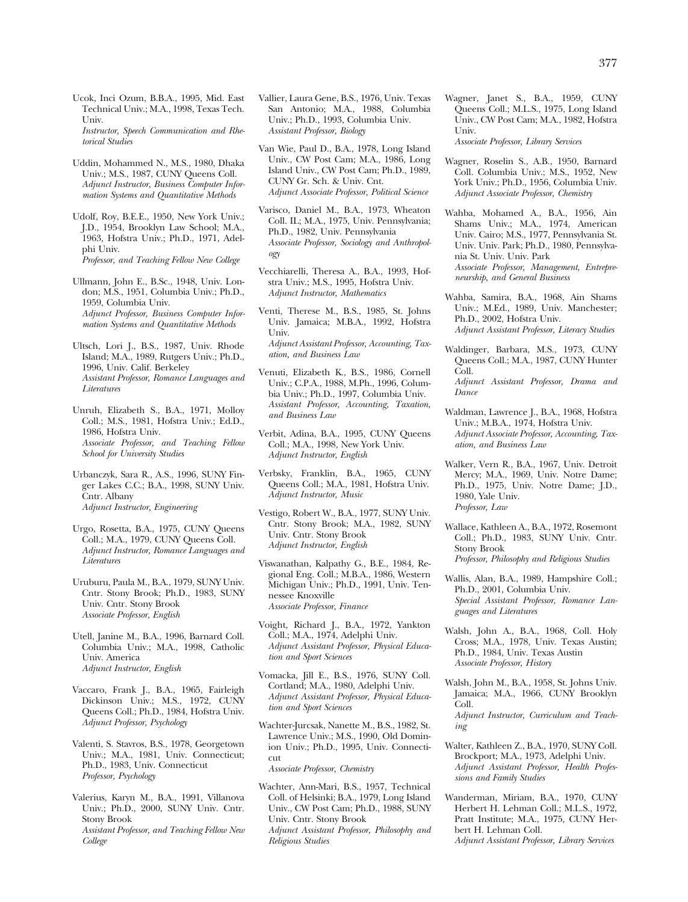Ucok, Inci Ozum, B.B.A., 1995, Mid. East Technical Univ.; M.A., 1998, Texas Tech. Univ.
*Instructor, Speech Communication and Rhetorical Studies*

Uddin, Mohammed N., M.S., 1980, Dhaka Univ.; M.S., 1987, CUNY Queens Coll.
*Adjunct Instructor, Business Computer Information Systems and Quantitative Methods*

Udolf, Roy, B.E.E., 1950, New York Univ.; J.D., 1954, Brooklyn Law School; M.A., 1963, Hofstra Univ.; Ph.D., 1971, Adelphi Univ.
*Professor, and Teaching Fellow New College*

Ullmann, John E., B.Sc., 1948, Univ. London; M.S., 1951, Columbia Univ.; Ph.D., 1959, Columbia Univ.
*Adjunct Professor, Business Computer Information Systems and Quantitative Methods*

Ultsch, Lori J., B.S., 1987, Univ. Rhode Island; M.A., 1989, Rutgers Univ.; Ph.D., 1996, Univ. Calif. Berkeley
*Assistant Professor, Romance Languages and Literatures*

Unruh, Elizabeth S., B.A., 1971, Molloy Coll.; M.S., 1981, Hofstra Univ.; Ed.D., 1986, Hofstra Univ.
*Associate Professor, and Teaching Fellow School for University Studies*

Urbanczyk, Sara R., A.S., 1996, SUNY Finger Lakes C.C.; B.A., 1998, SUNY Univ. Cntr. Albany
*Adjunct Instructor, Engineering*

Urgo, Rosetta, B.A., 1975, CUNY Queens Coll.; M.A., 1979, CUNY Queens Coll.
*Adjunct Instructor, Romance Languages and Literatures*

Uruburu, Paula M., B.A., 1979, SUNY Univ. Cntr. Stony Brook; Ph.D., 1983, SUNY Univ. Cntr. Stony Brook
*Associate Professor, English*

Utell, Janine M., B.A., 1996, Barnard Coll. Columbia Univ.; M.A., 1998, Catholic Univ. America
*Adjunct Instructor, English*

Vaccaro, Frank J., B.A., 1965, Fairleigh Dickinson Univ.; M.S., 1972, CUNY Queens Coll.; Ph.D., 1984, Hofstra Univ.
*Adjunct Professor, Psychology*

Valenti, S. Stavros, B.S., 1978, Georgetown Univ.; M.A., 1981, Univ. Connecticut; Ph.D., 1983, Univ. Connecticut
*Professor, Psychology*

Valerius, Karyn M., B.A., 1991, Villanova Univ.; Ph.D., 2000, SUNY Univ. Cntr. Stony Brook
*Assistant Professor, and Teaching Fellow New College*

Vallier, Laura Gene, B.S., 1976, Univ. Texas San Antonio; M.A., 1988, Columbia Univ.; Ph.D., 1993, Columbia Univ.
*Assistant Professor, Biology*

Van Wie, Paul D., B.A., 1978, Long Island Univ., CW Post Cam; M.A., 1986, Long Island Univ., CW Post Cam; Ph.D., 1989, CUNY Gr. Sch. & Univ. Cnt.
*Adjunct Associate Professor, Political Science*

Varisco, Daniel M., B.A., 1973, Wheaton Coll. IL; M.A., 1975, Univ. Pennsylvania; Ph.D., 1982, Univ. Pennsylvania
*Associate Professor, Sociology and Anthropology*

Vecchiarelli, Theresa A., B.A., 1993, Hofstra Univ.; M.S., 1995, Hofstra Univ.
*Adjunct Instructor, Mathematics*

Venti, Therese M., B.S., 1985, St. Johns Univ. Jamaica; M.B.A., 1992, Hofstra Univ.
*Adjunct Assistant Professor, Accounting, Taxation, and Business Law*

Venuti, Elizabeth K., B.S., 1986, Cornell Univ.; C.P.A., 1988, M.Ph., 1996, Columbia Univ.; Ph.D., 1997, Columbia Univ.
*Assistant Professor, Accounting, Taxation, and Business Law*

Verbit, Adina, B.A., 1995, CUNY Queens Coll.; M.A., 1998, New York Univ.
*Adjunct Instructor, English*

Verbsky, Franklin, B.A., 1965, CUNY Queens Coll.; M.A., 1981, Hofstra Univ.
*Adjunct Instructor, Music*

Vestigo, Robert W., B.A., 1977, SUNY Univ. Cntr. Stony Brook; M.A., 1982, SUNY Univ. Cntr. Stony Brook
*Adjunct Instructor, English*

Viswanathan, Kalpathy G., B.E., 1984, Regional Eng. Coll.; M.B.A., 1986, Western Michigan Univ.; Ph.D., 1991, Univ. Tennessee Knoxville
*Associate Professor, Finance*

Voight, Richard J., B.A., 1972, Yankton Coll.; M.A., 1974, Adelphi Univ.
*Adjunct Assistant Professor, Physical Education and Sport Sciences*

Vomacka, Jill E., B.S., 1976, SUNY Coll. Cortland; M.A., 1980, Adelphi Univ.
*Adjunct Assistant Professor, Physical Education and Sport Sciences*

Wachter-Jurcsak, Nanette M., B.S., 1982, St. Lawrence Univ.; M.S., 1990, Old Dominion Univ.; Ph.D., 1995, Univ. Connecticut
*Associate Professor, Chemistry*

Wachter, Ann-Mari, B.S., 1957, Technical Coll. of Helsinki; B.A., 1979, Long Island Univ., CW Post Cam; Ph.D., 1988, SUNY Univ. Cntr. Stony Brook
*Adjunct Assistant Professor, Philosophy and Religious Studies*

Wagner, Janet S., B.A., 1959, CUNY Queens Coll.; M.L.S., 1975, Long Island Univ., CW Post Cam; M.A., 1982, Hofstra Univ.
*Associate Professor, Library Services*

Wagner, Roselin S., A.B., 1950, Barnard Coll. Columbia Univ.; M.S., 1952, New York Univ.; Ph.D., 1956, Columbia Univ.
*Adjunct Associate Professor, Chemistry*

Wahba, Mohamed A., B.A., 1956, Ain Shams Univ.; M.A., 1974, American Univ. Cairo; M.S., 1977, Pennsylvania St. Univ. Univ. Park; Ph.D., 1980, Pennsylvania St. Univ. Univ. Park
*Associate Professor, Management, Entrepreneurship, and General Business*

Wahba, Samira, B.A., 1968, Ain Shams Univ.; M.Ed., 1989, Univ. Manchester; Ph.D., 2002, Hofstra Univ.
*Adjunct Assistant Professor, Literacy Studies*

Waldinger, Barbara, M.S., 1973, CUNY Queens Coll.; M.A., 1987, CUNY Hunter Coll.
*Adjunct Assistant Professor, Drama and Dance*

Waldman, Lawrence J., B.A., 1968, Hofstra Univ.; M.B.A., 1974, Hofstra Univ.
*Adjunct Associate Professor, Accounting, Taxation, and Business Law*

Walker, Vern R., B.A., 1967, Univ. Detroit Mercy; M.A., 1969, Univ. Notre Dame; Ph.D., 1975, Univ. Notre Dame; J.D., 1980, Yale Univ.
*Professor, Law*

Wallace, Kathleen A., B.A., 1972, Rosemont Coll.; Ph.D., 1983, SUNY Univ. Cntr. Stony Brook
*Professor, Philosophy and Religious Studies*

Wallis, Alan, B.A., 1989, Hampshire Coll.; Ph.D., 2001, Columbia Univ.
*Special Assistant Professor, Romance Languages and Literatures*

Walsh, John A., B.A., 1968, Coll. Holy Cross; M.A., 1978, Univ. Texas Austin; Ph.D., 1984, Univ. Texas Austin
*Associate Professor, History*

Walsh, John M., B.A., 1958, St. Johns Univ. Jamaica; M.A., 1966, CUNY Brooklyn Coll.
*Adjunct Instructor, Curriculum and Teaching*

Walter, Kathleen Z., B.A., 1970, SUNY Coll. Brockport; M.A., 1973, Adelphi Univ.
*Adjunct Assistant Professor, Health Professions and Family Studies*

Wanderman, Miriam, B.A., 1970, CUNY Herbert H. Lehman Coll.; M.L.S., 1972, Pratt Institute; M.A., 1975, CUNY Herbert H. Lehman Coll.
*Adjunct Assistant Professor, Library Services*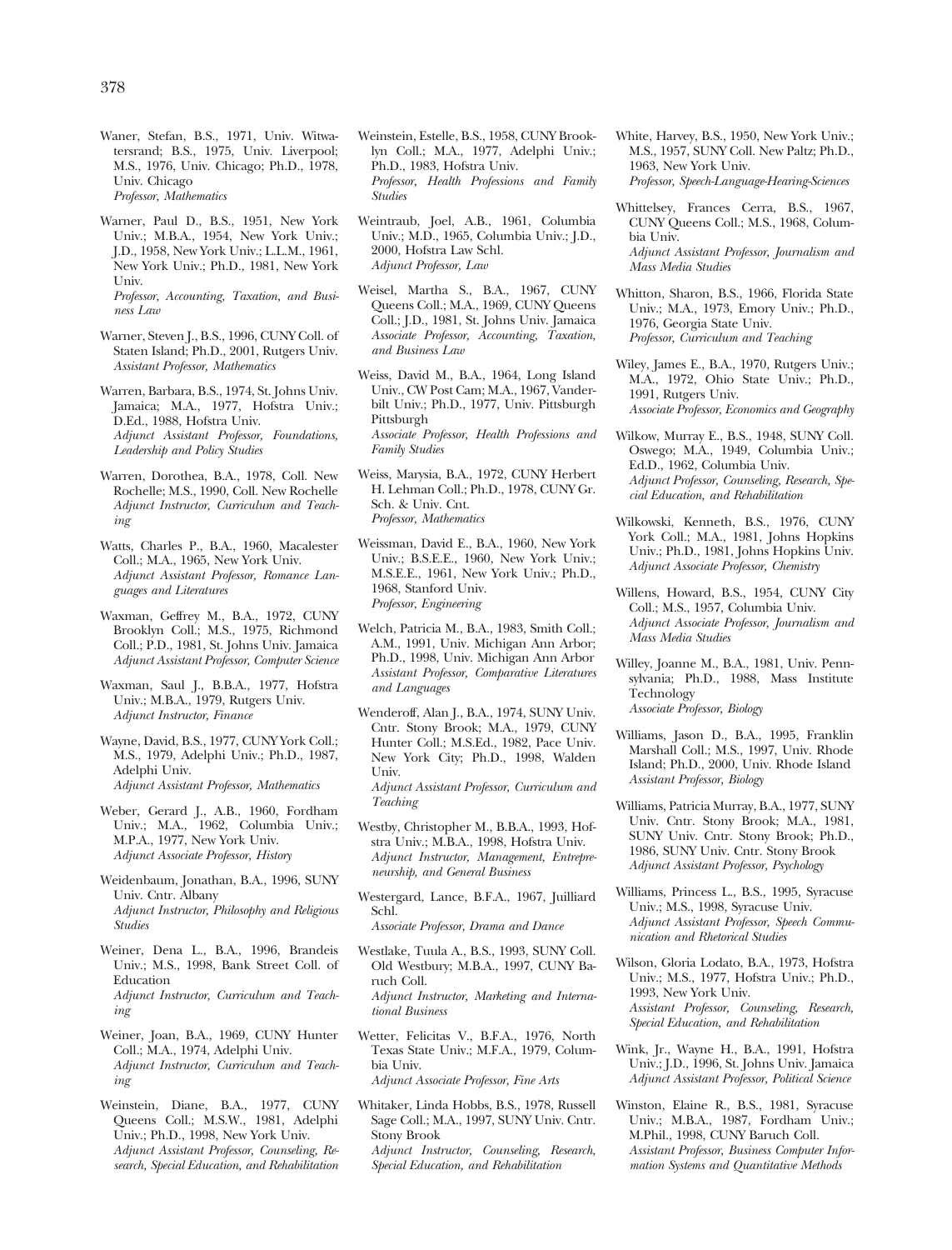Waner, Stefan, B.S., 1971, Univ. Witwatersrand; B.S., 1975, Univ. Liverpool; M.S., 1976, Univ. Chicago; Ph.D., 1978, Univ. Chicago
*Professor, Mathematics*

Warner, Paul D., B.S., 1951, New York Univ.; M.B.A., 1954, New York Univ.; J.D., 1958, New York Univ.; L.L.M., 1961, New York Univ.; Ph.D., 1981, New York Univ.
*Professor, Accounting, Taxation, and Business Law*

Warner, Steven J., B.S., 1996, CUNY Coll. of Staten Island; Ph.D., 2001, Rutgers Univ.
*Assistant Professor, Mathematics*

Warren, Barbara, B.S., 1974, St. Johns Univ. Jamaica; M.A., 1977, Hofstra Univ.; D.Ed., 1988, Hofstra Univ.
*Adjunct Assistant Professor, Foundations, Leadership and Policy Studies*

Warren, Dorothea, B.A., 1978, Coll. New Rochelle; M.S., 1990, Coll. New Rochelle
*Adjunct Instructor, Curriculum and Teaching*

Watts, Charles P., B.A., 1960, Macalester Coll.; M.A., 1965, New York Univ.
*Adjunct Assistant Professor, Romance Languages and Literatures*

Waxman, Geffrey M., B.A., 1972, CUNY Brooklyn Coll.; M.S., 1975, Richmond Coll.; P.D., 1981, St. Johns Univ. Jamaica
*Adjunct Assistant Professor, Computer Science*

Waxman, Saul J., B.B.A., 1977, Hofstra Univ.; M.B.A., 1979, Rutgers Univ.
*Adjunct Instructor, Finance*

Wayne, David, B.S., 1977, CUNY York Coll.; M.S., 1979, Adelphi Univ.; Ph.D., 1987, Adelphi Univ.
*Adjunct Assistant Professor, Mathematics*

Weber, Gerard J., A.B., 1960, Fordham Univ.; M.A., 1962, Columbia Univ.; M.P.A., 1977, New York Univ.
*Adjunct Associate Professor, History*

Weidenbaum, Jonathan, B.A., 1996, SUNY Univ. Cntr. Albany
*Adjunct Instructor, Philosophy and Religious Studies*

Weiner, Dena L., B.A., 1996, Brandeis Univ.; M.S., 1998, Bank Street Coll. of Education
*Adjunct Instructor, Curriculum and Teaching*

Weiner, Joan, B.A., 1969, CUNY Hunter Coll.; M.A., 1974, Adelphi Univ.
*Adjunct Instructor, Curriculum and Teaching*

Weinstein, Diane, B.A., 1977, CUNY Queens Coll.; M.S.W., 1981, Adelphi Univ.; Ph.D., 1998, New York Univ.
*Adjunct Assistant Professor, Counseling, Research, Special Education, and Rehabilitation*

Weinstein, Estelle, B.S., 1958, CUNY Brooklyn Coll.; M.A., 1977, Adelphi Univ.; Ph.D., 1983, Hofstra Univ.
*Professor, Health Professions and Family Studies*

Weintraub, Joel, A.B., 1961, Columbia Univ.; M.D., 1965, Columbia Univ.; J.D., 2000, Hofstra Law Schl.
*Adjunct Professor, Law*

Weisel, Martha S., B.A., 1967, CUNY Queens Coll.; M.A., 1969, CUNY Queens Coll.; J.D., 1981, St. Johns Univ. Jamaica
*Associate Professor, Accounting, Taxation, and Business Law*

Weiss, David M., B.A., 1964, Long Island Univ., CW Post Cam; M.A., 1967, Vanderbilt Univ.; Ph.D., 1977, Univ. Pittsburgh Pittsburgh
*Associate Professor, Health Professions and Family Studies*

Weiss, Marysia, B.A., 1972, CUNY Herbert H. Lehman Coll.; Ph.D., 1978, CUNY Gr. Sch. & Univ. Cnt.
*Professor, Mathematics*

Weissman, David E., B.A., 1960, New York Univ.; B.S.E.E., 1960, New York Univ.; M.S.E.E., 1961, New York Univ.; Ph.D., 1968, Stanford Univ.
*Professor, Engineering*

Welch, Patricia M., B.A., 1983, Smith Coll.; A.M., 1991, Univ. Michigan Ann Arbor; Ph.D., 1998, Univ. Michigan Ann Arbor
*Assistant Professor, Comparative Literatures and Languages*

Wenderoff, Alan J., B.A., 1974, SUNY Univ. Cntr. Stony Brook; M.A., 1979, CUNY Hunter Coll.; M.S.Ed., 1982, Pace Univ. New York City; Ph.D., 1998, Walden Univ.
*Adjunct Assistant Professor, Curriculum and Teaching*

Westby, Christopher M., B.B.A., 1993, Hofstra Univ.; M.B.A., 1998, Hofstra Univ.
*Adjunct Instructor, Management, Entrepreneurship, and General Business*

Westergard, Lance, B.F.A., 1967, Juilliard Schl.
*Associate Professor, Drama and Dance*

Westlake, Tuula A., B.S., 1993, SUNY Coll. Old Westbury; M.B.A., 1997, CUNY Baruch Coll.
*Adjunct Instructor, Marketing and International Business*

Wetter, Felicitas V., B.F.A., 1976, North Texas State Univ.; M.F.A., 1979, Columbia Univ.
*Adjunct Associate Professor, Fine Arts*

Whitaker, Linda Hobbs, B.S., 1978, Russell Sage Coll.; M.A., 1997, SUNY Univ. Cntr. Stony Brook
*Adjunct Instructor, Counseling, Research, Special Education, and Rehabilitation*

White, Harvey, B.S., 1950, New York Univ.; M.S., 1957, SUNY Coll. New Paltz; Ph.D., 1963, New York Univ.
*Professor, Speech-Language-Hearing-Sciences*

Whittelsey, Frances Cerra, B.S., 1967, CUNY Queens Coll.; M.S., 1968, Columbia Univ.
*Adjunct Assistant Professor, Journalism and Mass Media Studies*

Whitton, Sharon, B.S., 1966, Florida State Univ.; M.A., 1973, Emory Univ.; Ph.D., 1976, Georgia State Univ.
*Professor, Curriculum and Teaching*

Wiley, James E., B.A., 1970, Rutgers Univ.; M.A., 1972, Ohio State Univ.; Ph.D., 1991, Rutgers Univ.
*Associate Professor, Economics and Geography*

Wilkow, Murray E., B.S., 1948, SUNY Coll. Oswego; M.A., 1949, Columbia Univ.; Ed.D., 1962, Columbia Univ.
*Adjunct Professor, Counseling, Research, Special Education, and Rehabilitation*

Wilkowski, Kenneth, B.S., 1976, CUNY York Coll.; M.A., 1981, Johns Hopkins Univ.; Ph.D., 1981, Johns Hopkins Univ.
*Adjunct Associate Professor, Chemistry*

Willens, Howard, B.S., 1954, CUNY City Coll.; M.S., 1957, Columbia Univ.
*Adjunct Associate Professor, Journalism and Mass Media Studies*

Willey, Joanne M., B.A., 1981, Univ. Pennsylvania; Ph.D., 1988, Mass Institute Technology
*Associate Professor, Biology*

Williams, Jason D., B.A., 1995, Franklin Marshall Coll.; M.S., 1997, Univ. Rhode Island; Ph.D., 2000, Univ. Rhode Island
*Assistant Professor, Biology*

Williams, Patricia Murray, B.A., 1977, SUNY Univ. Cntr. Stony Brook; M.A., 1981, SUNY Univ. Cntr. Stony Brook; Ph.D., 1986, SUNY Univ. Cntr. Stony Brook
*Adjunct Assistant Professor, Psychology*

Williams, Princess L., B.S., 1995, Syracuse Univ.; M.S., 1998, Syracuse Univ.
*Adjunct Assistant Professor, Speech Communication and Rhetorical Studies*

Wilson, Gloria Lodato, B.A., 1973, Hofstra Univ.; M.S., 1977, Hofstra Univ.; Ph.D., 1993, New York Univ.
*Assistant Professor, Counseling, Research, Special Education, and Rehabilitation*

Wink, Jr., Wayne H., B.A., 1991, Hofstra Univ.; J.D., 1996, St. Johns Univ. Jamaica
*Adjunct Assistant Professor, Political Science*

Winston, Elaine R., B.S., 1981, Syracuse Univ.; M.B.A., 1987, Fordham Univ.; M.Phil., 1998, CUNY Baruch Coll.
*Assistant Professor, Business Computer Information Systems and Quantitative Methods*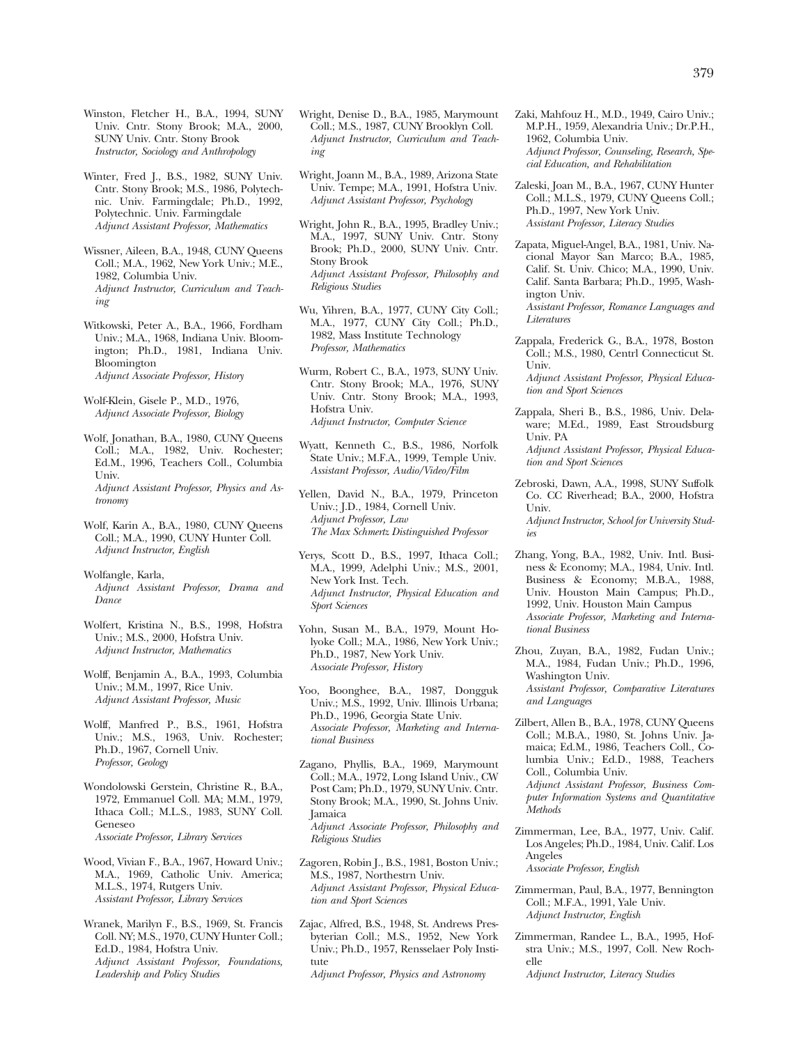Winston, Fletcher H., B.A., 1994, SUNY Univ. Cntr. Stony Brook; M.A., 2000, SUNY Univ. Cntr. Stony Brook
*Instructor, Sociology and Anthropology*

Winter, Fred J., B.S., 1982, SUNY Univ. Cntr. Stony Brook; M.S., 1986, Polytechnic. Univ. Farmingdale; Ph.D., 1992, Polytechnic. Univ. Farmingdale
*Adjunct Assistant Professor, Mathematics*

Wissner, Aileen, B.A., 1948, CUNY Queens Coll.; M.A., 1962, New York Univ.; M.E., 1982, Columbia Univ.
*Adjunct Instructor, Curriculum and Teaching*

Witkowski, Peter A., B.A., 1966, Fordham Univ.; M.A., 1968, Indiana Univ. Bloomington; Ph.D., 1981, Indiana Univ. Bloomington
*Adjunct Associate Professor, History*

Wolf-Klein, Gisele P., M.D., 1976,
*Adjunct Associate Professor, Biology*

Wolf, Jonathan, B.A., 1980, CUNY Queens Coll.; M.A., 1982, Univ. Rochester; Ed.M., 1996, Teachers Coll., Columbia Univ.
*Adjunct Assistant Professor, Physics and Astronomy*

Wolf, Karin A., B.A., 1980, CUNY Queens Coll.; M.A., 1990, CUNY Hunter Coll.
*Adjunct Instructor, English*

Wolfangle, Karla,
*Adjunct Assistant Professor, Drama and Dance*

Wolfert, Kristina N., B.S., 1998, Hofstra Univ.; M.S., 2000, Hofstra Univ.
*Adjunct Instructor, Mathematics*

Wolff, Benjamin A., B.A., 1993, Columbia Univ.; M.M., 1997, Rice Univ.
*Adjunct Assistant Professor, Music*

Wolff, Manfred P., B.S., 1961, Hofstra Univ.; M.S., 1963, Univ. Rochester; Ph.D., 1967, Cornell Univ.
*Professor, Geology*

Wondolowski Gerstein, Christine R., B.A., 1972, Emmanuel Coll. MA; M.M., 1979, Ithaca Coll.; M.L.S., 1983, SUNY Coll. Geneseo
*Associate Professor, Library Services*

Wood, Vivian F., B.A., 1967, Howard Univ.; M.A., 1969, Catholic Univ. America; M.L.S., 1974, Rutgers Univ.
*Assistant Professor, Library Services*

Wranek, Marilyn F., B.S., 1969, St. Francis Coll. NY; M.S., 1970, CUNY Hunter Coll.; Ed.D., 1984, Hofstra Univ.
*Adjunct Assistant Professor, Foundations, Leadership and Policy Studies*

Wright, Denise D., B.A., 1985, Marymount Coll.; M.S., 1987, CUNY Brooklyn Coll.
*Adjunct Instructor, Curriculum and Teaching*

Wright, Joann M., B.A., 1989, Arizona State Univ. Tempe; M.A., 1991, Hofstra Univ.
*Adjunct Assistant Professor, Psychology*

Wright, John R., B.A., 1995, Bradley Univ.; M.A., 1997, SUNY Univ. Cntr. Stony Brook; Ph.D., 2000, SUNY Univ. Cntr. Stony Brook
*Adjunct Assistant Professor, Philosophy and Religious Studies*

Wu, Yihren, B.A., 1977, CUNY City Coll.; M.A., 1977, CUNY City Coll.; Ph.D., 1982, Mass Institute Technology
*Professor, Mathematics*

Wurm, Robert C., B.A., 1973, SUNY Univ. Cntr. Stony Brook; M.A., 1976, SUNY Univ. Cntr. Stony Brook; M.A., 1993, Hofstra Univ.
*Adjunct Instructor, Computer Science*

Wyatt, Kenneth C., B.S., 1986, Norfolk State Univ.; M.F.A., 1999, Temple Univ.
*Assistant Professor, Audio/Video/Film*

Yellen, David N., B.A., 1979, Princeton Univ.; J.D., 1984, Cornell Univ.
*Adjunct Professor, Law*
*The Max Schmertz Distinguished Professor*

Yerys, Scott D., B.S., 1997, Ithaca Coll.; M.A., 1999, Adelphi Univ.; M.S., 2001, New York Inst. Tech.
*Adjunct Instructor, Physical Education and Sport Sciences*

Yohn, Susan M., B.A., 1979, Mount Holyoke Coll.; M.A., 1986, New York Univ.; Ph.D., 1987, New York Univ.
*Associate Professor, History*

Yoo, Boonghee, B.A., 1987, Dongguk Univ.; M.S., 1992, Univ. Illinois Urbana; Ph.D., 1996, Georgia State Univ.
*Associate Professor, Marketing and International Business*

Zagano, Phyllis, B.A., 1969, Marymount Coll.; M.A., 1972, Long Island Univ., CW Post Cam; Ph.D., 1979, SUNY Univ. Cntr. Stony Brook; M.A., 1990, St. Johns Univ. Jamaica
*Adjunct Associate Professor, Philosophy and Religious Studies*

Zagoren, Robin J., B.S., 1981, Boston Univ.; M.S., 1987, Northestrn Univ.
*Adjunct Assistant Professor, Physical Education and Sport Sciences*

Zajac, Alfred, B.S., 1948, St. Andrews Presbyterian Coll.; M.S., 1952, New York Univ.; Ph.D., 1957, Rensselaer Poly Institute
*Adjunct Professor, Physics and Astronomy*

Zaki, Mahfouz H., M.D., 1949, Cairo Univ.; M.P.H., 1959, Alexandria Univ.; Dr.P.H., 1962, Columbia Univ.
*Adjunct Professor, Counseling, Research, Special Education, and Rehabilitation*

Zaleski, Joan M., B.A., 1967, CUNY Hunter Coll.; M.L.S., 1979, CUNY Queens Coll.; Ph.D., 1997, New York Univ.
*Assistant Professor, Literacy Studies*

Zapata, Miguel-Angel, B.A., 1981, Univ. Nacional Mayor San Marco; B.A., 1985, Calif. St. Univ. Chico; M.A., 1990, Univ. Calif. Santa Barbara; Ph.D., 1995, Washington Univ.
*Assistant Professor, Romance Languages and Literatures*

Zappala, Frederick G., B.A., 1978, Boston Coll.; M.S., 1980, Centrl Connecticut St. Univ.
*Adjunct Assistant Professor, Physical Education and Sport Sciences*

Zappala, Sheri B., B.S., 1986, Univ. Delaware; M.Ed., 1989, East Stroudsburg Univ. PA
*Adjunct Assistant Professor, Physical Education and Sport Sciences*

Zebroski, Dawn, A.A., 1998, SUNY Suffolk Co. CC Riverhead; B.A., 2000, Hofstra Univ.
*Adjunct Instructor, School for University Studies*

Zhang, Yong, B.A., 1982, Univ. Intl. Business & Economy; M.A., 1984, Univ. Intl. Business & Economy; M.B.A., 1988, Univ. Houston Main Campus; Ph.D., 1992, Univ. Houston Main Campus
*Associate Professor, Marketing and International Business*

Zhou, Zuyan, B.A., 1982, Fudan Univ.; M.A., 1984, Fudan Univ.; Ph.D., 1996, Washington Univ.
*Assistant Professor, Comparative Literatures and Languages*

Zilbert, Allen B., B.A., 1978, CUNY Queens Coll.; M.B.A., 1980, St. Johns Univ. Jamaica; Ed.M., 1986, Teachers Coll., Columbia Univ.; Ed.D., 1988, Teachers Coll., Columbia Univ.
*Adjunct Assistant Professor, Business Computer Information Systems and Quantitative Methods*

Zimmerman, Lee, B.A., 1977, Univ. Calif. Los Angeles; Ph.D., 1984, Univ. Calif. Los Angeles
*Associate Professor, English*

Zimmerman, Paul, B.A., 1977, Bennington Coll.; M.F.A., 1991, Yale Univ.
*Adjunct Instructor, English*

Zimmerman, Randee L., B.A., 1995, Hofstra Univ.; M.S., 1997, Coll. New Rochelle
*Adjunct Instructor, Literacy Studies*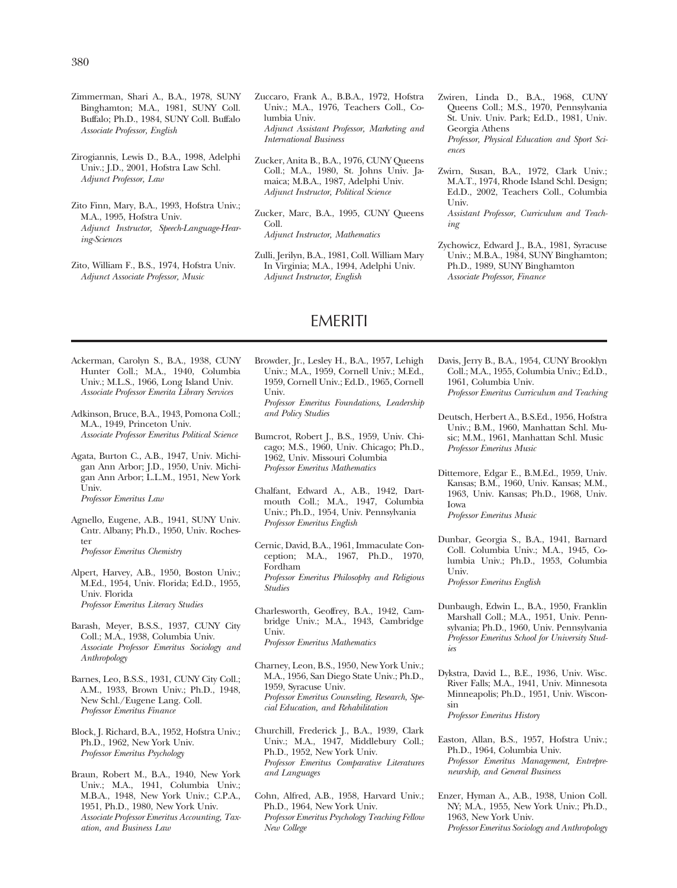Zimmerman, Shari A., B.A., 1978, SUNY Binghamton; M.A., 1981, SUNY Coll. Buffalo; Ph.D., 1984, SUNY Coll. Buffalo
*Associate Professor, English*

Zirogiannis, Lewis D., B.A., 1998, Adelphi Univ.; J.D., 2001, Hofstra Law Schl.
*Adjunct Professor, Law*

Zito Finn, Mary, B.A., 1993, Hofstra Univ.; M.A., 1995, Hofstra Univ.
*Adjunct Instructor, Speech-Language-Hearing-Sciences*

Zito, William F., B.S., 1974, Hofstra Univ.
*Adjunct Associate Professor, Music*

Zuccaro, Frank A., B.B.A., 1972, Hofstra Univ.; M.A., 1976, Teachers Coll., Columbia Univ.
*Adjunct Assistant Professor, Marketing and International Business*

Zucker, Anita B., B.A., 1976, CUNY Queens Coll.; M.A., 1980, St. Johns Univ. Jamaica; M.B.A., 1987, Adelphi Univ.
*Adjunct Instructor, Political Science*

Zucker, Marc, B.A., 1995, CUNY Queens Coll.
*Adjunct Instructor, Mathematics*

Zulli, Jerilyn, B.A., 1981, Coll. William Mary In Virginia; M.A., 1994, Adelphi Univ.
*Adjunct Instructor, English*

Zwiren, Linda D., B.A., 1968, CUNY Queens Coll.; M.S., 1970, Pennsylvania St. Univ. Univ. Park; Ed.D., 1981, Univ. Georgia Athens
*Professor, Physical Education and Sport Sciences*

Zwirn, Susan, B.A., 1972, Clark Univ.; M.A.T., 1974, Rhode Island Schl. Design; Ed.D., 2002, Teachers Coll., Columbia Univ.
*Assistant Professor, Curriculum and Teaching*

Zychowicz, Edward J., B.A., 1981, Syracuse Univ.; M.B.A., 1984, SUNY Binghamton; Ph.D., 1989, SUNY Binghamton
*Associate Professor, Finance*

## EMERITI

Ackerman, Carolyn S., B.A., 1938, CUNY Hunter Coll.; M.A., 1940, Columbia Univ.; M.L.S., 1966, Long Island Univ.
*Associate Professor Emerita Library Services*

Adkinson, Bruce, B.A., 1943, Pomona Coll.; M.A., 1949, Princeton Univ.
*Associate Professor Emeritus Political Science*

Agata, Burton C., A.B., 1947, Univ. Michigan Ann Arbor; J.D., 1950, Univ. Michigan Ann Arbor; L.L.M., 1951, New York Univ.
*Professor Emeritus Law*

Agnello, Eugene, A.B., 1941, SUNY Univ. Cntr. Albany; Ph.D., 1950, Univ. Rochester
*Professor Emeritus Chemistry*

Alpert, Harvey, A.B., 1950, Boston Univ.; M.Ed., 1954, Univ. Florida; Ed.D., 1955, Univ. Florida
*Professor Emeritus Literacy Studies*

Barash, Meyer, B.S.S., 1937, CUNY City Coll.; M.A., 1938, Columbia Univ.
*Associate Professor Emeritus Sociology and Anthropology*

Barnes, Leo, B.S.S., 1931, CUNY City Coll.; A.M., 1933, Brown Univ.; Ph.D., 1948, New Schl./Eugene Lang. Coll.
*Professor Emeritus Finance*

Block, J. Richard, B.A., 1952, Hofstra Univ.; Ph.D., 1962, New York Univ.
*Professor Emeritus Psychology*

Braun, Robert M., B.A., 1940, New York Univ.; M.A., 1941, Columbia Univ.; M.B.A., 1948, New York Univ.; C.P.A., 1951, Ph.D., 1980, New York Univ.
*Associate Professor Emeritus Accounting, Taxation, and Business Law*

Browder, Jr., Lesley H., B.A., 1957, Lehigh Univ.; M.A., 1959, Cornell Univ.; M.Ed., 1959, Cornell Univ.; Ed.D., 1965, Cornell Univ.
*Professor Emeritus Foundations, Leadership and Policy Studies*

Bumcrot, Robert J., B.S., 1959, Univ. Chicago; M.S., 1960, Univ. Chicago; Ph.D., 1962, Univ. Missouri Columbia
*Professor Emeritus Mathematics*

Chalfant, Edward A., A.B., 1942, Dartmouth Coll.; M.A., 1947, Columbia Univ.; Ph.D., 1954, Univ. Pennsylvania
*Professor Emeritus English*

Cernic, David, B.A., 1961, Immaculate Conception; M.A., 1967, Ph.D., 1970, Fordham
*Professor Emeritus Philosophy and Religious Studies*

Charlesworth, Geoffrey, B.A., 1942, Cambridge Univ.; M.A., 1943, Cambridge Univ.
*Professor Emeritus Mathematics*

Charney, Leon, B.S., 1950, New York Univ.; M.A., 1956, San Diego State Univ.; Ph.D., 1959, Syracuse Univ.
*Professor Emeritus Counseling, Research, Special Education, and Rehabilitation*

Churchill, Frederick J., B.A., 1939, Clark Univ.; M.A., 1947, Middlebury Coll.; Ph.D., 1952, New York Univ.
*Professor Emeritus Comparative Literatures and Languages*

Cohn, Alfred, A.B., 1958, Harvard Univ.; Ph.D., 1964, New York Univ.
*Professor Emeritus Psychology Teaching Fellow New College*

Davis, Jerry B., B.A., 1954, CUNY Brooklyn Coll.; M.A., 1955, Columbia Univ.; Ed.D., 1961, Columbia Univ.
*Professor Emeritus Curriculum and Teaching*

Deutsch, Herbert A., B.S.Ed., 1956, Hofstra Univ.; B.M., 1960, Manhattan Schl. Music; M.M., 1961, Manhattan Schl. Music
*Professor Emeritus Music*

Dittemore, Edgar E., B.M.Ed., 1959, Univ. Kansas; B.M., 1960, Univ. Kansas; M.M., 1963, Univ. Kansas; Ph.D., 1968, Univ. Iowa
*Professor Emeritus Music*

Dunbar, Georgia S., B.A., 1941, Barnard Coll. Columbia Univ.; M.A., 1945, Columbia Univ.; Ph.D., 1953, Columbia Univ.
*Professor Emeritus English*

Dunbaugh, Edwin L., B.A., 1950, Franklin Marshall Coll.; M.A., 1951, Univ. Pennsylvania; Ph.D., 1960, Univ. Pennsylvania
*Professor Emeritus School for University Studies*

Dykstra, David L., B.E., 1936, Univ. Wisc. River Falls; M.A., 1941, Univ. Minnesota Minneapolis; Ph.D., 1951, Univ. Wisconsin
*Professor Emeritus History*

Easton, Allan, B.S., 1957, Hofstra Univ.; Ph.D., 1964, Columbia Univ.
*Professor Emeritus Management, Entrepreneurship, and General Business*

Enzer, Hyman A., A.B., 1938, Union Coll. NY; M.A., 1955, New York Univ.; Ph.D., 1963, New York Univ.
*Professor Emeritus Sociology and Anthropology*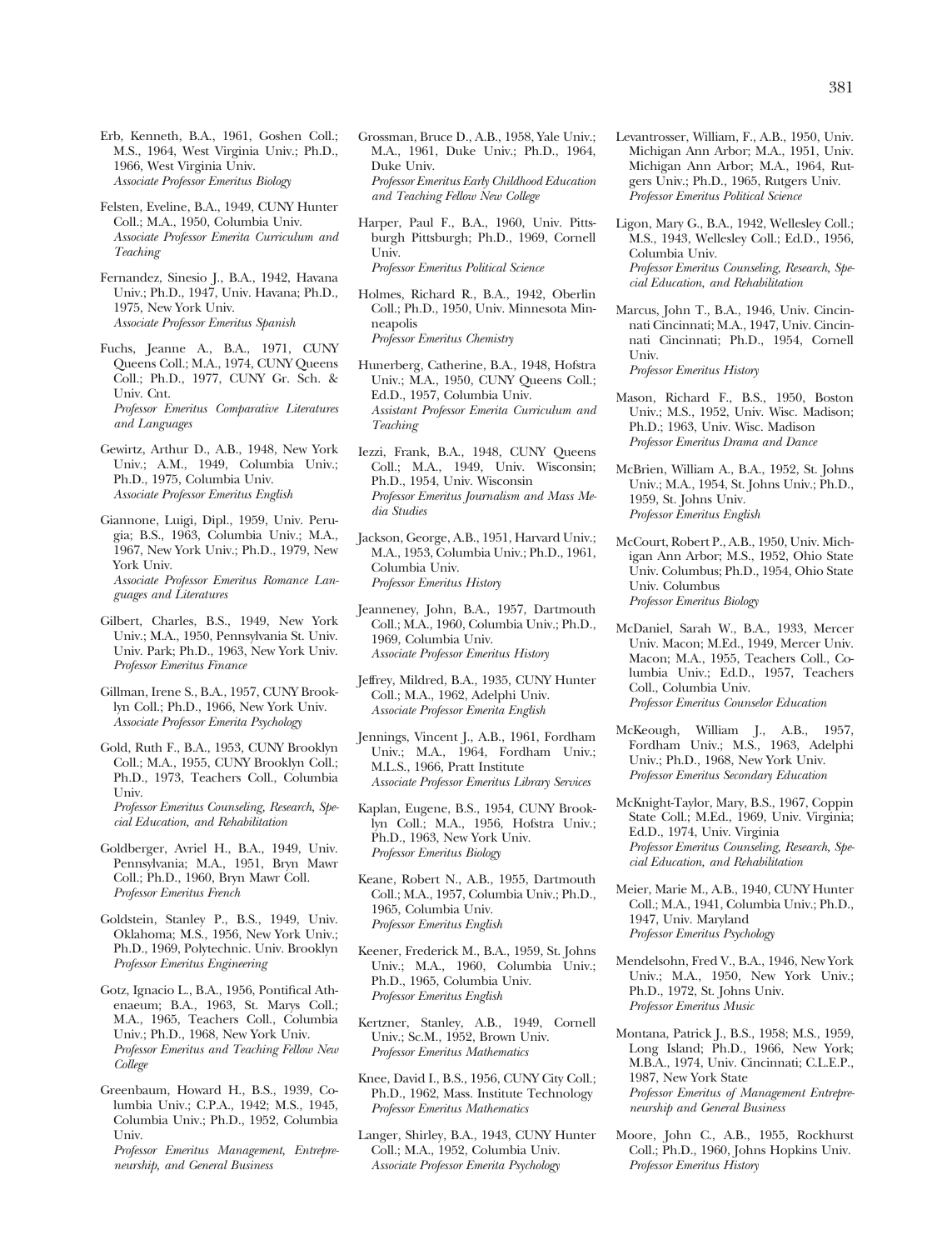Erb, Kenneth, B.A., 1961, Goshen Coll.; M.S., 1964, West Virginia Univ.; Ph.D., 1966, West Virginia Univ.
*Associate Professor Emeritus Biology*

Felsten, Eveline, B.A., 1949, CUNY Hunter Coll.; M.A., 1950, Columbia Univ.
*Associate Professor Emerita Curriculum and Teaching*

Fernandez, Sinesio J., B.A., 1942, Havana Univ.; Ph.D., 1947, Univ. Havana; Ph.D., 1975, New York Univ.
*Associate Professor Emeritus Spanish*

Fuchs, Jeanne A., B.A., 1971, CUNY Queens Coll.; M.A., 1974, CUNY Queens Coll.; Ph.D., 1977, CUNY Gr. Sch. & Univ. Cnt.
*Professor Emeritus Comparative Literatures and Languages*

Gewirtz, Arthur D., A.B., 1948, New York Univ.; A.M., 1949, Columbia Univ.; Ph.D., 1975, Columbia Univ.
*Associate Professor Emeritus English*

Giannone, Luigi, Dipl., 1959, Univ. Perugia; B.S., 1963, Columbia Univ.; M.A., 1967, New York Univ.; Ph.D., 1979, New York Univ.
*Associate Professor Emeritus Romance Languages and Literatures*

Gilbert, Charles, B.S., 1949, New York Univ.; M.A., 1950, Pennsylvania St. Univ. Univ. Park; Ph.D., 1963, New York Univ.
*Professor Emeritus Finance*

Gillman, Irene S., B.A., 1957, CUNY Brooklyn Coll.; Ph.D., 1966, New York Univ.
*Associate Professor Emerita Psychology*

Gold, Ruth F., B.A., 1953, CUNY Brooklyn Coll.; M.A., 1955, CUNY Brooklyn Coll.; Ph.D., 1973, Teachers Coll., Columbia Univ.
*Professor Emeritus Counseling, Research, Special Education, and Rehabilitation*

Goldberger, Avriel H., B.A., 1949, Univ. Pennsylvania; M.A., 1951, Bryn Mawr Coll.; Ph.D., 1960, Bryn Mawr Coll.
*Professor Emeritus French*

Goldstein, Stanley P., B.S., 1949, Univ. Oklahoma; M.S., 1956, New York Univ.; Ph.D., 1969, Polytechnic. Univ. Brooklyn
*Professor Emeritus Engineering*

Gotz, Ignacio L., B.A., 1956, Pontifical Athenaeum; B.A., 1963, St. Marys Coll.; M.A., 1965, Teachers Coll., Columbia Univ.; Ph.D., 1968, New York Univ.
*Professor Emeritus and Teaching Fellow New College*

Greenbaum, Howard H., B.S., 1939, Columbia Univ.; C.P.A., 1942; M.S., 1945, Columbia Univ.; Ph.D., 1952, Columbia Univ.
*Professor Emeritus Management, Entrepreneurship, and General Business*

Grossman, Bruce D., A.B., 1958, Yale Univ.; M.A., 1961, Duke Univ.; Ph.D., 1964, Duke Univ.
*Professor Emeritus Early Childhood Education and Teaching Fellow New College*

Harper, Paul F., B.A., 1960, Univ. Pittsburgh Pittsburgh; Ph.D., 1969, Cornell Univ.
*Professor Emeritus Political Science*

Holmes, Richard R., B.A., 1942, Oberlin Coll.; Ph.D., 1950, Univ. Minnesota Minneapolis
*Professor Emeritus Chemistry*

Hunerberg, Catherine, B.A., 1948, Hofstra Univ.; M.A., 1950, CUNY Queens Coll.; Ed.D., 1957, Columbia Univ.
*Assistant Professor Emerita Curriculum and Teaching*

Iezzi, Frank, B.A., 1948, CUNY Queens Coll.; M.A., 1949, Univ. Wisconsin; Ph.D., 1954, Univ. Wisconsin
*Professor Emeritus Journalism and Mass Media Studies*

Jackson, George, A.B., 1951, Harvard Univ.; M.A., 1953, Columbia Univ.; Ph.D., 1961, Columbia Univ.
*Professor Emeritus History*

Jeanneney, John, B.A., 1957, Dartmouth Coll.; M.A., 1960, Columbia Univ.; Ph.D., 1969, Columbia Univ.
*Associate Professor Emeritus History*

Jeffrey, Mildred, B.A., 1935, CUNY Hunter Coll.; M.A., 1962, Adelphi Univ.
*Associate Professor Emerita English*

Jennings, Vincent J., A.B., 1961, Fordham Univ.; M.A., 1964, Fordham Univ.; M.L.S., 1966, Pratt Institute
*Associate Professor Emeritus Library Services*

Kaplan, Eugene, B.S., 1954, CUNY Brooklyn Coll.; M.A., 1956, Hofstra Univ.; Ph.D., 1963, New York Univ.
*Professor Emeritus Biology*

Keane, Robert N., A.B., 1955, Dartmouth Coll.; M.A., 1957, Columbia Univ.; Ph.D., 1965, Columbia Univ.
*Professor Emeritus English*

Keener, Frederick M., B.A., 1959, St. Johns Univ.; M.A., 1960, Columbia Univ.; Ph.D., 1965, Columbia Univ.
*Professor Emeritus English*

Kertzner, Stanley, A.B., 1949, Cornell Univ.; Sc.M., 1952, Brown Univ.
*Professor Emeritus Mathematics*

Knee, David I., B.S., 1956, CUNY City Coll.; Ph.D., 1962, Mass. Institute Technology
*Professor Emeritus Mathematics*

Langer, Shirley, B.A., 1943, CUNY Hunter Coll.; M.A., 1952, Columbia Univ.
*Associate Professor Emerita Psychology*

Levantrosser, William, F., A.B., 1950, Univ. Michigan Ann Arbor; M.A., 1951, Univ. Michigan Ann Arbor; M.A., 1964, Rutgers Univ.; Ph.D., 1965, Rutgers Univ.
*Professor Emeritus Political Science*

Ligon, Mary G., B.A., 1942, Wellesley Coll.; M.S., 1943, Wellesley Coll.; Ed.D., 1956, Columbia Univ.
*Professor Emeritus Counseling, Research, Special Education, and Rehabilitation*

Marcus, John T., B.A., 1946, Univ. Cincinnati Cincinnati; M.A., 1947, Univ. Cincinnati Cincinnati; Ph.D., 1954, Cornell Univ.
*Professor Emeritus History*

Mason, Richard F., B.S., 1950, Boston Univ.; M.S., 1952, Univ. Wisc. Madison; Ph.D.; 1963, Univ. Wisc. Madison
*Professor Emeritus Drama and Dance*

McBrien, William A., B.A., 1952, St. Johns Univ.; M.A., 1954, St. Johns Univ.; Ph.D., 1959, St. Johns Univ.
*Professor Emeritus English*

McCourt, Robert P., A.B., 1950, Univ. Michigan Ann Arbor; M.S., 1952, Ohio State Univ. Columbus; Ph.D., 1954, Ohio State Univ. Columbus
*Professor Emeritus Biology*

McDaniel, Sarah W., B.A., 1933, Mercer Univ. Macon; M.Ed., 1949, Mercer Univ. Macon; M.A., 1955, Teachers Coll., Columbia Univ.; Ed.D., 1957, Teachers Coll., Columbia Univ.
*Professor Emeritus Counselor Education*

McKeough, William J., A.B., 1957, Fordham Univ.; M.S., 1963, Adelphi Univ.; Ph.D., 1968, New York Univ.
*Professor Emeritus Secondary Education*

McKnight-Taylor, Mary, B.S., 1967, Coppin State Coll.; M.Ed., 1969, Univ. Virginia; Ed.D., 1974, Univ. Virginia
*Professor Emeritus Counseling, Research, Special Education, and Rehabilitation*

Meier, Marie M., A.B., 1940, CUNY Hunter Coll.; M.A., 1941, Columbia Univ.; Ph.D., 1947, Univ. Maryland
*Professor Emeritus Psychology*

Mendelsohn, Fred V., B.A., 1946, New York Univ.; M.A., 1950, New York Univ.; Ph.D., 1972, St. Johns Univ.
*Professor Emeritus Music*

Montana, Patrick J., B.S., 1958; M.S., 1959, Long Island; Ph.D., 1966, New York; M.B.A., 1974, Univ. Cincinnati; C.L.E.P., 1987, New York State
*Professor Emeritus of Management Entrepreneurship and General Business*

Moore, John C., A.B., 1955, Rockhurst Coll.; Ph.D., 1960, Johns Hopkins Univ.
*Professor Emeritus History*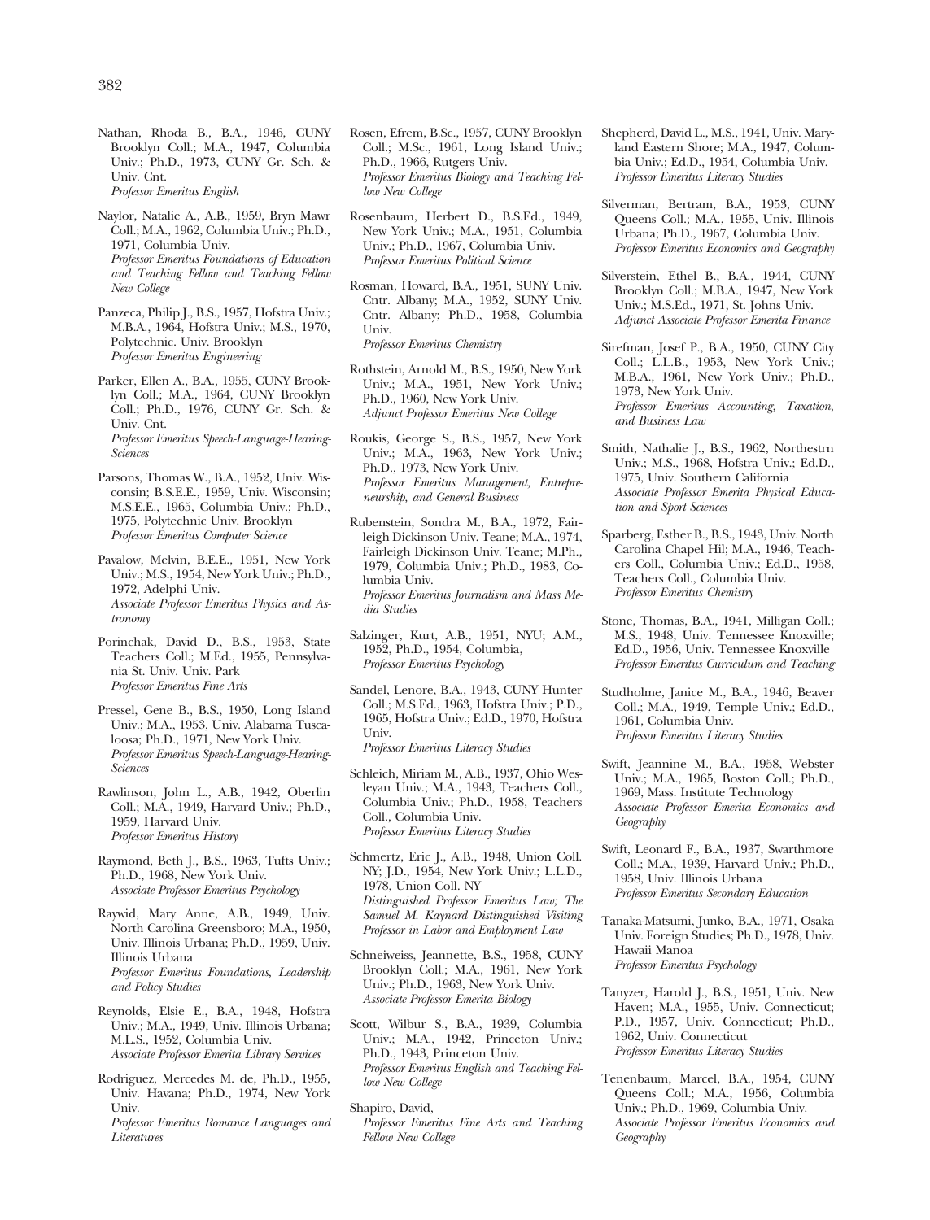Nathan, Rhoda B., B.A., 1946, CUNY Brooklyn Coll.; M.A., 1947, Columbia Univ.; Ph.D., 1973, CUNY Gr. Sch. & Univ. Cnt.
*Professor Emeritus English*

Naylor, Natalie A., A.B., 1959, Bryn Mawr Coll.; M.A., 1962, Columbia Univ.; Ph.D., 1971, Columbia Univ.
*Professor Emeritus Foundations of Education and Teaching Fellow and Teaching Fellow New College*

Panzeca, Philip J., B.S., 1957, Hofstra Univ.; M.B.A., 1964, Hofstra Univ.; M.S., 1970, Polytechnic. Univ. Brooklyn
*Professor Emeritus Engineering*

Parker, Ellen A., B.A., 1955, CUNY Brooklyn Coll.; M.A., 1964, CUNY Brooklyn Coll.; Ph.D., 1976, CUNY Gr. Sch. & Univ. Cnt.
*Professor Emeritus Speech-Language-Hearing-Sciences*

Parsons, Thomas W., B.A., 1952, Univ. Wisconsin; B.S.E.E., 1959, Univ. Wisconsin; M.S.E.E., 1965, Columbia Univ.; Ph.D., 1975, Polytechnic Univ. Brooklyn
*Professor Emeritus Computer Science*

Pavalow, Melvin, B.E.E., 1951, New York Univ.; M.S., 1954, New York Univ.; Ph.D., 1972, Adelphi Univ.
*Associate Professor Emeritus Physics and Astronomy*

Porinchak, David D., B.S., 1953, State Teachers Coll.; M.Ed., 1955, Pennsylvania St. Univ. Univ. Park
*Professor Emeritus Fine Arts*

Pressel, Gene B., B.S., 1950, Long Island Univ.; M.A., 1953, Univ. Alabama Tuscaloosa; Ph.D., 1971, New York Univ.
*Professor Emeritus Speech-Language-Hearing-Sciences*

Rawlinson, John L., A.B., 1942, Oberlin Coll.; M.A., 1949, Harvard Univ.; Ph.D., 1959, Harvard Univ.
*Professor Emeritus History*

Raymond, Beth J., B.S., 1963, Tufts Univ.; Ph.D., 1968, New York Univ.
*Associate Professor Emeritus Psychology*

Raywid, Mary Anne, A.B., 1949, Univ. North Carolina Greensboro; M.A., 1950, Univ. Illinois Urbana; Ph.D., 1959, Univ. Illinois Urbana
*Professor Emeritus Foundations, Leadership and Policy Studies*

Reynolds, Elsie E., B.A., 1948, Hofstra Univ.; M.A., 1949, Univ. Illinois Urbana; M.L.S., 1952, Columbia Univ.
*Associate Professor Emerita Library Services*

Rodriguez, Mercedes M. de, Ph.D., 1955, Univ. Havana; Ph.D., 1974, New York Univ.
*Professor Emeritus Romance Languages and Literatures*

Rosen, Efrem, B.Sc., 1957, CUNY Brooklyn Coll.; M.Sc., 1961, Long Island Univ.; Ph.D., 1966, Rutgers Univ.
*Professor Emeritus Biology and Teaching Fellow New College*

Rosenbaum, Herbert D., B.S.Ed., 1949, New York Univ.; M.A., 1951, Columbia Univ.; Ph.D., 1967, Columbia Univ.
*Professor Emeritus Political Science*

Rosman, Howard, B.A., 1951, SUNY Univ. Cntr. Albany; M.A., 1952, SUNY Univ. Cntr. Albany; Ph.D., 1958, Columbia Univ.
*Professor Emeritus Chemistry*

Rothstein, Arnold M., B.S., 1950, New York Univ.; M.A., 1951, New York Univ.; Ph.D., 1960, New York Univ.
*Adjunct Professor Emeritus New College*

Roukis, George S., B.S., 1957, New York Univ.; M.A., 1963, New York Univ.; Ph.D., 1973, New York Univ.
*Professor Emeritus Management, Entrepreneurship, and General Business*

Rubenstein, Sondra M., B.A., 1972, Fairleigh Dickinson Univ. Teane; M.A., 1974, Fairleigh Dickinson Univ. Teane; M.Ph., 1979, Columbia Univ.; Ph.D., 1983, Columbia Univ.
*Professor Emeritus Journalism and Mass Media Studies*

Salzinger, Kurt, A.B., 1951, NYU; A.M., 1952, Ph.D., 1954, Columbia,
*Professor Emeritus Psychology*

Sandel, Lenore, B.A., 1943, CUNY Hunter Coll.; M.S.Ed., 1963, Hofstra Univ.; P.D., 1965, Hofstra Univ.; Ed.D., 1970, Hofstra Univ.
*Professor Emeritus Literacy Studies*

Schleich, Miriam M., A.B., 1937, Ohio Wesleyan Univ.; M.A., 1943, Teachers Coll., Columbia Univ.; Ph.D., 1958, Teachers Coll., Columbia Univ.
*Professor Emeritus Literacy Studies*

Schmertz, Eric J., A.B., 1948, Union Coll. NY; J.D., 1954, New York Univ.; L.L.D., 1978, Union Coll. NY
*Distinguished Professor Emeritus Law; The Samuel M. Kaynard Distinguished Visiting Professor in Labor and Employment Law*

Schneiweiss, Jeannette, B.S., 1958, CUNY Brooklyn Coll.; M.A., 1961, New York Univ.; Ph.D., 1963, New York Univ.
*Associate Professor Emerita Biology*

Scott, Wilbur S., B.A., 1939, Columbia Univ.; M.A., 1942, Princeton Univ.; Ph.D., 1943, Princeton Univ.
*Professor Emeritus English and Teaching Fellow New College*

Shapiro, David,
*Professor Emeritus Fine Arts and Teaching Fellow New College*

Shepherd, David L., M.S., 1941, Univ. Maryland Eastern Shore; M.A., 1947, Columbia Univ.; Ed.D., 1954, Columbia Univ.
*Professor Emeritus Literacy Studies*

Silverman, Bertram, B.A., 1953, CUNY Queens Coll.; M.A., 1955, Univ. Illinois Urbana; Ph.D., 1967, Columbia Univ.
*Professor Emeritus Economics and Geography*

Silverstein, Ethel B., B.A., 1944, CUNY Brooklyn Coll.; M.B.A., 1947, New York Univ.; M.S.Ed., 1971, St. Johns Univ.
*Adjunct Associate Professor Emerita Finance*

Sirefman, Josef P., B.A., 1950, CUNY City Coll.; L.L.B., 1953, New York Univ.; M.B.A., 1961, New York Univ.; Ph.D., 1973, New York Univ.
*Professor Emeritus Accounting, Taxation, and Business Law*

Smith, Nathalie J., B.S., 1962, Northestrn Univ.; M.S., 1968, Hofstra Univ.; Ed.D., 1975, Univ. Southern California
*Associate Professor Emerita Physical Education and Sport Sciences*

Sparberg, Esther B., B.S., 1943, Univ. North Carolina Chapel Hil; M.A., 1946, Teachers Coll., Columbia Univ.; Ed.D., 1958, Teachers Coll., Columbia Univ.
*Professor Emeritus Chemistry*

Stone, Thomas, B.A., 1941, Milligan Coll.; M.S., 1948, Univ. Tennessee Knoxville; Ed.D., 1956, Univ. Tennessee Knoxville
*Professor Emeritus Curriculum and Teaching*

Studholme, Janice M., B.A., 1946, Beaver Coll.; M.A., 1949, Temple Univ.; Ed.D., 1961, Columbia Univ.
*Professor Emeritus Literacy Studies*

Swift, Jeannine M., B.A., 1958, Webster Univ.; M.A., 1965, Boston Coll.; Ph.D., 1969, Mass. Institute Technology
*Associate Professor Emerita Economics and Geography*

Swift, Leonard F., B.A., 1937, Swarthmore Coll.; M.A., 1939, Harvard Univ.; Ph.D., 1958, Univ. Illinois Urbana
*Professor Emeritus Secondary Education*

Tanaka-Matsumi, Junko, B.A., 1971, Osaka Univ. Foreign Studies; Ph.D., 1978, Univ. Hawaii Manoa
*Professor Emeritus Psychology*

Tanyzer, Harold J., B.S., 1951, Univ. New Haven; M.A., 1955, Univ. Connecticut; P.D., 1957, Univ. Connecticut; Ph.D., 1962, Univ. Connecticut
*Professor Emeritus Literacy Studies*

Tenenbaum, Marcel, B.A., 1954, CUNY Queens Coll.; M.A., 1956, Columbia Univ.; Ph.D., 1969, Columbia Univ.
*Associate Professor Emeritus Economics and Geography*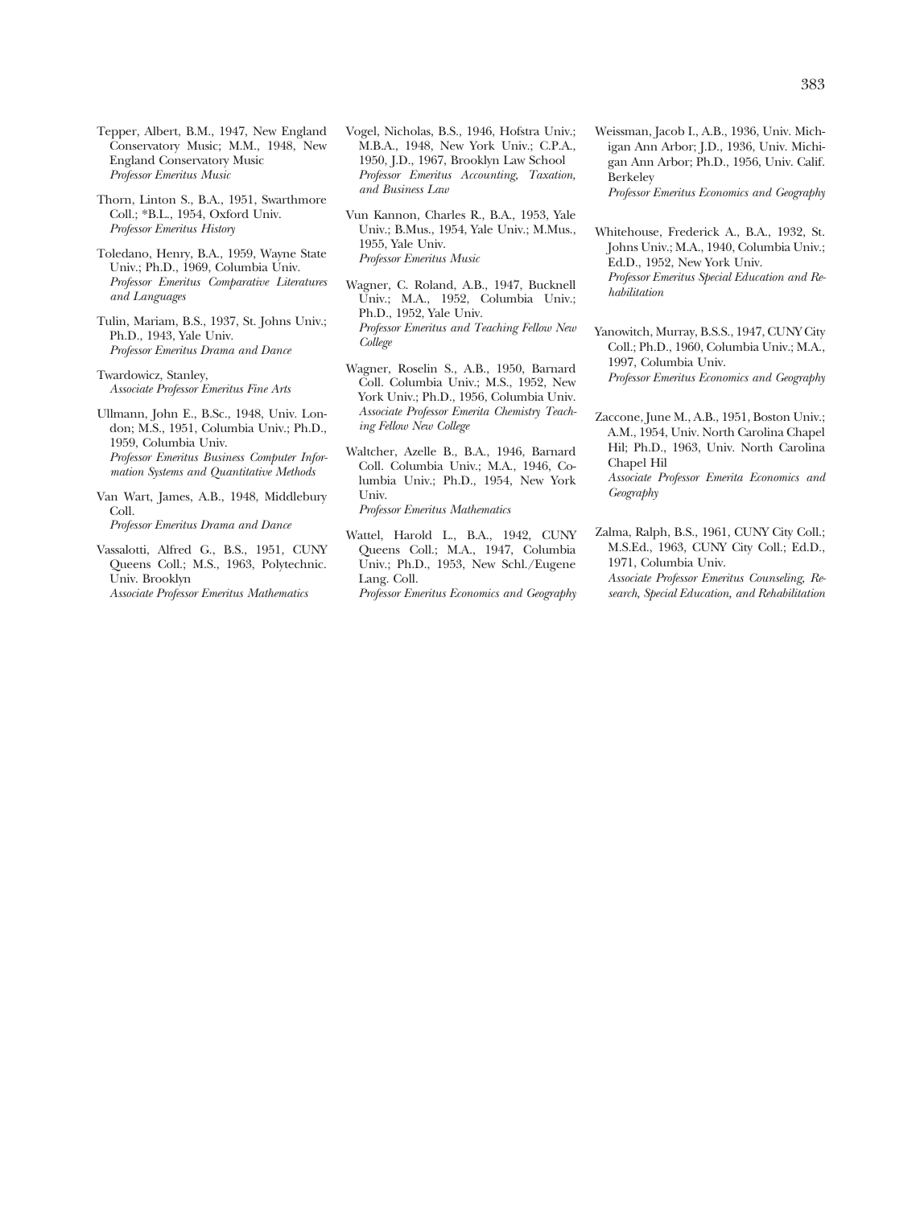Tepper, Albert, B.M., 1947, New England Conservatory Music; M.M., 1948, New England Conservatory Music
*Professor Emeritus Music*

Thorn, Linton S., B.A., 1951, Swarthmore Coll.; *B.L., 1954, Oxford Univ.
*Professor Emeritus History*

Toledano, Henry, B.A., 1959, Wayne State Univ.; Ph.D., 1969, Columbia Univ.
*Professor Emeritus Comparative Literatures and Languages*

Tulin, Mariam, B.S., 1937, St. Johns Univ.; Ph.D., 1943, Yale Univ.
*Professor Emeritus Drama and Dance*

Twardowicz, Stanley,
*Associate Professor Emeritus Fine Arts*

Ullmann, John E., B.Sc., 1948, Univ. London; M.S., 1951, Columbia Univ.; Ph.D., 1959, Columbia Univ.
*Professor Emeritus Business Computer Information Systems and Quantitative Methods*

Van Wart, James, A.B., 1948, Middlebury Coll.
*Professor Emeritus Drama and Dance*

Vassalotti, Alfred G., B.S., 1951, CUNY Queens Coll.; M.S., 1963, Polytechnic. Univ. Brooklyn
*Associate Professor Emeritus Mathematics*

Vogel, Nicholas, B.S., 1946, Hofstra Univ.; M.B.A., 1948, New York Univ.; C.P.A., 1950, J.D., 1967, Brooklyn Law School
*Professor Emeritus Accounting, Taxation, and Business Law*

Vun Kannon, Charles R., B.A., 1953, Yale Univ.; B.Mus., 1954, Yale Univ.; M.Mus., 1955, Yale Univ.
*Professor Emeritus Music*

Wagner, C. Roland, A.B., 1947, Bucknell Univ.; M.A., 1952, Columbia Univ.; Ph.D., 1952, Yale Univ.
*Professor Emeritus and Teaching Fellow New College*

Wagner, Roselin S., A.B., 1950, Barnard Coll. Columbia Univ.; M.S., 1952, New York Univ.; Ph.D., 1956, Columbia Univ.
*Associate Professor Emerita Chemistry Teaching Fellow New College*

Waltcher, Azelle B., B.A., 1946, Barnard Coll. Columbia Univ.; M.A., 1946, Columbia Univ.; Ph.D., 1954, New York Univ.
*Professor Emeritus Mathematics*

Wattel, Harold L., B.A., 1942, CUNY Queens Coll.; M.A., 1947, Columbia Univ.; Ph.D., 1953, New Schl./Eugene Lang. Coll.
*Professor Emeritus Economics and Geography*

Weissman, Jacob I., A.B., 1936, Univ. Michigan Ann Arbor; J.D., 1936, Univ. Michigan Ann Arbor; Ph.D., 1956, Univ. Calif. Berkeley
*Professor Emeritus Economics and Geography*

Whitehouse, Frederick A., B.A., 1932, St. Johns Univ.; M.A., 1940, Columbia Univ.; Ed.D., 1952, New York Univ.
*Professor Emeritus Special Education and Rehabilitation*

Yanowitch, Murray, B.S.S., 1947, CUNY City Coll.; Ph.D., 1960, Columbia Univ.; M.A., 1997, Columbia Univ.
*Professor Emeritus Economics and Geography*

Zaccone, June M., A.B., 1951, Boston Univ.; A.M., 1954, Univ. North Carolina Chapel Hil; Ph.D., 1963, Univ. North Carolina Chapel Hil
*Associate Professor Emerita Economics and Geography*

Zalma, Ralph, B.S., 1961, CUNY City Coll.; M.S.Ed., 1963, CUNY City Coll.; Ed.D., 1971, Columbia Univ.
*Associate Professor Emeritus Counseling, Research, Special Education, and Rehabilitation*